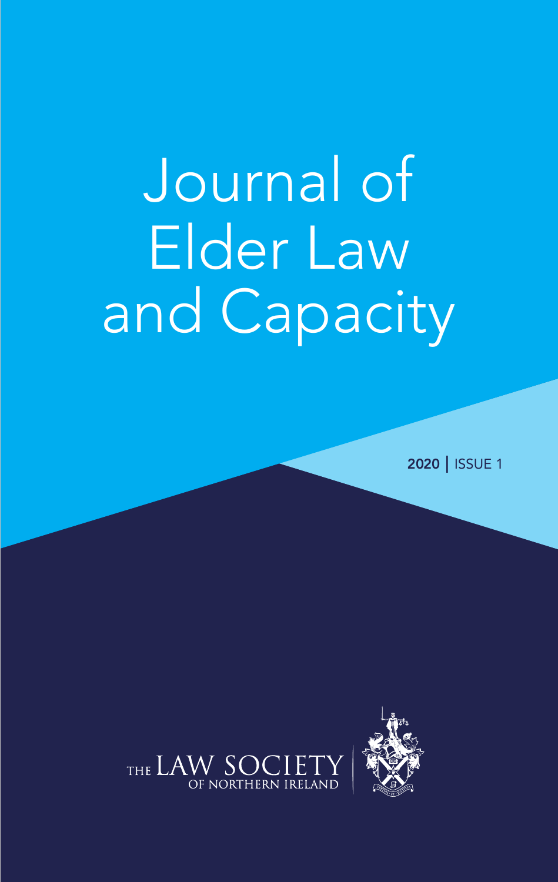# Journal of Elder Law and Capacity

**2020** | ISSUE 1

THE LAW SOCIETY OF NORTHERN IRELAND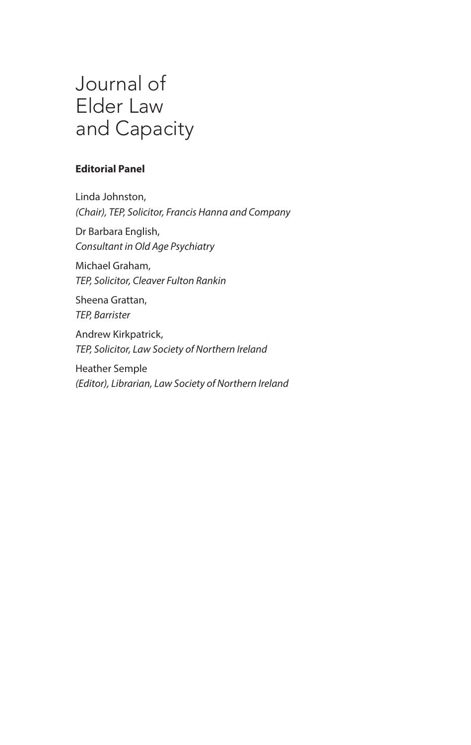# Journal of Elder Law and Capacity

**Editorial Panel**

Linda Johnston,
*(Chair), TEP, Solicitor, Francis Hanna and Company*

Dr Barbara English,
*Consultant in Old Age Psychiatry*

Michael Graham,
*TEP, Solicitor, Cleaver Fulton Rankin*

Sheena Grattan,
*TEP, Barrister*

Andrew Kirkpatrick,
*TEP, Solicitor, Law Society of Northern Ireland*

Heather Semple
*(Editor), Librarian, Law Society of Northern Ireland*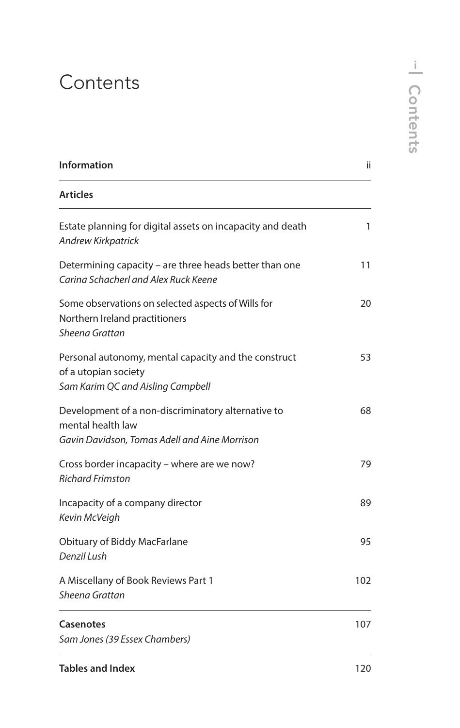# Contents

| | |
|---|---|
| **Information** | ii |
| **Articles** | |
| Estate planning for digital assets on incapacity and death<br>*Andrew Kirkpatrick* | 1 |
| Determining capacity – are three heads better than one<br>*Carina Schacherl and Alex Ruck Keene* | 11 |
| Some observations on selected aspects of Wills for Northern Ireland practitioners<br>*Sheena Grattan* | 20 |
| Personal autonomy, mental capacity and the construct of a utopian society<br>*Sam Karim QC and Aisling Campbell* | 53 |
| Development of a non-discriminatory alternative to mental health law<br>*Gavin Davidson, Tomas Adell and Aine Morrison* | 68 |
| Cross border incapacity – where are we now?<br>*Richard Frimston* | 79 |
| Incapacity of a company director<br>*Kevin McVeigh* | 89 |
| Obituary of Biddy MacFarlane<br>*Denzil Lush* | 95 |
| A Miscellany of Book Reviews Part 1<br>*Sheena Grattan* | 102 |
| **Casenotes**<br>*Sam Jones (39 Essex Chambers)* | 107 |
| **Tables and Index** | 120 |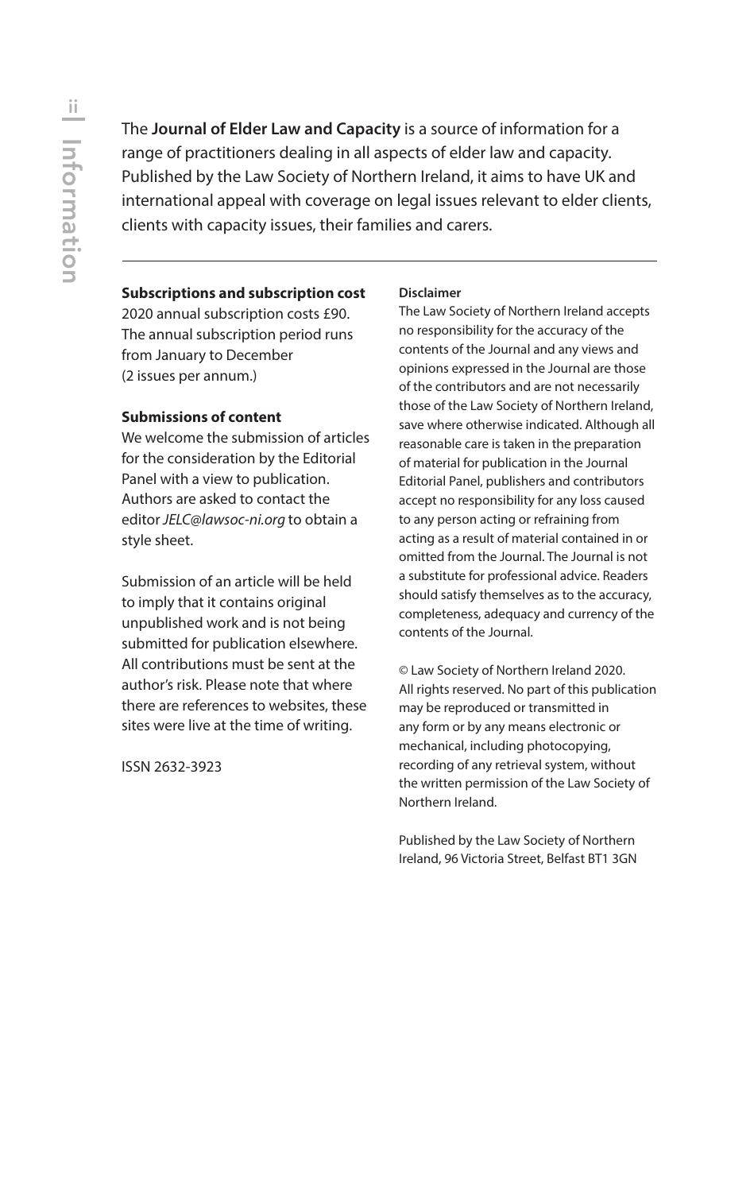The **Journal of Elder Law and Capacity** is a source of information for a range of practitioners dealing in all aspects of elder law and capacity. Published by the Law Society of Northern Ireland, it aims to have UK and international appeal with coverage on legal issues relevant to elder clients, clients with capacity issues, their families and carers.

---

**Subscriptions and subscription cost**

2020 annual subscription costs £90. The annual subscription period runs from January to December (2 issues per annum.)

**Submissions of content**

We welcome the submission of articles for the consideration by the Editorial Panel with a view to publication. Authors are asked to contact the editor *JELC@lawsoc-ni.org* to obtain a style sheet.

Submission of an article will be held to imply that it contains original unpublished work and is not being submitted for publication elsewhere. All contributions must be sent at the author's risk. Please note that where there are references to websites, these sites were live at the time of writing.

ISSN 2632-3923

**Disclaimer**

The Law Society of Northern Ireland accepts no responsibility for the accuracy of the contents of the Journal and any views and opinions expressed in the Journal are those of the contributors and are not necessarily those of the Law Society of Northern Ireland, save where otherwise indicated. Although all reasonable care is taken in the preparation of material for publication in the Journal Editorial Panel, publishers and contributors accept no responsibility for any loss caused to any person acting or refraining from acting as a result of material contained in or omitted from the Journal. The Journal is not a substitute for professional advice. Readers should satisfy themselves as to the accuracy, completeness, adequacy and currency of the contents of the Journal.

© Law Society of Northern Ireland 2020. All rights reserved. No part of this publication may be reproduced or transmitted in any form or by any means electronic or mechanical, including photocopying, recording of any retrieval system, without the written permission of the Law Society of Northern Ireland.

Published by the Law Society of Northern Ireland, 96 Victoria Street, Belfast BT1 3GN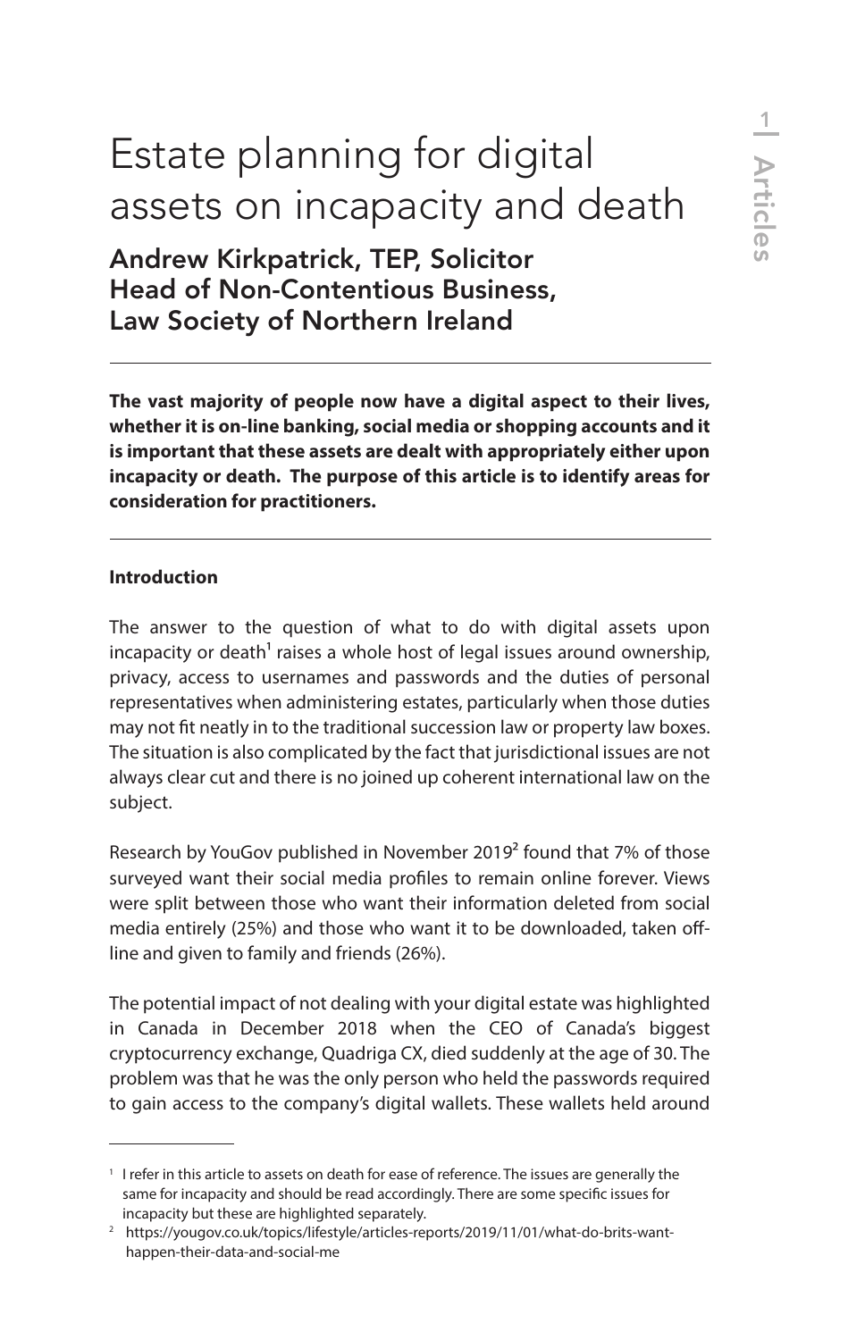# Estate planning for digital assets on incapacity and death

## Andrew Kirkpatrick, TEP, Solicitor
## Head of Non-Contentious Business, Law Society of Northern Ireland

**The vast majority of people now have a digital aspect to their lives, whether it is on-line banking, social media or shopping accounts and it is important that these assets are dealt with appropriately either upon incapacity or death. The purpose of this article is to identify areas for consideration for practitioners.**

**Introduction**

The answer to the question of what to do with digital assets upon incapacity or death[1] raises a whole host of legal issues around ownership, privacy, access to usernames and passwords and the duties of personal representatives when administering estates, particularly when those duties may not fit neatly in to the traditional succession law or property law boxes. The situation is also complicated by the fact that jurisdictional issues are not always clear cut and there is no joined up coherent international law on the subject.

Research by YouGov published in November 2019[2] found that 7% of those surveyed want their social media profiles to remain online forever. Views were split between those who want their information deleted from social media entirely (25%) and those who want it to be downloaded, taken off-line and given to family and friends (26%).

The potential impact of not dealing with your digital estate was highlighted in Canada in December 2018 when the CEO of Canada's biggest cryptocurrency exchange, Quadriga CX, died suddenly at the age of 30. The problem was that he was the only person who held the passwords required to gain access to the company's digital wallets. These wallets held around

---

[1] I refer in this article to assets on death for ease of reference. The issues are generally the same for incapacity and should be read accordingly. There are some specific issues for incapacity but these are highlighted separately.

[2] https://yougov.co.uk/topics/lifestyle/articles-reports/2019/11/01/what-do-brits-want-happen-their-data-and-social-me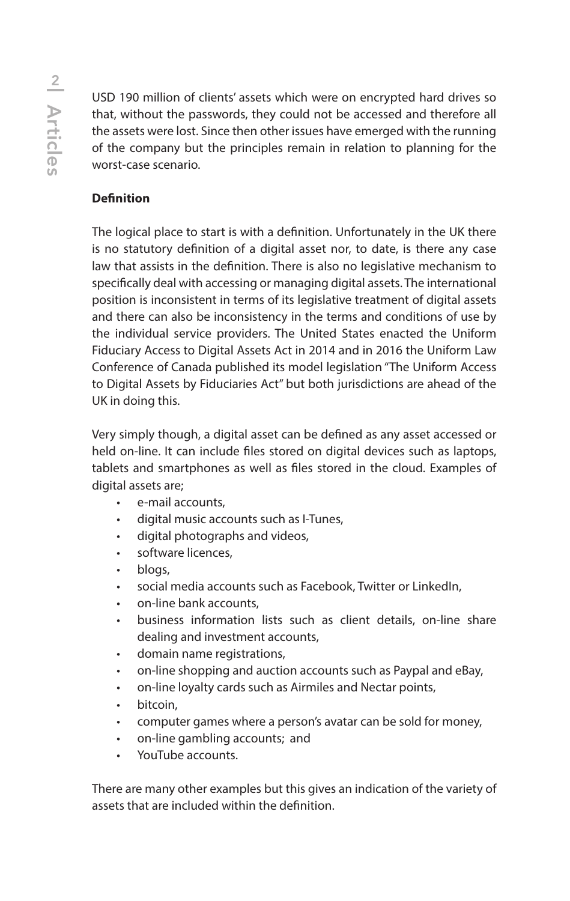USD 190 million of clients' assets which were on encrypted hard drives so that, without the passwords, they could not be accessed and therefore all the assets were lost. Since then other issues have emerged with the running of the company but the principles remain in relation to planning for the worst-case scenario.

**Definition**

The logical place to start is with a definition. Unfortunately in the UK there is no statutory definition of a digital asset nor, to date, is there any case law that assists in the definition. There is also no legislative mechanism to specifically deal with accessing or managing digital assets. The international position is inconsistent in terms of its legislative treatment of digital assets and there can also be inconsistency in the terms and conditions of use by the individual service providers. The United States enacted the Uniform Fiduciary Access to Digital Assets Act in 2014 and in 2016 the Uniform Law Conference of Canada published its model legislation "The Uniform Access to Digital Assets by Fiduciaries Act" but both jurisdictions are ahead of the UK in doing this.

Very simply though, a digital asset can be defined as any asset accessed or held on-line. It can include files stored on digital devices such as laptops, tablets and smartphones as well as files stored in the cloud. Examples of digital assets are;

- e-mail accounts,
- digital music accounts such as I-Tunes,
- digital photographs and videos,
- software licences,
- blogs,
- social media accounts such as Facebook, Twitter or LinkedIn,
- on-line bank accounts,
- business information lists such as client details, on-line share dealing and investment accounts,
- domain name registrations,
- on-line shopping and auction accounts such as Paypal and eBay,
- on-line loyalty cards such as Airmiles and Nectar points,
- bitcoin,
- computer games where a person's avatar can be sold for money,
- on-line gambling accounts; and
- YouTube accounts.

There are many other examples but this gives an indication of the variety of assets that are included within the definition.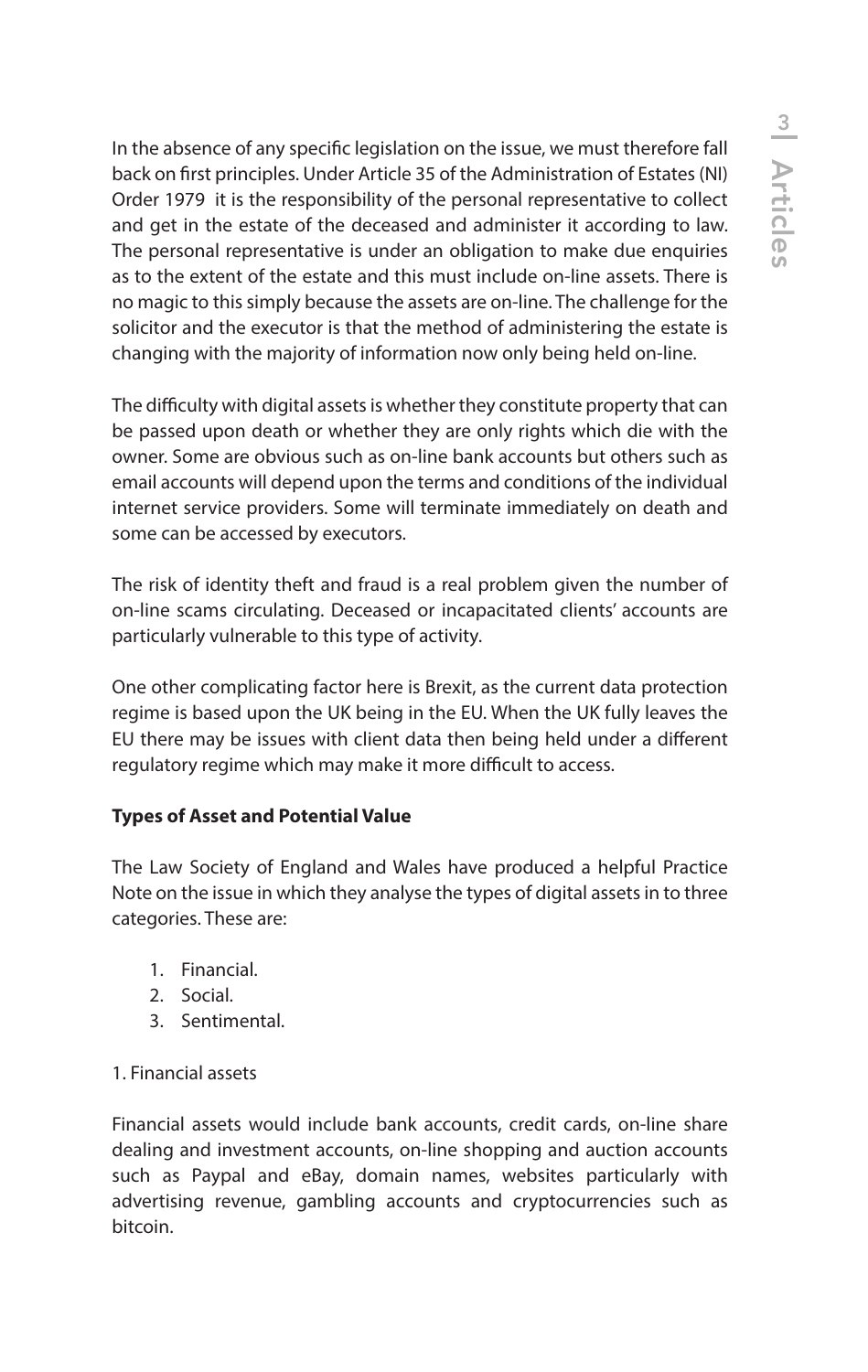In the absence of any specific legislation on the issue, we must therefore fall back on first principles. Under Article 35 of the Administration of Estates (NI) Order 1979 it is the responsibility of the personal representative to collect and get in the estate of the deceased and administer it according to law. The personal representative is under an obligation to make due enquiries as to the extent of the estate and this must include on-line assets. There is no magic to this simply because the assets are on-line. The challenge for the solicitor and the executor is that the method of administering the estate is changing with the majority of information now only being held on-line.

The difficulty with digital assets is whether they constitute property that can be passed upon death or whether they are only rights which die with the owner. Some are obvious such as on-line bank accounts but others such as email accounts will depend upon the terms and conditions of the individual internet service providers. Some will terminate immediately on death and some can be accessed by executors.

The risk of identity theft and fraud is a real problem given the number of on-line scams circulating. Deceased or incapacitated clients' accounts are particularly vulnerable to this type of activity.

One other complicating factor here is Brexit, as the current data protection regime is based upon the UK being in the EU. When the UK fully leaves the EU there may be issues with client data then being held under a different regulatory regime which may make it more difficult to access.

**Types of Asset and Potential Value**

The Law Society of England and Wales have produced a helpful Practice Note on the issue in which they analyse the types of digital assets in to three categories. These are:

1. Financial.
2. Social.
3. Sentimental.

1. Financial assets

Financial assets would include bank accounts, credit cards, on-line share dealing and investment accounts, on-line shopping and auction accounts such as Paypal and eBay, domain names, websites particularly with advertising revenue, gambling accounts and cryptocurrencies such as bitcoin.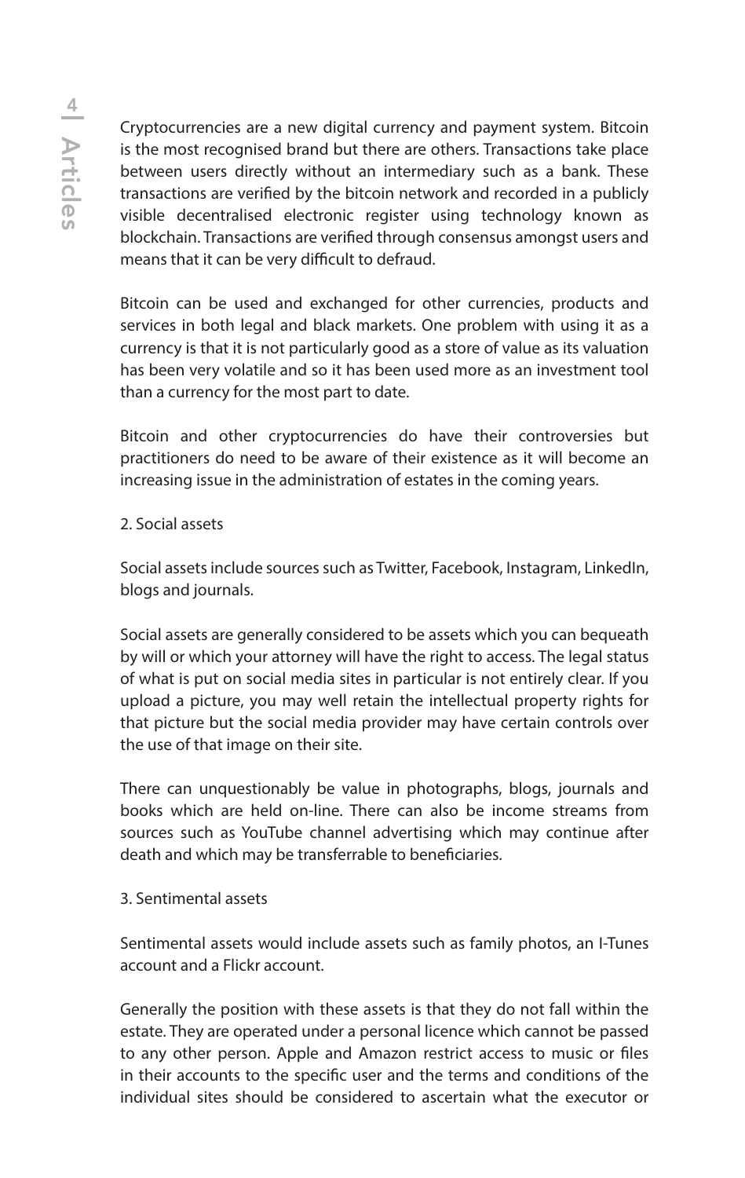Cryptocurrencies are a new digital currency and payment system. Bitcoin is the most recognised brand but there are others. Transactions take place between users directly without an intermediary such as a bank. These transactions are verified by the bitcoin network and recorded in a publicly visible decentralised electronic register using technology known as blockchain. Transactions are verified through consensus amongst users and means that it can be very difficult to defraud.

Bitcoin can be used and exchanged for other currencies, products and services in both legal and black markets. One problem with using it as a currency is that it is not particularly good as a store of value as its valuation has been very volatile and so it has been used more as an investment tool than a currency for the most part to date.

Bitcoin and other cryptocurrencies do have their controversies but practitioners do need to be aware of their existence as it will become an increasing issue in the administration of estates in the coming years.

2. Social assets

Social assets include sources such as Twitter, Facebook, Instagram, LinkedIn, blogs and journals.

Social assets are generally considered to be assets which you can bequeath by will or which your attorney will have the right to access. The legal status of what is put on social media sites in particular is not entirely clear. If you upload a picture, you may well retain the intellectual property rights for that picture but the social media provider may have certain controls over the use of that image on their site.

There can unquestionably be value in photographs, blogs, journals and books which are held on-line. There can also be income streams from sources such as YouTube channel advertising which may continue after death and which may be transferrable to beneficiaries.

3. Sentimental assets

Sentimental assets would include assets such as family photos, an I-Tunes account and a Flickr account.

Generally the position with these assets is that they do not fall within the estate. They are operated under a personal licence which cannot be passed to any other person. Apple and Amazon restrict access to music or files in their accounts to the specific user and the terms and conditions of the individual sites should be considered to ascertain what the executor or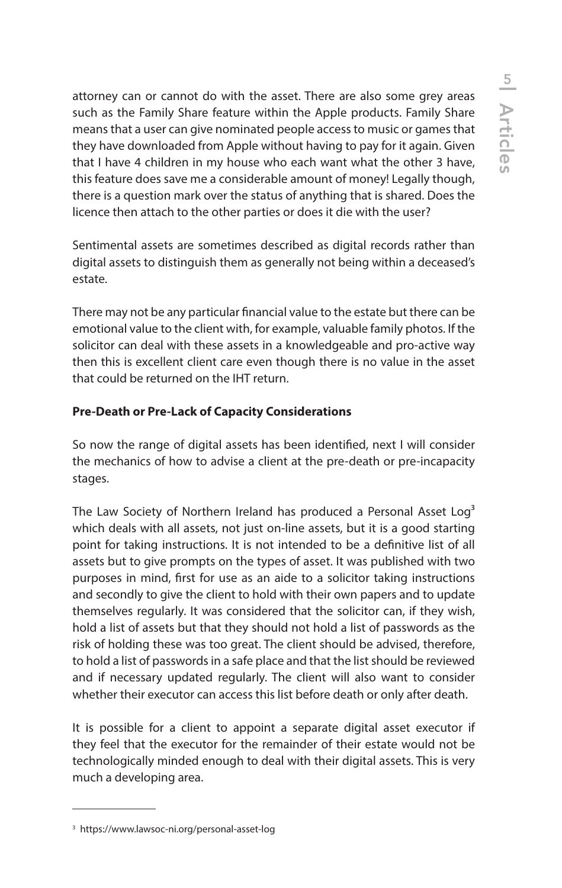attorney can or cannot do with the asset. There are also some grey areas such as the Family Share feature within the Apple products. Family Share means that a user can give nominated people access to music or games that they have downloaded from Apple without having to pay for it again. Given that I have 4 children in my house who each want what the other 3 have, this feature does save me a considerable amount of money! Legally though, there is a question mark over the status of anything that is shared. Does the licence then attach to the other parties or does it die with the user?

Sentimental assets are sometimes described as digital records rather than digital assets to distinguish them as generally not being within a deceased's estate.

There may not be any particular financial value to the estate but there can be emotional value to the client with, for example, valuable family photos. If the solicitor can deal with these assets in a knowledgeable and pro-active way then this is excellent client care even though there is no value in the asset that could be returned on the IHT return.

**Pre-Death or Pre-Lack of Capacity Considerations**

So now the range of digital assets has been identified, next I will consider the mechanics of how to advise a client at the pre-death or pre-incapacity stages.

The Law Society of Northern Ireland has produced a Personal Asset Log[3] which deals with all assets, not just on-line assets, but it is a good starting point for taking instructions. It is not intended to be a definitive list of all assets but to give prompts on the types of asset. It was published with two purposes in mind, first for use as an aide to a solicitor taking instructions and secondly to give the client to hold with their own papers and to update themselves regularly. It was considered that the solicitor can, if they wish, hold a list of assets but that they should not hold a list of passwords as the risk of holding these was too great. The client should be advised, therefore, to hold a list of passwords in a safe place and that the list should be reviewed and if necessary updated regularly. The client will also want to consider whether their executor can access this list before death or only after death.

It is possible for a client to appoint a separate digital asset executor if they feel that the executor for the remainder of their estate would not be technologically minded enough to deal with their digital assets. This is very much a developing area.

---

[3] https://www.lawsoc-ni.org/personal-asset-log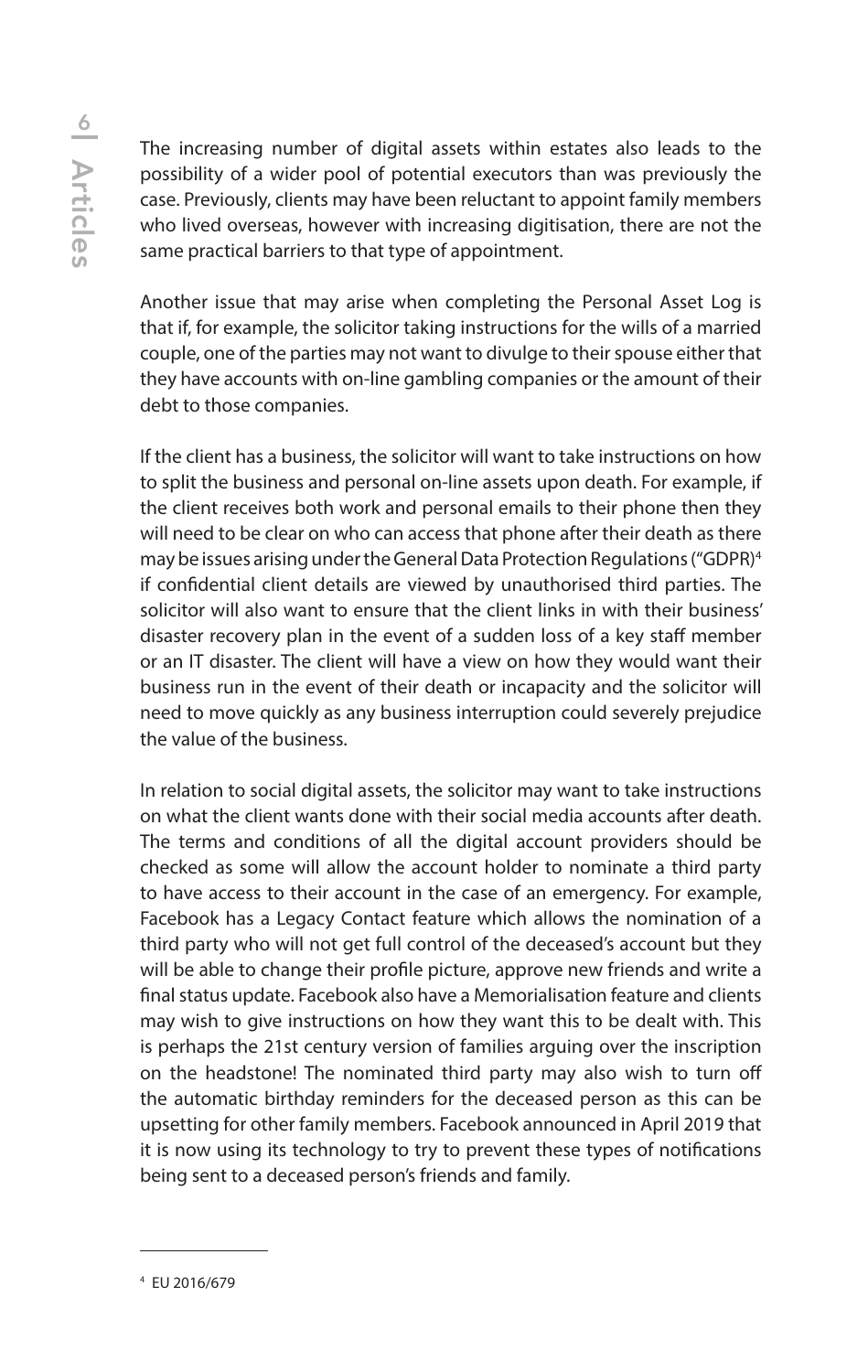The increasing number of digital assets within estates also leads to the possibility of a wider pool of potential executors than was previously the case. Previously, clients may have been reluctant to appoint family members who lived overseas, however with increasing digitisation, there are not the same practical barriers to that type of appointment.

Another issue that may arise when completing the Personal Asset Log is that if, for example, the solicitor taking instructions for the wills of a married couple, one of the parties may not want to divulge to their spouse either that they have accounts with on-line gambling companies or the amount of their debt to those companies.

If the client has a business, the solicitor will want to take instructions on how to split the business and personal on-line assets upon death. For example, if the client receives both work and personal emails to their phone then they will need to be clear on who can access that phone after their death as there may be issues arising under the General Data Protection Regulations ("GDPR)[4] if confidential client details are viewed by unauthorised third parties. The solicitor will also want to ensure that the client links in with their business' disaster recovery plan in the event of a sudden loss of a key staff member or an IT disaster. The client will have a view on how they would want their business run in the event of their death or incapacity and the solicitor will need to move quickly as any business interruption could severely prejudice the value of the business.

In relation to social digital assets, the solicitor may want to take instructions on what the client wants done with their social media accounts after death. The terms and conditions of all the digital account providers should be checked as some will allow the account holder to nominate a third party to have access to their account in the case of an emergency. For example, Facebook has a Legacy Contact feature which allows the nomination of a third party who will not get full control of the deceased's account but they will be able to change their profile picture, approve new friends and write a final status update. Facebook also have a Memorialisation feature and clients may wish to give instructions on how they want this to be dealt with. This is perhaps the 21st century version of families arguing over the inscription on the headstone! The nominated third party may also wish to turn off the automatic birthday reminders for the deceased person as this can be upsetting for other family members. Facebook announced in April 2019 that it is now using its technology to try to prevent these types of notifications being sent to a deceased person's friends and family.

---

[4] EU 2016/679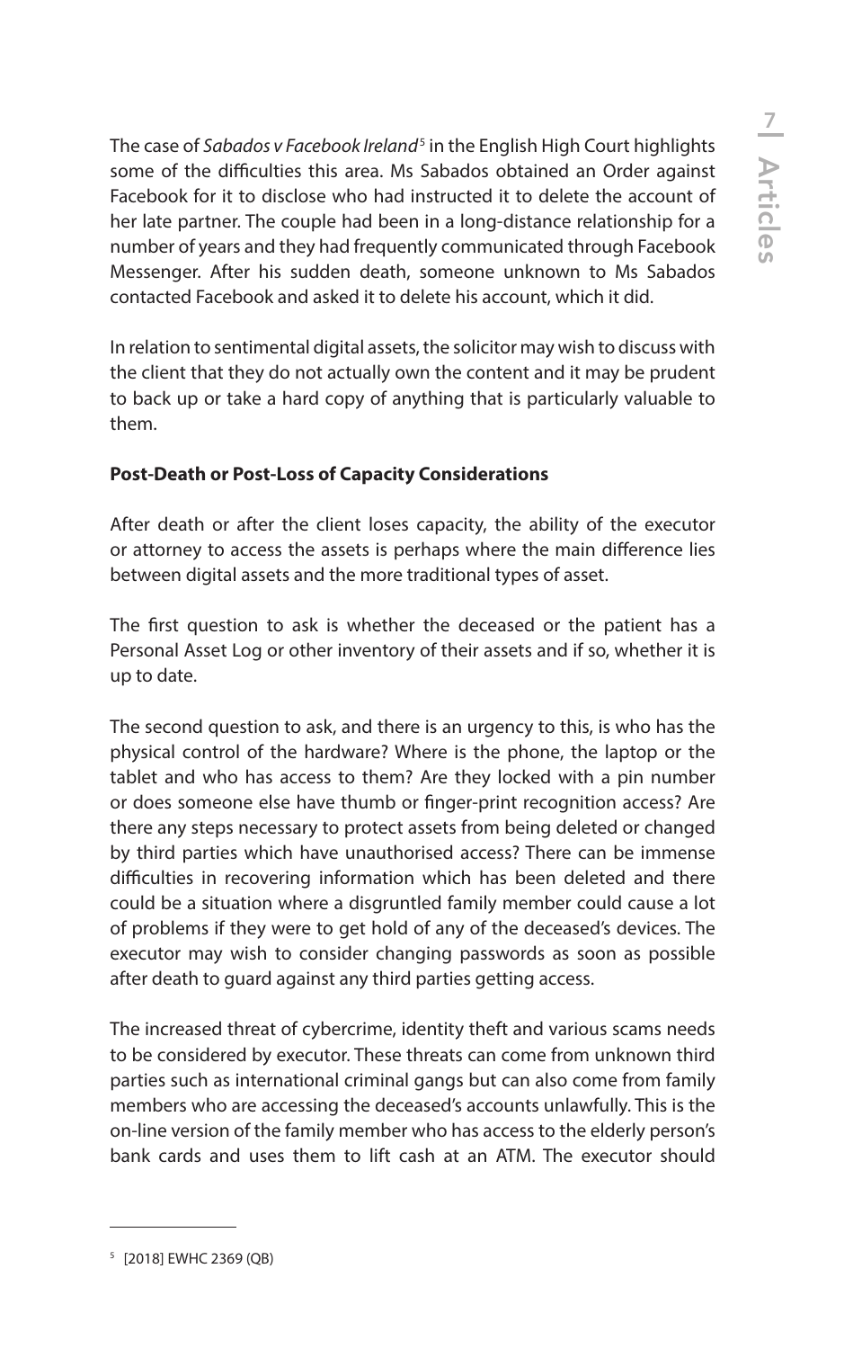The case of *Sabados v Facebook Ireland*[5] in the English High Court highlights some of the difficulties this area. Ms Sabados obtained an Order against Facebook for it to disclose who had instructed it to delete the account of her late partner. The couple had been in a long-distance relationship for a number of years and they had frequently communicated through Facebook Messenger. After his sudden death, someone unknown to Ms Sabados contacted Facebook and asked it to delete his account, which it did.

In relation to sentimental digital assets, the solicitor may wish to discuss with the client that they do not actually own the content and it may be prudent to back up or take a hard copy of anything that is particularly valuable to them.

**Post-Death or Post-Loss of Capacity Considerations**

After death or after the client loses capacity, the ability of the executor or attorney to access the assets is perhaps where the main difference lies between digital assets and the more traditional types of asset.

The first question to ask is whether the deceased or the patient has a Personal Asset Log or other inventory of their assets and if so, whether it is up to date.

The second question to ask, and there is an urgency to this, is who has the physical control of the hardware? Where is the phone, the laptop or the tablet and who has access to them? Are they locked with a pin number or does someone else have thumb or finger-print recognition access? Are there any steps necessary to protect assets from being deleted or changed by third parties which have unauthorised access? There can be immense difficulties in recovering information which has been deleted and there could be a situation where a disgruntled family member could cause a lot of problems if they were to get hold of any of the deceased's devices. The executor may wish to consider changing passwords as soon as possible after death to guard against any third parties getting access.

The increased threat of cybercrime, identity theft and various scams needs to be considered by executor. These threats can come from unknown third parties such as international criminal gangs but can also come from family members who are accessing the deceased's accounts unlawfully. This is the on-line version of the family member who has access to the elderly person's bank cards and uses them to lift cash at an ATM. The executor should

[5] [2018] EWHC 2369 (QB)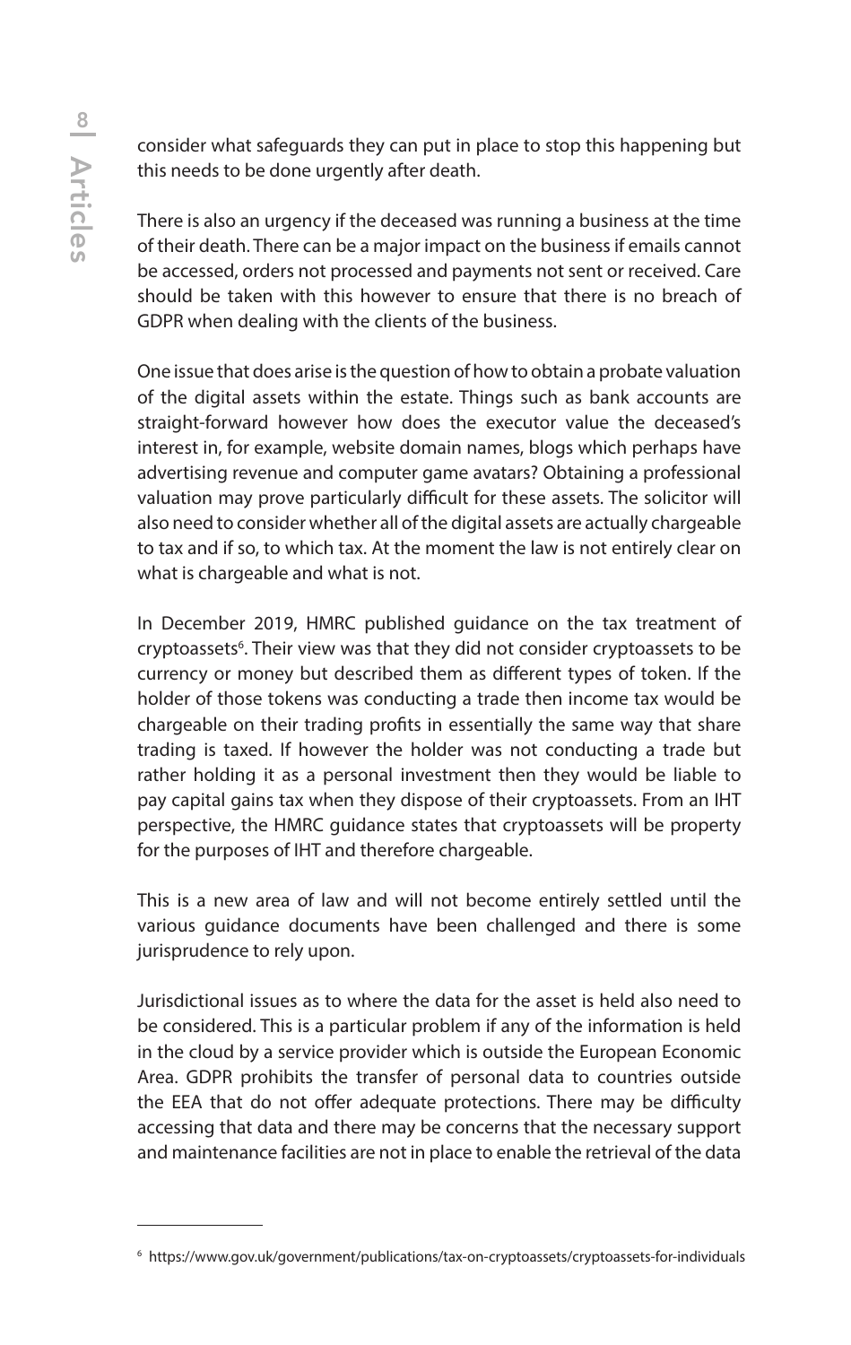consider what safeguards they can put in place to stop this happening but this needs to be done urgently after death.

There is also an urgency if the deceased was running a business at the time of their death. There can be a major impact on the business if emails cannot be accessed, orders not processed and payments not sent or received. Care should be taken with this however to ensure that there is no breach of GDPR when dealing with the clients of the business.

One issue that does arise is the question of how to obtain a probate valuation of the digital assets within the estate. Things such as bank accounts are straight-forward however how does the executor value the deceased's interest in, for example, website domain names, blogs which perhaps have advertising revenue and computer game avatars? Obtaining a professional valuation may prove particularly difficult for these assets. The solicitor will also need to consider whether all of the digital assets are actually chargeable to tax and if so, to which tax. At the moment the law is not entirely clear on what is chargeable and what is not.

In December 2019, HMRC published guidance on the tax treatment of cryptoassets[6]. Their view was that they did not consider cryptoassets to be currency or money but described them as different types of token. If the holder of those tokens was conducting a trade then income tax would be chargeable on their trading profits in essentially the same way that share trading is taxed. If however the holder was not conducting a trade but rather holding it as a personal investment then they would be liable to pay capital gains tax when they dispose of their cryptoassets. From an IHT perspective, the HMRC guidance states that cryptoassets will be property for the purposes of IHT and therefore chargeable.

This is a new area of law and will not become entirely settled until the various guidance documents have been challenged and there is some jurisprudence to rely upon.

Jurisdictional issues as to where the data for the asset is held also need to be considered. This is a particular problem if any of the information is held in the cloud by a service provider which is outside the European Economic Area. GDPR prohibits the transfer of personal data to countries outside the EEA that do not offer adequate protections. There may be difficulty accessing that data and there may be concerns that the necessary support and maintenance facilities are not in place to enable the retrieval of the data

---

[6] https://www.gov.uk/government/publications/tax-on-cryptoassets/cryptoassets-for-individuals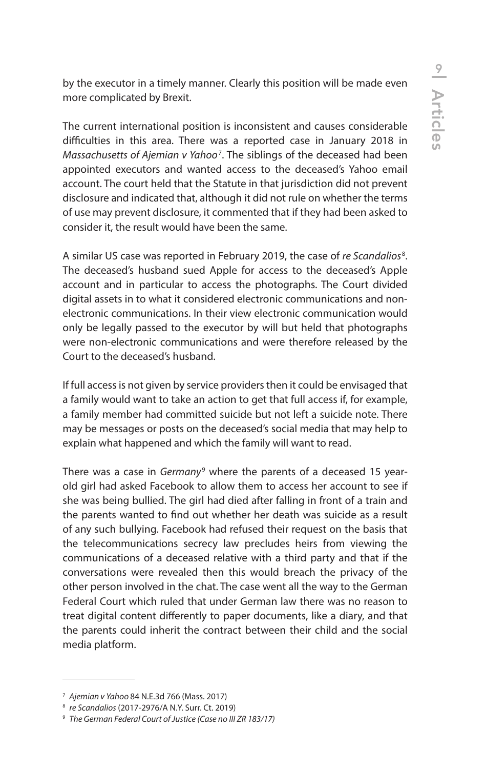by the executor in a timely manner. Clearly this position will be made even more complicated by Brexit.

The current international position is inconsistent and causes considerable difficulties in this area. There was a reported case in January 2018 in *Massachusetts of Ajemian v Yahoo*[7]. The siblings of the deceased had been appointed executors and wanted access to the deceased's Yahoo email account. The court held that the Statute in that jurisdiction did not prevent disclosure and indicated that, although it did not rule on whether the terms of use may prevent disclosure, it commented that if they had been asked to consider it, the result would have been the same.

A similar US case was reported in February 2019, the case of *re Scandalios*[8]. The deceased's husband sued Apple for access to the deceased's Apple account and in particular to access the photographs. The Court divided digital assets in to what it considered electronic communications and non-electronic communications. In their view electronic communication would only be legally passed to the executor by will but held that photographs were non-electronic communications and were therefore released by the Court to the deceased's husband.

If full access is not given by service providers then it could be envisaged that a family would want to take an action to get that full access if, for example, a family member had committed suicide but not left a suicide note. There may be messages or posts on the deceased's social media that may help to explain what happened and which the family will want to read.

There was a case in *Germany*[9] where the parents of a deceased 15 year-old girl had asked Facebook to allow them to access her account to see if she was being bullied. The girl had died after falling in front of a train and the parents wanted to find out whether her death was suicide as a result of any such bullying. Facebook had refused their request on the basis that the telecommunications secrecy law precludes heirs from viewing the communications of a deceased relative with a third party and that if the conversations were revealed then this would breach the privacy of the other person involved in the chat. The case went all the way to the German Federal Court which ruled that under German law there was no reason to treat digital content differently to paper documents, like a diary, and that the parents could inherit the contract between their child and the social media platform.

---

[7] *Ajemian v Yahoo* 84 N.E.3d 766 (Mass. 2017)

[8] *re Scandalios* (2017-2976/A N.Y. Surr. Ct. 2019)

[9] *The German Federal Court of Justice (Case no III ZR 183/17)*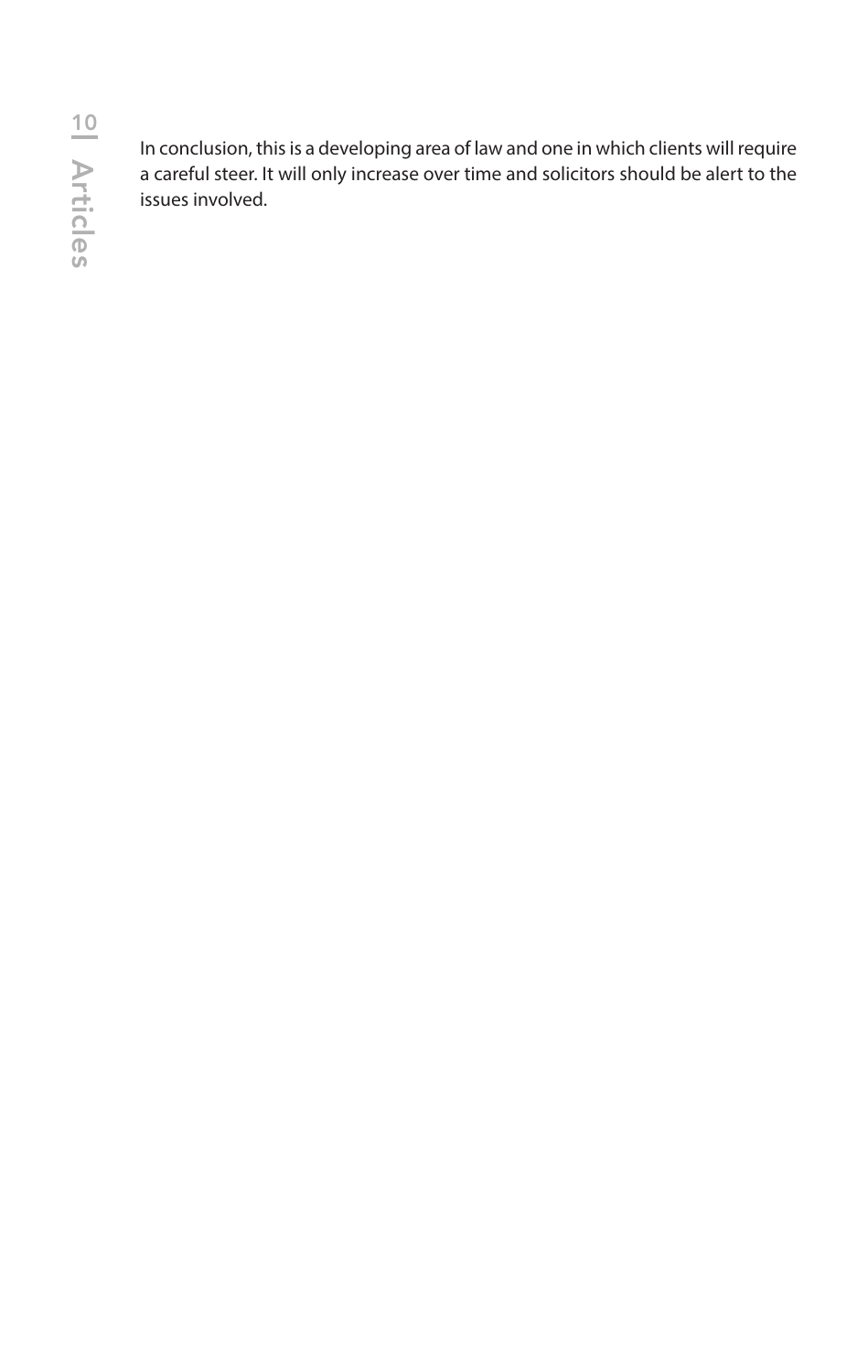In conclusion, this is a developing area of law and one in which clients will require a careful steer. It will only increase over time and solicitors should be alert to the issues involved.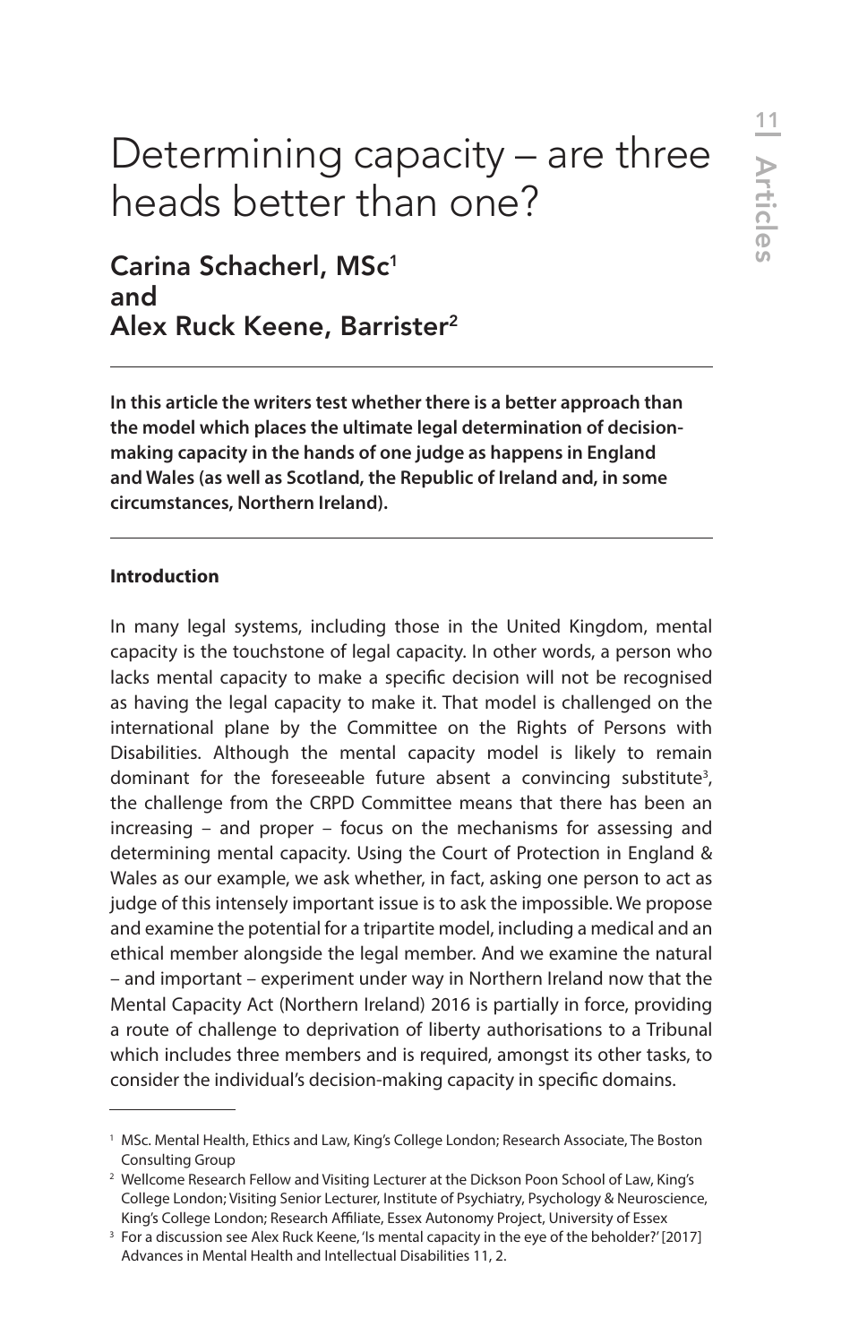# Determining capacity – are three heads better than one?

## Carina Schacherl, MSc[1] and Alex Ruck Keene, Barrister[2]

**In this article the writers test whether there is a better approach than the model which places the ultimate legal determination of decision-making capacity in the hands of one judge as happens in England and Wales (as well as Scotland, the Republic of Ireland and, in some circumstances, Northern Ireland).**

### Introduction

In many legal systems, including those in the United Kingdom, mental capacity is the touchstone of legal capacity. In other words, a person who lacks mental capacity to make a specific decision will not be recognised as having the legal capacity to make it. That model is challenged on the international plane by the Committee on the Rights of Persons with Disabilities. Although the mental capacity model is likely to remain dominant for the foreseeable future absent a convincing substitute[3], the challenge from the CRPD Committee means that there has been an increasing – and proper – focus on the mechanisms for assessing and determining mental capacity. Using the Court of Protection in England & Wales as our example, we ask whether, in fact, asking one person to act as judge of this intensely important issue is to ask the impossible. We propose and examine the potential for a tripartite model, including a medical and an ethical member alongside the legal member. And we examine the natural – and important – experiment under way in Northern Ireland now that the Mental Capacity Act (Northern Ireland) 2016 is partially in force, providing a route of challenge to deprivation of liberty authorisations to a Tribunal which includes three members and is required, amongst its other tasks, to consider the individual's decision-making capacity in specific domains.

---

[1] MSc. Mental Health, Ethics and Law, King's College London; Research Associate, The Boston Consulting Group

[2] Wellcome Research Fellow and Visiting Lecturer at the Dickson Poon School of Law, King's College London; Visiting Senior Lecturer, Institute of Psychiatry, Psychology & Neuroscience, King's College London; Research Affiliate, Essex Autonomy Project, University of Essex

[3] For a discussion see Alex Ruck Keene, 'Is mental capacity in the eye of the beholder?' [2017] Advances in Mental Health and Intellectual Disabilities 11, 2.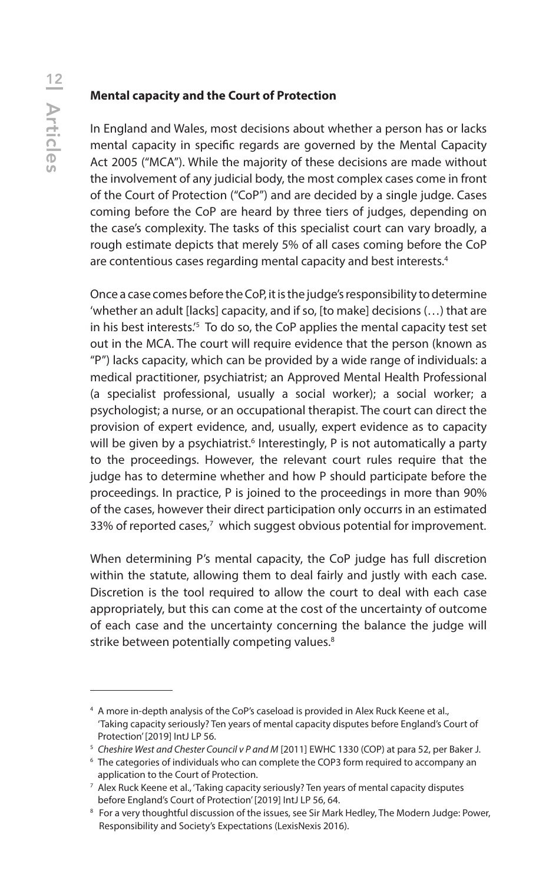**Mental capacity and the Court of Protection**

In England and Wales, most decisions about whether a person has or lacks mental capacity in specific regards are governed by the Mental Capacity Act 2005 ("MCA"). While the majority of these decisions are made without the involvement of any judicial body, the most complex cases come in front of the Court of Protection ("CoP") and are decided by a single judge. Cases coming before the CoP are heard by three tiers of judges, depending on the case's complexity. The tasks of this specialist court can vary broadly, a rough estimate depicts that merely 5% of all cases coming before the CoP are contentious cases regarding mental capacity and best interests.[4]

Once a case comes before the CoP, it is the judge's responsibility to determine 'whether an adult [lacks] capacity, and if so, [to make] decisions (…) that are in his best interests.'[5] To do so, the CoP applies the mental capacity test set out in the MCA. The court will require evidence that the person (known as "P") lacks capacity, which can be provided by a wide range of individuals: a medical practitioner, psychiatrist; an Approved Mental Health Professional (a specialist professional, usually a social worker); a social worker; a psychologist; a nurse, or an occupational therapist. The court can direct the provision of expert evidence, and, usually, expert evidence as to capacity will be given by a psychiatrist.[6] Interestingly, P is not automatically a party to the proceedings. However, the relevant court rules require that the judge has to determine whether and how P should participate before the proceedings. In practice, P is joined to the proceedings in more than 90% of the cases, however their direct participation only occurrs in an estimated 33% of reported cases,[7] which suggest obvious potential for improvement.

When determining P's mental capacity, the CoP judge has full discretion within the statute, allowing them to deal fairly and justly with each case. Discretion is the tool required to allow the court to deal with each case appropriately, but this can come at the cost of the uncertainty of outcome of each case and the uncertainty concerning the balance the judge will strike between potentially competing values.[8]

---

[4] A more in-depth analysis of the CoP's caseload is provided in Alex Ruck Keene et al., 'Taking capacity seriously? Ten years of mental capacity disputes before England's Court of Protection' [2019] IntJ LP 56.

[5] *Cheshire West and Chester Council v P and M* [2011] EWHC 1330 (COP) at para 52, per Baker J.

[6] The categories of individuals who can complete the COP3 form required to accompany an application to the Court of Protection.

[7] Alex Ruck Keene et al., 'Taking capacity seriously? Ten years of mental capacity disputes before England's Court of Protection' [2019] IntJ LP 56, 64.

[8] For a very thoughtful discussion of the issues, see Sir Mark Hedley, The Modern Judge: Power, Responsibility and Society's Expectations (LexisNexis 2016).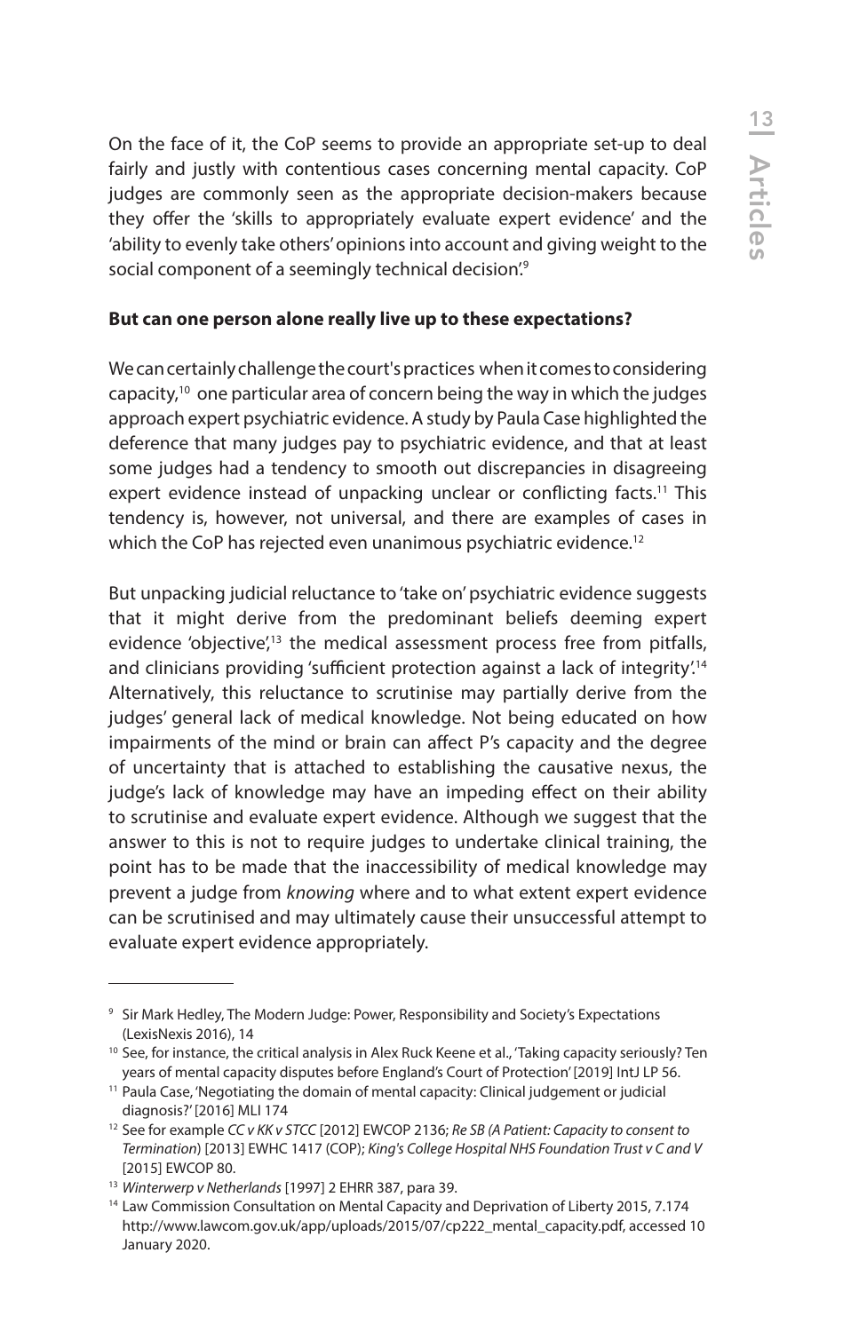On the face of it, the CoP seems to provide an appropriate set-up to deal fairly and justly with contentious cases concerning mental capacity. CoP judges are commonly seen as the appropriate decision-makers because they offer the 'skills to appropriately evaluate expert evidence' and the 'ability to evenly take others' opinions into account and giving weight to the social component of a seemingly technical decision'.[9]

**But can one person alone really live up to these expectations?**

We can certainly challenge the court's practices when it comes to considering capacity,[10] one particular area of concern being the way in which the judges approach expert psychiatric evidence. A study by Paula Case highlighted the deference that many judges pay to psychiatric evidence, and that at least some judges had a tendency to smooth out discrepancies in disagreeing expert evidence instead of unpacking unclear or conflicting facts.[11] This tendency is, however, not universal, and there are examples of cases in which the CoP has rejected even unanimous psychiatric evidence.[12]

But unpacking judicial reluctance to 'take on' psychiatric evidence suggests that it might derive from the predominant beliefs deeming expert evidence 'objective',[13] the medical assessment process free from pitfalls, and clinicians providing 'sufficient protection against a lack of integrity'.[14] Alternatively, this reluctance to scrutinise may partially derive from the judges' general lack of medical knowledge. Not being educated on how impairments of the mind or brain can affect P's capacity and the degree of uncertainty that is attached to establishing the causative nexus, the judge's lack of knowledge may have an impeding effect on their ability to scrutinise and evaluate expert evidence. Although we suggest that the answer to this is not to require judges to undertake clinical training, the point has to be made that the inaccessibility of medical knowledge may prevent a judge from *knowing* where and to what extent expert evidence can be scrutinised and may ultimately cause their unsuccessful attempt to evaluate expert evidence appropriately.

---

[9] Sir Mark Hedley, The Modern Judge: Power, Responsibility and Society's Expectations (LexisNexis 2016), 14

[10] See, for instance, the critical analysis in Alex Ruck Keene et al., 'Taking capacity seriously? Ten years of mental capacity disputes before England's Court of Protection' [2019] IntJ LP 56.

[11] Paula Case, 'Negotiating the domain of mental capacity: Clinical judgement or judicial diagnosis?' [2016] MLI 174

[12] See for example *CC v KK v STCC* [2012] EWCOP 2136; *Re SB (A Patient: Capacity to consent to Termination*) [2013] EWHC 1417 (COP); *King's College Hospital NHS Foundation Trust v C and V* [2015] EWCOP 80.

[13] *Winterwerp v Netherlands* [1997] 2 EHRR 387, para 39.

[14] Law Commission Consultation on Mental Capacity and Deprivation of Liberty 2015, 7.174 http://www.lawcom.gov.uk/app/uploads/2015/07/cp222_mental_capacity.pdf, accessed 10 January 2020.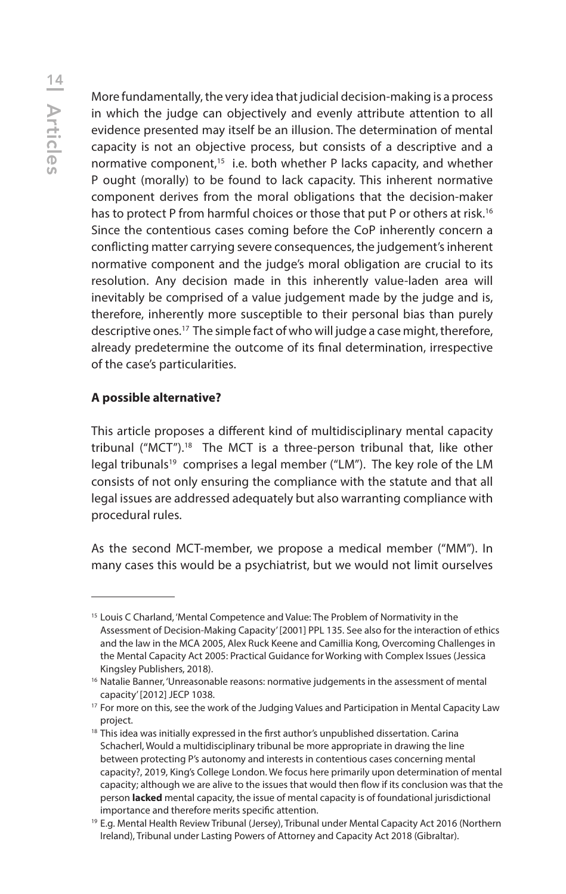More fundamentally, the very idea that judicial decision-making is a process in which the judge can objectively and evenly attribute attention to all evidence presented may itself be an illusion. The determination of mental capacity is not an objective process, but consists of a descriptive and a normative component,[15] i.e. both whether P lacks capacity, and whether P ought (morally) to be found to lack capacity. This inherent normative component derives from the moral obligations that the decision-maker has to protect P from harmful choices or those that put P or others at risk.[16] Since the contentious cases coming before the CoP inherently concern a conflicting matter carrying severe consequences, the judgement's inherent normative component and the judge's moral obligation are crucial to its resolution. Any decision made in this inherently value-laden area will inevitably be comprised of a value judgement made by the judge and is, therefore, inherently more susceptible to their personal bias than purely descriptive ones.[17] The simple fact of who will judge a case might, therefore, already predetermine the outcome of its final determination, irrespective of the case's particularities.

**A possible alternative?**

This article proposes a different kind of multidisciplinary mental capacity tribunal ("MCT").[18] The MCT is a three-person tribunal that, like other legal tribunals[19] comprises a legal member ("LM"). The key role of the LM consists of not only ensuring the compliance with the statute and that all legal issues are addressed adequately but also warranting compliance with procedural rules.

As the second MCT-member, we propose a medical member ("MM"). In many cases this would be a psychiatrist, but we would not limit ourselves

---

[15] Louis C Charland, 'Mental Competence and Value: The Problem of Normativity in the Assessment of Decision-Making Capacity' [2001] PPL 135. See also for the interaction of ethics and the law in the MCA 2005, Alex Ruck Keene and Camillia Kong, Overcoming Challenges in the Mental Capacity Act 2005: Practical Guidance for Working with Complex Issues (Jessica Kingsley Publishers, 2018).

[16] Natalie Banner, 'Unreasonable reasons: normative judgements in the assessment of mental capacity' [2012] JECP 1038.

[17] For more on this, see the work of the Judging Values and Participation in Mental Capacity Law project.

[18] This idea was initially expressed in the first author's unpublished dissertation. Carina Schacherl, Would a multidisciplinary tribunal be more appropriate in drawing the line between protecting P's autonomy and interests in contentious cases concerning mental capacity?, 2019, King's College London. We focus here primarily upon determination of mental capacity; although we are alive to the issues that would then flow if its conclusion was that the person **lacked** mental capacity, the issue of mental capacity is of foundational jurisdictional importance and therefore merits specific attention.

[19] E.g. Mental Health Review Tribunal (Jersey), Tribunal under Mental Capacity Act 2016 (Northern Ireland), Tribunal under Lasting Powers of Attorney and Capacity Act 2018 (Gibraltar).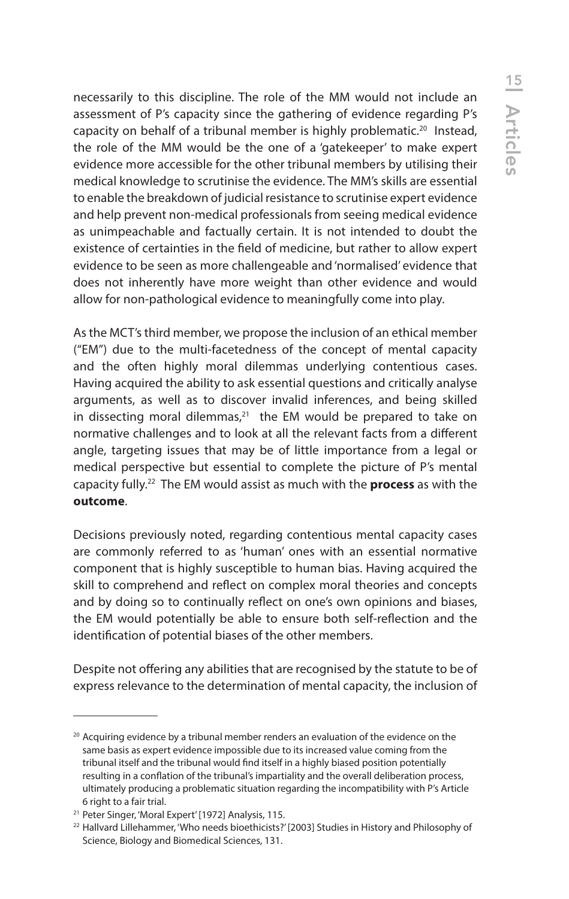necessarily to this discipline. The role of the MM would not include an assessment of P's capacity since the gathering of evidence regarding P's capacity on behalf of a tribunal member is highly problematic.[20] Instead, the role of the MM would be the one of a 'gatekeeper' to make expert evidence more accessible for the other tribunal members by utilising their medical knowledge to scrutinise the evidence. The MM's skills are essential to enable the breakdown of judicial resistance to scrutinise expert evidence and help prevent non-medical professionals from seeing medical evidence as unimpeachable and factually certain. It is not intended to doubt the existence of certainties in the field of medicine, but rather to allow expert evidence to be seen as more challengeable and 'normalised' evidence that does not inherently have more weight than other evidence and would allow for non-pathological evidence to meaningfully come into play.

As the MCT's third member, we propose the inclusion of an ethical member ("EM") due to the multi-facetedness of the concept of mental capacity and the often highly moral dilemmas underlying contentious cases. Having acquired the ability to ask essential questions and critically analyse arguments, as well as to discover invalid inferences, and being skilled in dissecting moral dilemmas,[21] the EM would be prepared to take on normative challenges and to look at all the relevant facts from a different angle, targeting issues that may be of little importance from a legal or medical perspective but essential to complete the picture of P's mental capacity fully.[22] The EM would assist as much with the **process** as with the **outcome**.

Decisions previously noted, regarding contentious mental capacity cases are commonly referred to as 'human' ones with an essential normative component that is highly susceptible to human bias. Having acquired the skill to comprehend and reflect on complex moral theories and concepts and by doing so to continually reflect on one's own opinions and biases, the EM would potentially be able to ensure both self-reflection and the identification of potential biases of the other members.

Despite not offering any abilities that are recognised by the statute to be of express relevance to the determination of mental capacity, the inclusion of

---

[20] Acquiring evidence by a tribunal member renders an evaluation of the evidence on the same basis as expert evidence impossible due to its increased value coming from the tribunal itself and the tribunal would find itself in a highly biased position potentially resulting in a conflation of the tribunal's impartiality and the overall deliberation process, ultimately producing a problematic situation regarding the incompatibility with P's Article 6 right to a fair trial.

[21] Peter Singer, 'Moral Expert' [1972] Analysis, 115.

[22] Hallvard Lillehammer, 'Who needs bioethicists?' [2003] Studies in History and Philosophy of Science, Biology and Biomedical Sciences, 131.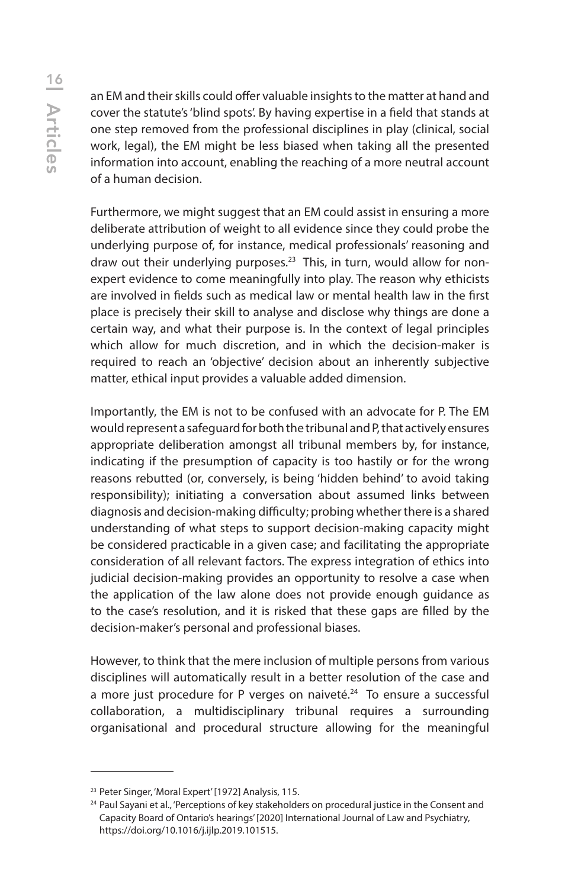an EM and their skills could offer valuable insights to the matter at hand and cover the statute's 'blind spots'. By having expertise in a field that stands at one step removed from the professional disciplines in play (clinical, social work, legal), the EM might be less biased when taking all the presented information into account, enabling the reaching of a more neutral account of a human decision.

Furthermore, we might suggest that an EM could assist in ensuring a more deliberate attribution of weight to all evidence since they could probe the underlying purpose of, for instance, medical professionals' reasoning and draw out their underlying purposes.[23] This, in turn, would allow for non-expert evidence to come meaningfully into play. The reason why ethicists are involved in fields such as medical law or mental health law in the first place is precisely their skill to analyse and disclose why things are done a certain way, and what their purpose is. In the context of legal principles which allow for much discretion, and in which the decision-maker is required to reach an 'objective' decision about an inherently subjective matter, ethical input provides a valuable added dimension.

Importantly, the EM is not to be confused with an advocate for P. The EM would represent a safeguard for both the tribunal and P, that actively ensures appropriate deliberation amongst all tribunal members by, for instance, indicating if the presumption of capacity is too hastily or for the wrong reasons rebutted (or, conversely, is being 'hidden behind' to avoid taking responsibility); initiating a conversation about assumed links between diagnosis and decision-making difficulty; probing whether there is a shared understanding of what steps to support decision-making capacity might be considered practicable in a given case; and facilitating the appropriate consideration of all relevant factors. The express integration of ethics into judicial decision-making provides an opportunity to resolve a case when the application of the law alone does not provide enough guidance as to the case's resolution, and it is risked that these gaps are filled by the decision-maker's personal and professional biases.

However, to think that the mere inclusion of multiple persons from various disciplines will automatically result in a better resolution of the case and a more just procedure for P verges on naiveté.[24] To ensure a successful collaboration, a multidisciplinary tribunal requires a surrounding organisational and procedural structure allowing for the meaningful

---

[23] Peter Singer, 'Moral Expert' [1972] Analysis, 115.

[24] Paul Sayani et al., 'Perceptions of key stakeholders on procedural justice in the Consent and Capacity Board of Ontario's hearings' [2020] International Journal of Law and Psychiatry, https://doi.org/10.1016/j.ijlp.2019.101515.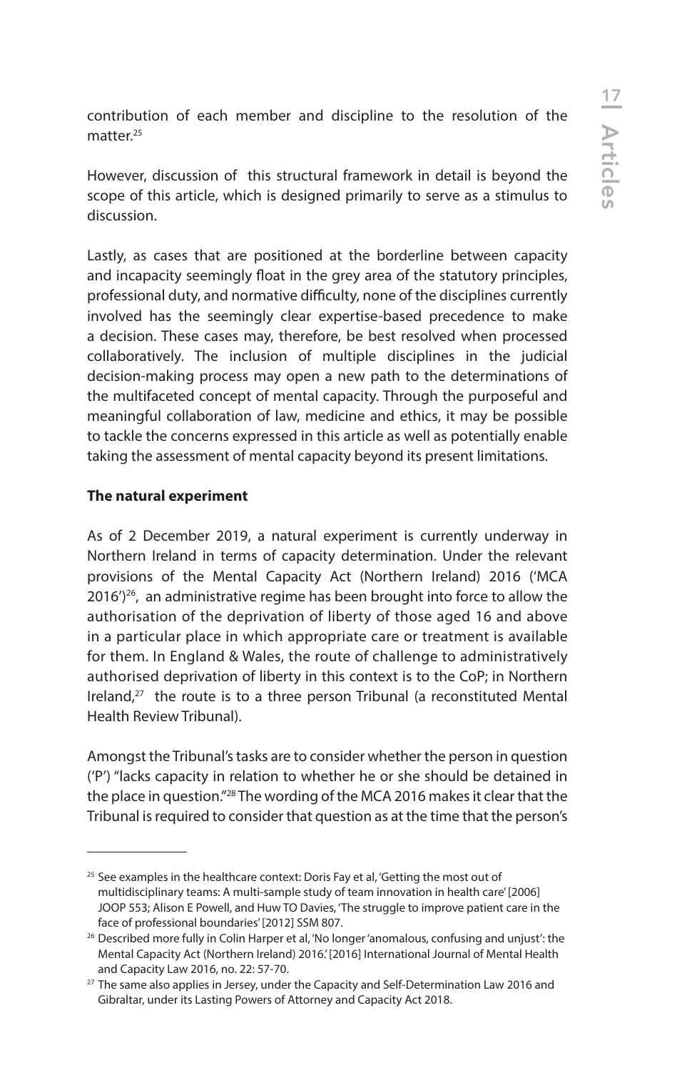contribution of each member and discipline to the resolution of the matter.[25]

However, discussion of this structural framework in detail is beyond the scope of this article, which is designed primarily to serve as a stimulus to discussion.

Lastly, as cases that are positioned at the borderline between capacity and incapacity seemingly float in the grey area of the statutory principles, professional duty, and normative difficulty, none of the disciplines currently involved has the seemingly clear expertise-based precedence to make a decision. These cases may, therefore, be best resolved when processed collaboratively. The inclusion of multiple disciplines in the judicial decision-making process may open a new path to the determinations of the multifaceted concept of mental capacity. Through the purposeful and meaningful collaboration of law, medicine and ethics, it may be possible to tackle the concerns expressed in this article as well as potentially enable taking the assessment of mental capacity beyond its present limitations.

**The natural experiment**

As of 2 December 2019, a natural experiment is currently underway in Northern Ireland in terms of capacity determination. Under the relevant provisions of the Mental Capacity Act (Northern Ireland) 2016 ('MCA 2016')[26], an administrative regime has been brought into force to allow the authorisation of the deprivation of liberty of those aged 16 and above in a particular place in which appropriate care or treatment is available for them. In England & Wales, the route of challenge to administratively authorised deprivation of liberty in this context is to the CoP; in Northern Ireland,[27] the route is to a three person Tribunal (a reconstituted Mental Health Review Tribunal).

Amongst the Tribunal's tasks are to consider whether the person in question ('P') "lacks capacity in relation to whether he or she should be detained in the place in question."[28] The wording of the MCA 2016 makes it clear that the Tribunal is required to consider that question as at the time that the person's

---

[25] See examples in the healthcare context: Doris Fay et al, 'Getting the most out of multidisciplinary teams: A multi-sample study of team innovation in health care' [2006] JOOP 553; Alison E Powell, and Huw TO Davies, 'The struggle to improve patient care in the face of professional boundaries' [2012] SSM 807.

[26] Described more fully in Colin Harper et al, 'No longer 'anomalous, confusing and unjust': the Mental Capacity Act (Northern Ireland) 2016.' [2016] International Journal of Mental Health and Capacity Law 2016, no. 22: 57-70.

[27] The same also applies in Jersey, under the Capacity and Self-Determination Law 2016 and Gibraltar, under its Lasting Powers of Attorney and Capacity Act 2018.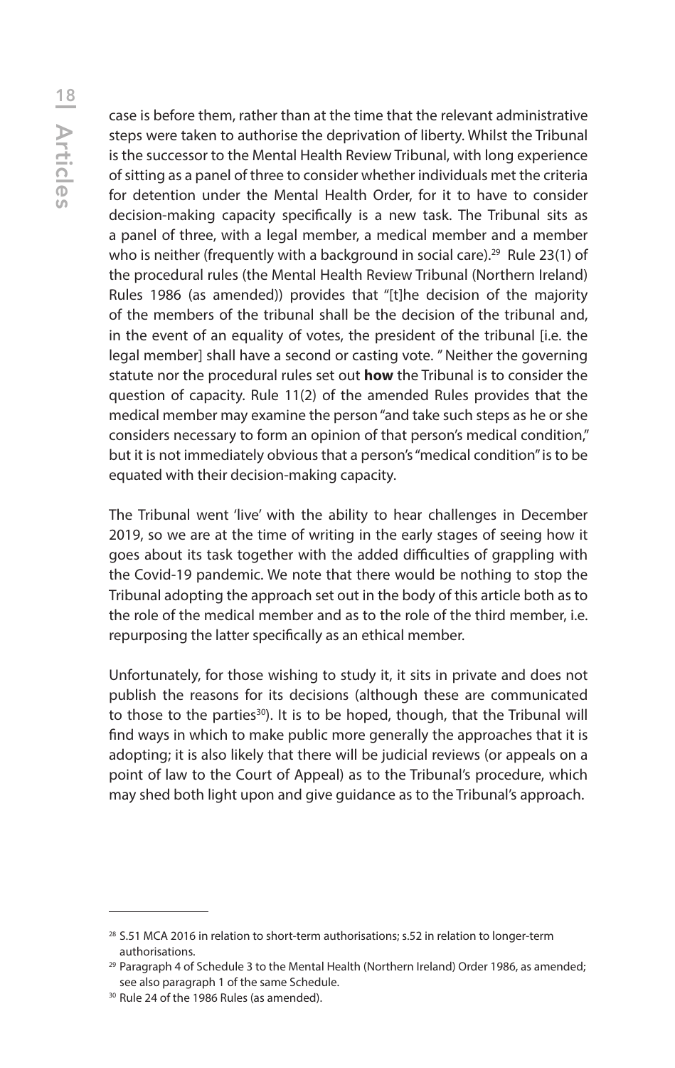case is before them, rather than at the time that the relevant administrative steps were taken to authorise the deprivation of liberty. Whilst the Tribunal is the successor to the Mental Health Review Tribunal, with long experience of sitting as a panel of three to consider whether individuals met the criteria for detention under the Mental Health Order, for it to have to consider decision-making capacity specifically is a new task. The Tribunal sits as a panel of three, with a legal member, a medical member and a member who is neither (frequently with a background in social care).[29] Rule 23(1) of the procedural rules (the Mental Health Review Tribunal (Northern Ireland) Rules 1986 (as amended)) provides that "[t]he decision of the majority of the members of the tribunal shall be the decision of the tribunal and, in the event of an equality of votes, the president of the tribunal [i.e. the legal member] shall have a second or casting vote. " Neither the governing statute nor the procedural rules set out **how** the Tribunal is to consider the question of capacity. Rule 11(2) of the amended Rules provides that the medical member may examine the person "and take such steps as he or she considers necessary to form an opinion of that person's medical condition," but it is not immediately obvious that a person's "medical condition" is to be equated with their decision-making capacity.

The Tribunal went 'live' with the ability to hear challenges in December 2019, so we are at the time of writing in the early stages of seeing how it goes about its task together with the added difficulties of grappling with the Covid-19 pandemic. We note that there would be nothing to stop the Tribunal adopting the approach set out in the body of this article both as to the role of the medical member and as to the role of the third member, i.e. repurposing the latter specifically as an ethical member.

Unfortunately, for those wishing to study it, it sits in private and does not publish the reasons for its decisions (although these are communicated to those to the parties[30]). It is to be hoped, though, that the Tribunal will find ways in which to make public more generally the approaches that it is adopting; it is also likely that there will be judicial reviews (or appeals on a point of law to the Court of Appeal) as to the Tribunal's procedure, which may shed both light upon and give guidance as to the Tribunal's approach.

---

[28] S.51 MCA 2016 in relation to short-term authorisations; s.52 in relation to longer-term authorisations.

[29] Paragraph 4 of Schedule 3 to the Mental Health (Northern Ireland) Order 1986, as amended; see also paragraph 1 of the same Schedule.

[30] Rule 24 of the 1986 Rules (as amended).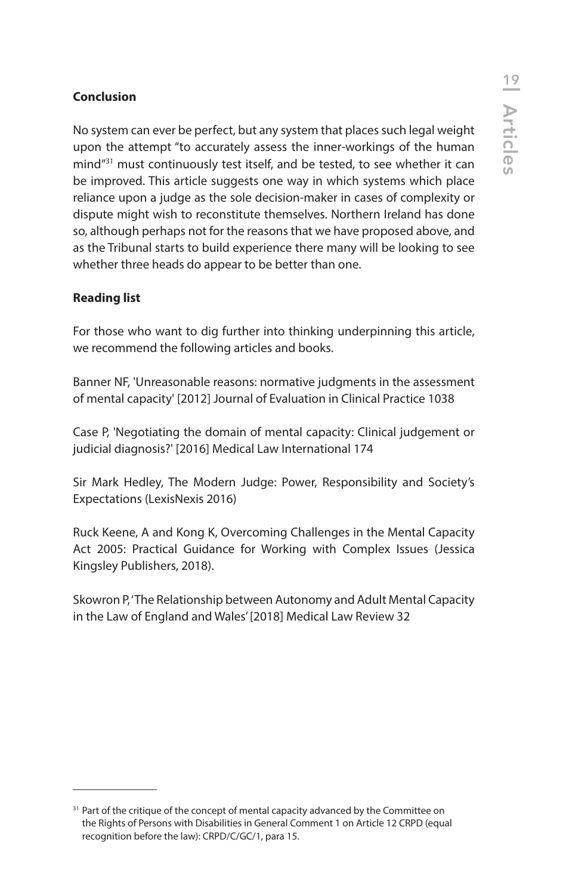**Conclusion**

No system can ever be perfect, but any system that places such legal weight upon the attempt "to accurately assess the inner-workings of the human mind"[31] must continuously test itself, and be tested, to see whether it can be improved. This article suggests one way in which systems which place reliance upon a judge as the sole decision-maker in cases of complexity or dispute might wish to reconstitute themselves. Northern Ireland has done so, although perhaps not for the reasons that we have proposed above, and as the Tribunal starts to build experience there many will be looking to see whether three heads do appear to be better than one.

**Reading list**

For those who want to dig further into thinking underpinning this article, we recommend the following articles and books.

Banner NF, 'Unreasonable reasons: normative judgments in the assessment of mental capacity' [2012] Journal of Evaluation in Clinical Practice 1038

Case P, 'Negotiating the domain of mental capacity: Clinical judgement or judicial diagnosis?' [2016] Medical Law International 174

Sir Mark Hedley, The Modern Judge: Power, Responsibility and Society's Expectations (LexisNexis 2016)

Ruck Keene, A and Kong K, Overcoming Challenges in the Mental Capacity Act 2005: Practical Guidance for Working with Complex Issues (Jessica Kingsley Publishers, 2018).

Skowron P, 'The Relationship between Autonomy and Adult Mental Capacity in the Law of England and Wales' [2018] Medical Law Review 32

---

[31] Part of the critique of the concept of mental capacity advanced by the Committee on the Rights of Persons with Disabilities in General Comment 1 on Article 12 CRPD (equal recognition before the law): CRPD/C/GC/1, para 15.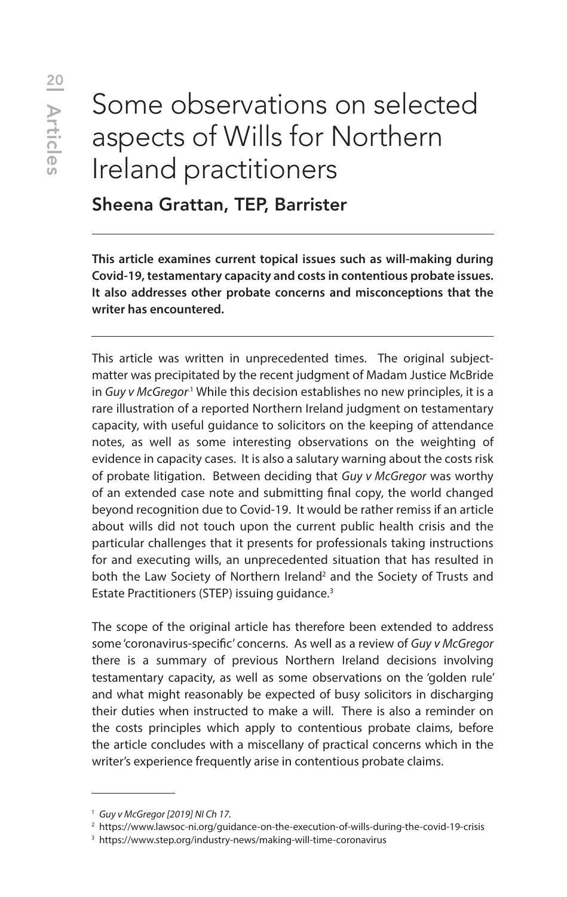# Some observations on selected aspects of Wills for Northern Ireland practitioners

## Sheena Grattan, TEP, Barrister

**This article examines current topical issues such as will-making during Covid-19, testamentary capacity and costs in contentious probate issues. It also addresses other probate concerns and misconceptions that the writer has encountered.**

This article was written in unprecedented times. The original subject-matter was precipitated by the recent judgment of Madam Justice McBride in *Guy v McGregor*.[1] While this decision establishes no new principles, it is a rare illustration of a reported Northern Ireland judgment on testamentary capacity, with useful guidance to solicitors on the keeping of attendance notes, as well as some interesting observations on the weighting of evidence in capacity cases. It is also a salutary warning about the costs risk of probate litigation. Between deciding that *Guy v McGregor* was worthy of an extended case note and submitting final copy, the world changed beyond recognition due to Covid-19. It would be rather remiss if an article about wills did not touch upon the current public health crisis and the particular challenges that it presents for professionals taking instructions for and executing wills, an unprecedented situation that has resulted in both the Law Society of Northern Ireland[2] and the Society of Trusts and Estate Practitioners (STEP) issuing guidance.[3]

The scope of the original article has therefore been extended to address some 'coronavirus-specific' concerns. As well as a review of *Guy v McGregor* there is a summary of previous Northern Ireland decisions involving testamentary capacity, as well as some observations on the 'golden rule' and what might reasonably be expected of busy solicitors in discharging their duties when instructed to make a will. There is also a reminder on the costs principles which apply to contentious probate claims, before the article concludes with a miscellany of practical concerns which in the writer's experience frequently arise in contentious probate claims.

---

[1] *Guy v McGregor [2019] NI Ch 17.*

[2] https://www.lawsoc-ni.org/guidance-on-the-execution-of-wills-during-the-covid-19-crisis

[3] https://www.step.org/industry-news/making-will-time-coronavirus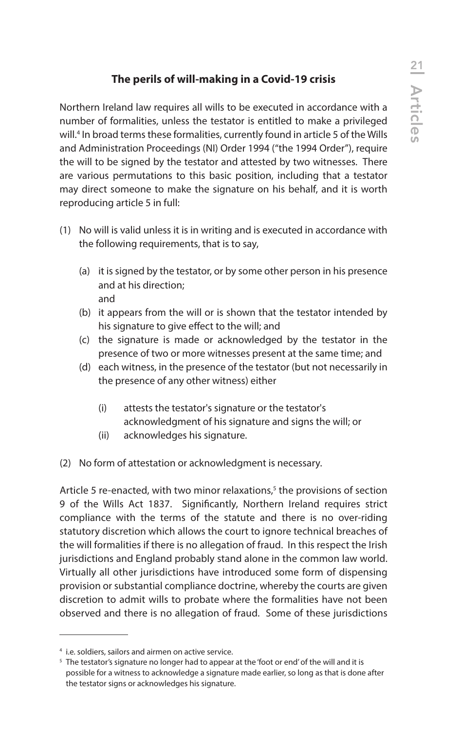## The perils of will-making in a Covid-19 crisis

Northern Ireland law requires all wills to be executed in accordance with a number of formalities, unless the testator is entitled to make a privileged will.[4] In broad terms these formalities, currently found in article 5 of the Wills and Administration Proceedings (NI) Order 1994 ("the 1994 Order"), require the will to be signed by the testator and attested by two witnesses. There are various permutations to this basic position, including that a testator may direct someone to make the signature on his behalf, and it is worth reproducing article 5 in full:

(1) No will is valid unless it is in writing and is executed in accordance with the following requirements, that is to say,

   (a) it is signed by the testator, or by some other person in his presence and at his direction;
   and

   (b) it appears from the will or is shown that the testator intended by his signature to give effect to the will; and

   (c) the signature is made or acknowledged by the testator in the presence of two or more witnesses present at the same time; and

   (d) each witness, in the presence of the testator (but not necessarily in the presence of any other witness) either

      (i) attests the testator's signature or the testator's acknowledgment of his signature and signs the will; or

      (ii) acknowledges his signature.

(2) No form of attestation or acknowledgment is necessary.

Article 5 re-enacted, with two minor relaxations,[5] the provisions of section 9 of the Wills Act 1837. Significantly, Northern Ireland requires strict compliance with the terms of the statute and there is no over-riding statutory discretion which allows the court to ignore technical breaches of the will formalities if there is no allegation of fraud. In this respect the Irish jurisdictions and England probably stand alone in the common law world. Virtually all other jurisdictions have introduced some form of dispensing provision or substantial compliance doctrine, whereby the courts are given discretion to admit wills to probate where the formalities have not been observed and there is no allegation of fraud. Some of these jurisdictions

---

[4] i.e. soldiers, sailors and airmen on active service.

[5] The testator's signature no longer had to appear at the 'foot or end' of the will and it is possible for a witness to acknowledge a signature made earlier, so long as that is done after the testator signs or acknowledges his signature.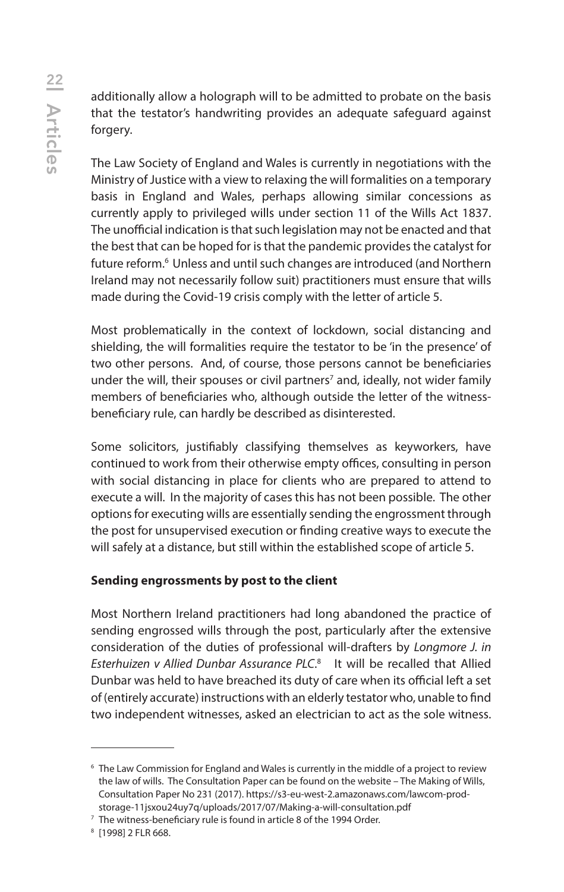additionally allow a holograph will to be admitted to probate on the basis that the testator's handwriting provides an adequate safeguard against forgery.

The Law Society of England and Wales is currently in negotiations with the Ministry of Justice with a view to relaxing the will formalities on a temporary basis in England and Wales, perhaps allowing similar concessions as currently apply to privileged wills under section 11 of the Wills Act 1837. The unofficial indication is that such legislation may not be enacted and that the best that can be hoped for is that the pandemic provides the catalyst for future reform.[6] Unless and until such changes are introduced (and Northern Ireland may not necessarily follow suit) practitioners must ensure that wills made during the Covid-19 crisis comply with the letter of article 5.

Most problematically in the context of lockdown, social distancing and shielding, the will formalities require the testator to be 'in the presence' of two other persons. And, of course, those persons cannot be beneficiaries under the will, their spouses or civil partners[7] and, ideally, not wider family members of beneficiaries who, although outside the letter of the witness-beneficiary rule, can hardly be described as disinterested.

Some solicitors, justifiably classifying themselves as keyworkers, have continued to work from their otherwise empty offices, consulting in person with social distancing in place for clients who are prepared to attend to execute a will. In the majority of cases this has not been possible. The other options for executing wills are essentially sending the engrossment through the post for unsupervised execution or finding creative ways to execute the will safely at a distance, but still within the established scope of article 5.

**Sending engrossments by post to the client**

Most Northern Ireland practitioners had long abandoned the practice of sending engrossed wills through the post, particularly after the extensive consideration of the duties of professional will-drafters by *Longmore J. in Esterhuizen v Allied Dunbar Assurance PLC*.[8] It will be recalled that Allied Dunbar was held to have breached its duty of care when its official left a set of (entirely accurate) instructions with an elderly testator who, unable to find two independent witnesses, asked an electrician to act as the sole witness.

---

[6] The Law Commission for England and Wales is currently in the middle of a project to review the law of wills. The Consultation Paper can be found on the website – The Making of Wills, Consultation Paper No 231 (2017). https://s3-eu-west-2.amazonaws.com/lawcom-prod-storage-11jsxou24uy7q/uploads/2017/07/Making-a-will-consultation.pdf

[7] The witness-beneficiary rule is found in article 8 of the 1994 Order.

[8] [1998] 2 FLR 668.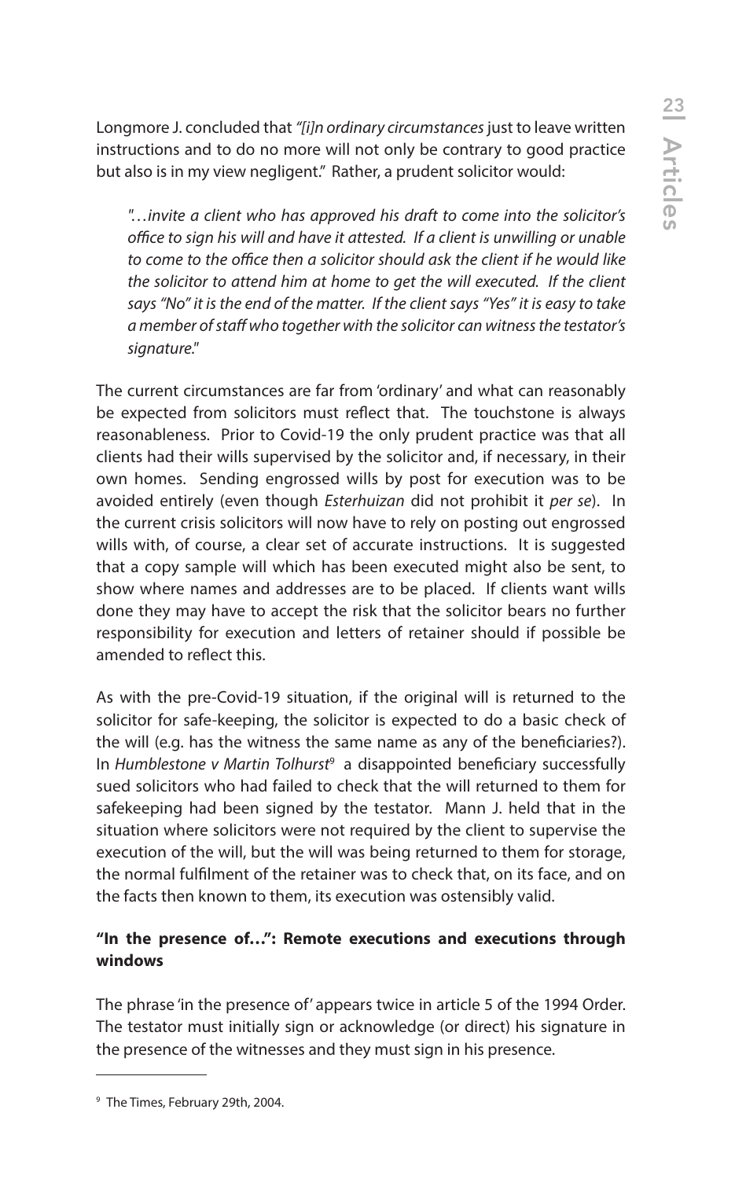Longmore J. concluded that *"[i]n ordinary circumstances* just to leave written instructions and to do no more will not only be contrary to good practice but also is in my view negligent." Rather, a prudent solicitor would:

> *"…invite a client who has approved his draft to come into the solicitor's office to sign his will and have it attested. If a client is unwilling or unable to come to the office then a solicitor should ask the client if he would like the solicitor to attend him at home to get the will executed. If the client says "No" it is the end of the matter. If the client says "Yes" it is easy to take a member of staff who together with the solicitor can witness the testator's signature."*

The current circumstances are far from 'ordinary' and what can reasonably be expected from solicitors must reflect that. The touchstone is always reasonableness. Prior to Covid-19 the only prudent practice was that all clients had their wills supervised by the solicitor and, if necessary, in their own homes. Sending engrossed wills by post for execution was to be avoided entirely (even though *Esterhuizan* did not prohibit it *per se*). In the current crisis solicitors will now have to rely on posting out engrossed wills with, of course, a clear set of accurate instructions. It is suggested that a copy sample will which has been executed might also be sent, to show where names and addresses are to be placed. If clients want wills done they may have to accept the risk that the solicitor bears no further responsibility for execution and letters of retainer should if possible be amended to reflect this.

As with the pre-Covid-19 situation, if the original will is returned to the solicitor for safe-keeping, the solicitor is expected to do a basic check of the will (e.g. has the witness the same name as any of the beneficiaries?). In *Humblestone v Martin Tolhurst*[9] a disappointed beneficiary successfully sued solicitors who had failed to check that the will returned to them for safekeeping had been signed by the testator. Mann J. held that in the situation where solicitors were not required by the client to supervise the execution of the will, but the will was being returned to them for storage, the normal fulfilment of the retainer was to check that, on its face, and on the facts then known to them, its execution was ostensibly valid.

### "In the presence of…": Remote executions and executions through windows

The phrase 'in the presence of' appears twice in article 5 of the 1994 Order. The testator must initially sign or acknowledge (or direct) his signature in the presence of the witnesses and they must sign in his presence.

---

[9] The Times, February 29th, 2004.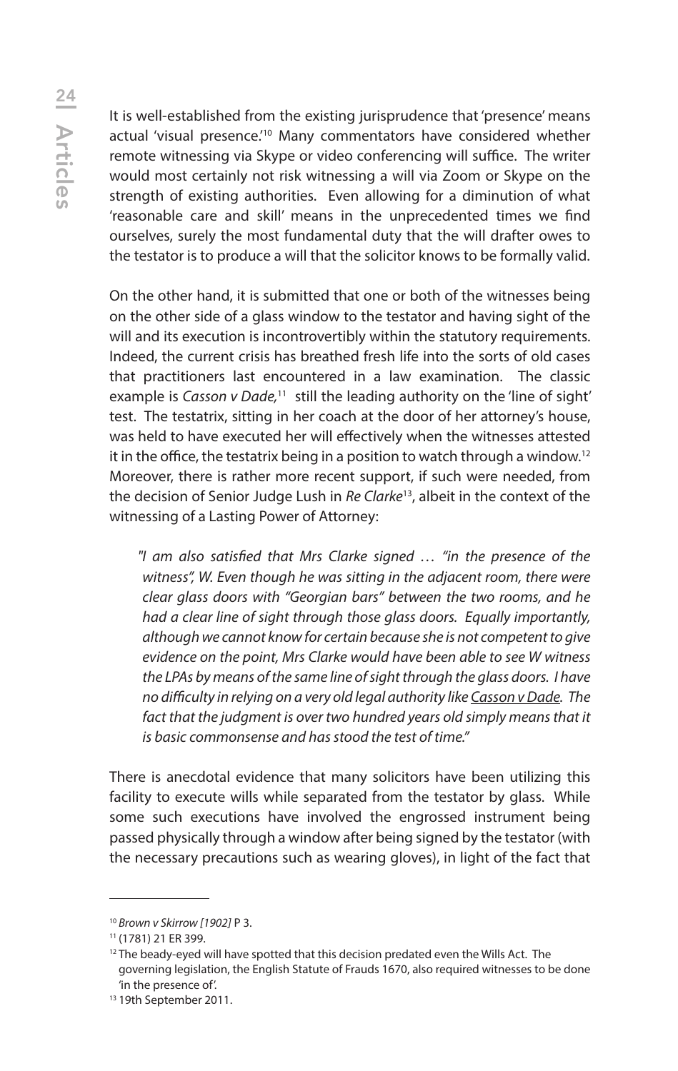It is well-established from the existing jurisprudence that 'presence' means actual 'visual presence.'[10] Many commentators have considered whether remote witnessing via Skype or video conferencing will suffice. The writer would most certainly not risk witnessing a will via Zoom or Skype on the strength of existing authorities. Even allowing for a diminution of what 'reasonable care and skill' means in the unprecedented times we find ourselves, surely the most fundamental duty that the will drafter owes to the testator is to produce a will that the solicitor knows to be formally valid.

On the other hand, it is submitted that one or both of the witnesses being on the other side of a glass window to the testator and having sight of the will and its execution is incontrovertibly within the statutory requirements. Indeed, the current crisis has breathed fresh life into the sorts of old cases that practitioners last encountered in a law examination. The classic example is *Casson v Dade,*[11] still the leading authority on the 'line of sight' test. The testatrix, sitting in her coach at the door of her attorney's house, was held to have executed her will effectively when the witnesses attested it in the office, the testatrix being in a position to watch through a window.[12] Moreover, there is rather more recent support, if such were needed, from the decision of Senior Judge Lush in *Re Clarke*[13], albeit in the context of the witnessing of a Lasting Power of Attorney:

> *"I am also satisfied that Mrs Clarke signed … "in the presence of the witness", W. Even though he was sitting in the adjacent room, there were clear glass doors with "Georgian bars" between the two rooms, and he had a clear line of sight through those glass doors. Equally importantly, although we cannot know for certain because she is not competent to give evidence on the point, Mrs Clarke would have been able to see W witness the LPAs by means of the same line of sight through the glass doors. I have no difficulty in relying on a very old legal authority like Casson v Dade. The fact that the judgment is over two hundred years old simply means that it is basic commonsense and has stood the test of time."*

There is anecdotal evidence that many solicitors have been utilizing this facility to execute wills while separated from the testator by glass. While some such executions have involved the engrossed instrument being passed physically through a window after being signed by the testator (with the necessary precautions such as wearing gloves), in light of the fact that

---

[10] *Brown v Skirrow [1902]* P 3.

[11] (1781) 21 ER 399.

[12] The beady-eyed will have spotted that this decision predated even the Wills Act. The governing legislation, the English Statute of Frauds 1670, also required witnesses to be done 'in the presence of'.

[13] 19th September 2011.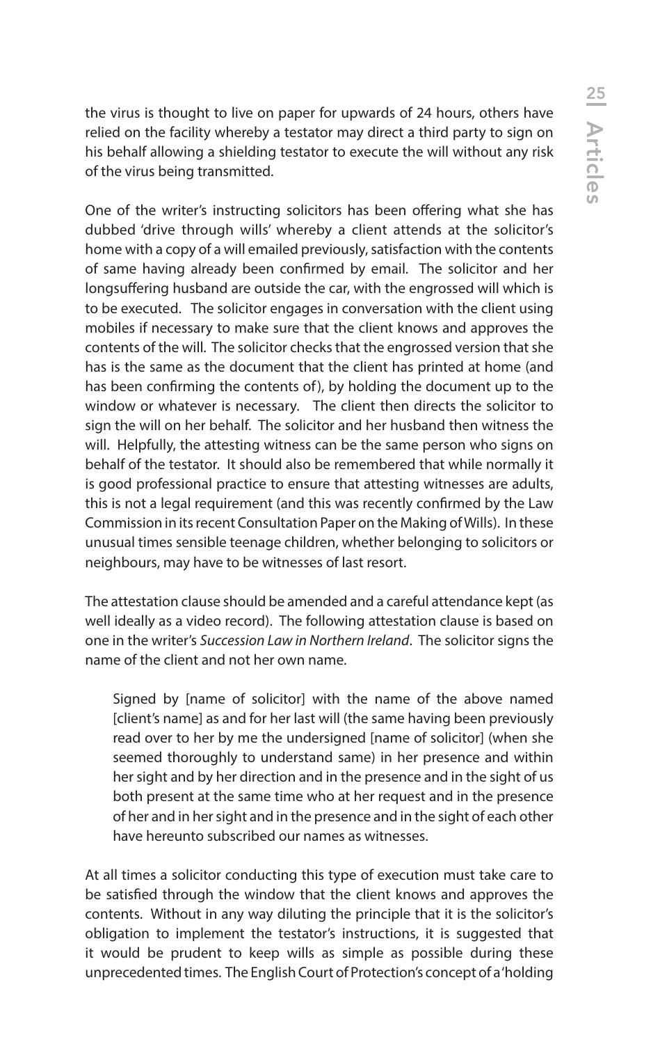the virus is thought to live on paper for upwards of 24 hours, others have relied on the facility whereby a testator may direct a third party to sign on his behalf allowing a shielding testator to execute the will without any risk of the virus being transmitted.

One of the writer's instructing solicitors has been offering what she has dubbed 'drive through wills' whereby a client attends at the solicitor's home with a copy of a will emailed previously, satisfaction with the contents of same having already been confirmed by email. The solicitor and her longsuffering husband are outside the car, with the engrossed will which is to be executed. The solicitor engages in conversation with the client using mobiles if necessary to make sure that the client knows and approves the contents of the will. The solicitor checks that the engrossed version that she has is the same as the document that the client has printed at home (and has been confirming the contents of), by holding the document up to the window or whatever is necessary. The client then directs the solicitor to sign the will on her behalf. The solicitor and her husband then witness the will. Helpfully, the attesting witness can be the same person who signs on behalf of the testator. It should also be remembered that while normally it is good professional practice to ensure that attesting witnesses are adults, this is not a legal requirement (and this was recently confirmed by the Law Commission in its recent Consultation Paper on the Making of Wills). In these unusual times sensible teenage children, whether belonging to solicitors or neighbours, may have to be witnesses of last resort.

The attestation clause should be amended and a careful attendance kept (as well ideally as a video record). The following attestation clause is based on one in the writer's *Succession Law in Northern Ireland*. The solicitor signs the name of the client and not her own name.

> Signed by [name of solicitor] with the name of the above named [client's name] as and for her last will (the same having been previously read over to her by me the undersigned [name of solicitor] (when she seemed thoroughly to understand same) in her presence and within her sight and by her direction and in the presence and in the sight of us both present at the same time who at her request and in the presence of her and in her sight and in the presence and in the sight of each other have hereunto subscribed our names as witnesses.

At all times a solicitor conducting this type of execution must take care to be satisfied through the window that the client knows and approves the contents. Without in any way diluting the principle that it is the solicitor's obligation to implement the testator's instructions, it is suggested that it would be prudent to keep wills as simple as possible during these unprecedented times. The English Court of Protection's concept of a 'holding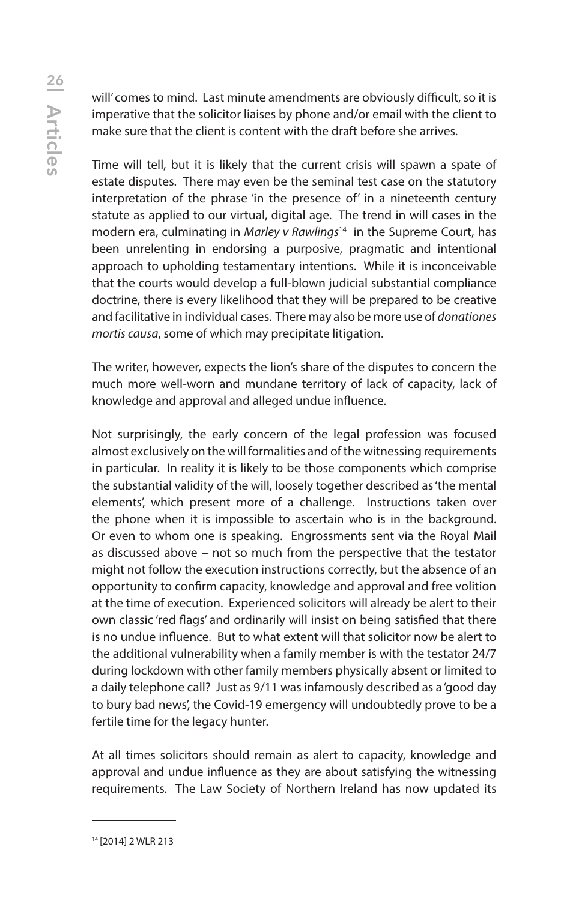will' comes to mind. Last minute amendments are obviously difficult, so it is imperative that the solicitor liaises by phone and/or email with the client to make sure that the client is content with the draft before she arrives.

Time will tell, but it is likely that the current crisis will spawn a spate of estate disputes. There may even be the seminal test case on the statutory interpretation of the phrase 'in the presence of' in a nineteenth century statute as applied to our virtual, digital age. The trend in will cases in the modern era, culminating in *Marley v Rawlings*[14] in the Supreme Court, has been unrelenting in endorsing a purposive, pragmatic and intentional approach to upholding testamentary intentions. While it is inconceivable that the courts would develop a full-blown judicial substantial compliance doctrine, there is every likelihood that they will be prepared to be creative and facilitative in individual cases. There may also be more use of *donationes mortis causa*, some of which may precipitate litigation.

The writer, however, expects the lion's share of the disputes to concern the much more well-worn and mundane territory of lack of capacity, lack of knowledge and approval and alleged undue influence.

Not surprisingly, the early concern of the legal profession was focused almost exclusively on the will formalities and of the witnessing requirements in particular. In reality it is likely to be those components which comprise the substantial validity of the will, loosely together described as 'the mental elements', which present more of a challenge. Instructions taken over the phone when it is impossible to ascertain who is in the background. Or even to whom one is speaking. Engrossments sent via the Royal Mail as discussed above – not so much from the perspective that the testator might not follow the execution instructions correctly, but the absence of an opportunity to confirm capacity, knowledge and approval and free volition at the time of execution. Experienced solicitors will already be alert to their own classic 'red flags' and ordinarily will insist on being satisfied that there is no undue influence. But to what extent will that solicitor now be alert to the additional vulnerability when a family member is with the testator 24/7 during lockdown with other family members physically absent or limited to a daily telephone call? Just as 9/11 was infamously described as a 'good day to bury bad news', the Covid-19 emergency will undoubtedly prove to be a fertile time for the legacy hunter.

At all times solicitors should remain as alert to capacity, knowledge and approval and undue influence as they are about satisfying the witnessing requirements. The Law Society of Northern Ireland has now updated its

[14] [2014] 2 WLR 213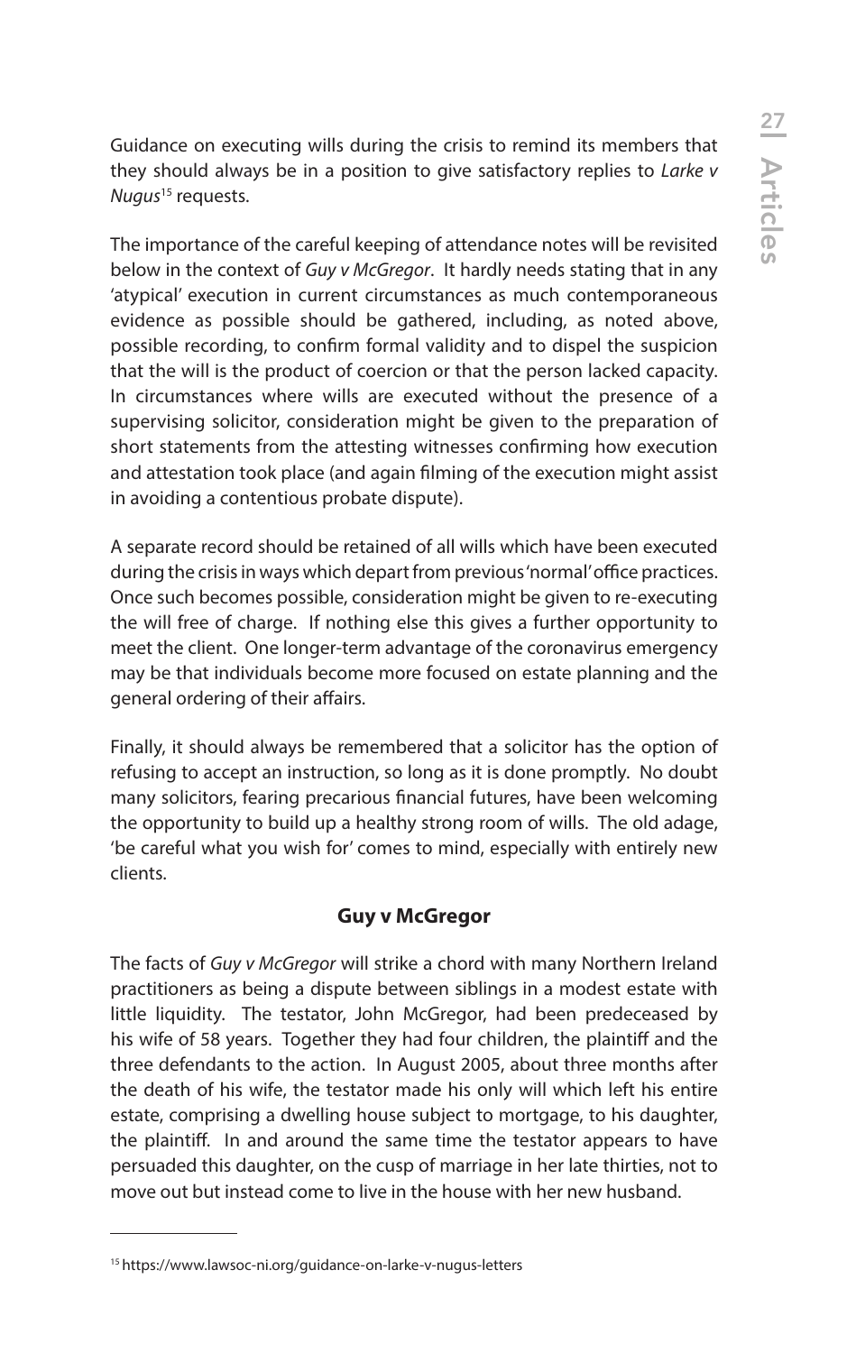Guidance on executing wills during the crisis to remind its members that they should always be in a position to give satisfactory replies to *Larke v Nugus*[15] requests.

The importance of the careful keeping of attendance notes will be revisited below in the context of *Guy v McGregor*. It hardly needs stating that in any 'atypical' execution in current circumstances as much contemporaneous evidence as possible should be gathered, including, as noted above, possible recording, to confirm formal validity and to dispel the suspicion that the will is the product of coercion or that the person lacked capacity. In circumstances where wills are executed without the presence of a supervising solicitor, consideration might be given to the preparation of short statements from the attesting witnesses confirming how execution and attestation took place (and again filming of the execution might assist in avoiding a contentious probate dispute).

A separate record should be retained of all wills which have been executed during the crisis in ways which depart from previous 'normal' office practices. Once such becomes possible, consideration might be given to re-executing the will free of charge. If nothing else this gives a further opportunity to meet the client. One longer-term advantage of the coronavirus emergency may be that individuals become more focused on estate planning and the general ordering of their affairs.

Finally, it should always be remembered that a solicitor has the option of refusing to accept an instruction, so long as it is done promptly. No doubt many solicitors, fearing precarious financial futures, have been welcoming the opportunity to build up a healthy strong room of wills. The old adage, 'be careful what you wish for' comes to mind, especially with entirely new clients.

## Guy v McGregor

The facts of *Guy v McGregor* will strike a chord with many Northern Ireland practitioners as being a dispute between siblings in a modest estate with little liquidity. The testator, John McGregor, had been predeceased by his wife of 58 years. Together they had four children, the plaintiff and the three defendants to the action. In August 2005, about three months after the death of his wife, the testator made his only will which left his entire estate, comprising a dwelling house subject to mortgage, to his daughter, the plaintiff. In and around the same time the testator appears to have persuaded this daughter, on the cusp of marriage in her late thirties, not to move out but instead come to live in the house with her new husband.

---

[15] https://www.lawsoc-ni.org/guidance-on-larke-v-nugus-letters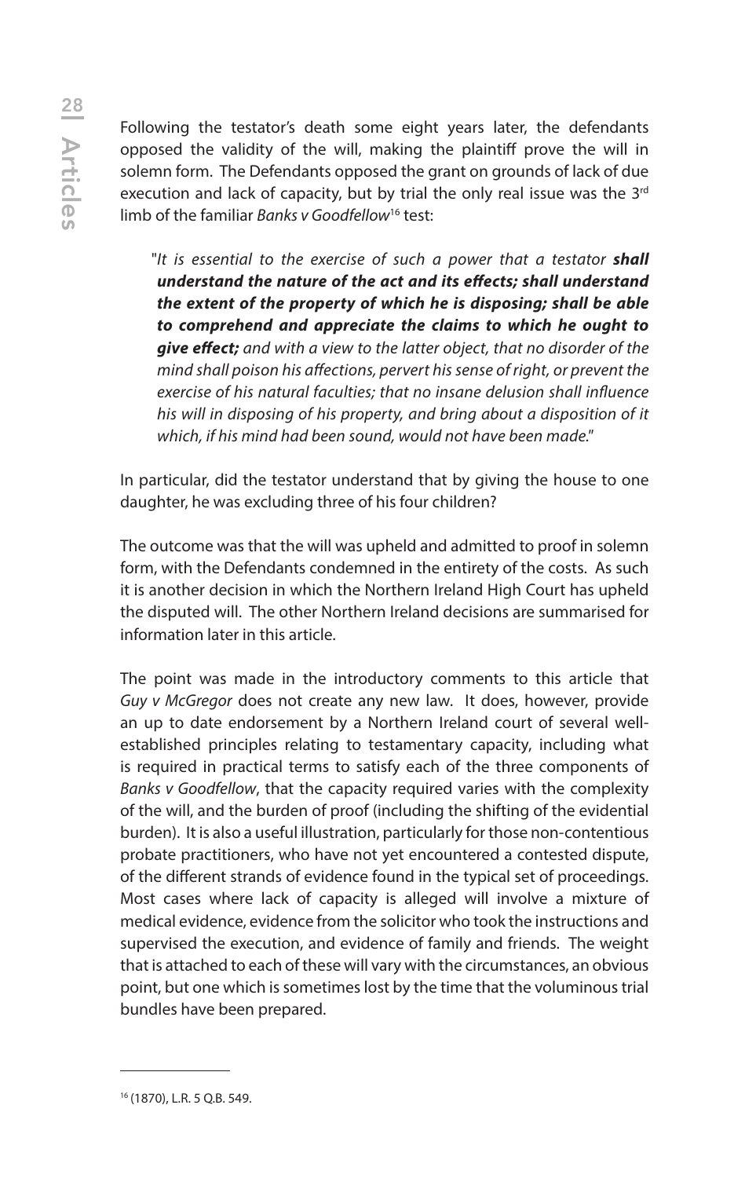Following the testator's death some eight years later, the defendants opposed the validity of the will, making the plaintiff prove the will in solemn form. The Defendants opposed the grant on grounds of lack of due execution and lack of capacity, but by trial the only real issue was the 3rd limb of the familiar *Banks v Goodfellow*[16] test:

> "*It is essential to the exercise of such a power that a testator* ***shall understand the nature of the act and its effects; shall understand the extent of the property of which he is disposing; shall be able to comprehend and appreciate the claims to which he ought to give effect;*** *and with a view to the latter object, that no disorder of the mind shall poison his affections, pervert his sense of right, or prevent the exercise of his natural faculties; that no insane delusion shall influence his will in disposing of his property, and bring about a disposition of it which, if his mind had been sound, would not have been made.*"

In particular, did the testator understand that by giving the house to one daughter, he was excluding three of his four children?

The outcome was that the will was upheld and admitted to proof in solemn form, with the Defendants condemned in the entirety of the costs. As such it is another decision in which the Northern Ireland High Court has upheld the disputed will. The other Northern Ireland decisions are summarised for information later in this article.

The point was made in the introductory comments to this article that *Guy v McGregor* does not create any new law. It does, however, provide an up to date endorsement by a Northern Ireland court of several well-established principles relating to testamentary capacity, including what is required in practical terms to satisfy each of the three components of *Banks v Goodfellow*, that the capacity required varies with the complexity of the will, and the burden of proof (including the shifting of the evidential burden). It is also a useful illustration, particularly for those non-contentious probate practitioners, who have not yet encountered a contested dispute, of the different strands of evidence found in the typical set of proceedings. Most cases where lack of capacity is alleged will involve a mixture of medical evidence, evidence from the solicitor who took the instructions and supervised the execution, and evidence of family and friends. The weight that is attached to each of these will vary with the circumstances, an obvious point, but one which is sometimes lost by the time that the voluminous trial bundles have been prepared.

---

[16] (1870), L.R. 5 Q.B. 549.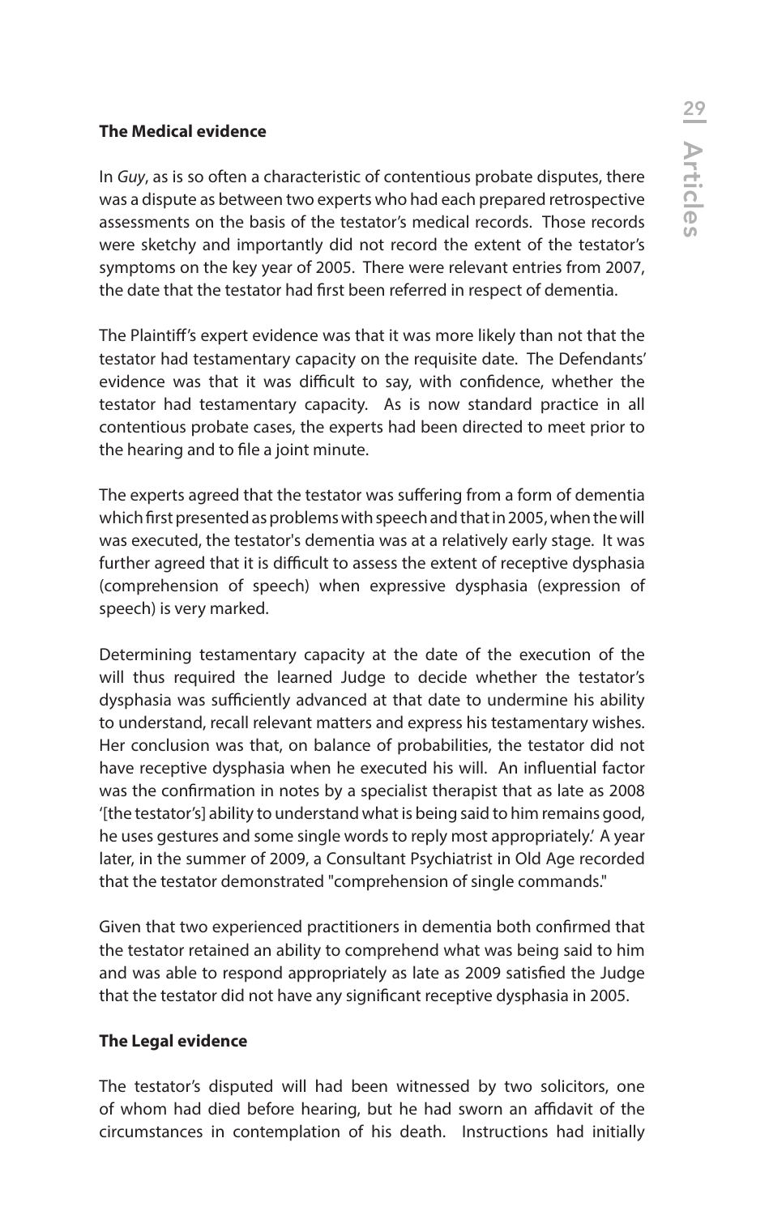**The Medical evidence**

In *Guy*, as is so often a characteristic of contentious probate disputes, there was a dispute as between two experts who had each prepared retrospective assessments on the basis of the testator's medical records. Those records were sketchy and importantly did not record the extent of the testator's symptoms on the key year of 2005. There were relevant entries from 2007, the date that the testator had first been referred in respect of dementia.

The Plaintiff's expert evidence was that it was more likely than not that the testator had testamentary capacity on the requisite date. The Defendants' evidence was that it was difficult to say, with confidence, whether the testator had testamentary capacity. As is now standard practice in all contentious probate cases, the experts had been directed to meet prior to the hearing and to file a joint minute.

The experts agreed that the testator was suffering from a form of dementia which first presented as problems with speech and that in 2005, when the will was executed, the testator's dementia was at a relatively early stage. It was further agreed that it is difficult to assess the extent of receptive dysphasia (comprehension of speech) when expressive dysphasia (expression of speech) is very marked.

Determining testamentary capacity at the date of the execution of the will thus required the learned Judge to decide whether the testator's dysphasia was sufficiently advanced at that date to undermine his ability to understand, recall relevant matters and express his testamentary wishes. Her conclusion was that, on balance of probabilities, the testator did not have receptive dysphasia when he executed his will. An influential factor was the confirmation in notes by a specialist therapist that as late as 2008 '[the testator's] ability to understand what is being said to him remains good, he uses gestures and some single words to reply most appropriately.' A year later, in the summer of 2009, a Consultant Psychiatrist in Old Age recorded that the testator demonstrated "comprehension of single commands."

Given that two experienced practitioners in dementia both confirmed that the testator retained an ability to comprehend what was being said to him and was able to respond appropriately as late as 2009 satisfied the Judge that the testator did not have any significant receptive dysphasia in 2005.

**The Legal evidence**

The testator's disputed will had been witnessed by two solicitors, one of whom had died before hearing, but he had sworn an affidavit of the circumstances in contemplation of his death. Instructions had initially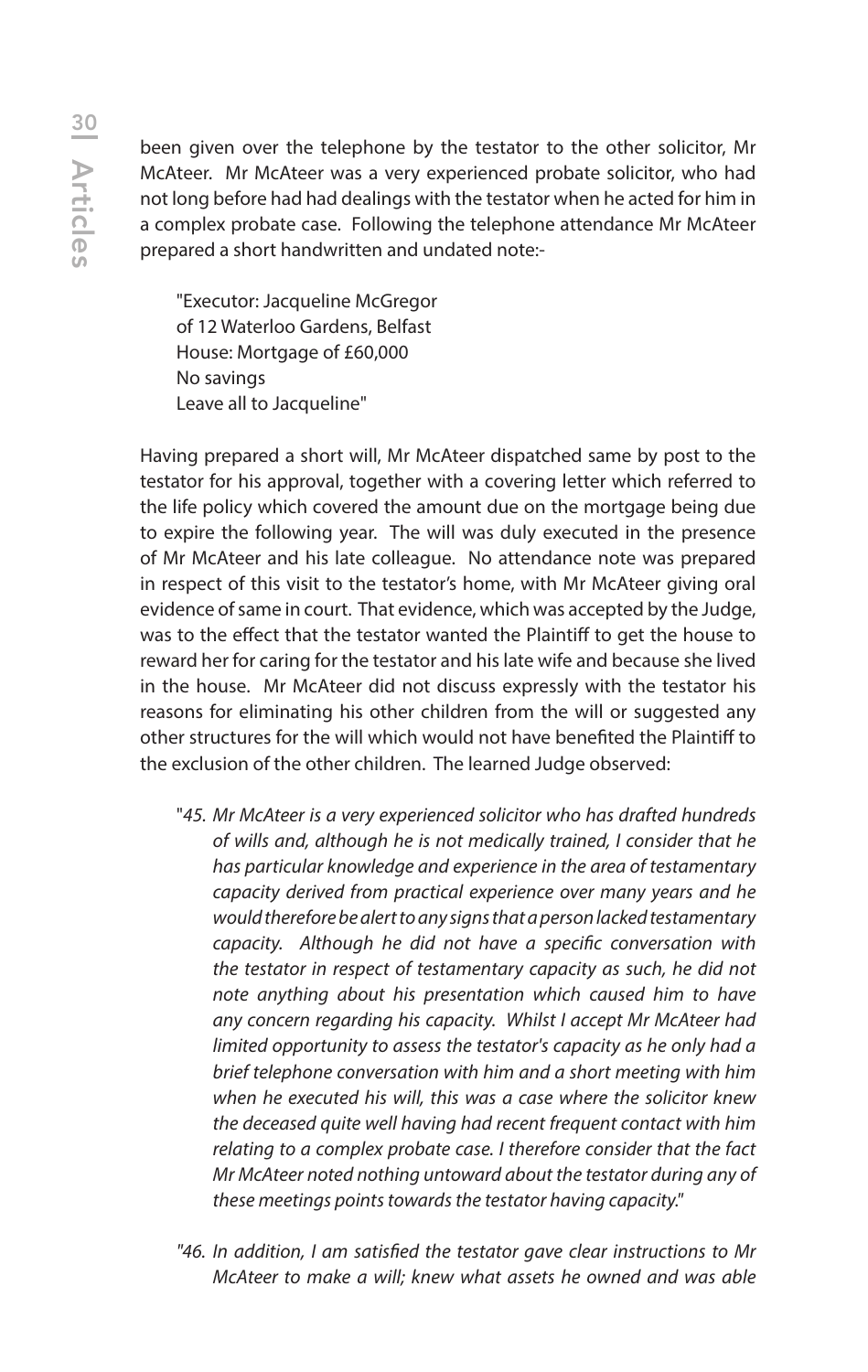been given over the telephone by the testator to the other solicitor, Mr McAteer. Mr McAteer was a very experienced probate solicitor, who had not long before had had dealings with the testator when he acted for him in a complex probate case. Following the telephone attendance Mr McAteer prepared a short handwritten and undated note:-

> "Executor: Jacqueline McGregor
> of 12 Waterloo Gardens, Belfast
> House: Mortgage of £60,000
> No savings
> Leave all to Jacqueline"

Having prepared a short will, Mr McAteer dispatched same by post to the testator for his approval, together with a covering letter which referred to the life policy which covered the amount due on the mortgage being due to expire the following year. The will was duly executed in the presence of Mr McAteer and his late colleague. No attendance note was prepared in respect of this visit to the testator's home, with Mr McAteer giving oral evidence of same in court. That evidence, which was accepted by the Judge, was to the effect that the testator wanted the Plaintiff to get the house to reward her for caring for the testator and his late wife and because she lived in the house. Mr McAteer did not discuss expressly with the testator his reasons for eliminating his other children from the will or suggested any other structures for the will which would not have benefited the Plaintiff to the exclusion of the other children. The learned Judge observed:

> "*45. Mr McAteer is a very experienced solicitor who has drafted hundreds of wills and, although he is not medically trained, I consider that he has particular knowledge and experience in the area of testamentary capacity derived from practical experience over many years and he would therefore be alert to any signs that a person lacked testamentary capacity. Although he did not have a specific conversation with the testator in respect of testamentary capacity as such, he did not note anything about his presentation which caused him to have any concern regarding his capacity. Whilst I accept Mr McAteer had limited opportunity to assess the testator's capacity as he only had a brief telephone conversation with him and a short meeting with him when he executed his will, this was a case where the solicitor knew the deceased quite well having had recent frequent contact with him relating to a complex probate case. I therefore consider that the fact Mr McAteer noted nothing untoward about the testator during any of these meetings points towards the testator having capacity.*"

> "*46. In addition, I am satisfied the testator gave clear instructions to Mr McAteer to make a will; knew what assets he owned and was able*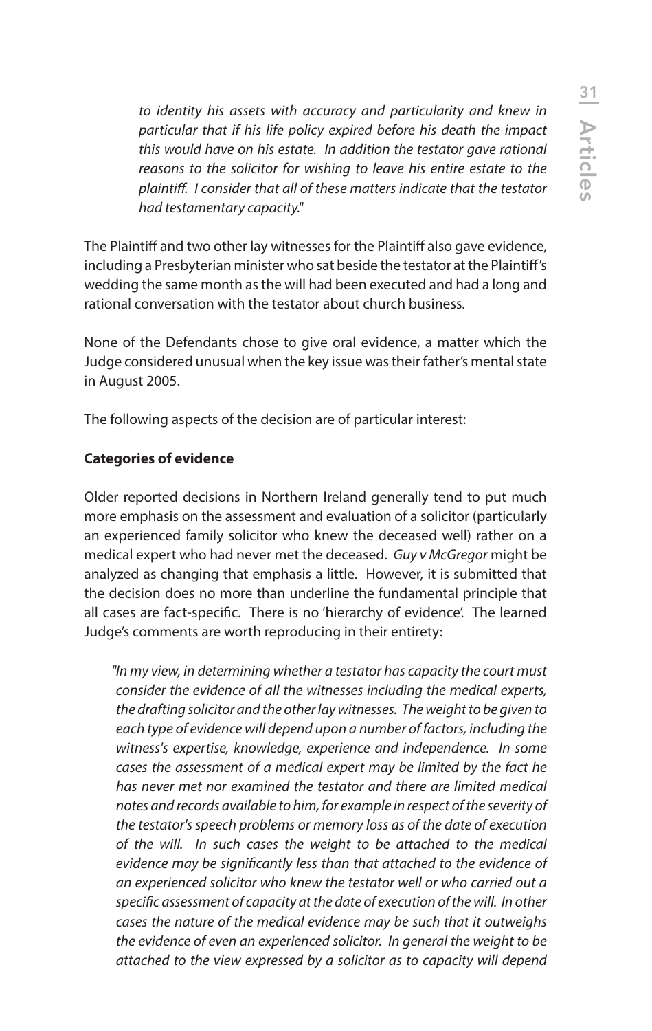*to identity his assets with accuracy and particularity and knew in particular that if his life policy expired before his death the impact this would have on his estate. In addition the testator gave rational reasons to the solicitor for wishing to leave his entire estate to the plaintiff. I consider that all of these matters indicate that the testator had testamentary capacity."*

The Plaintiff and two other lay witnesses for the Plaintiff also gave evidence, including a Presbyterian minister who sat beside the testator at the Plaintiff's wedding the same month as the will had been executed and had a long and rational conversation with the testator about church business.

None of the Defendants chose to give oral evidence, a matter which the Judge considered unusual when the key issue was their father's mental state in August 2005.

The following aspects of the decision are of particular interest:

**Categories of evidence**

Older reported decisions in Northern Ireland generally tend to put much more emphasis on the assessment and evaluation of a solicitor (particularly an experienced family solicitor who knew the deceased well) rather on a medical expert who had never met the deceased. *Guy v McGregor* might be analyzed as changing that emphasis a little. However, it is submitted that the decision does no more than underline the fundamental principle that all cases are fact-specific. There is no 'hierarchy of evidence'. The learned Judge's comments are worth reproducing in their entirety:

> *"In my view, in determining whether a testator has capacity the court must consider the evidence of all the witnesses including the medical experts, the drafting solicitor and the other lay witnesses. The weight to be given to each type of evidence will depend upon a number of factors, including the witness's expertise, knowledge, experience and independence. In some cases the assessment of a medical expert may be limited by the fact he has never met nor examined the testator and there are limited medical notes and records available to him, for example in respect of the severity of the testator's speech problems or memory loss as of the date of execution of the will. In such cases the weight to be attached to the medical evidence may be significantly less than that attached to the evidence of an experienced solicitor who knew the testator well or who carried out a specific assessment of capacity at the date of execution of the will. In other cases the nature of the medical evidence may be such that it outweighs the evidence of even an experienced solicitor. In general the weight to be attached to the view expressed by a solicitor as to capacity will depend*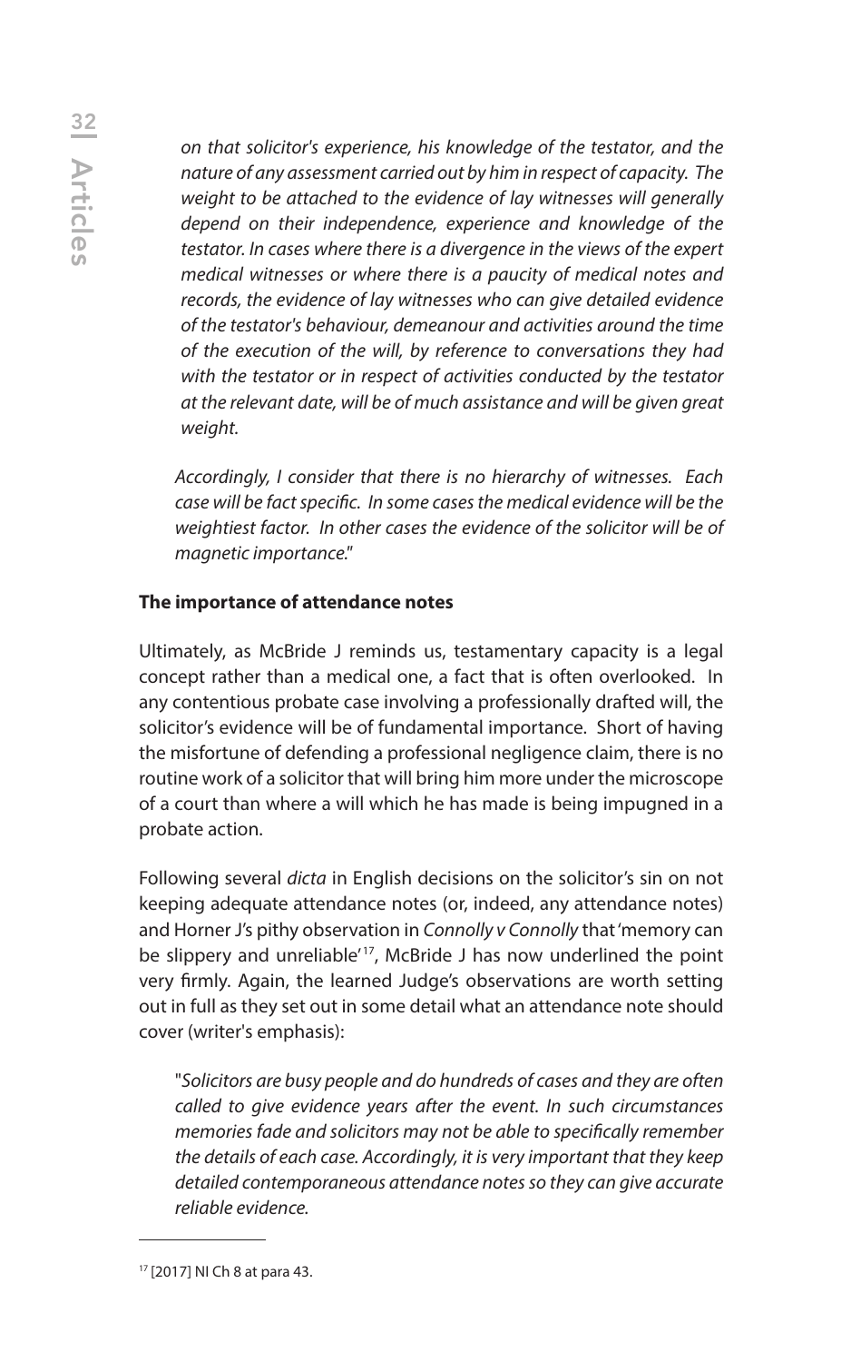*on that solicitor's experience, his knowledge of the testator, and the nature of any assessment carried out by him in respect of capacity. The weight to be attached to the evidence of lay witnesses will generally depend on their independence, experience and knowledge of the testator. In cases where there is a divergence in the views of the expert medical witnesses or where there is a paucity of medical notes and records, the evidence of lay witnesses who can give detailed evidence of the testator's behaviour, demeanour and activities around the time of the execution of the will, by reference to conversations they had with the testator or in respect of activities conducted by the testator at the relevant date, will be of much assistance and will be given great weight.*

*Accordingly, I consider that there is no hierarchy of witnesses. Each case will be fact specific. In some cases the medical evidence will be the weightiest factor. In other cases the evidence of the solicitor will be of magnetic importance.*"

**The importance of attendance notes**

Ultimately, as McBride J reminds us, testamentary capacity is a legal concept rather than a medical one, a fact that is often overlooked. In any contentious probate case involving a professionally drafted will, the solicitor's evidence will be of fundamental importance. Short of having the misfortune of defending a professional negligence claim, there is no routine work of a solicitor that will bring him more under the microscope of a court than where a will which he has made is being impugned in a probate action.

Following several *dicta* in English decisions on the solicitor's sin on not keeping adequate attendance notes (or, indeed, any attendance notes) and Horner J's pithy observation in *Connolly v Connolly* that 'memory can be slippery and unreliable'[17], McBride J has now underlined the point very firmly. Again, the learned Judge's observations are worth setting out in full as they set out in some detail what an attendance note should cover (writer's emphasis):

"*Solicitors are busy people and do hundreds of cases and they are often called to give evidence years after the event. In such circumstances memories fade and solicitors may not be able to specifically remember the details of each case. Accordingly, it is very important that they keep detailed contemporaneous attendance notes so they can give accurate reliable evidence.*

---

[17] [2017] NI Ch 8 at para 43.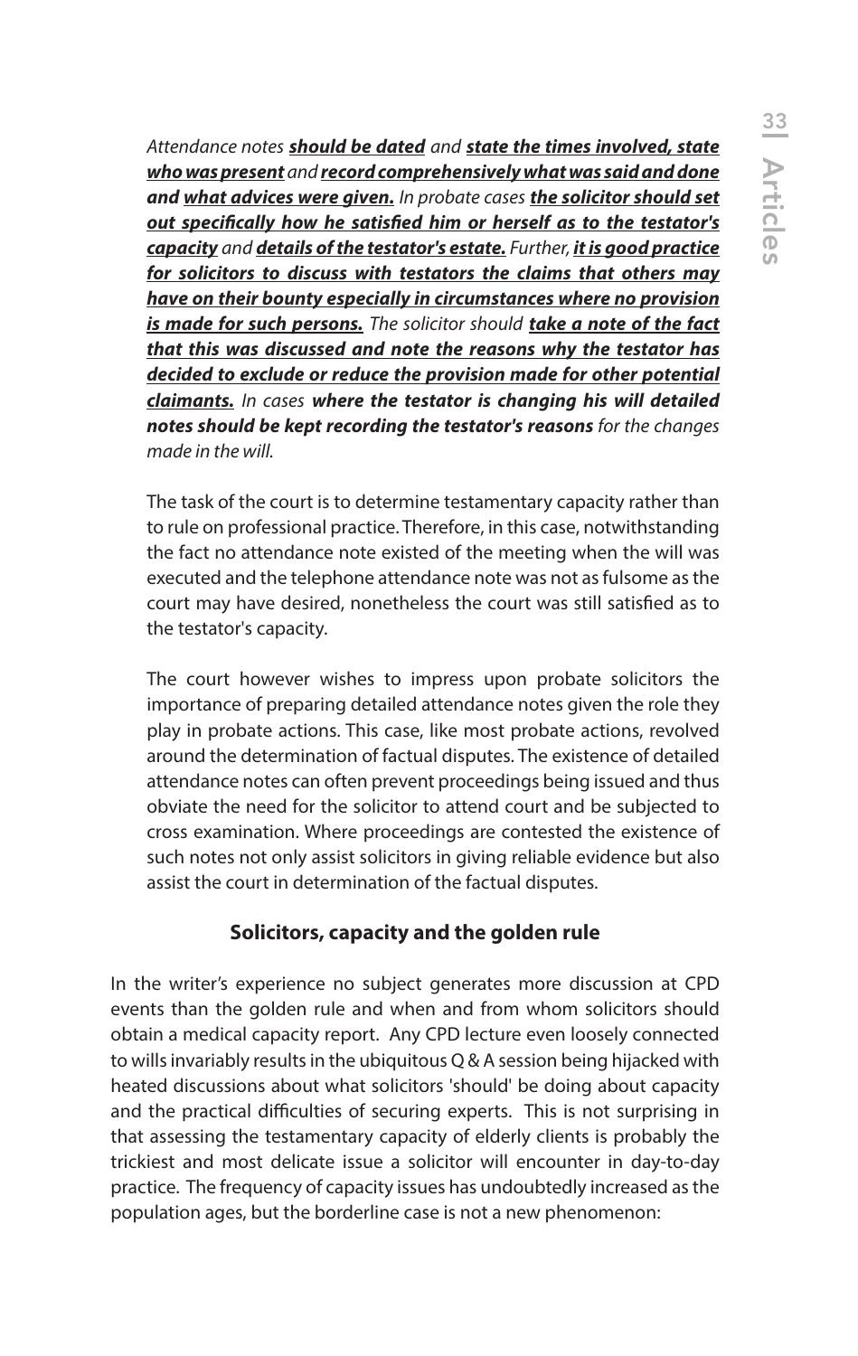*Attendance notes* ***should be dated*** *and* ***state the times involved, state who was present*** *and* ***record comprehensively what was said and done and what advices were given.*** *In probate cases* ***the solicitor should set out specifically how he satisfied him or herself as to the testator's capacity*** *and* ***details of the testator's estate.*** *Further,* ***it is good practice for solicitors to discuss with testators the claims that others may have on their bounty especially in circumstances where no provision is made for such persons.*** *The solicitor should* ***take a note of the fact that this was discussed and note the reasons why the testator has decided to exclude or reduce the provision made for other potential claimants.*** *In cases* ***where the testator is changing his will detailed notes should be kept recording the testator's reasons*** *for the changes made in the will.*

The task of the court is to determine testamentary capacity rather than to rule on professional practice. Therefore, in this case, notwithstanding the fact no attendance note existed of the meeting when the will was executed and the telephone attendance note was not as fulsome as the court may have desired, nonetheless the court was still satisfied as to the testator's capacity.

The court however wishes to impress upon probate solicitors the importance of preparing detailed attendance notes given the role they play in probate actions. This case, like most probate actions, revolved around the determination of factual disputes. The existence of detailed attendance notes can often prevent proceedings being issued and thus obviate the need for the solicitor to attend court and be subjected to cross examination. Where proceedings are contested the existence of such notes not only assist solicitors in giving reliable evidence but also assist the court in determination of the factual disputes.

### Solicitors, capacity and the golden rule

In the writer's experience no subject generates more discussion at CPD events than the golden rule and when and from whom solicitors should obtain a medical capacity report. Any CPD lecture even loosely connected to wills invariably results in the ubiquitous Q & A session being hijacked with heated discussions about what solicitors 'should' be doing about capacity and the practical difficulties of securing experts. This is not surprising in that assessing the testamentary capacity of elderly clients is probably the trickiest and most delicate issue a solicitor will encounter in day-to-day practice. The frequency of capacity issues has undoubtedly increased as the population ages, but the borderline case is not a new phenomenon: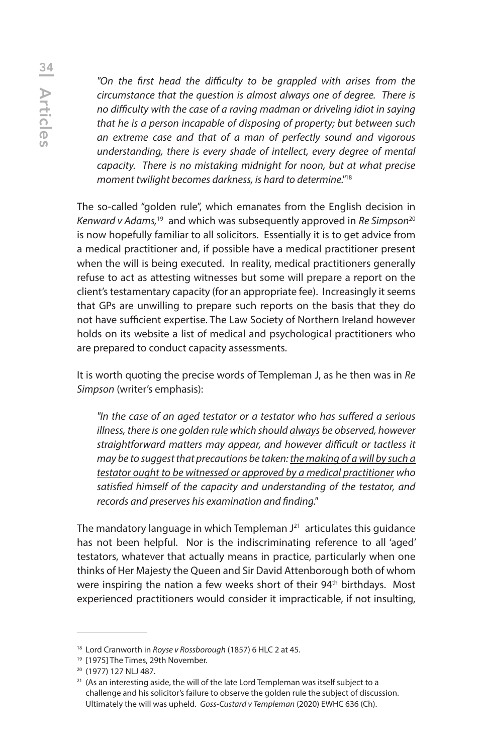> *"On the first head the difficulty to be grappled with arises from the circumstance that the question is almost always one of degree. There is no difficulty with the case of a raving madman or driveling idiot in saying that he is a person incapable of disposing of property; but between such an extreme case and that of a man of perfectly sound and vigorous understanding, there is every shade of intellect, every degree of mental capacity. There is no mistaking midnight for noon, but at what precise moment twilight becomes darkness, is hard to determine."*[18]

The so-called "golden rule", which emanates from the English decision in *Kenward v Adams,*[19] and which was subsequently approved in *Re Simpson*[20] is now hopefully familiar to all solicitors. Essentially it is to get advice from a medical practitioner and, if possible have a medical practitioner present when the will is being executed. In reality, medical practitioners generally refuse to act as attesting witnesses but some will prepare a report on the client's testamentary capacity (for an appropriate fee). Increasingly it seems that GPs are unwilling to prepare such reports on the basis that they do not have sufficient expertise. The Law Society of Northern Ireland however holds on its website a list of medical and psychological practitioners who are prepared to conduct capacity assessments.

It is worth quoting the precise words of Templeman J, as he then was in *Re Simpson* (writer's emphasis):

> *"In the case of an <u>aged</u> testator or a testator who has suffered a serious illness, there is one golden <u>rule</u> which should <u>always</u> be observed, however straightforward matters may appear, and however difficult or tactless it may be to suggest that precautions be taken: <u>the making of a will by such a testator ought to be witnessed or approved by a medical practitioner</u> who satisfied himself of the capacity and understanding of the testator, and records and preserves his examination and finding."*

The mandatory language in which Templeman J[21] articulates this guidance has not been helpful. Nor is the indiscriminating reference to all 'aged' testators, whatever that actually means in practice, particularly when one thinks of Her Majesty the Queen and Sir David Attenborough both of whom were inspiring the nation a few weeks short of their 94th birthdays. Most experienced practitioners would consider it impracticable, if not insulting,

---

[18] Lord Cranworth in *Royse v Rossborough* (1857) 6 HLC 2 at 45.

[19] [1975] The Times, 29th November.

[20] (1977) 127 NLJ 487.

[21] (As an interesting aside, the will of the late Lord Templeman was itself subject to a challenge and his solicitor's failure to observe the golden rule the subject of discussion. Ultimately the will was upheld. *Goss-Custard v Templeman* (2020) EWHC 636 (Ch).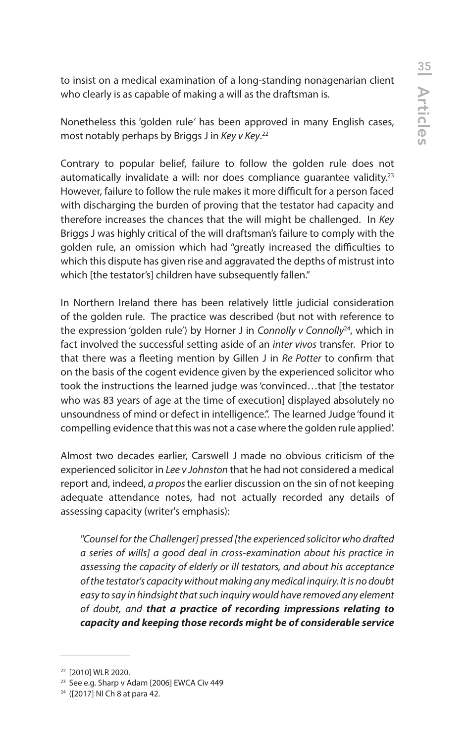to insist on a medical examination of a long-standing nonagenarian client who clearly is as capable of making a will as the draftsman is.

Nonetheless this 'golden rule' has been approved in many English cases, most notably perhaps by Briggs J in *Key v Key*.[22]

Contrary to popular belief, failure to follow the golden rule does not automatically invalidate a will: nor does compliance guarantee validity.[23] However, failure to follow the rule makes it more difficult for a person faced with discharging the burden of proving that the testator had capacity and therefore increases the chances that the will might be challenged. In *Key* Briggs J was highly critical of the will draftsman's failure to comply with the golden rule, an omission which had "greatly increased the difficulties to which this dispute has given rise and aggravated the depths of mistrust into which [the testator's] children have subsequently fallen."

In Northern Ireland there has been relatively little judicial consideration of the golden rule. The practice was described (but not with reference to the expression 'golden rule') by Horner J in *Connolly v Connolly*[24], which in fact involved the successful setting aside of an *inter vivos* transfer. Prior to that there was a fleeting mention by Gillen J in *Re Potter* to confirm that on the basis of the cogent evidence given by the experienced solicitor who took the instructions the learned judge was 'convinced…that [the testator who was 83 years of age at the time of execution] displayed absolutely no unsoundness of mind or defect in intelligence.'. The learned Judge 'found it compelling evidence that this was not a case where the golden rule applied'.

Almost two decades earlier, Carswell J made no obvious criticism of the experienced solicitor in *Lee v Johnston* that he had not considered a medical report and, indeed, *a propos* the earlier discussion on the sin of not keeping adequate attendance notes, had not actually recorded any details of assessing capacity (writer's emphasis):

> *"Counsel for the Challenger] pressed [the experienced solicitor who drafted a series of wills] a good deal in cross-examination about his practice in assessing the capacity of elderly or ill testators, and about his acceptance of the testator's capacity without making any medical inquiry. It is no doubt easy to say in hindsight that such inquiry would have removed any element of doubt, and* ***that a practice of recording impressions relating to capacity and keeping those records might be of considerable service***

---

[22] [2010] WLR 2020.

[23] See e.g. Sharp v Adam [2006] EWCA Civ 449

[24] ([2017] NI Ch 8 at para 42.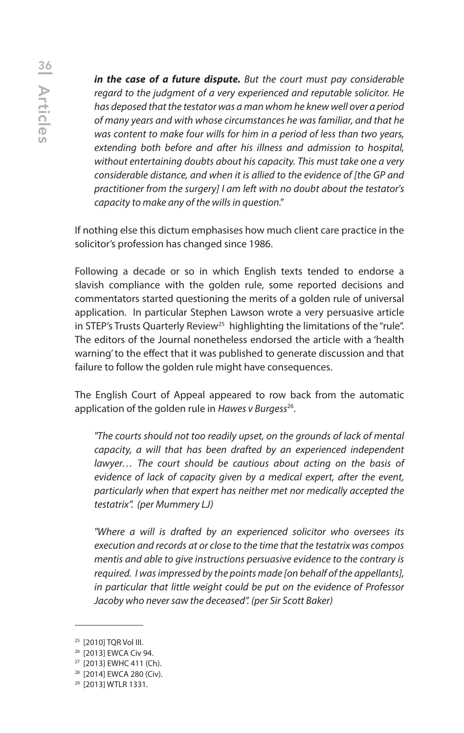> ***in the case of a future dispute.*** *But the court must pay considerable regard to the judgment of a very experienced and reputable solicitor. He has deposed that the testator was a man whom he knew well over a period of many years and with whose circumstances he was familiar, and that he was content to make four wills for him in a period of less than two years, extending both before and after his illness and admission to hospital, without entertaining doubts about his capacity. This must take one a very considerable distance, and when it is allied to the evidence of [the GP and practitioner from the surgery] I am left with no doubt about the testator's capacity to make any of the wills in question."*

If nothing else this dictum emphasises how much client care practice in the solicitor's profession has changed since 1986.

Following a decade or so in which English texts tended to endorse a slavish compliance with the golden rule, some reported decisions and commentators started questioning the merits of a golden rule of universal application. In particular Stephen Lawson wrote a very persuasive article in STEP's Trusts Quarterly Review[25] highlighting the limitations of the "rule". The editors of the Journal nonetheless endorsed the article with a 'health warning' to the effect that it was published to generate discussion and that failure to follow the golden rule might have consequences.

The English Court of Appeal appeared to row back from the automatic application of the golden rule in *Hawes v Burgess*[26].

> *"The courts should not too readily upset, on the grounds of lack of mental capacity, a will that has been drafted by an experienced independent lawyer… The court should be cautious about acting on the basis of evidence of lack of capacity given by a medical expert, after the event, particularly when that expert has neither met nor medically accepted the testatrix". (per Mummery LJ)*

> *"Where a will is drafted by an experienced solicitor who oversees its execution and records at or close to the time that the testatrix was compos mentis and able to give instructions persuasive evidence to the contrary is required. I was impressed by the points made [on behalf of the appellants], in particular that little weight could be put on the evidence of Professor Jacoby who never saw the deceased". (per Sir Scott Baker)*

---

[25] [2010] TQR Vol III.

[26] [2013] EWCA Civ 94.

[27] [2013] EWHC 411 (Ch).

[28] [2014] EWCA 280 (Civ).

[29] [2013] WTLR 1331.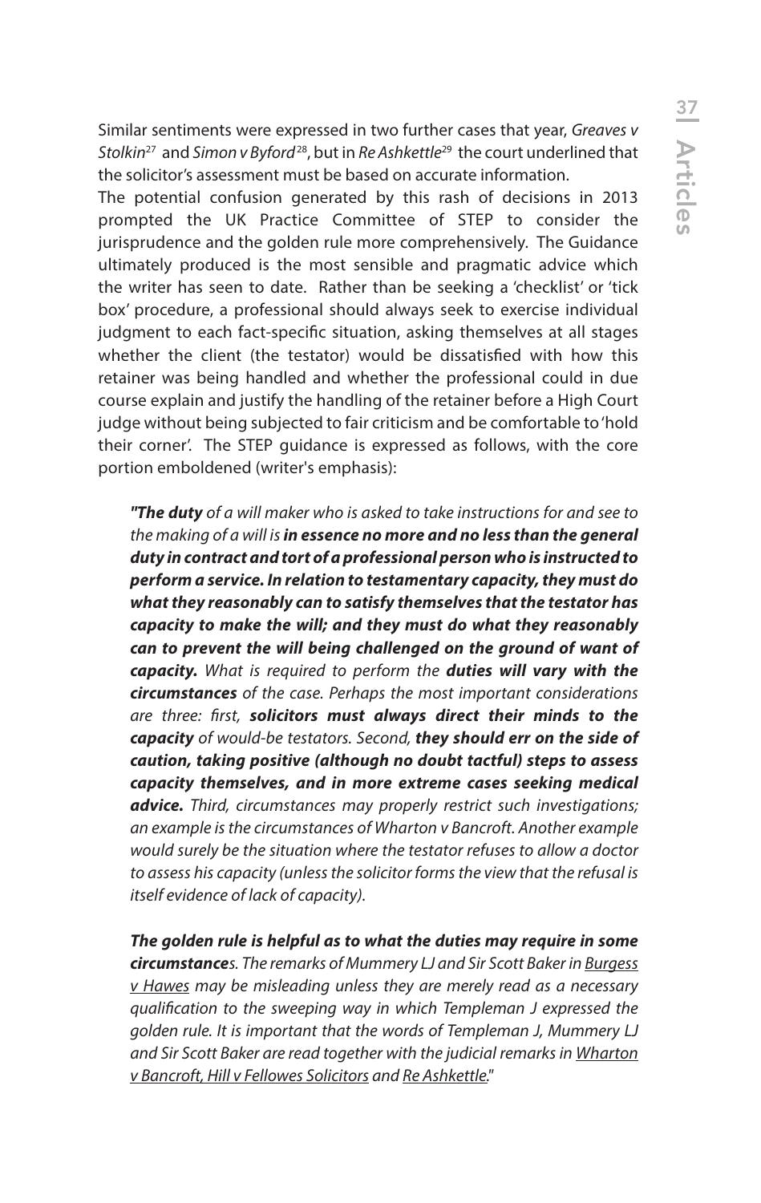Similar sentiments were expressed in two further cases that year, *Greaves v Stolkin*[27] and *Simon v Byford*[28], but in *Re Ashkettle*[29] the court underlined that the solicitor's assessment must be based on accurate information.

The potential confusion generated by this rash of decisions in 2013 prompted the UK Practice Committee of STEP to consider the jurisprudence and the golden rule more comprehensively. The Guidance ultimately produced is the most sensible and pragmatic advice which the writer has seen to date. Rather than be seeking a 'checklist' or 'tick box' procedure, a professional should always seek to exercise individual judgment to each fact-specific situation, asking themselves at all stages whether the client (the testator) would be dissatisfied with how this retainer was being handled and whether the professional could in due course explain and justify the handling of the retainer before a High Court judge without being subjected to fair criticism and be comfortable to 'hold their corner'. The STEP guidance is expressed as follows, with the core portion emboldened (writer's emphasis):

> ***"The duty*** *of a will maker who is asked to take instructions for and see to the making of a will is* ***in essence no more and no less than the general duty in contract and tort of a professional person who is instructed to perform a service. In relation to testamentary capacity, they must do what they reasonably can to satisfy themselves that the testator has capacity to make the will; and they must do what they reasonably can to prevent the will being challenged on the ground of want of capacity.*** *What is required to perform the* ***duties will vary with the circumstances*** *of the case. Perhaps the most important considerations are three: first,* ***solicitors must always direct their minds to the capacity*** *of would-be testators. Second,* ***they should err on the side of caution, taking positive (although no doubt tactful) steps to assess capacity themselves, and in more extreme cases seeking medical advice.*** *Third, circumstances may properly restrict such investigations; an example is the circumstances of Wharton v Bancroft. Another example would surely be the situation where the testator refuses to allow a doctor to assess his capacity (unless the solicitor forms the view that the refusal is itself evidence of lack of capacity).*
>
> ***The golden rule is helpful as to what the duties may require in some circumstance****s. The remarks of Mummery LJ and Sir Scott Baker in* *Burgess v Hawes* *may be misleading unless they are merely read as a necessary qualification to the sweeping way in which Templeman J expressed the golden rule. It is important that the words of Templeman J, Mummery LJ and Sir Scott Baker are read together with the judicial remarks in* *Wharton v Bancroft, Hill v Fellowes Solicitors* *and* *Re Ashkettle*."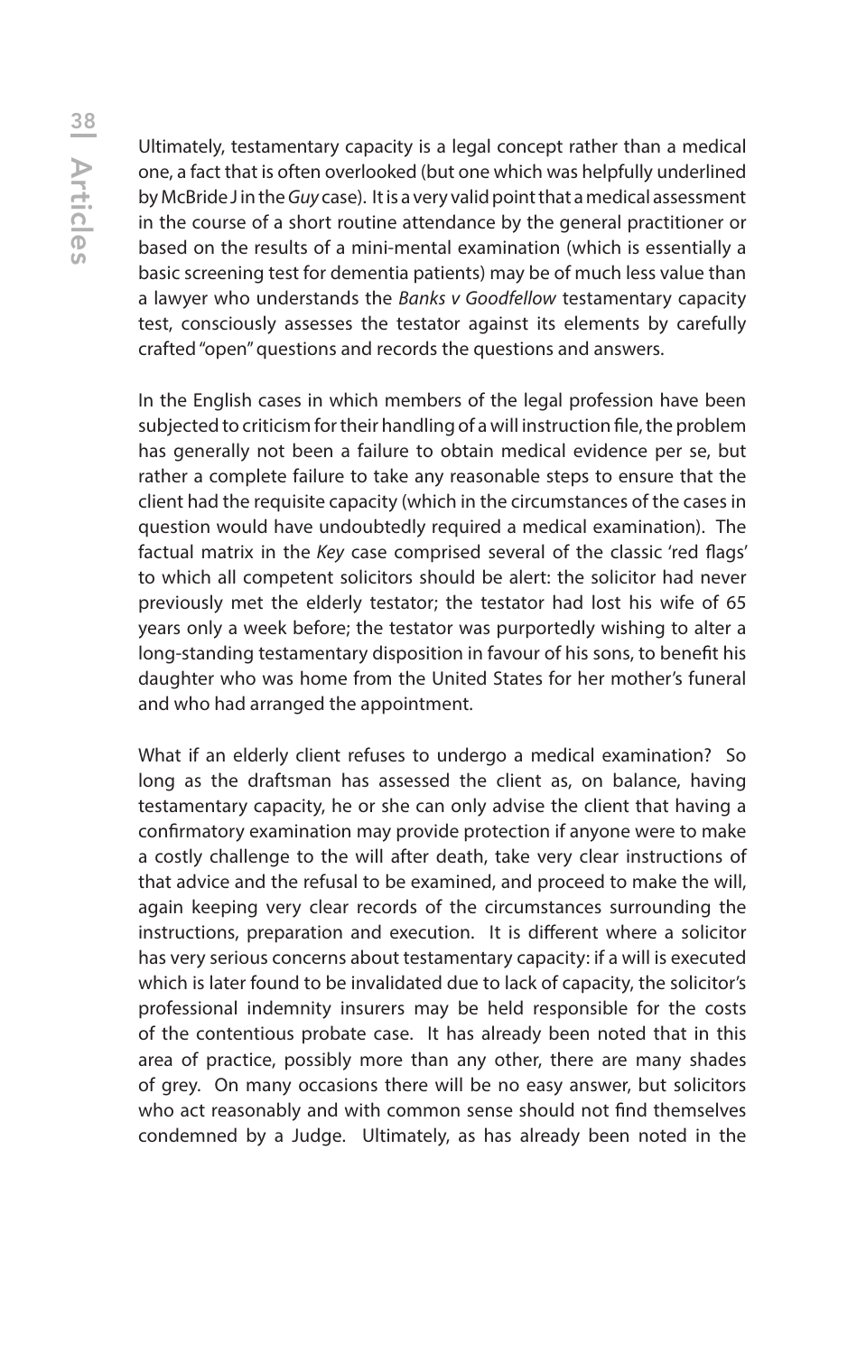Ultimately, testamentary capacity is a legal concept rather than a medical one, a fact that is often overlooked (but one which was helpfully underlined by McBride J in the *Guy* case). It is a very valid point that a medical assessment in the course of a short routine attendance by the general practitioner or based on the results of a mini-mental examination (which is essentially a basic screening test for dementia patients) may be of much less value than a lawyer who understands the *Banks v Goodfellow* testamentary capacity test, consciously assesses the testator against its elements by carefully crafted "open" questions and records the questions and answers.

In the English cases in which members of the legal profession have been subjected to criticism for their handling of a will instruction file, the problem has generally not been a failure to obtain medical evidence per se, but rather a complete failure to take any reasonable steps to ensure that the client had the requisite capacity (which in the circumstances of the cases in question would have undoubtedly required a medical examination). The factual matrix in the *Key* case comprised several of the classic 'red flags' to which all competent solicitors should be alert: the solicitor had never previously met the elderly testator; the testator had lost his wife of 65 years only a week before; the testator was purportedly wishing to alter a long-standing testamentary disposition in favour of his sons, to benefit his daughter who was home from the United States for her mother's funeral and who had arranged the appointment.

What if an elderly client refuses to undergo a medical examination? So long as the draftsman has assessed the client as, on balance, having testamentary capacity, he or she can only advise the client that having a confirmatory examination may provide protection if anyone were to make a costly challenge to the will after death, take very clear instructions of that advice and the refusal to be examined, and proceed to make the will, again keeping very clear records of the circumstances surrounding the instructions, preparation and execution. It is different where a solicitor has very serious concerns about testamentary capacity: if a will is executed which is later found to be invalidated due to lack of capacity, the solicitor's professional indemnity insurers may be held responsible for the costs of the contentious probate case. It has already been noted that in this area of practice, possibly more than any other, there are many shades of grey. On many occasions there will be no easy answer, but solicitors who act reasonably and with common sense should not find themselves condemned by a Judge. Ultimately, as has already been noted in the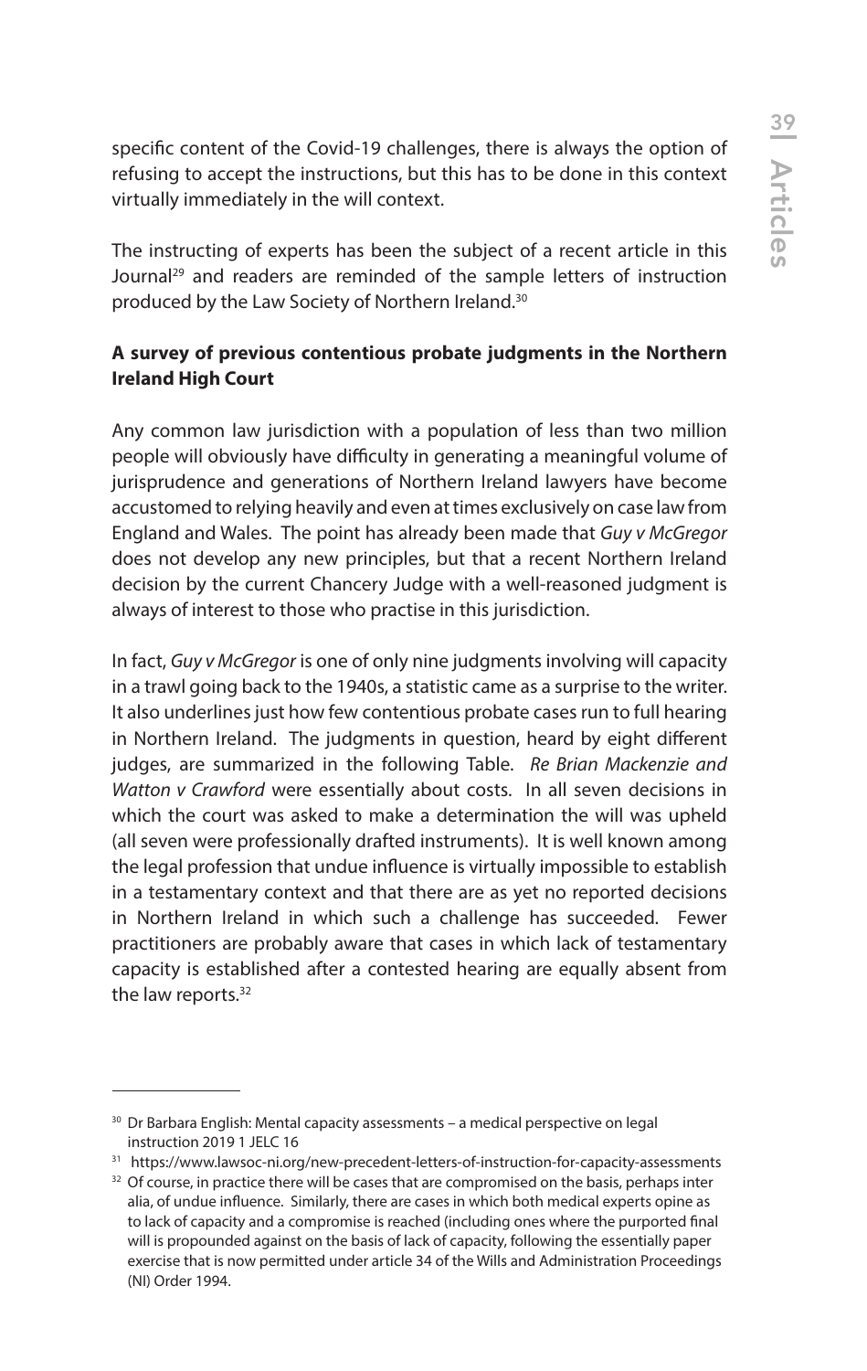specific content of the Covid-19 challenges, there is always the option of refusing to accept the instructions, but this has to be done in this context virtually immediately in the will context.

The instructing of experts has been the subject of a recent article in this Journal[29] and readers are reminded of the sample letters of instruction produced by the Law Society of Northern Ireland.[30]

**A survey of previous contentious probate judgments in the Northern Ireland High Court**

Any common law jurisdiction with a population of less than two million people will obviously have difficulty in generating a meaningful volume of jurisprudence and generations of Northern Ireland lawyers have become accustomed to relying heavily and even at times exclusively on case law from England and Wales. The point has already been made that *Guy v McGregor* does not develop any new principles, but that a recent Northern Ireland decision by the current Chancery Judge with a well-reasoned judgment is always of interest to those who practise in this jurisdiction.

In fact, *Guy v McGregor* is one of only nine judgments involving will capacity in a trawl going back to the 1940s, a statistic came as a surprise to the writer. It also underlines just how few contentious probate cases run to full hearing in Northern Ireland. The judgments in question, heard by eight different judges, are summarized in the following Table. *Re Brian Mackenzie and Watton v Crawford* were essentially about costs. In all seven decisions in which the court was asked to make a determination the will was upheld (all seven were professionally drafted instruments). It is well known among the legal profession that undue influence is virtually impossible to establish in a testamentary context and that there are as yet no reported decisions in Northern Ireland in which such a challenge has succeeded. Fewer practitioners are probably aware that cases in which lack of testamentary capacity is established after a contested hearing are equally absent from the law reports.[32]

---

[30] Dr Barbara English: Mental capacity assessments – a medical perspective on legal instruction 2019 1 JELC 16

[31] https://www.lawsoc-ni.org/new-precedent-letters-of-instruction-for-capacity-assessments

[32] Of course, in practice there will be cases that are compromised on the basis, perhaps inter alia, of undue influence. Similarly, there are cases in which both medical experts opine as to lack of capacity and a compromise is reached (including ones where the purported final will is propounded against on the basis of lack of capacity, following the essentially paper exercise that is now permitted under article 34 of the Wills and Administration Proceedings (NI) Order 1994.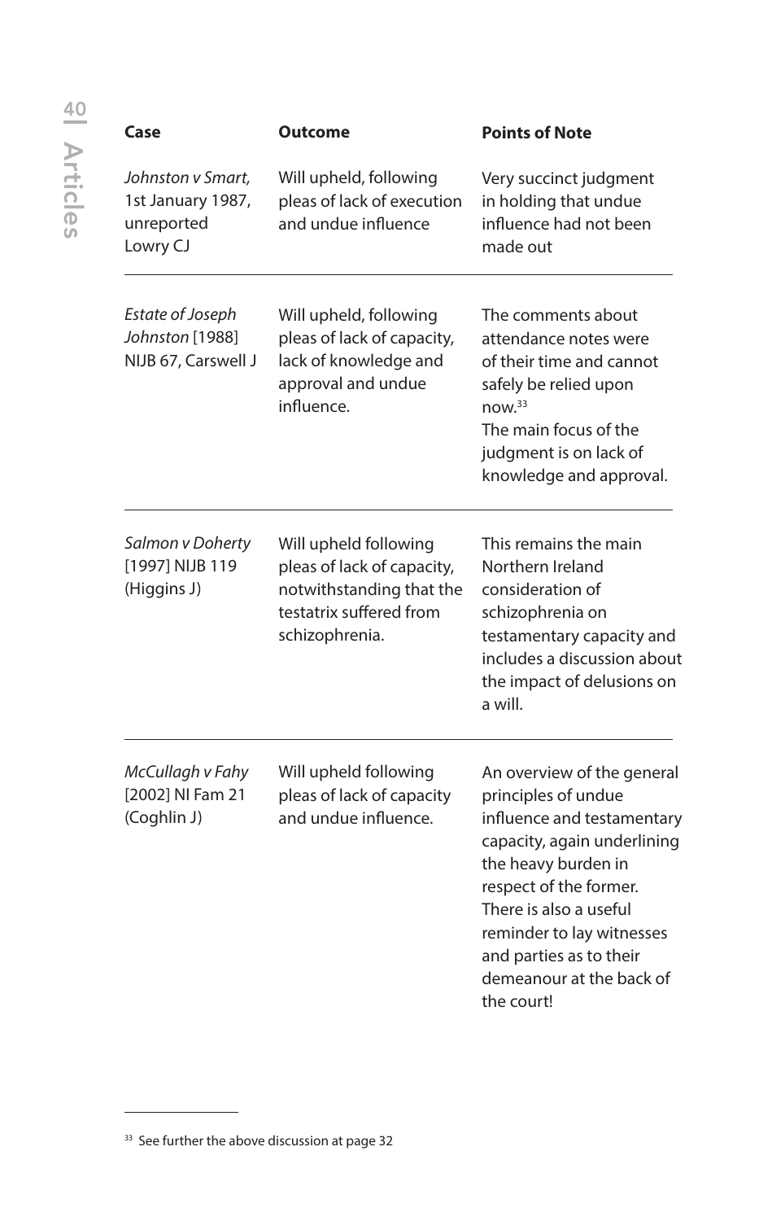| Case | Outcome | Points of Note |
| --- | --- | --- |
| *Johnston v Smart,* 1st January 1987, unreported Lowry CJ | Will upheld, following pleas of lack of execution and undue influence | Very succinct judgment in holding that undue influence had not been made out |
| *Estate of Joseph Johnston* [1988] NIJB 67, Carswell J | Will upheld, following pleas of lack of capacity, lack of knowledge and approval and undue influence. | The comments about attendance notes were of their time and cannot safely be relied upon now.[33] The main focus of the judgment is on lack of knowledge and approval. |
| *Salmon v Doherty* [1997] NIJB 119 (Higgins J) | Will upheld following pleas of lack of capacity, notwithstanding that the testatrix suffered from schizophrenia. | This remains the main Northern Ireland consideration of schizophrenia on testamentary capacity and includes a discussion about the impact of delusions on a will. |
| *McCullagh v Fahy* [2002] NI Fam 21 (Coghlin J) | Will upheld following pleas of lack of capacity and undue influence. | An overview of the general principles of undue influence and testamentary capacity, again underlining the heavy burden in respect of the former. There is also a useful reminder to lay witnesses and parties as to their demeanour at the back of the court! |

[33] See further the above discussion at page 32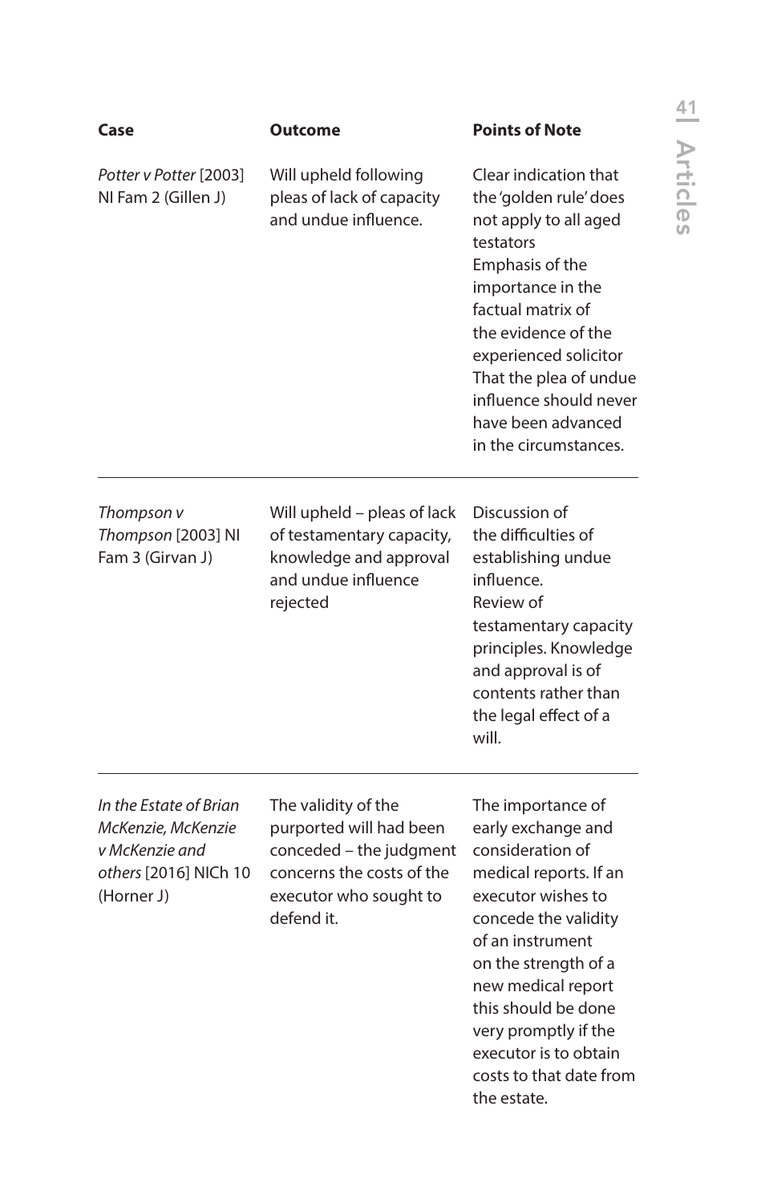| Case | Outcome | Points of Note |
|---|---|---|
| *Potter v Potter* [2003] NI Fam 2 (Gillen J) | Will upheld following pleas of lack of capacity and undue influence. | Clear indication that the 'golden rule' does not apply to all aged testators Emphasis of the importance in the factual matrix of the evidence of the experienced solicitor That the plea of undue influence should never have been advanced in the circumstances. |
| *Thompson v Thompson* [2003] NI Fam 3 (Girvan J) | Will upheld – pleas of lack of testamentary capacity, knowledge and approval and undue influence rejected | Discussion of the difficulties of establishing undue influence. Review of testamentary capacity principles. Knowledge and approval is of contents rather than the legal effect of a will. |
| *In the Estate of Brian McKenzie, McKenzie v McKenzie and others* [2016] NICh 10 (Horner J) | The validity of the purported will had been conceded – the judgment concerns the costs of the executor who sought to defend it. | The importance of early exchange and consideration of medical reports. If an executor wishes to concede the validity of an instrument on the strength of a new medical report this should be done very promptly if the executor is to obtain costs to that date from the estate. |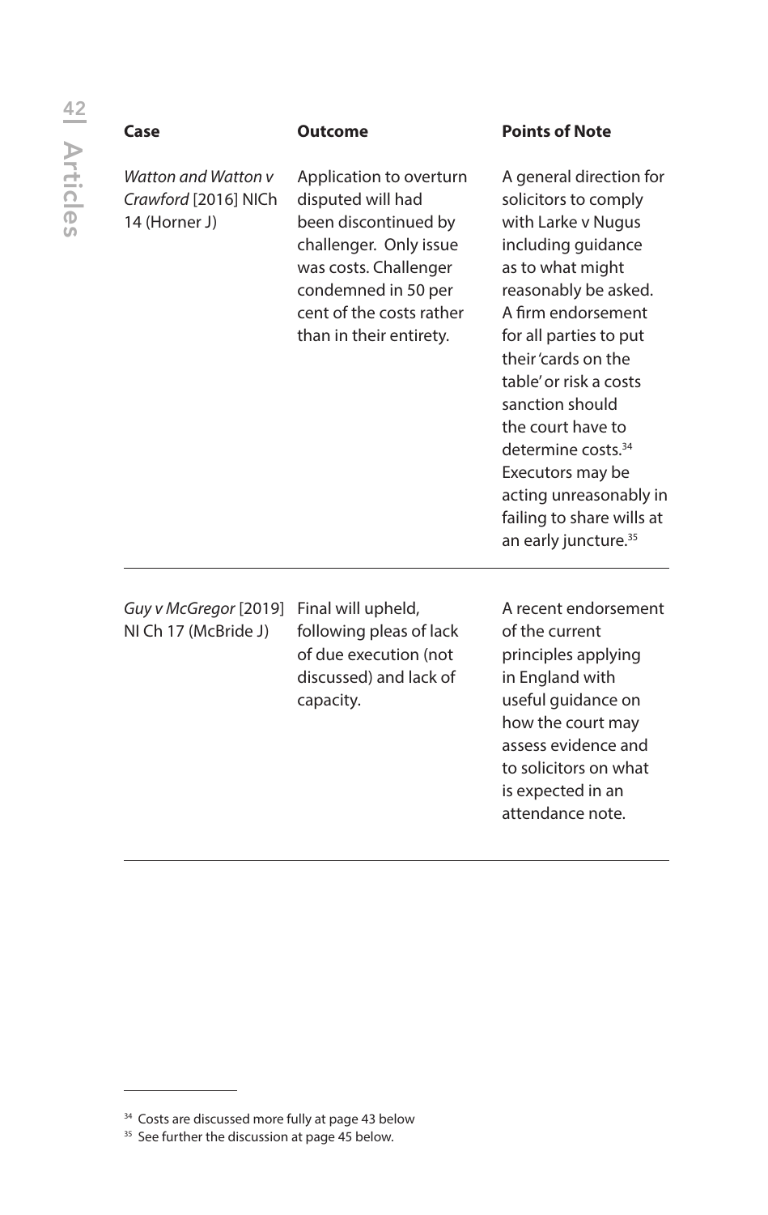| Case | Outcome | Points of Note |
|---|---|---|
| *Watton and Watton v Crawford* [2016] NICh 14 (Horner J) | Application to overturn disputed will had been discontinued by challenger. Only issue was costs. Challenger condemned in 50 per cent of the costs rather than in their entirety. | A general direction for solicitors to comply with Larke v Nugus including guidance as to what might reasonably be asked. A firm endorsement for all parties to put their 'cards on the table' or risk a costs sanction should the court have to determine costs.[34] Executors may be acting unreasonably in failing to share wills at an early juncture.[35] |
| *Guy v McGregor* [2019] NI Ch 17 (McBride J) | Final will upheld, following pleas of lack of due execution (not discussed) and lack of capacity. | A recent endorsement of the current principles applying in England with useful guidance on how the court may assess evidence and to solicitors on what is expected in an attendance note. |

[34] Costs are discussed more fully at page 43 below

[35] See further the discussion at page 45 below.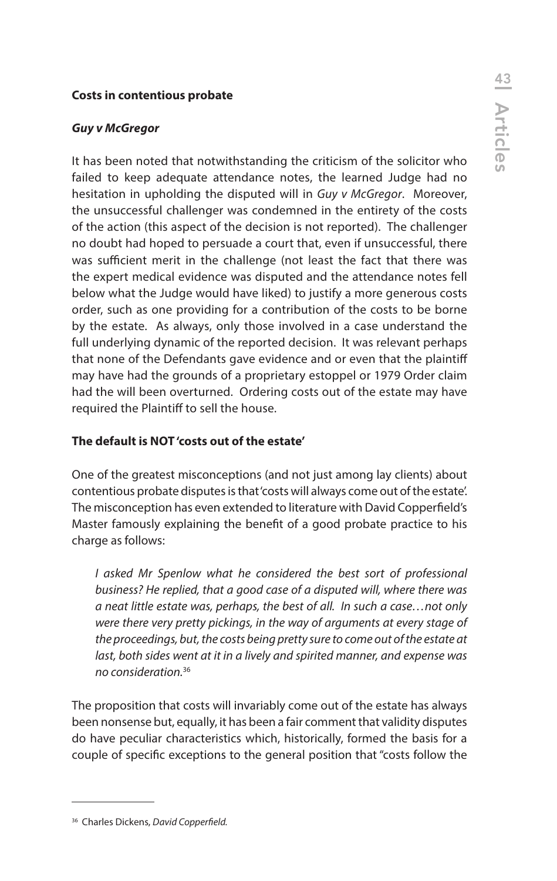**Costs in contentious probate**

***Guy v McGregor***

It has been noted that notwithstanding the criticism of the solicitor who failed to keep adequate attendance notes, the learned Judge had no hesitation in upholding the disputed will in *Guy v McGregor*. Moreover, the unsuccessful challenger was condemned in the entirety of the costs of the action (this aspect of the decision is not reported). The challenger no doubt had hoped to persuade a court that, even if unsuccessful, there was sufficient merit in the challenge (not least the fact that there was the expert medical evidence was disputed and the attendance notes fell below what the Judge would have liked) to justify a more generous costs order, such as one providing for a contribution of the costs to be borne by the estate. As always, only those involved in a case understand the full underlying dynamic of the reported decision. It was relevant perhaps that none of the Defendants gave evidence and or even that the plaintiff may have had the grounds of a proprietary estoppel or 1979 Order claim had the will been overturned. Ordering costs out of the estate may have required the Plaintiff to sell the house.

**The default is NOT 'costs out of the estate'**

One of the greatest misconceptions (and not just among lay clients) about contentious probate disputes is that 'costs will always come out of the estate'. The misconception has even extended to literature with David Copperfield's Master famously explaining the benefit of a good probate practice to his charge as follows:

> *I asked Mr Spenlow what he considered the best sort of professional business? He replied, that a good case of a disputed will, where there was a neat little estate was, perhaps, the best of all. In such a case…not only were there very pretty pickings, in the way of arguments at every stage of the proceedings, but, the costs being pretty sure to come out of the estate at last, both sides went at it in a lively and spirited manner, and expense was no consideration.*[36]

The proposition that costs will invariably come out of the estate has always been nonsense but, equally, it has been a fair comment that validity disputes do have peculiar characteristics which, historically, formed the basis for a couple of specific exceptions to the general position that "costs follow the

---

[36] Charles Dickens, *David Copperfield.*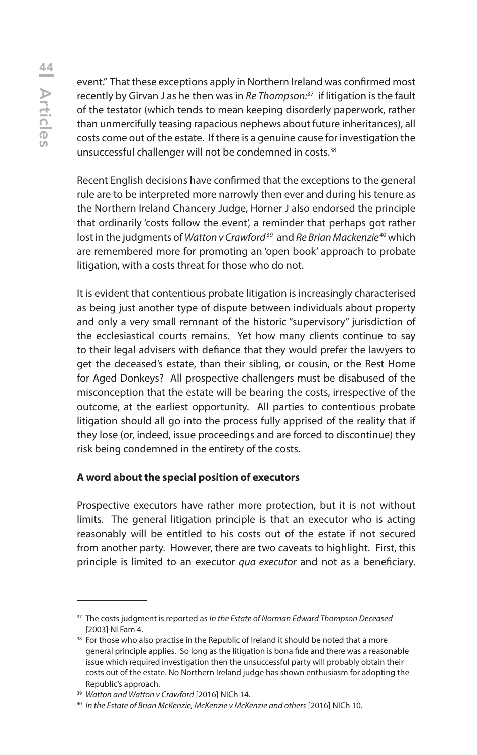event." That these exceptions apply in Northern Ireland was confirmed most recently by Girvan J as he then was in *Re Thompson*:[37] if litigation is the fault of the testator (which tends to mean keeping disorderly paperwork, rather than unmercifully teasing rapacious nephews about future inheritances), all costs come out of the estate. If there is a genuine cause for investigation the unsuccessful challenger will not be condemned in costs.[38]

Recent English decisions have confirmed that the exceptions to the general rule are to be interpreted more narrowly then ever and during his tenure as the Northern Ireland Chancery Judge, Horner J also endorsed the principle that ordinarily 'costs follow the event', a reminder that perhaps got rather lost in the judgments of *Watton v Crawford*[39] and *Re Brian Mackenzie*[40] which are remembered more for promoting an 'open book' approach to probate litigation, with a costs threat for those who do not.

It is evident that contentious probate litigation is increasingly characterised as being just another type of dispute between individuals about property and only a very small remnant of the historic "supervisory" jurisdiction of the ecclesiastical courts remains. Yet how many clients continue to say to their legal advisers with defiance that they would prefer the lawyers to get the deceased's estate, than their sibling, or cousin, or the Rest Home for Aged Donkeys? All prospective challengers must be disabused of the misconception that the estate will be bearing the costs, irrespective of the outcome, at the earliest opportunity. All parties to contentious probate litigation should all go into the process fully apprised of the reality that if they lose (or, indeed, issue proceedings and are forced to discontinue) they risk being condemned in the entirety of the costs.

**A word about the special position of executors**

Prospective executors have rather more protection, but it is not without limits. The general litigation principle is that an executor who is acting reasonably will be entitled to his costs out of the estate if not secured from another party. However, there are two caveats to highlight. First, this principle is limited to an executor *qua executor* and not as a beneficiary.

---

[37] The costs judgment is reported as *In the Estate of Norman Edward Thompson Deceased* [2003] NI Fam 4.

[38] For those who also practise in the Republic of Ireland it should be noted that a more general principle applies. So long as the litigation is bona fide and there was a reasonable issue which required investigation then the unsuccessful party will probably obtain their costs out of the estate. No Northern Ireland judge has shown enthusiasm for adopting the Republic's approach.

[39] *Watton and Watton v Crawford* [2016] NICh 14.

[40] *In the Estate of Brian McKenzie, McKenzie v McKenzie and others* [2016] NICh 10.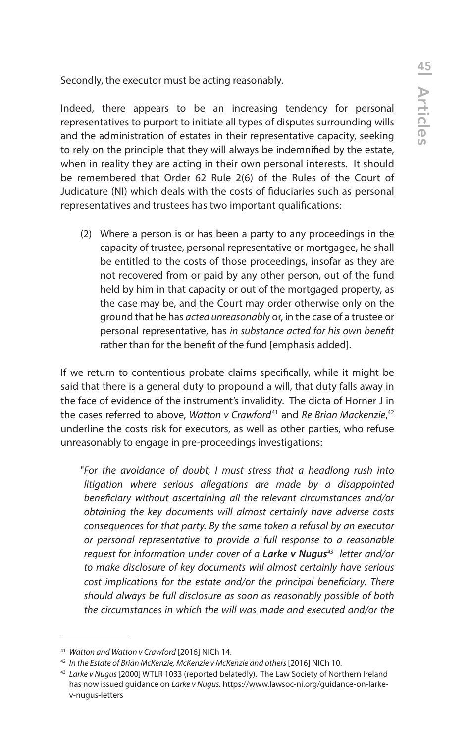Secondly, the executor must be acting reasonably.

Indeed, there appears to be an increasing tendency for personal representatives to purport to initiate all types of disputes surrounding wills and the administration of estates in their representative capacity, seeking to rely on the principle that they will always be indemnified by the estate, when in reality they are acting in their own personal interests. It should be remembered that Order 62 Rule 2(6) of the Rules of the Court of Judicature (NI) which deals with the costs of fiduciaries such as personal representatives and trustees has two important qualifications:

> (2) Where a person is or has been a party to any proceedings in the capacity of trustee, personal representative or mortgagee, he shall be entitled to the costs of those proceedings, insofar as they are not recovered from or paid by any other person, out of the fund held by him in that capacity or out of the mortgaged property, as the case may be, and the Court may order otherwise only on the ground that he has *acted unreasonably* or, in the case of a trustee or personal representative, has *in substance acted for his own benefit* rather than for the benefit of the fund [emphasis added].

If we return to contentious probate claims specifically, while it might be said that there is a general duty to propound a will, that duty falls away in the face of evidence of the instrument's invalidity. The dicta of Horner J in the cases referred to above, *Watton v Crawford*[41] and *Re Brian Mackenzie*,[42] underline the costs risk for executors, as well as other parties, who refuse unreasonably to engage in pre-proceedings investigations:

> "*For the avoidance of doubt, I must stress that a headlong rush into litigation where serious allegations are made by a disappointed beneficiary without ascertaining all the relevant circumstances and/or obtaining the key documents will almost certainly have adverse costs consequences for that party. By the same token a refusal by an executor or personal representative to provide a full response to a reasonable request for information under cover of a* ***Larke v Nugus***[43] *letter and/or to make disclosure of key documents will almost certainly have serious cost implications for the estate and/or the principal beneficiary. There should always be full disclosure as soon as reasonably possible of both the circumstances in which the will was made and executed and/or the*

---

[41] *Watton and Watton v Crawford* [2016] NICh 14.

[42] *In the Estate of Brian McKenzie, McKenzie v McKenzie and others* [2016] NICh 10.

[43] *Larke v Nugus* [2000] WTLR 1033 (reported belatedly). The Law Society of Northern Ireland has now issued guidance on *Larke v Nugus.* https://www.lawsoc-ni.org/guidance-on-larke-v-nugus-letters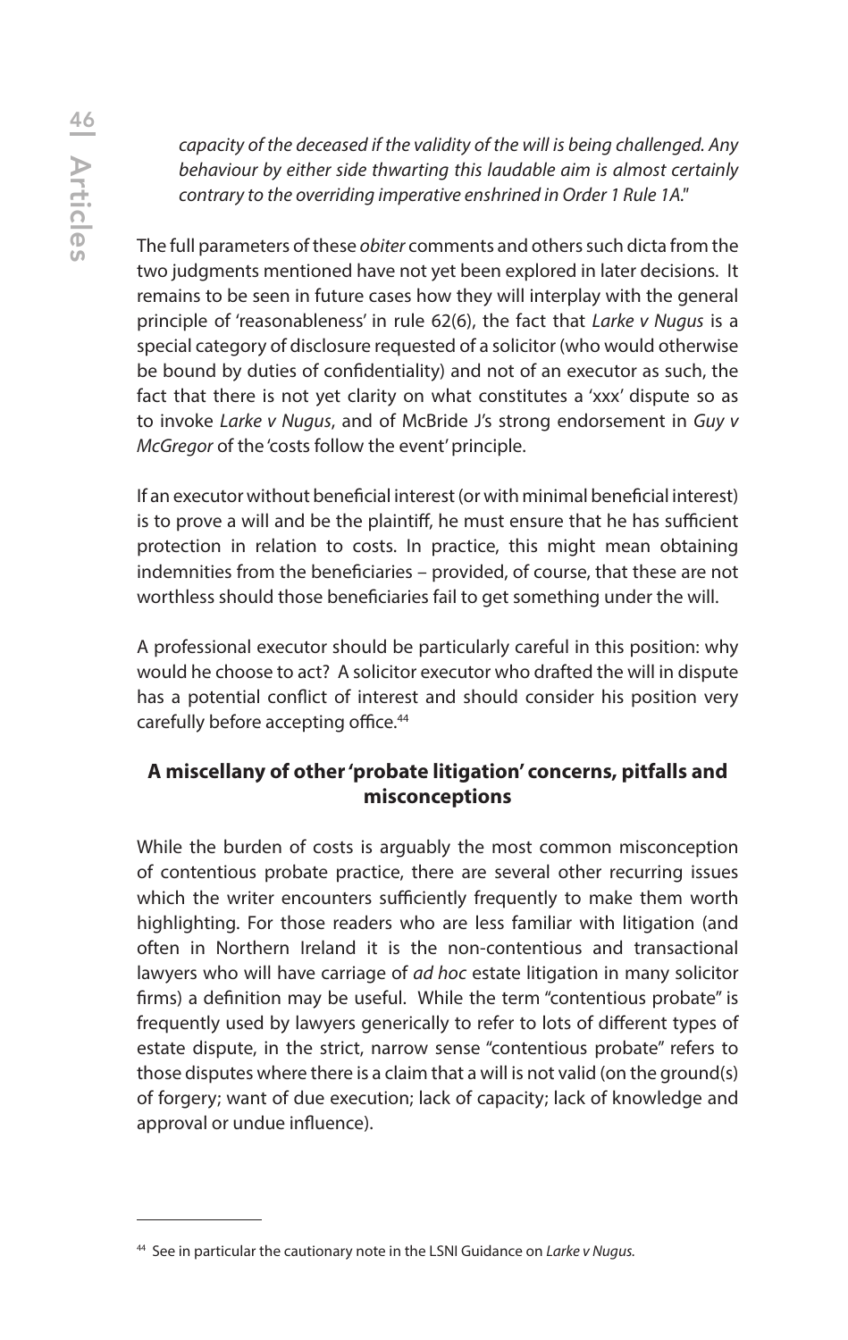*capacity of the deceased if the validity of the will is being challenged. Any behaviour by either side thwarting this laudable aim is almost certainly contrary to the overriding imperative enshrined in Order 1 Rule 1A."*

The full parameters of these *obiter* comments and others such dicta from the two judgments mentioned have not yet been explored in later decisions. It remains to be seen in future cases how they will interplay with the general principle of 'reasonableness' in rule 62(6), the fact that *Larke v Nugus* is a special category of disclosure requested of a solicitor (who would otherwise be bound by duties of confidentiality) and not of an executor as such, the fact that there is not yet clarity on what constitutes a 'xxx' dispute so as to invoke *Larke v Nugus*, and of McBride J's strong endorsement in *Guy v McGregor* of the 'costs follow the event' principle.

If an executor without beneficial interest (or with minimal beneficial interest) is to prove a will and be the plaintiff, he must ensure that he has sufficient protection in relation to costs. In practice, this might mean obtaining indemnities from the beneficiaries – provided, of course, that these are not worthless should those beneficiaries fail to get something under the will.

A professional executor should be particularly careful in this position: why would he choose to act? A solicitor executor who drafted the will in dispute has a potential conflict of interest and should consider his position very carefully before accepting office.[44]

## A miscellany of other 'probate litigation' concerns, pitfalls and misconceptions

While the burden of costs is arguably the most common misconception of contentious probate practice, there are several other recurring issues which the writer encounters sufficiently frequently to make them worth highlighting. For those readers who are less familiar with litigation (and often in Northern Ireland it is the non-contentious and transactional lawyers who will have carriage of *ad hoc* estate litigation in many solicitor firms) a definition may be useful. While the term "contentious probate" is frequently used by lawyers generically to refer to lots of different types of estate dispute, in the strict, narrow sense "contentious probate" refers to those disputes where there is a claim that a will is not valid (on the ground(s) of forgery; want of due execution; lack of capacity; lack of knowledge and approval or undue influence).

---

[44] See in particular the cautionary note in the LSNI Guidance on *Larke v Nugus.*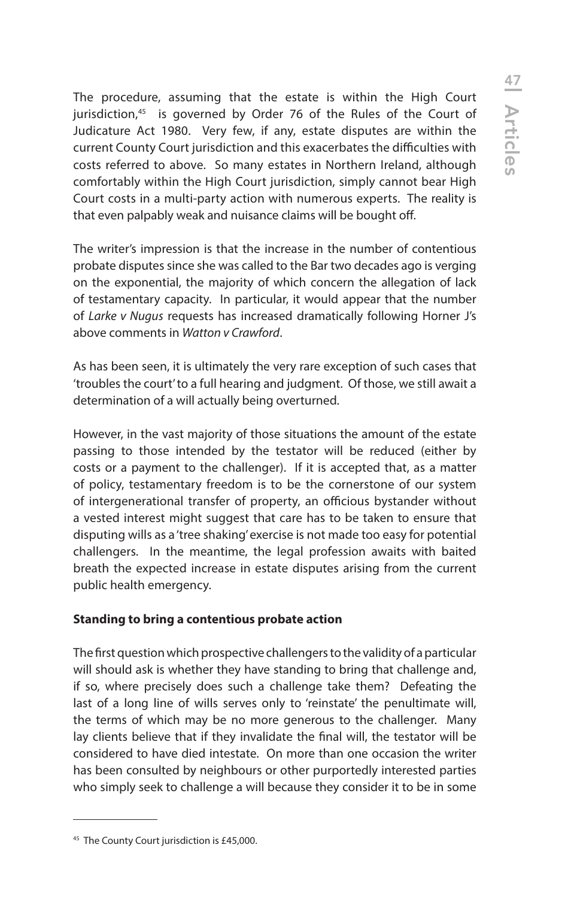The procedure, assuming that the estate is within the High Court jurisdiction,[45] is governed by Order 76 of the Rules of the Court of Judicature Act 1980. Very few, if any, estate disputes are within the current County Court jurisdiction and this exacerbates the difficulties with costs referred to above. So many estates in Northern Ireland, although comfortably within the High Court jurisdiction, simply cannot bear High Court costs in a multi-party action with numerous experts. The reality is that even palpably weak and nuisance claims will be bought off.

The writer's impression is that the increase in the number of contentious probate disputes since she was called to the Bar two decades ago is verging on the exponential, the majority of which concern the allegation of lack of testamentary capacity. In particular, it would appear that the number of *Larke v Nugus* requests has increased dramatically following Horner J's above comments in *Watton v Crawford*.

As has been seen, it is ultimately the very rare exception of such cases that 'troubles the court' to a full hearing and judgment. Of those, we still await a determination of a will actually being overturned.

However, in the vast majority of those situations the amount of the estate passing to those intended by the testator will be reduced (either by costs or a payment to the challenger). If it is accepted that, as a matter of policy, testamentary freedom is to be the cornerstone of our system of intergenerational transfer of property, an officious bystander without a vested interest might suggest that care has to be taken to ensure that disputing wills as a 'tree shaking' exercise is not made too easy for potential challengers. In the meantime, the legal profession awaits with baited breath the expected increase in estate disputes arising from the current public health emergency.

**Standing to bring a contentious probate action**

The first question which prospective challengers to the validity of a particular will should ask is whether they have standing to bring that challenge and, if so, where precisely does such a challenge take them? Defeating the last of a long line of wills serves only to 'reinstate' the penultimate will, the terms of which may be no more generous to the challenger. Many lay clients believe that if they invalidate the final will, the testator will be considered to have died intestate. On more than one occasion the writer has been consulted by neighbours or other purportedly interested parties who simply seek to challenge a will because they consider it to be in some

[45] The County Court jurisdiction is £45,000.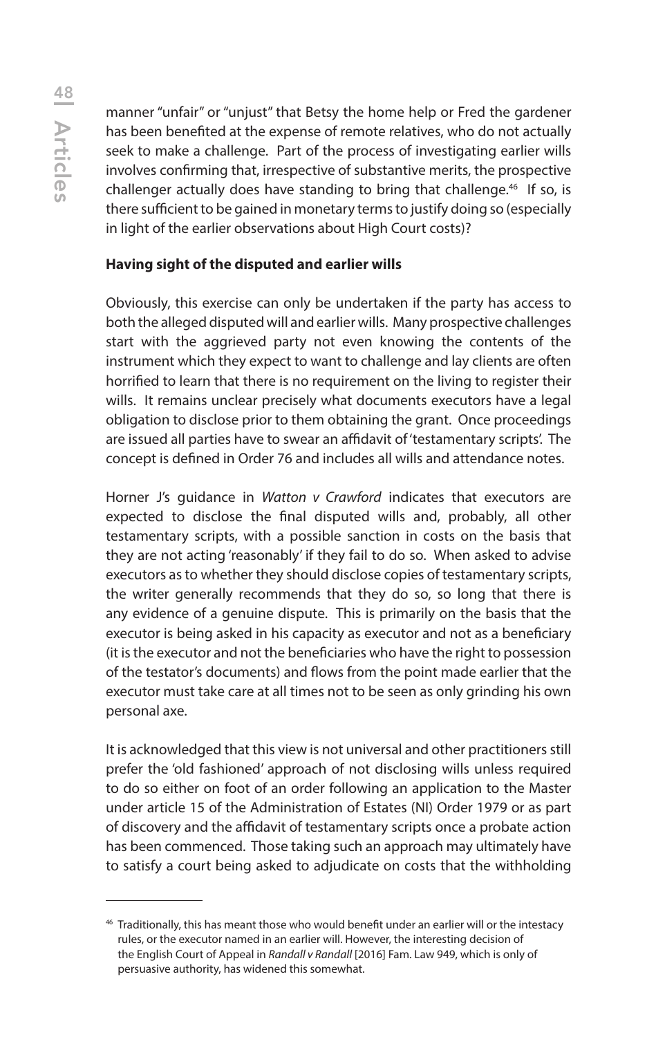manner "unfair" or "unjust" that Betsy the home help or Fred the gardener has been benefited at the expense of remote relatives, who do not actually seek to make a challenge. Part of the process of investigating earlier wills involves confirming that, irrespective of substantive merits, the prospective challenger actually does have standing to bring that challenge.[46] If so, is there sufficient to be gained in monetary terms to justify doing so (especially in light of the earlier observations about High Court costs)?

**Having sight of the disputed and earlier wills**

Obviously, this exercise can only be undertaken if the party has access to both the alleged disputed will and earlier wills. Many prospective challenges start with the aggrieved party not even knowing the contents of the instrument which they expect to want to challenge and lay clients are often horrified to learn that there is no requirement on the living to register their wills. It remains unclear precisely what documents executors have a legal obligation to disclose prior to them obtaining the grant. Once proceedings are issued all parties have to swear an affidavit of 'testamentary scripts'. The concept is defined in Order 76 and includes all wills and attendance notes.

Horner J's guidance in *Watton v Crawford* indicates that executors are expected to disclose the final disputed wills and, probably, all other testamentary scripts, with a possible sanction in costs on the basis that they are not acting 'reasonably' if they fail to do so. When asked to advise executors as to whether they should disclose copies of testamentary scripts, the writer generally recommends that they do so, so long that there is any evidence of a genuine dispute. This is primarily on the basis that the executor is being asked in his capacity as executor and not as a beneficiary (it is the executor and not the beneficiaries who have the right to possession of the testator's documents) and flows from the point made earlier that the executor must take care at all times not to be seen as only grinding his own personal axe.

It is acknowledged that this view is not universal and other practitioners still prefer the 'old fashioned' approach of not disclosing wills unless required to do so either on foot of an order following an application to the Master under article 15 of the Administration of Estates (NI) Order 1979 or as part of discovery and the affidavit of testamentary scripts once a probate action has been commenced. Those taking such an approach may ultimately have to satisfy a court being asked to adjudicate on costs that the withholding

---

[46] Traditionally, this has meant those who would benefit under an earlier will or the intestacy rules, or the executor named in an earlier will. However, the interesting decision of the English Court of Appeal in *Randall v Randall* [2016] Fam. Law 949, which is only of persuasive authority, has widened this somewhat.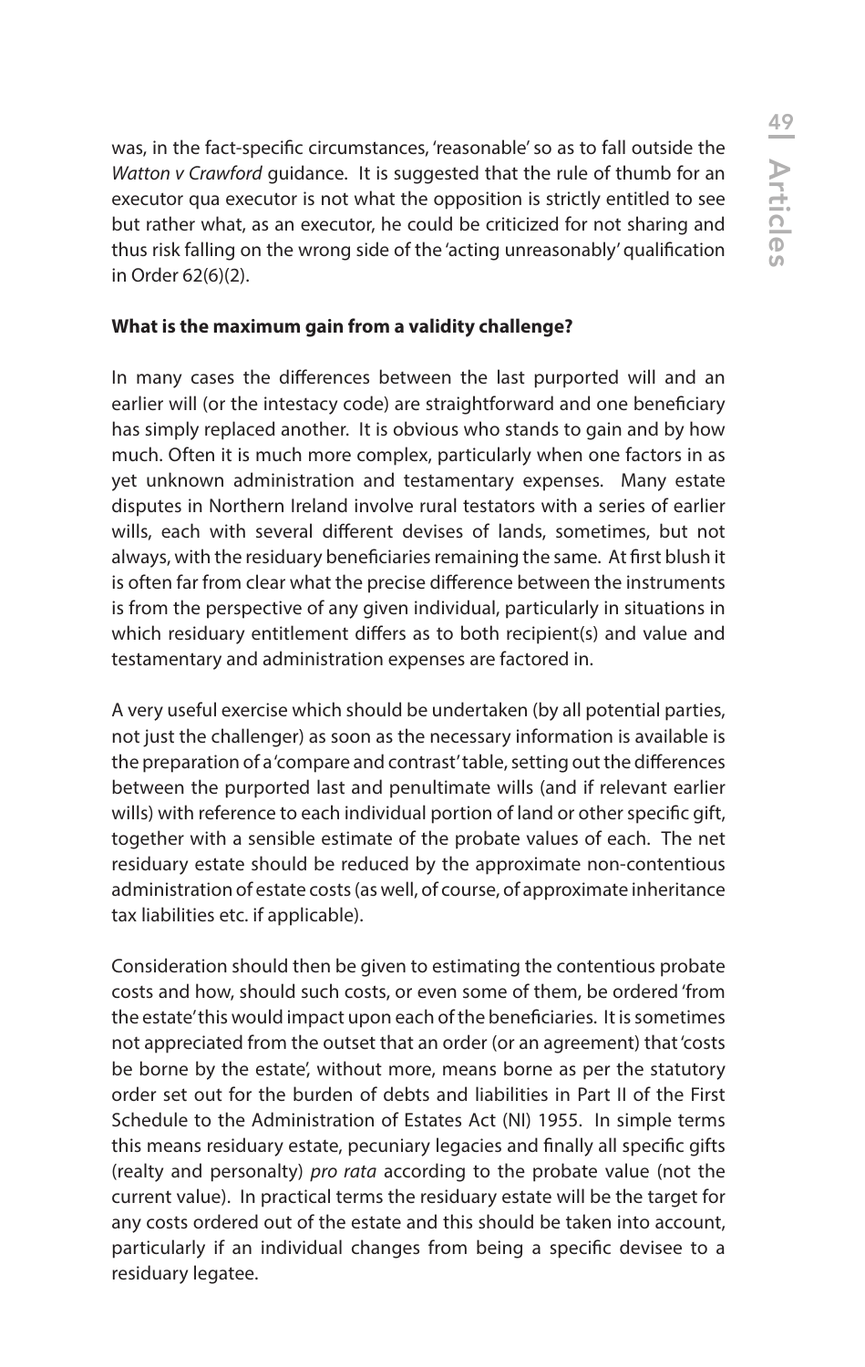was, in the fact-specific circumstances, 'reasonable' so as to fall outside the *Watton v Crawford* guidance. It is suggested that the rule of thumb for an executor qua executor is not what the opposition is strictly entitled to see but rather what, as an executor, he could be criticized for not sharing and thus risk falling on the wrong side of the 'acting unreasonably' qualification in Order 62(6)(2).

**What is the maximum gain from a validity challenge?**

In many cases the differences between the last purported will and an earlier will (or the intestacy code) are straightforward and one beneficiary has simply replaced another. It is obvious who stands to gain and by how much. Often it is much more complex, particularly when one factors in as yet unknown administration and testamentary expenses. Many estate disputes in Northern Ireland involve rural testators with a series of earlier wills, each with several different devises of lands, sometimes, but not always, with the residuary beneficiaries remaining the same. At first blush it is often far from clear what the precise difference between the instruments is from the perspective of any given individual, particularly in situations in which residuary entitlement differs as to both recipient(s) and value and testamentary and administration expenses are factored in.

A very useful exercise which should be undertaken (by all potential parties, not just the challenger) as soon as the necessary information is available is the preparation of a 'compare and contrast' table, setting out the differences between the purported last and penultimate wills (and if relevant earlier wills) with reference to each individual portion of land or other specific gift, together with a sensible estimate of the probate values of each. The net residuary estate should be reduced by the approximate non-contentious administration of estate costs (as well, of course, of approximate inheritance tax liabilities etc. if applicable).

Consideration should then be given to estimating the contentious probate costs and how, should such costs, or even some of them, be ordered 'from the estate' this would impact upon each of the beneficiaries. It is sometimes not appreciated from the outset that an order (or an agreement) that 'costs be borne by the estate', without more, means borne as per the statutory order set out for the burden of debts and liabilities in Part II of the First Schedule to the Administration of Estates Act (NI) 1955. In simple terms this means residuary estate, pecuniary legacies and finally all specific gifts (realty and personalty) *pro rata* according to the probate value (not the current value). In practical terms the residuary estate will be the target for any costs ordered out of the estate and this should be taken into account, particularly if an individual changes from being a specific devisee to a residuary legatee.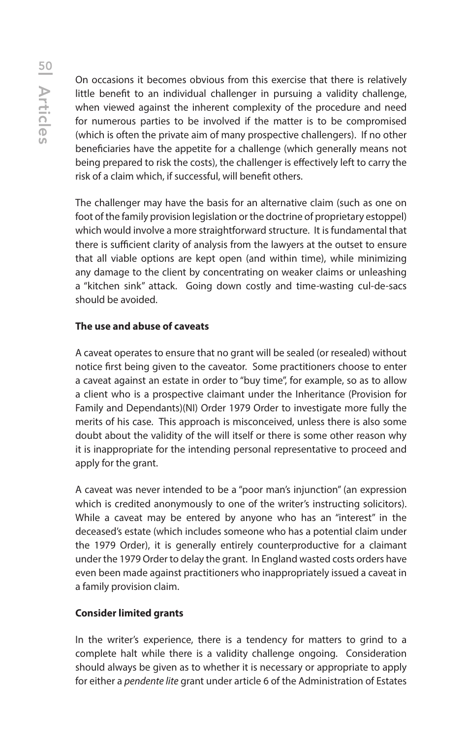On occasions it becomes obvious from this exercise that there is relatively little benefit to an individual challenger in pursuing a validity challenge, when viewed against the inherent complexity of the procedure and need for numerous parties to be involved if the matter is to be compromised (which is often the private aim of many prospective challengers). If no other beneficiaries have the appetite for a challenge (which generally means not being prepared to risk the costs), the challenger is effectively left to carry the risk of a claim which, if successful, will benefit others.

The challenger may have the basis for an alternative claim (such as one on foot of the family provision legislation or the doctrine of proprietary estoppel) which would involve a more straightforward structure. It is fundamental that there is sufficient clarity of analysis from the lawyers at the outset to ensure that all viable options are kept open (and within time), while minimizing any damage to the client by concentrating on weaker claims or unleashing a "kitchen sink" attack. Going down costly and time-wasting cul-de-sacs should be avoided.

**The use and abuse of caveats**

A caveat operates to ensure that no grant will be sealed (or resealed) without notice first being given to the caveator. Some practitioners choose to enter a caveat against an estate in order to "buy time", for example, so as to allow a client who is a prospective claimant under the Inheritance (Provision for Family and Dependants)(NI) Order 1979 Order to investigate more fully the merits of his case. This approach is misconceived, unless there is also some doubt about the validity of the will itself or there is some other reason why it is inappropriate for the intending personal representative to proceed and apply for the grant.

A caveat was never intended to be a "poor man's injunction" (an expression which is credited anonymously to one of the writer's instructing solicitors). While a caveat may be entered by anyone who has an "interest" in the deceased's estate (which includes someone who has a potential claim under the 1979 Order), it is generally entirely counterproductive for a claimant under the 1979 Order to delay the grant. In England wasted costs orders have even been made against practitioners who inappropriately issued a caveat in a family provision claim.

**Consider limited grants**

In the writer's experience, there is a tendency for matters to grind to a complete halt while there is a validity challenge ongoing. Consideration should always be given as to whether it is necessary or appropriate to apply for either a *pendente lite* grant under article 6 of the Administration of Estates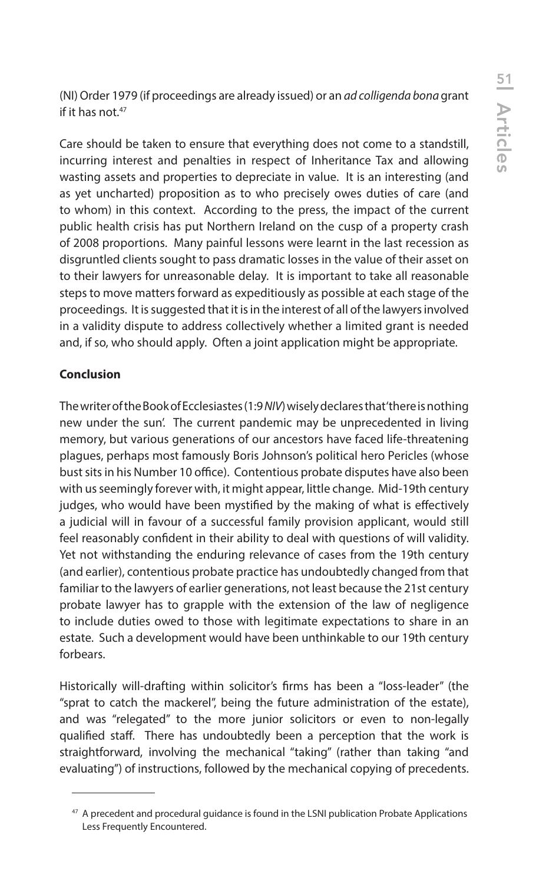(NI) Order 1979 (if proceedings are already issued) or an *ad colligenda bona* grant if it has not.[47]

Care should be taken to ensure that everything does not come to a standstill, incurring interest and penalties in respect of Inheritance Tax and allowing wasting assets and properties to depreciate in value. It is an interesting (and as yet uncharted) proposition as to who precisely owes duties of care (and to whom) in this context. According to the press, the impact of the current public health crisis has put Northern Ireland on the cusp of a property crash of 2008 proportions. Many painful lessons were learnt in the last recession as disgruntled clients sought to pass dramatic losses in the value of their asset on to their lawyers for unreasonable delay. It is important to take all reasonable steps to move matters forward as expeditiously as possible at each stage of the proceedings. It is suggested that it is in the interest of all of the lawyers involved in a validity dispute to address collectively whether a limited grant is needed and, if so, who should apply. Often a joint application might be appropriate.

**Conclusion**

The writer of the Book of Ecclesiastes (1:9 *NIV*) wisely declares that 'there is nothing new under the sun'. The current pandemic may be unprecedented in living memory, but various generations of our ancestors have faced life-threatening plagues, perhaps most famously Boris Johnson's political hero Pericles (whose bust sits in his Number 10 office). Contentious probate disputes have also been with us seemingly forever with, it might appear, little change. Mid-19th century judges, who would have been mystified by the making of what is effectively a judicial will in favour of a successful family provision applicant, would still feel reasonably confident in their ability to deal with questions of will validity. Yet not withstanding the enduring relevance of cases from the 19th century (and earlier), contentious probate practice has undoubtedly changed from that familiar to the lawyers of earlier generations, not least because the 21st century probate lawyer has to grapple with the extension of the law of negligence to include duties owed to those with legitimate expectations to share in an estate. Such a development would have been unthinkable to our 19th century forbears.

Historically will-drafting within solicitor's firms has been a "loss-leader" (the "sprat to catch the mackerel", being the future administration of the estate), and was "relegated" to the more junior solicitors or even to non-legally qualified staff. There has undoubtedly been a perception that the work is straightforward, involving the mechanical "taking" (rather than taking "and evaluating") of instructions, followed by the mechanical copying of precedents.

---

[47] A precedent and procedural guidance is found in the LSNI publication Probate Applications Less Frequently Encountered.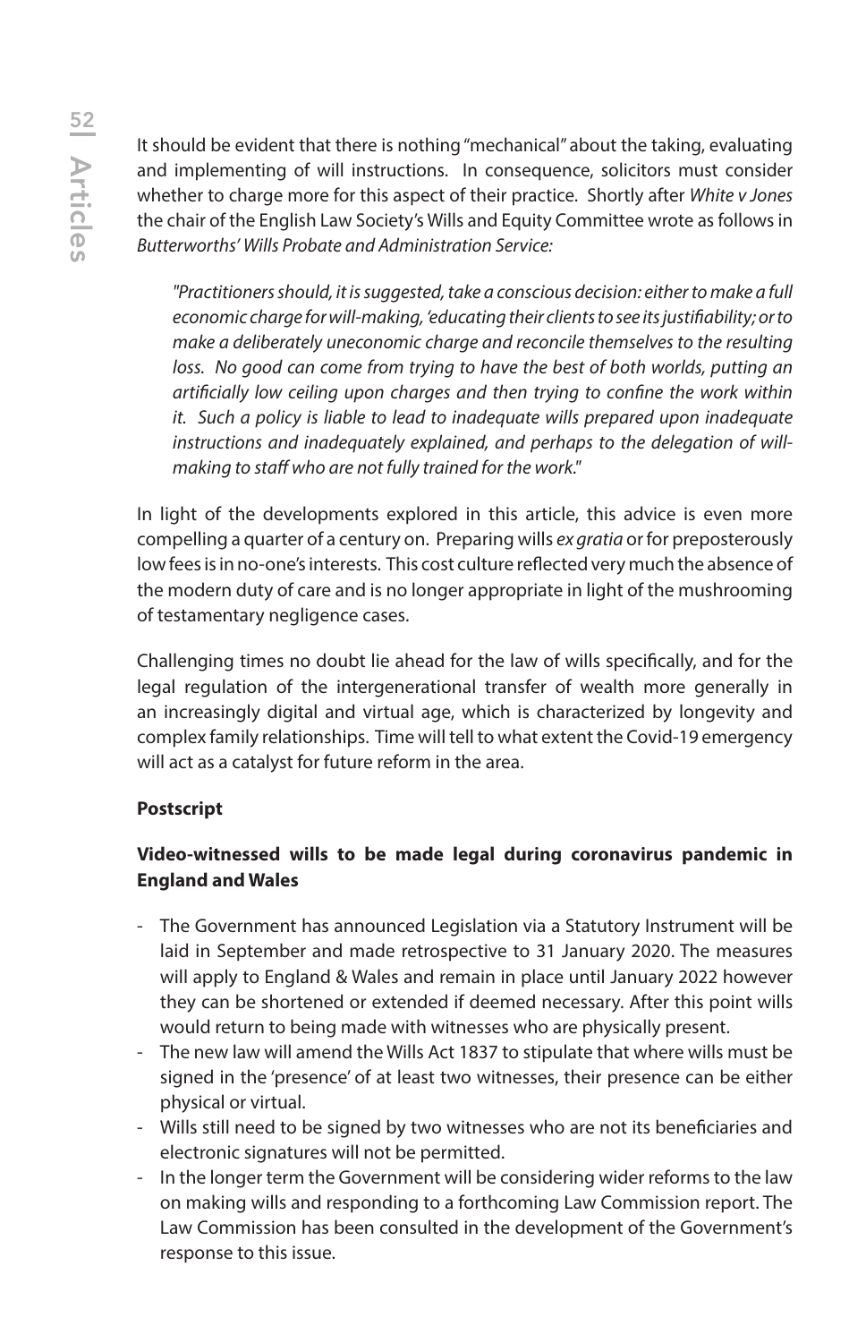It should be evident that there is nothing "mechanical" about the taking, evaluating and implementing of will instructions. In consequence, solicitors must consider whether to charge more for this aspect of their practice. Shortly after *White v Jones* the chair of the English Law Society's Wills and Equity Committee wrote as follows in *Butterworths' Wills Probate and Administration Service:*

> *"Practitioners should, it is suggested, take a conscious decision: either to make a full economic charge for will-making, 'educating their clients to see its justifiability; or to make a deliberately uneconomic charge and reconcile themselves to the resulting loss. No good can come from trying to have the best of both worlds, putting an artificially low ceiling upon charges and then trying to confine the work within it. Such a policy is liable to lead to inadequate wills prepared upon inadequate instructions and inadequately explained, and perhaps to the delegation of will-making to staff who are not fully trained for the work."*

In light of the developments explored in this article, this advice is even more compelling a quarter of a century on. Preparing wills *ex gratia* or for preposterously low fees is in no-one's interests. This cost culture reflected very much the absence of the modern duty of care and is no longer appropriate in light of the mushrooming of testamentary negligence cases.

Challenging times no doubt lie ahead for the law of wills specifically, and for the legal regulation of the intergenerational transfer of wealth more generally in an increasingly digital and virtual age, which is characterized by longevity and complex family relationships. Time will tell to what extent the Covid-19 emergency will act as a catalyst for future reform in the area.

**Postscript**

**Video-witnessed wills to be made legal during coronavirus pandemic in England and Wales**

- The Government has announced Legislation via a Statutory Instrument will be laid in September and made retrospective to 31 January 2020. The measures will apply to England & Wales and remain in place until January 2022 however they can be shortened or extended if deemed necessary. After this point wills would return to being made with witnesses who are physically present.
- The new law will amend the Wills Act 1837 to stipulate that where wills must be signed in the 'presence' of at least two witnesses, their presence can be either physical or virtual.
- Wills still need to be signed by two witnesses who are not its beneficiaries and electronic signatures will not be permitted.
- In the longer term the Government will be considering wider reforms to the law on making wills and responding to a forthcoming Law Commission report. The Law Commission has been consulted in the development of the Government's response to this issue.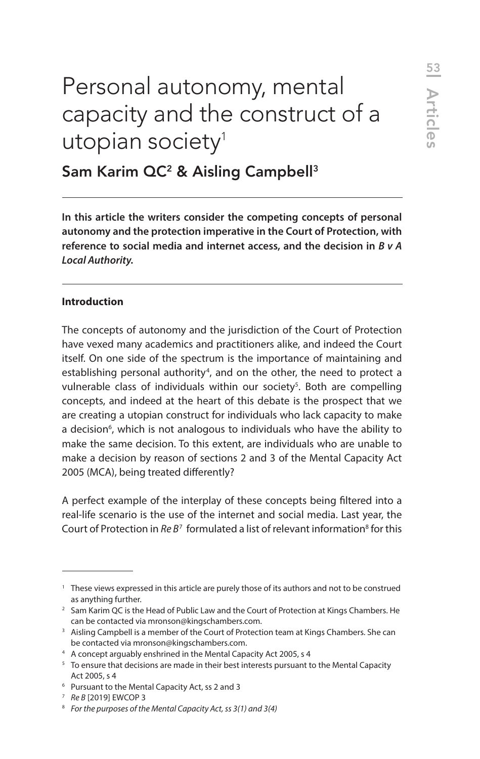# Personal autonomy, mental capacity and the construct of a utopian society[1]

## Sam Karim QC[2] & Aisling Campbell[3]

**In this article the writers consider the competing concepts of personal autonomy and the protection imperative in the Court of Protection, with reference to social media and internet access, and the decision in *B v A Local Authority.***

**Introduction**

The concepts of autonomy and the jurisdiction of the Court of Protection have vexed many academics and practitioners alike, and indeed the Court itself. On one side of the spectrum is the importance of maintaining and establishing personal authority[4], and on the other, the need to protect a vulnerable class of individuals within our society[5]. Both are compelling concepts, and indeed at the heart of this debate is the prospect that we are creating a utopian construct for individuals who lack capacity to make a decision[6], which is not analogous to individuals who have the ability to make the same decision. To this extent, are individuals who are unable to make a decision by reason of sections 2 and 3 of the Mental Capacity Act 2005 (MCA), being treated differently?

A perfect example of the interplay of these concepts being filtered into a real-life scenario is the use of the internet and social media. Last year, the Court of Protection in *Re B*[7] formulated a list of relevant information[8] for this

---

[1] These views expressed in this article are purely those of its authors and not to be construed as anything further.

[2] Sam Karim QC is the Head of Public Law and the Court of Protection at Kings Chambers. He can be contacted via mronson@kingschambers.com.

[3] Aisling Campbell is a member of the Court of Protection team at Kings Chambers. She can be contacted via mronson@kingschambers.com.

[4] A concept arguably enshrined in the Mental Capacity Act 2005, s 4

[5] To ensure that decisions are made in their best interests pursuant to the Mental Capacity Act 2005, s 4

[6] Pursuant to the Mental Capacity Act, ss 2 and 3

[7] *Re B* [2019] EWCOP 3

[8] *For the purposes of the Mental Capacity Act, ss 3(1) and 3(4)*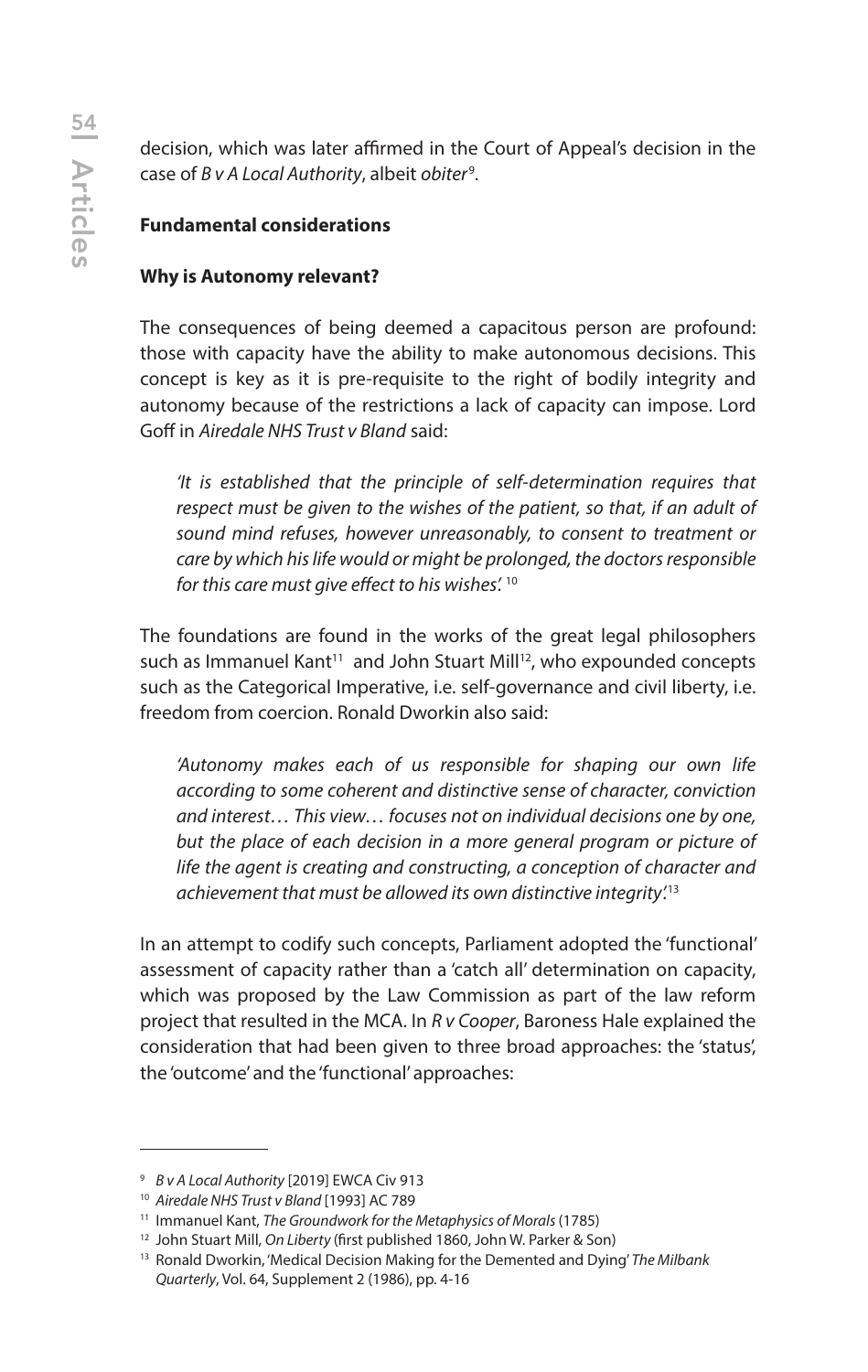decision, which was later affirmed in the Court of Appeal's decision in the case of *B v A Local Authority*, albeit *obiter*[9].

**Fundamental considerations**

**Why is Autonomy relevant?**

The consequences of being deemed a capacitous person are profound: those with capacity have the ability to make autonomous decisions. This concept is key as it is pre-requisite to the right of bodily integrity and autonomy because of the restrictions a lack of capacity can impose. Lord Goff in *Airedale NHS Trust v Bland* said:

> *'It is established that the principle of self-determination requires that respect must be given to the wishes of the patient, so that, if an adult of sound mind refuses, however unreasonably, to consent to treatment or care by which his life would or might be prolonged, the doctors responsible for this care must give effect to his wishes'.*[10]

The foundations are found in the works of the great legal philosophers such as Immanuel Kant[11] and John Stuart Mill[12], who expounded concepts such as the Categorical Imperative, i.e. self-governance and civil liberty, i.e. freedom from coercion. Ronald Dworkin also said:

> *'Autonomy makes each of us responsible for shaping our own life according to some coherent and distinctive sense of character, conviction and interest… This view… focuses not on individual decisions one by one, but the place of each decision in a more general program or picture of life the agent is creating and constructing, a conception of character and achievement that must be allowed its own distinctive integrity'.*[13]

In an attempt to codify such concepts, Parliament adopted the 'functional' assessment of capacity rather than a 'catch all' determination on capacity, which was proposed by the Law Commission as part of the law reform project that resulted in the MCA. In *R v Cooper*, Baroness Hale explained the consideration that had been given to three broad approaches: the 'status', the 'outcome' and the 'functional' approaches:

---

[9] *B v A Local Authority* [2019] EWCA Civ 913

[10] *Airedale NHS Trust v Bland* [1993] AC 789

[11] Immanuel Kant, *The Groundwork for the Metaphysics of Morals* (1785)

[12] John Stuart Mill, *On Liberty* (first published 1860, John W. Parker & Son)

[13] Ronald Dworkin, 'Medical Decision Making for the Demented and Dying' *The Milbank Quarterly*, Vol. 64, Supplement 2 (1986), pp. 4-16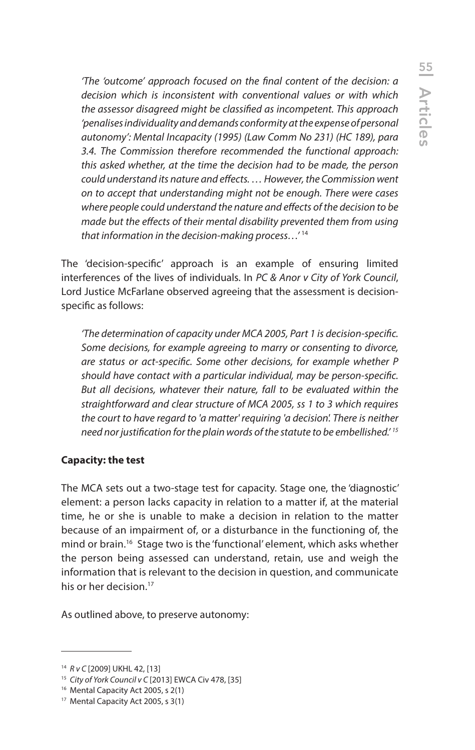*'The 'outcome' approach focused on the final content of the decision: a decision which is inconsistent with conventional values or with which the assessor disagreed might be classified as incompetent. This approach 'penalises individuality and demands conformity at the expense of personal autonomy': Mental Incapacity (1995) (Law Comm No 231) (HC 189), para 3.4. The Commission therefore recommended the functional approach: this asked whether, at the time the decision had to be made, the person could understand its nature and effects. … However, the Commission went on to accept that understanding might not be enough. There were cases where people could understand the nature and effects of the decision to be made but the effects of their mental disability prevented them from using that information in the decision-making process…'* [14]

The 'decision-specific' approach is an example of ensuring limited interferences of the lives of individuals. In *PC & Anor v City of York Council*, Lord Justice McFarlane observed agreeing that the assessment is decision-specific as follows:

*'The determination of capacity under MCA 2005, Part 1 is decision-specific. Some decisions, for example agreeing to marry or consenting to divorce, are status or act-specific. Some other decisions, for example whether P should have contact with a particular individual, may be person-specific. But all decisions, whatever their nature, fall to be evaluated within the straightforward and clear structure of MCA 2005, ss 1 to 3 which requires the court to have regard to 'a matter' requiring 'a decision'. There is neither need nor justification for the plain words of the statute to be embellished.'* [15]

**Capacity: the test**

The MCA sets out a two-stage test for capacity. Stage one, the 'diagnostic' element: a person lacks capacity in relation to a matter if, at the material time, he or she is unable to make a decision in relation to the matter because of an impairment of, or a disturbance in the functioning of, the mind or brain.[16] Stage two is the 'functional' element, which asks whether the person being assessed can understand, retain, use and weigh the information that is relevant to the decision in question, and communicate his or her decision.[17]

As outlined above, to preserve autonomy:

---

[14] *R v C* [2009] UKHL 42, [13]

[15] *City of York Council v C* [2013] EWCA Civ 478, [35]

[16] Mental Capacity Act 2005, s 2(1)

[17] Mental Capacity Act 2005, s 3(1)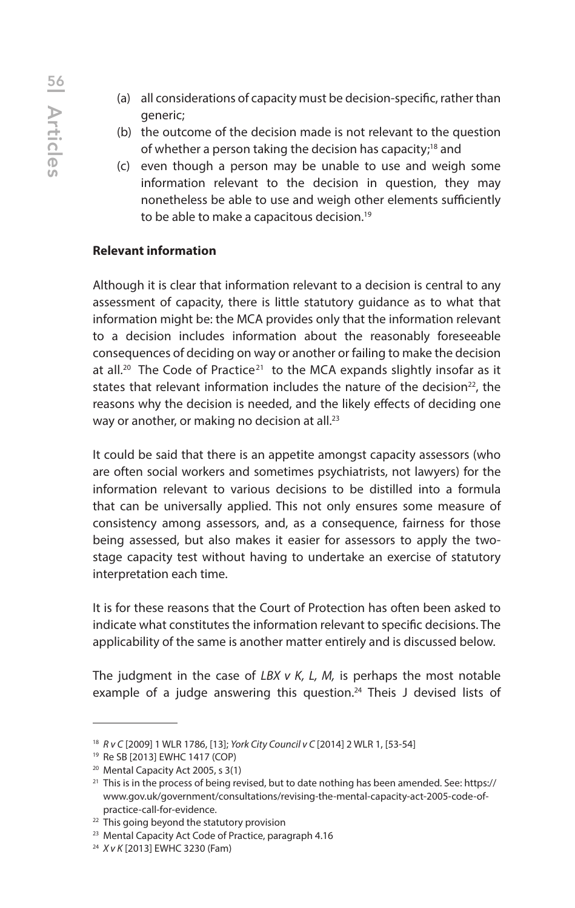(a) all considerations of capacity must be decision-specific, rather than generic;
(b) the outcome of the decision made is not relevant to the question of whether a person taking the decision has capacity;[18] and
(c) even though a person may be unable to use and weigh some information relevant to the decision in question, they may nonetheless be able to use and weigh other elements sufficiently to be able to make a capacitous decision.[19]

**Relevant information**

Although it is clear that information relevant to a decision is central to any assessment of capacity, there is little statutory guidance as to what that information might be: the MCA provides only that the information relevant to a decision includes information about the reasonably foreseeable consequences of deciding on way or another or failing to make the decision at all.[20] The Code of Practice[21] to the MCA expands slightly insofar as it states that relevant information includes the nature of the decision[22], the reasons why the decision is needed, and the likely effects of deciding one way or another, or making no decision at all.[23]

It could be said that there is an appetite amongst capacity assessors (who are often social workers and sometimes psychiatrists, not lawyers) for the information relevant to various decisions to be distilled into a formula that can be universally applied. This not only ensures some measure of consistency among assessors, and, as a consequence, fairness for those being assessed, but also makes it easier for assessors to apply the two-stage capacity test without having to undertake an exercise of statutory interpretation each time.

It is for these reasons that the Court of Protection has often been asked to indicate what constitutes the information relevant to specific decisions. The applicability of the same is another matter entirely and is discussed below.

The judgment in the case of *LBX v K, L, M,* is perhaps the most notable example of a judge answering this question.[24] Theis J devised lists of

---

[18] *R v C* [2009] 1 WLR 1786, [13]; *York City Council v C* [2014] 2 WLR 1, [53-54]

[19] Re SB [2013] EWHC 1417 (COP)

[20] Mental Capacity Act 2005, s 3(1)

[21] This is in the process of being revised, but to date nothing has been amended. See: https://www.gov.uk/government/consultations/revising-the-mental-capacity-act-2005-code-of-practice-call-for-evidence.

[22] This going beyond the statutory provision

[23] Mental Capacity Act Code of Practice, paragraph 4.16

[24] *X v K* [2013] EWHC 3230 (Fam)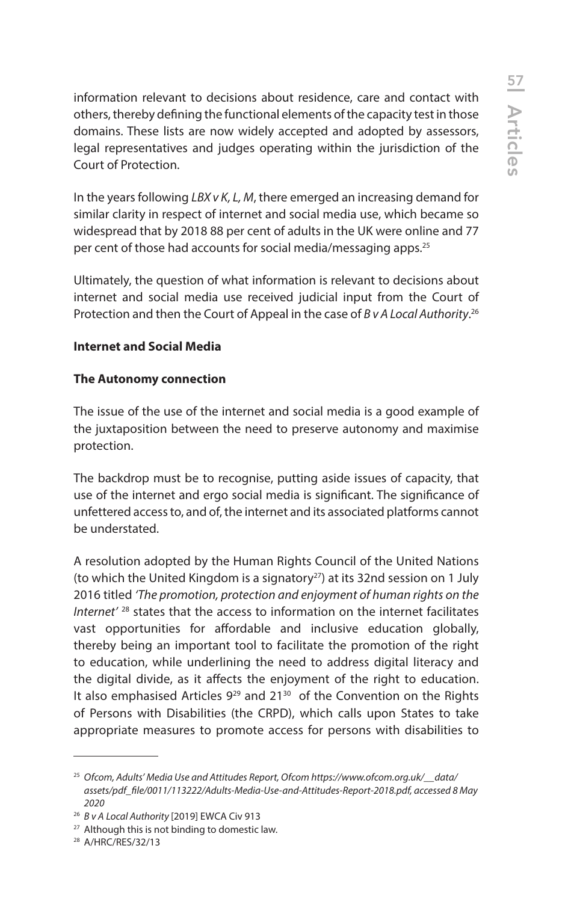information relevant to decisions about residence, care and contact with others, thereby defining the functional elements of the capacity test in those domains. These lists are now widely accepted and adopted by assessors, legal representatives and judges operating within the jurisdiction of the Court of Protection.

In the years following *LBX v K, L, M*, there emerged an increasing demand for similar clarity in respect of internet and social media use, which became so widespread that by 2018 88 per cent of adults in the UK were online and 77 per cent of those had accounts for social media/messaging apps.[25]

Ultimately, the question of what information is relevant to decisions about internet and social media use received judicial input from the Court of Protection and then the Court of Appeal in the case of *B v A Local Authority*.[26]

**Internet and Social Media**

**The Autonomy connection**

The issue of the use of the internet and social media is a good example of the juxtaposition between the need to preserve autonomy and maximise protection.

The backdrop must be to recognise, putting aside issues of capacity, that use of the internet and ergo social media is significant. The significance of unfettered access to, and of, the internet and its associated platforms cannot be understated.

A resolution adopted by the Human Rights Council of the United Nations (to which the United Kingdom is a signatory[27]) at its 32nd session on 1 July 2016 titled *'The promotion, protection and enjoyment of human rights on the Internet'* [28] states that the access to information on the internet facilitates vast opportunities for affordable and inclusive education globally, thereby being an important tool to facilitate the promotion of the right to education, while underlining the need to address digital literacy and the digital divide, as it affects the enjoyment of the right to education. It also emphasised Articles 9[29] and 21[30] of the Convention on the Rights of Persons with Disabilities (the CRPD), which calls upon States to take appropriate measures to promote access for persons with disabilities to

---

[25] *Ofcom, Adults' Media Use and Attitudes Report, Ofcom https://www.ofcom.org.uk/__data/assets/pdf_file/0011/113222/Adults-Media-Use-and-Attitudes-Report-2018.pdf, accessed 8 May 2020*

[26] *B v A Local Authority* [2019] EWCA Civ 913

[27] Although this is not binding to domestic law.

[28] A/HRC/RES/32/13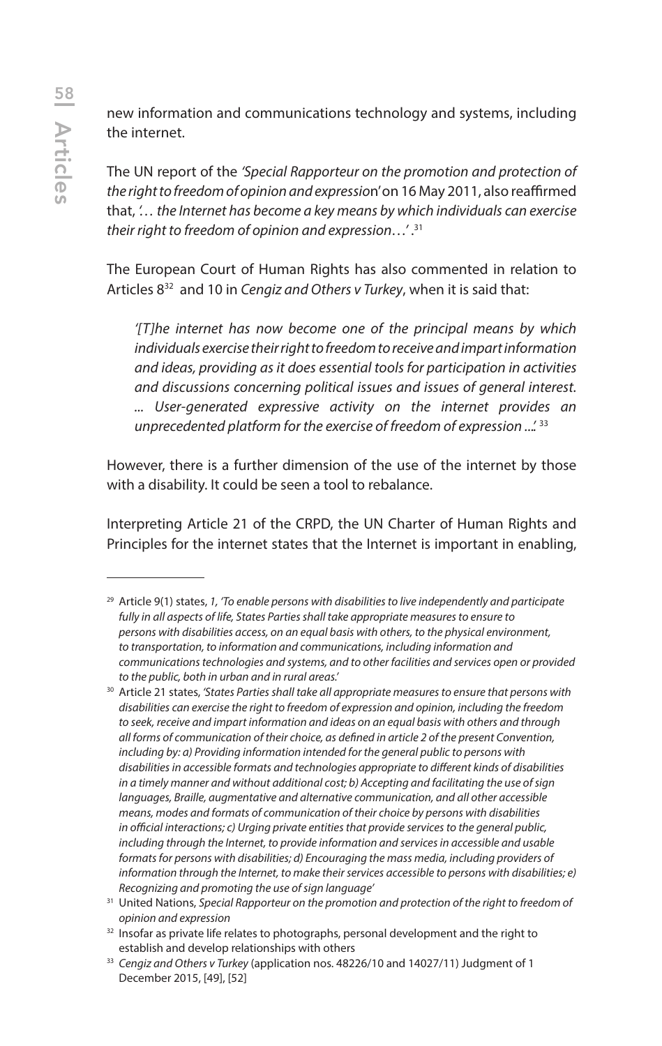new information and communications technology and systems, including the internet.

The UN report of the *'Special Rapporteur on the promotion and protection of the right to freedom of opinion and expressio*n' on 16 May 2011, also reaffirmed that, *'… the Internet has become a key means by which individuals can exercise their right to freedom of opinion and expression…'*.[31]

The European Court of Human Rights has also commented in relation to Articles 8[32] and 10 in *Cengiz and Others v Turkey*, when it is said that:

> *'[T]he internet has now become one of the principal means by which individuals exercise their right to freedom to receive and impart information and ideas, providing as it does essential tools for participation in activities and discussions concerning political issues and issues of general interest. ... User-generated expressive activity on the internet provides an unprecedented platform for the exercise of freedom of expression ...'* [33]

However, there is a further dimension of the use of the internet by those with a disability. It could be seen a tool to rebalance.

Interpreting Article 21 of the CRPD, the UN Charter of Human Rights and Principles for the internet states that the Internet is important in enabling,

---

[29] Article 9(1) states, *1, 'To enable persons with disabilities to live independently and participate fully in all aspects of life, States Parties shall take appropriate measures to ensure to persons with disabilities access, on an equal basis with others, to the physical environment, to transportation, to information and communications, including information and communications technologies and systems, and to other facilities and services open or provided to the public, both in urban and in rural areas.'*

[30] Article 21 states, *'States Parties shall take all appropriate measures to ensure that persons with disabilities can exercise the right to freedom of expression and opinion, including the freedom to seek, receive and impart information and ideas on an equal basis with others and through all forms of communication of their choice, as defined in article 2 of the present Convention, including by: a) Providing information intended for the general public to persons with disabilities in accessible formats and technologies appropriate to different kinds of disabilities in a timely manner and without additional cost; b) Accepting and facilitating the use of sign languages, Braille, augmentative and alternative communication, and all other accessible means, modes and formats of communication of their choice by persons with disabilities in official interactions; c) Urging private entities that provide services to the general public, including through the Internet, to provide information and services in accessible and usable formats for persons with disabilities; d) Encouraging the mass media, including providers of information through the Internet, to make their services accessible to persons with disabilities; e) Recognizing and promoting the use of sign language'*

[31] United Nations, *Special Rapporteur on the promotion and protection of the right to freedom of opinion and expression*

[32] Insofar as private life relates to photographs, personal development and the right to establish and develop relationships with others

[33] *Cengiz and Others v Turkey* (application nos. 48226/10 and 14027/11) Judgment of 1 December 2015, [49], [52]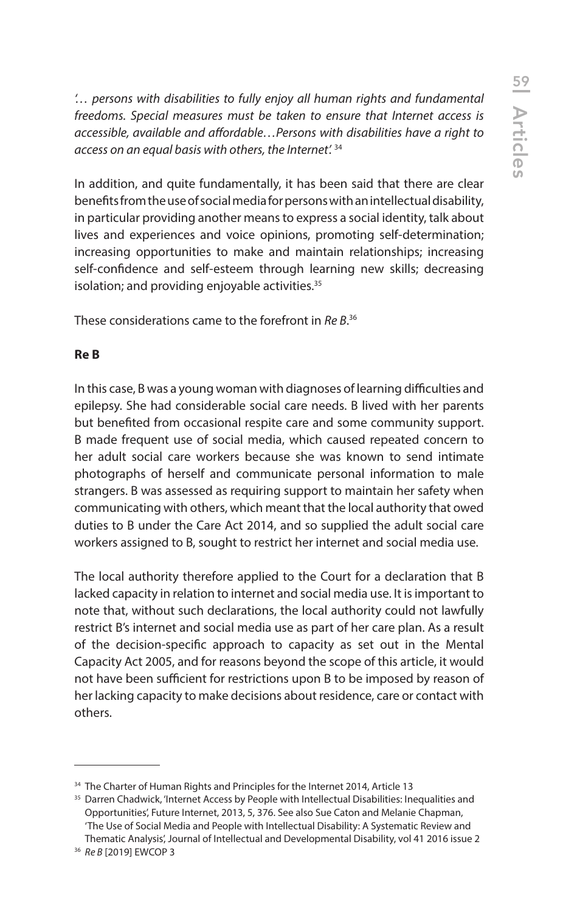*'… persons with disabilities to fully enjoy all human rights and fundamental freedoms. Special measures must be taken to ensure that Internet access is accessible, available and affordable…Persons with disabilities have a right to access on an equal basis with others, the Internet'.*[34]

In addition, and quite fundamentally, it has been said that there are clear benefits from the use of social media for persons with an intellectual disability, in particular providing another means to express a social identity, talk about lives and experiences and voice opinions, promoting self-determination; increasing opportunities to make and maintain relationships; increasing self-confidence and self-esteem through learning new skills; decreasing isolation; and providing enjoyable activities.[35]

These considerations came to the forefront in *Re B*.[36]

**Re B**

In this case, B was a young woman with diagnoses of learning difficulties and epilepsy. She had considerable social care needs. B lived with her parents but benefited from occasional respite care and some community support. B made frequent use of social media, which caused repeated concern to her adult social care workers because she was known to send intimate photographs of herself and communicate personal information to male strangers. B was assessed as requiring support to maintain her safety when communicating with others, which meant that the local authority that owed duties to B under the Care Act 2014, and so supplied the adult social care workers assigned to B, sought to restrict her internet and social media use.

The local authority therefore applied to the Court for a declaration that B lacked capacity in relation to internet and social media use. It is important to note that, without such declarations, the local authority could not lawfully restrict B's internet and social media use as part of her care plan. As a result of the decision-specific approach to capacity as set out in the Mental Capacity Act 2005, and for reasons beyond the scope of this article, it would not have been sufficient for restrictions upon B to be imposed by reason of her lacking capacity to make decisions about residence, care or contact with others.

---

[34] The Charter of Human Rights and Principles for the Internet 2014, Article 13

[35] Darren Chadwick, 'Internet Access by People with Intellectual Disabilities: Inequalities and Opportunities', Future Internet, 2013, 5, 376. See also Sue Caton and Melanie Chapman, 'The Use of Social Media and People with Intellectual Disability: A Systematic Review and Thematic Analysis', Journal of Intellectual and Developmental Disability, vol 41 2016 issue 2

[36] *Re B* [2019] EWCOP 3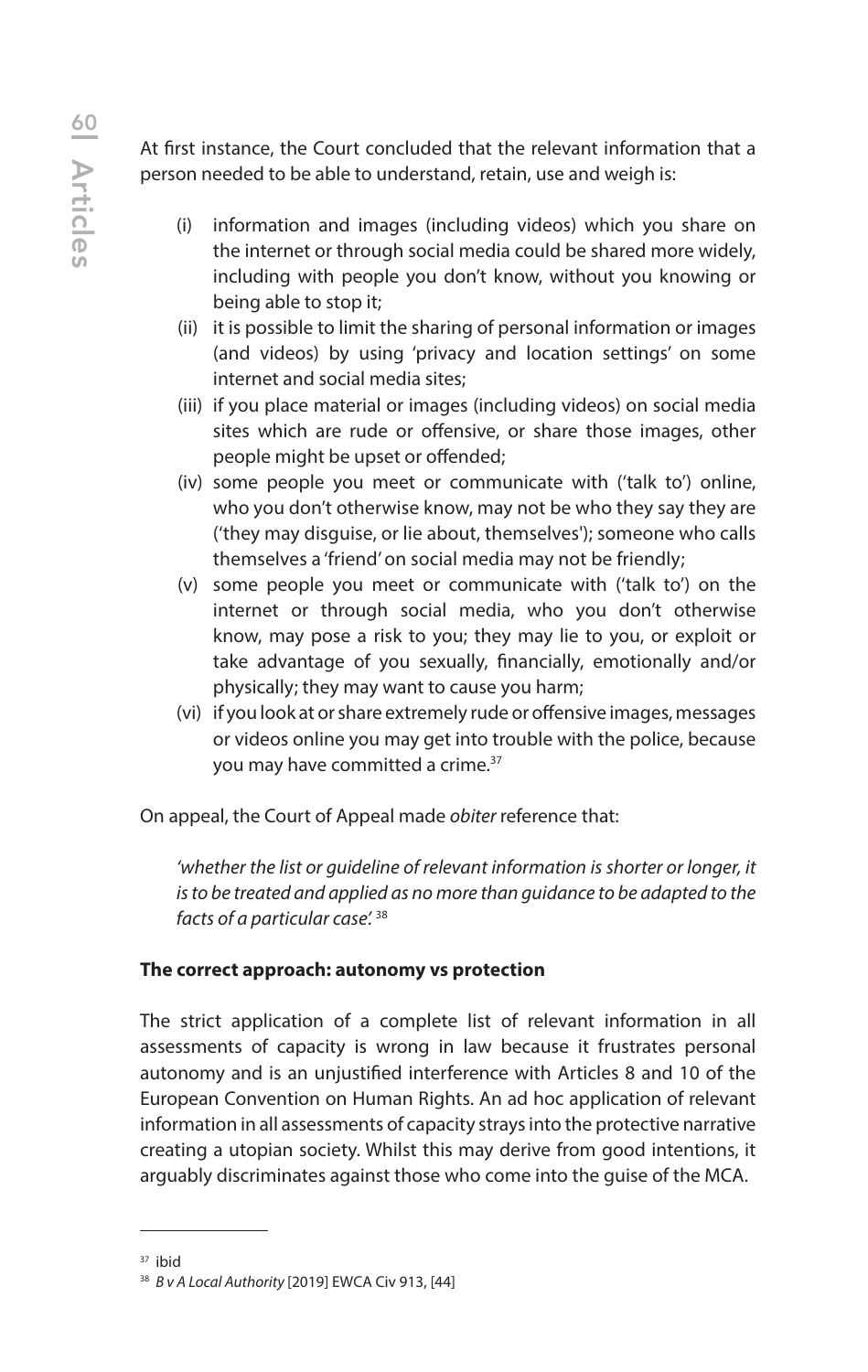At first instance, the Court concluded that the relevant information that a person needed to be able to understand, retain, use and weigh is:

(i) information and images (including videos) which you share on the internet or through social media could be shared more widely, including with people you don't know, without you knowing or being able to stop it;
(ii) it is possible to limit the sharing of personal information or images (and videos) by using 'privacy and location settings' on some internet and social media sites;
(iii) if you place material or images (including videos) on social media sites which are rude or offensive, or share those images, other people might be upset or offended;
(iv) some people you meet or communicate with ('talk to') online, who you don't otherwise know, may not be who they say they are ('they may disguise, or lie about, themselves'); someone who calls themselves a 'friend' on social media may not be friendly;
(v) some people you meet or communicate with ('talk to') on the internet or through social media, who you don't otherwise know, may pose a risk to you; they may lie to you, or exploit or take advantage of you sexually, financially, emotionally and/or physically; they may want to cause you harm;
(vi) if you look at or share extremely rude or offensive images, messages or videos online you may get into trouble with the police, because you may have committed a crime.[37]

On appeal, the Court of Appeal made *obiter* reference that:

> *'whether the list or guideline of relevant information is shorter or longer, it is to be treated and applied as no more than guidance to be adapted to the facts of a particular case'.* [38]

**The correct approach: autonomy vs protection**

The strict application of a complete list of relevant information in all assessments of capacity is wrong in law because it frustrates personal autonomy and is an unjustified interference with Articles 8 and 10 of the European Convention on Human Rights. An ad hoc application of relevant information in all assessments of capacity strays into the protective narrative creating a utopian society. Whilst this may derive from good intentions, it arguably discriminates against those who come into the guise of the MCA.

---

[37] ibid

[38] *B v A Local Authority* [2019] EWCA Civ 913, [44]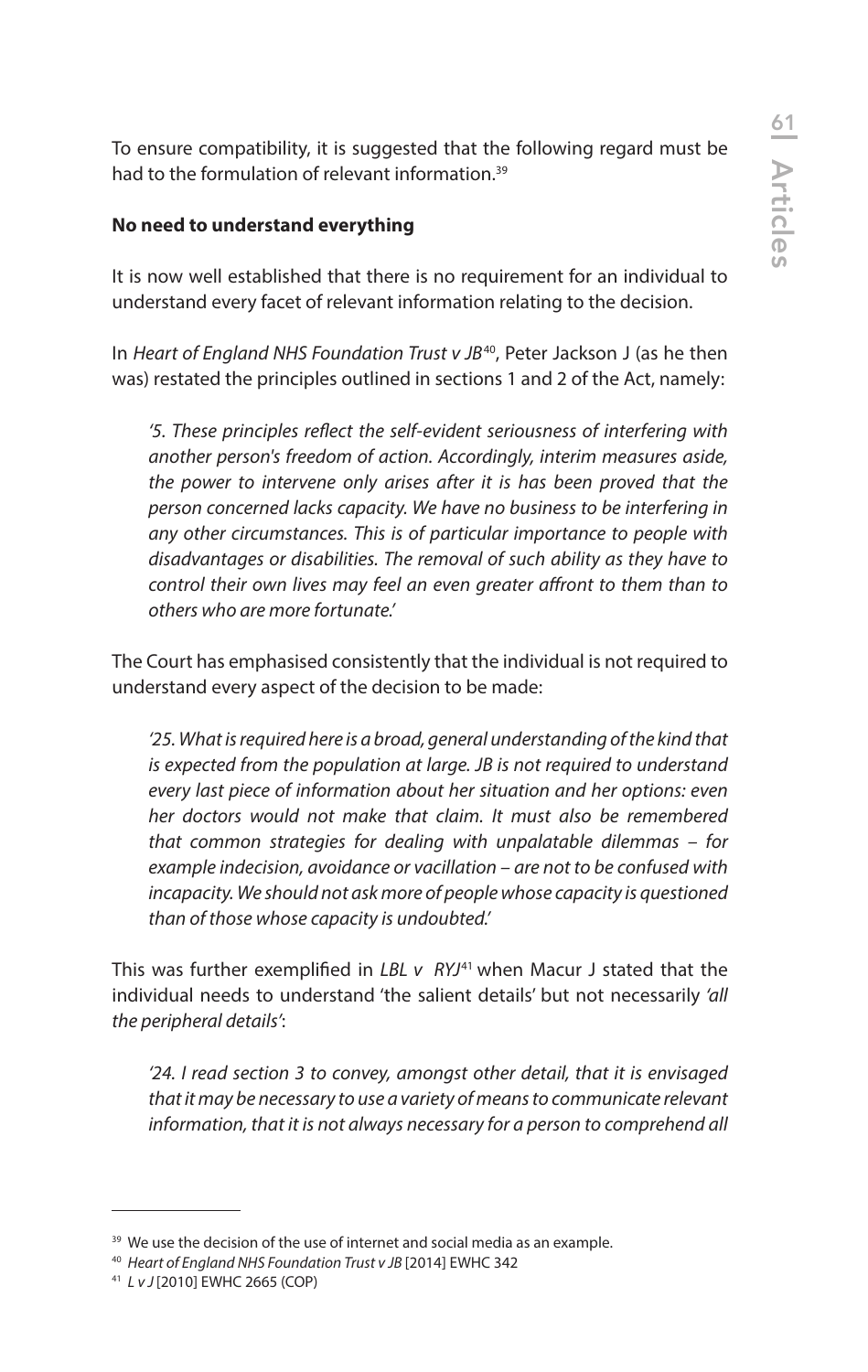To ensure compatibility, it is suggested that the following regard must be had to the formulation of relevant information.[39]

**No need to understand everything**

It is now well established that there is no requirement for an individual to understand every facet of relevant information relating to the decision.

In *Heart of England NHS Foundation Trust v JB*[40], Peter Jackson J (as he then was) restated the principles outlined in sections 1 and 2 of the Act, namely:

> *'5. These principles reflect the self-evident seriousness of interfering with another person's freedom of action. Accordingly, interim measures aside, the power to intervene only arises after it is has been proved that the person concerned lacks capacity. We have no business to be interfering in any other circumstances. This is of particular importance to people with disadvantages or disabilities. The removal of such ability as they have to control their own lives may feel an even greater affront to them than to others who are more fortunate.'*

The Court has emphasised consistently that the individual is not required to understand every aspect of the decision to be made:

> *'25. What is required here is a broad, general understanding of the kind that is expected from the population at large. JB is not required to understand every last piece of information about her situation and her options: even her doctors would not make that claim. It must also be remembered that common strategies for dealing with unpalatable dilemmas – for example indecision, avoidance or vacillation – are not to be confused with incapacity. We should not ask more of people whose capacity is questioned than of those whose capacity is undoubted.'*

This was further exemplified in *LBL v RYJ*[41] when Macur J stated that the individual needs to understand 'the salient details' but not necessarily *'all the peripheral details'*:

> *'24. I read section 3 to convey, amongst other detail, that it is envisaged that it may be necessary to use a variety of means to communicate relevant information, that it is not always necessary for a person to comprehend all*

---

[39] We use the decision of the use of internet and social media as an example.

[40] *Heart of England NHS Foundation Trust v JB* [2014] EWHC 342

[41] *L v J* [2010] EWHC 2665 (COP)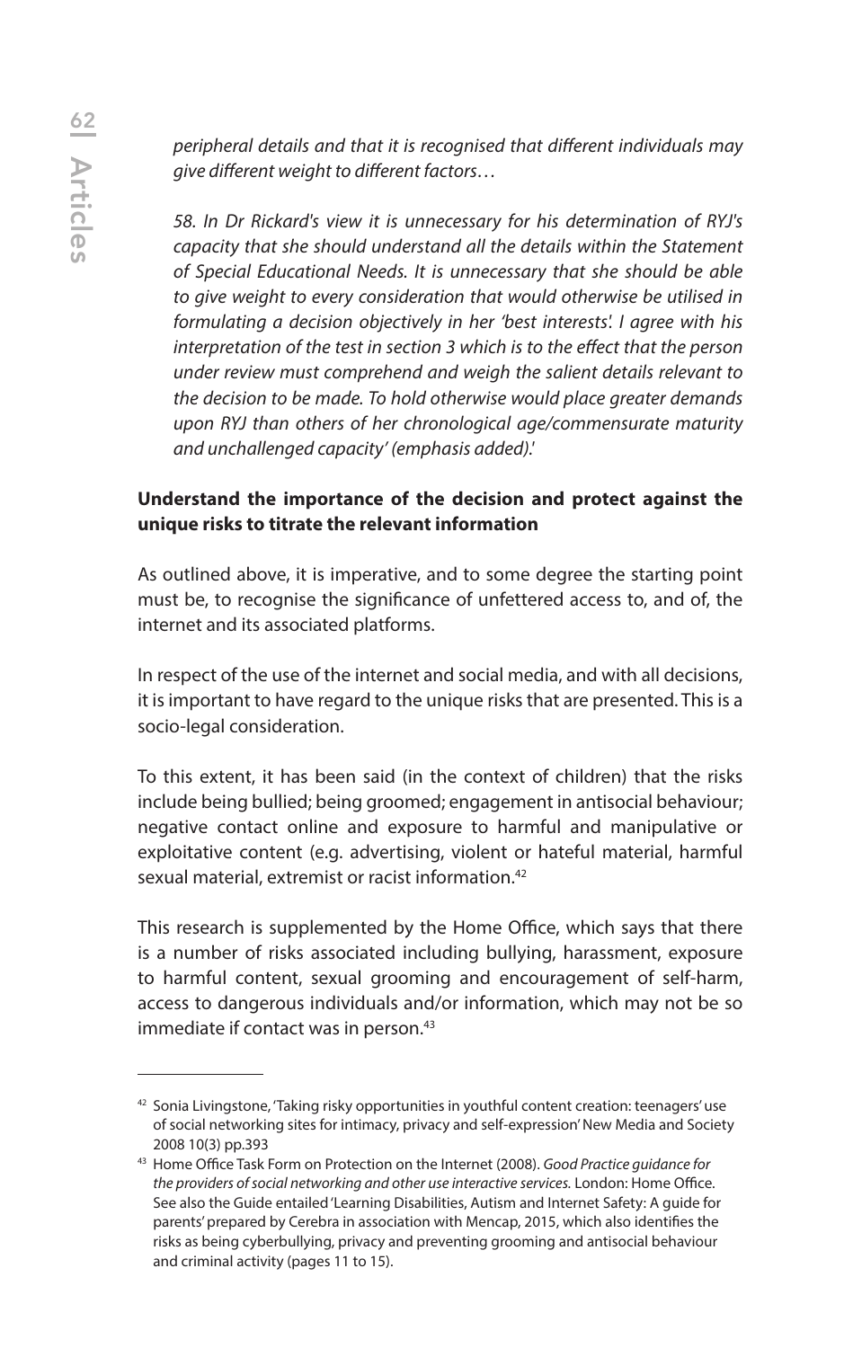*peripheral details and that it is recognised that different individuals may give different weight to different factors*…

*58. In Dr Rickard's view it is unnecessary for his determination of RYJ's capacity that she should understand all the details within the Statement of Special Educational Needs. It is unnecessary that she should be able to give weight to every consideration that would otherwise be utilised in formulating a decision objectively in her 'best interests'. I agree with his interpretation of the test in section 3 which is to the effect that the person under review must comprehend and weigh the salient details relevant to the decision to be made. To hold otherwise would place greater demands upon RYJ than others of her chronological age/commensurate maturity and unchallenged capacity' (emphasis added).'*

**Understand the importance of the decision and protect against the unique risks to titrate the relevant information**

As outlined above, it is imperative, and to some degree the starting point must be, to recognise the significance of unfettered access to, and of, the internet and its associated platforms.

In respect of the use of the internet and social media, and with all decisions, it is important to have regard to the unique risks that are presented. This is a socio-legal consideration.

To this extent, it has been said (in the context of children) that the risks include being bullied; being groomed; engagement in antisocial behaviour; negative contact online and exposure to harmful and manipulative or exploitative content (e.g. advertising, violent or hateful material, harmful sexual material, extremist or racist information.[42]

This research is supplemented by the Home Office, which says that there is a number of risks associated including bullying, harassment, exposure to harmful content, sexual grooming and encouragement of self-harm, access to dangerous individuals and/or information, which may not be so immediate if contact was in person.[43]

---

[42] Sonia Livingstone, 'Taking risky opportunities in youthful content creation: teenagers' use of social networking sites for intimacy, privacy and self-expression' New Media and Society 2008 10(3) pp.393

[43] Home Office Task Form on Protection on the Internet (2008). *Good Practice guidance for the providers of social networking and other use interactive services.* London: Home Office. See also the Guide entailed 'Learning Disabilities, Autism and Internet Safety: A guide for parents' prepared by Cerebra in association with Mencap, 2015, which also identifies the risks as being cyberbullying, privacy and preventing grooming and antisocial behaviour and criminal activity (pages 11 to 15).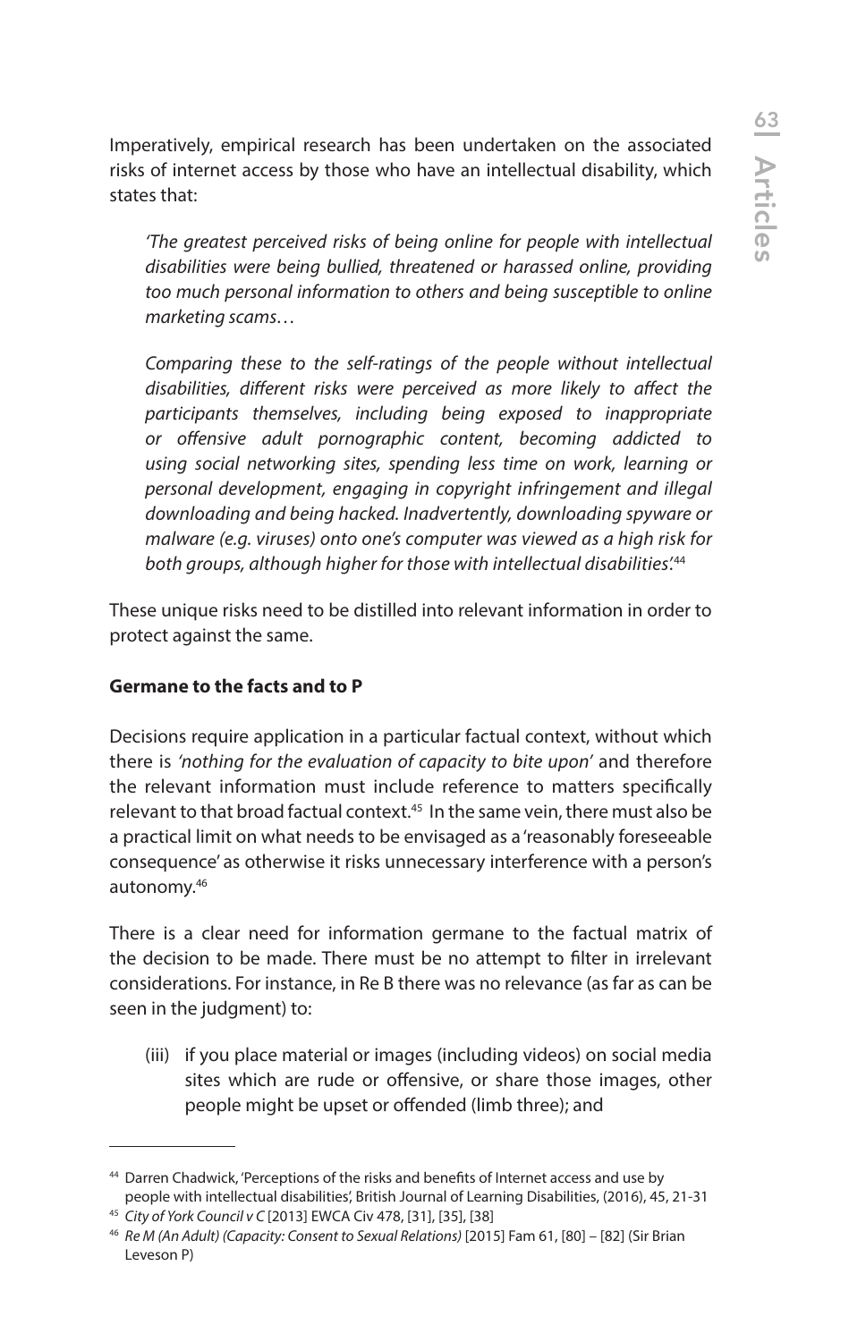Imperatively, empirical research has been undertaken on the associated risks of internet access by those who have an intellectual disability, which states that:

> *'The greatest perceived risks of being online for people with intellectual disabilities were being bullied, threatened or harassed online, providing too much personal information to others and being susceptible to online marketing scams…*
>
> *Comparing these to the self-ratings of the people without intellectual disabilities, different risks were perceived as more likely to affect the participants themselves, including being exposed to inappropriate or offensive adult pornographic content, becoming addicted to using social networking sites, spending less time on work, learning or personal development, engaging in copyright infringement and illegal downloading and being hacked. Inadvertently, downloading spyware or malware (e.g. viruses) onto one's computer was viewed as a high risk for both groups, although higher for those with intellectual disabilities'.*[44]

These unique risks need to be distilled into relevant information in order to protect against the same.

**Germane to the facts and to P**

Decisions require application in a particular factual context, without which there is *'nothing for the evaluation of capacity to bite upon'* and therefore the relevant information must include reference to matters specifically relevant to that broad factual context.[45] In the same vein, there must also be a practical limit on what needs to be envisaged as a 'reasonably foreseeable consequence' as otherwise it risks unnecessary interference with a person's autonomy.[46]

There is a clear need for information germane to the factual matrix of the decision to be made. There must be no attempt to filter in irrelevant considerations. For instance, in Re B there was no relevance (as far as can be seen in the judgment) to:

> (iii) if you place material or images (including videos) on social media sites which are rude or offensive, or share those images, other people might be upset or offended (limb three); and

---

[44] Darren Chadwick, 'Perceptions of the risks and benefits of Internet access and use by people with intellectual disabilities', British Journal of Learning Disabilities, (2016), 45, 21-31

[45] *City of York Council v C* [2013] EWCA Civ 478, [31], [35], [38]

[46] *Re M (An Adult) (Capacity: Consent to Sexual Relations)* [2015] Fam 61, [80] – [82] (Sir Brian Leveson P)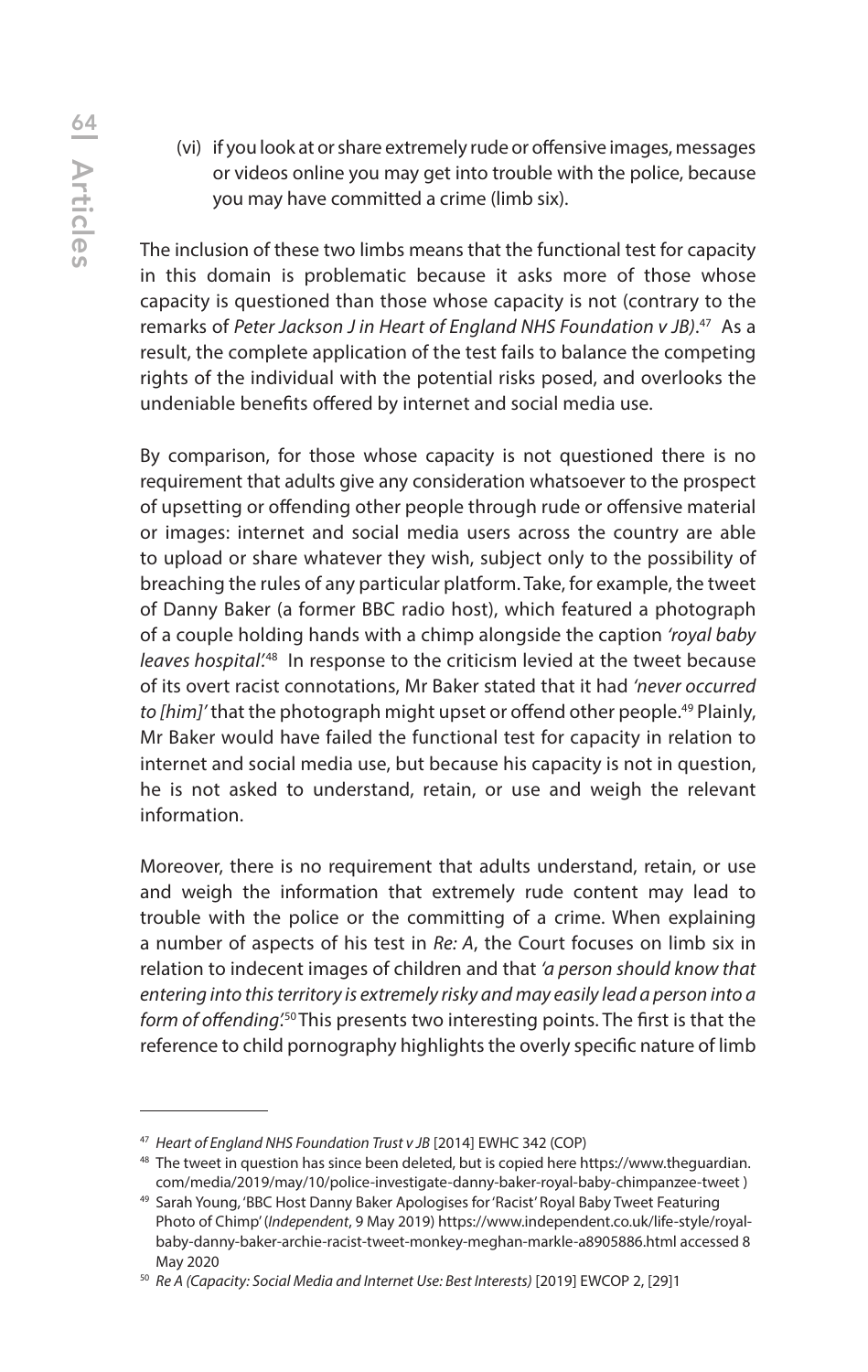(vi) if you look at or share extremely rude or offensive images, messages or videos online you may get into trouble with the police, because you may have committed a crime (limb six).

The inclusion of these two limbs means that the functional test for capacity in this domain is problematic because it asks more of those whose capacity is questioned than those whose capacity is not (contrary to the remarks of *Peter Jackson J in Heart of England NHS Foundation v JB)*.[47] As a result, the complete application of the test fails to balance the competing rights of the individual with the potential risks posed, and overlooks the undeniable benefits offered by internet and social media use.

By comparison, for those whose capacity is not questioned there is no requirement that adults give any consideration whatsoever to the prospect of upsetting or offending other people through rude or offensive material or images: internet and social media users across the country are able to upload or share whatever they wish, subject only to the possibility of breaching the rules of any particular platform. Take, for example, the tweet of Danny Baker (a former BBC radio host), which featured a photograph of a couple holding hands with a chimp alongside the caption *'royal baby leaves hospital'*.[48] In response to the criticism levied at the tweet because of its overt racist connotations, Mr Baker stated that it had *'never occurred to [him]'* that the photograph might upset or offend other people.[49] Plainly, Mr Baker would have failed the functional test for capacity in relation to internet and social media use, but because his capacity is not in question, he is not asked to understand, retain, or use and weigh the relevant information.

Moreover, there is no requirement that adults understand, retain, or use and weigh the information that extremely rude content may lead to trouble with the police or the committing of a crime. When explaining a number of aspects of his test in *Re: A*, the Court focuses on limb six in relation to indecent images of children and that *'a person should know that entering into this territory is extremely risky and may easily lead a person into a form of offending'*.[50] This presents two interesting points. The first is that the reference to child pornography highlights the overly specific nature of limb

---

[47] *Heart of England NHS Foundation Trust v JB* [2014] EWHC 342 (COP)

[48] The tweet in question has since been deleted, but is copied here https://www.theguardian.com/media/2019/may/10/police-investigate-danny-baker-royal-baby-chimpanzee-tweet )

[49] Sarah Young, 'BBC Host Danny Baker Apologises for 'Racist' Royal Baby Tweet Featuring Photo of Chimp' (*Independent*, 9 May 2019) https://www.independent.co.uk/life-style/royal-baby-danny-baker-archie-racist-tweet-monkey-meghan-markle-a8905886.html accessed 8 May 2020

[50] *Re A (Capacity: Social Media and Internet Use: Best Interests)* [2019] EWCOP 2, [29]1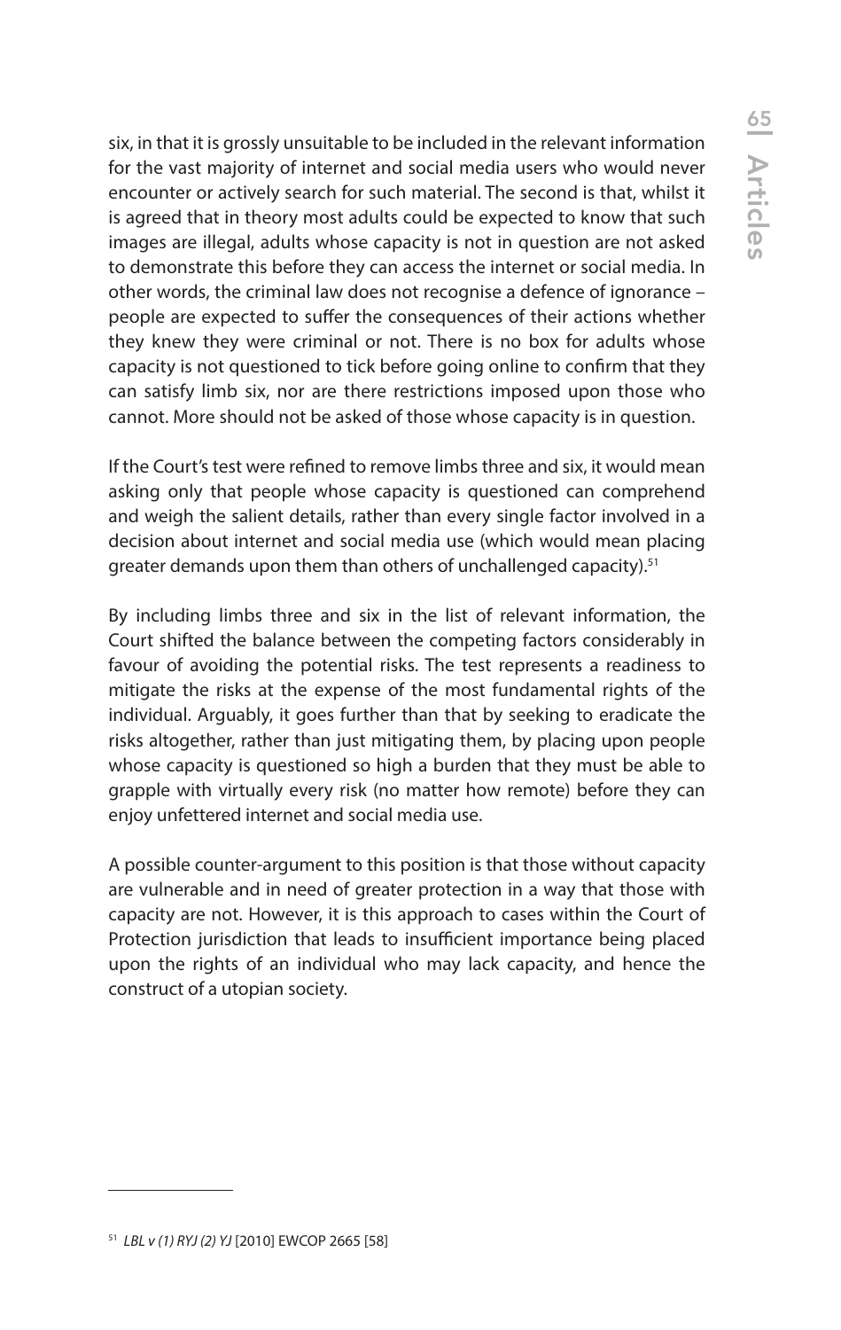six, in that it is grossly unsuitable to be included in the relevant information for the vast majority of internet and social media users who would never encounter or actively search for such material. The second is that, whilst it is agreed that in theory most adults could be expected to know that such images are illegal, adults whose capacity is not in question are not asked to demonstrate this before they can access the internet or social media. In other words, the criminal law does not recognise a defence of ignorance – people are expected to suffer the consequences of their actions whether they knew they were criminal or not. There is no box for adults whose capacity is not questioned to tick before going online to confirm that they can satisfy limb six, nor are there restrictions imposed upon those who cannot. More should not be asked of those whose capacity is in question.

If the Court's test were refined to remove limbs three and six, it would mean asking only that people whose capacity is questioned can comprehend and weigh the salient details, rather than every single factor involved in a decision about internet and social media use (which would mean placing greater demands upon them than others of unchallenged capacity).[51]

By including limbs three and six in the list of relevant information, the Court shifted the balance between the competing factors considerably in favour of avoiding the potential risks. The test represents a readiness to mitigate the risks at the expense of the most fundamental rights of the individual. Arguably, it goes further than that by seeking to eradicate the risks altogether, rather than just mitigating them, by placing upon people whose capacity is questioned so high a burden that they must be able to grapple with virtually every risk (no matter how remote) before they can enjoy unfettered internet and social media use.

A possible counter-argument to this position is that those without capacity are vulnerable and in need of greater protection in a way that those with capacity are not. However, it is this approach to cases within the Court of Protection jurisdiction that leads to insufficient importance being placed upon the rights of an individual who may lack capacity, and hence the construct of a utopian society.

---

[51] *LBL v (1) RYJ (2) YJ* [2010] EWCOP 2665 [58]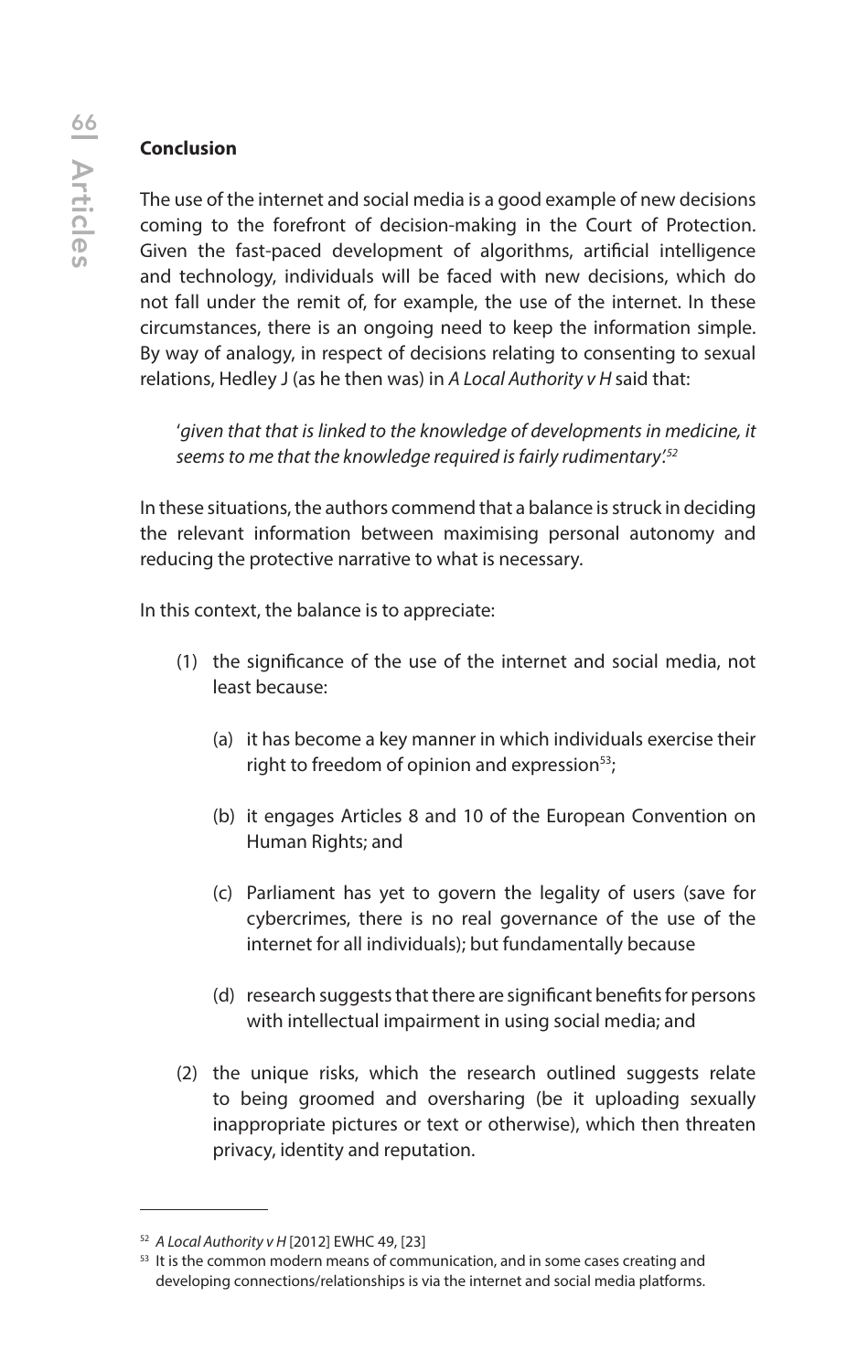**Conclusion**

The use of the internet and social media is a good example of new decisions coming to the forefront of decision-making in the Court of Protection. Given the fast-paced development of algorithms, artificial intelligence and technology, individuals will be faced with new decisions, which do not fall under the remit of, for example, the use of the internet. In these circumstances, there is an ongoing need to keep the information simple. By way of analogy, in respect of decisions relating to consenting to sexual relations, Hedley J (as he then was) in *A Local Authority v H* said that:

> '*given that that is linked to the knowledge of developments in medicine, it seems to me that the knowledge required is fairly rudimentary*'.[52]

In these situations, the authors commend that a balance is struck in deciding the relevant information between maximising personal autonomy and reducing the protective narrative to what is necessary.

In this context, the balance is to appreciate:

(1) the significance of the use of the internet and social media, not least because:

   (a) it has become a key manner in which individuals exercise their right to freedom of opinion and expression[53];

   (b) it engages Articles 8 and 10 of the European Convention on Human Rights; and

   (c) Parliament has yet to govern the legality of users (save for cybercrimes, there is no real governance of the use of the internet for all individuals); but fundamentally because

   (d) research suggests that there are significant benefits for persons with intellectual impairment in using social media; and

(2) the unique risks, which the research outlined suggests relate to being groomed and oversharing (be it uploading sexually inappropriate pictures or text or otherwise), which then threaten privacy, identity and reputation.

---

[52] *A Local Authority v H* [2012] EWHC 49, [23]

[53] It is the common modern means of communication, and in some cases creating and developing connections/relationships is via the internet and social media platforms.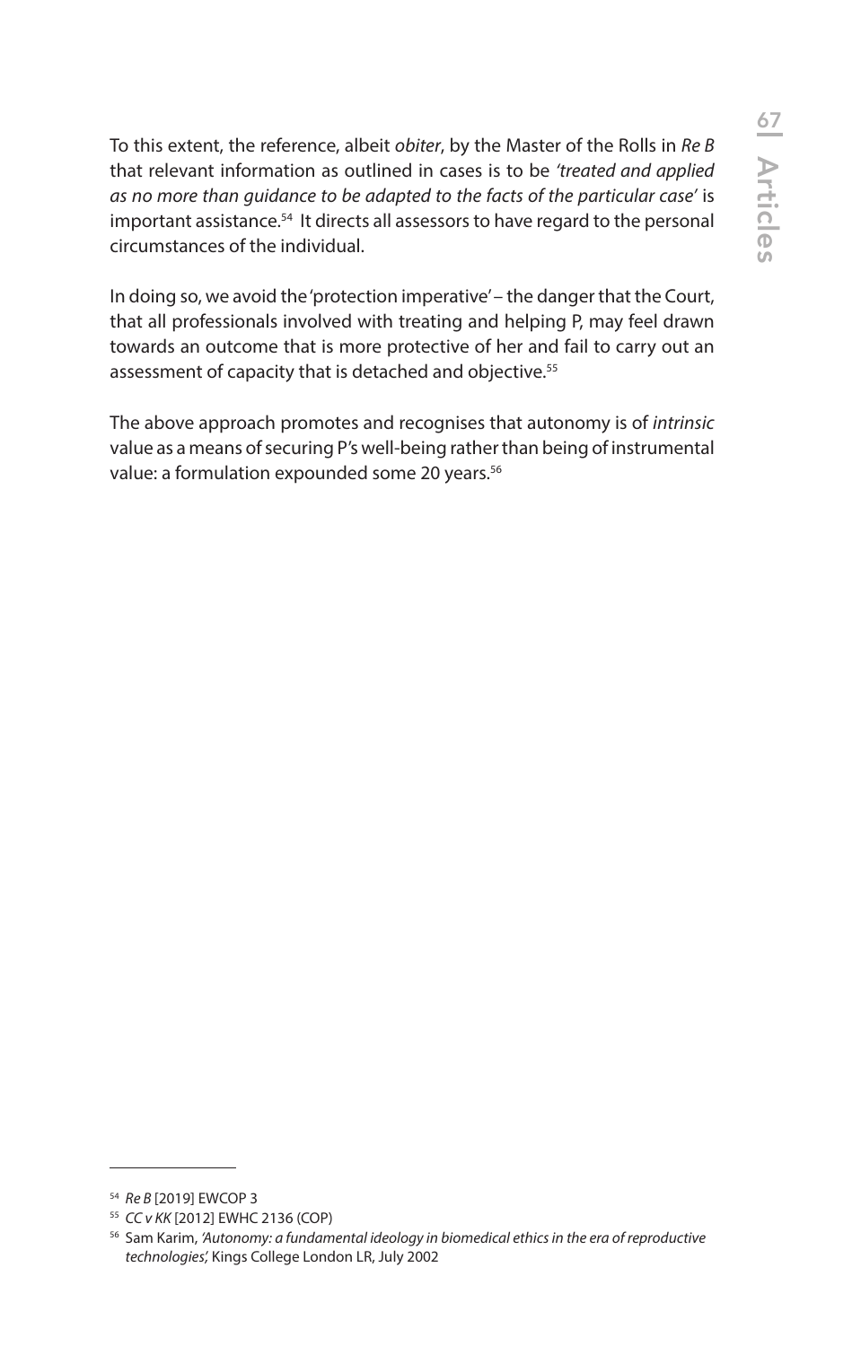To this extent, the reference, albeit *obiter*, by the Master of the Rolls in *Re B* that relevant information as outlined in cases is to be *'treated and applied as no more than guidance to be adapted to the facts of the particular case'* is important assistance.[54] It directs all assessors to have regard to the personal circumstances of the individual.

In doing so, we avoid the 'protection imperative' – the danger that the Court, that all professionals involved with treating and helping P, may feel drawn towards an outcome that is more protective of her and fail to carry out an assessment of capacity that is detached and objective.[55]

The above approach promotes and recognises that autonomy is of *intrinsic* value as a means of securing P's well-being rather than being of instrumental value: a formulation expounded some 20 years.[56]

---

[54] *Re B* [2019] EWCOP 3

[55] *CC v KK* [2012] EWHC 2136 (COP)

[56] Sam Karim, *'Autonomy: a fundamental ideology in biomedical ethics in the era of reproductive technologies',* Kings College London LR, July 2002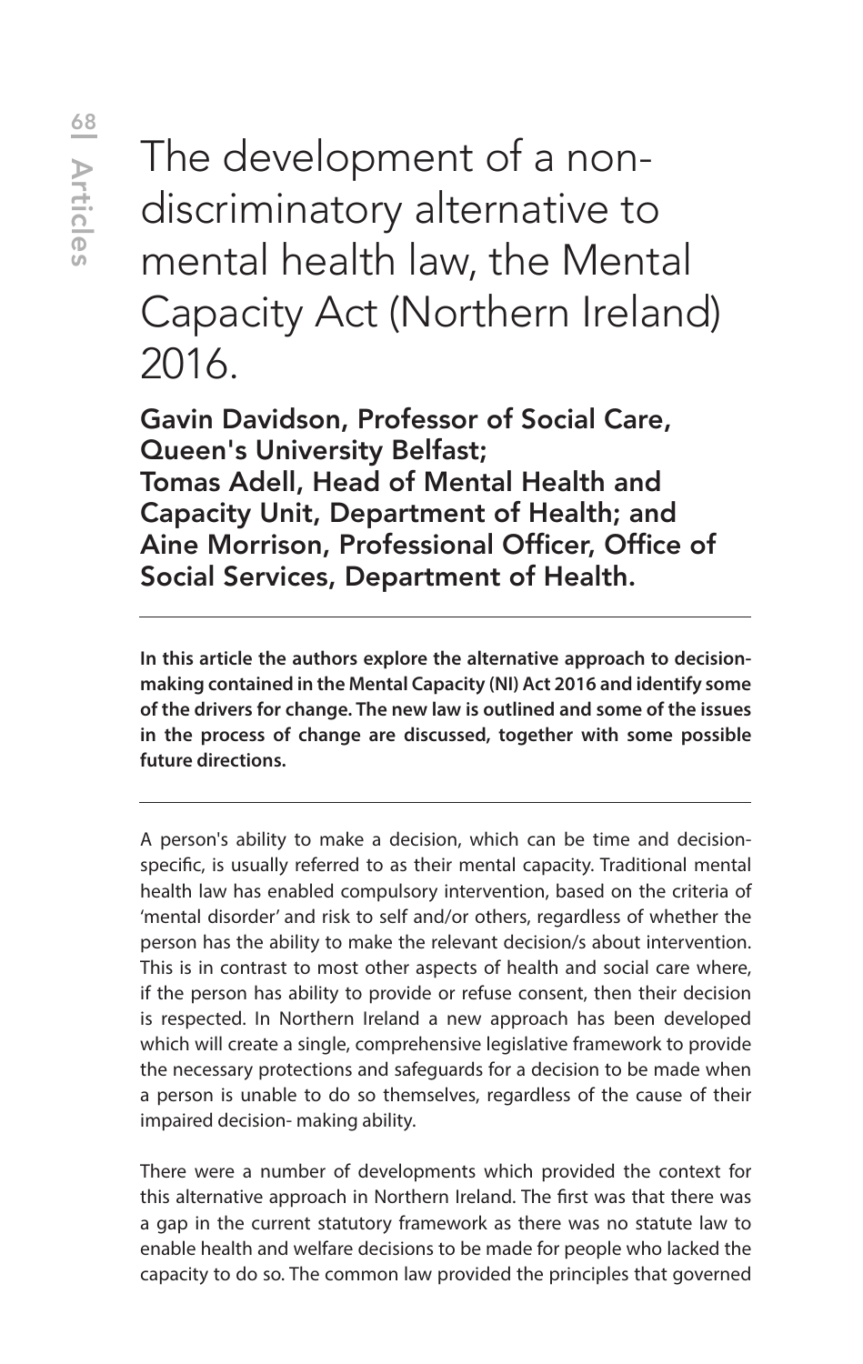# The development of a non-discriminatory alternative to mental health law, the Mental Capacity Act (Northern Ireland) 2016.

**Gavin Davidson, Professor of Social Care, Queen's University Belfast; Tomas Adell, Head of Mental Health and Capacity Unit, Department of Health; and Aine Morrison, Professional Officer, Office of Social Services, Department of Health.**

---

**In this article the authors explore the alternative approach to decision-making contained in the Mental Capacity (NI) Act 2016 and identify some of the drivers for change. The new law is outlined and some of the issues in the process of change are discussed, together with some possible future directions.**

---

A person's ability to make a decision, which can be time and decision-specific, is usually referred to as their mental capacity. Traditional mental health law has enabled compulsory intervention, based on the criteria of 'mental disorder' and risk to self and/or others, regardless of whether the person has the ability to make the relevant decision/s about intervention. This is in contrast to most other aspects of health and social care where, if the person has ability to provide or refuse consent, then their decision is respected. In Northern Ireland a new approach has been developed which will create a single, comprehensive legislative framework to provide the necessary protections and safeguards for a decision to be made when a person is unable to do so themselves, regardless of the cause of their impaired decision- making ability.

There were a number of developments which provided the context for this alternative approach in Northern Ireland. The first was that there was a gap in the current statutory framework as there was no statute law to enable health and welfare decisions to be made for people who lacked the capacity to do so. The common law provided the principles that governed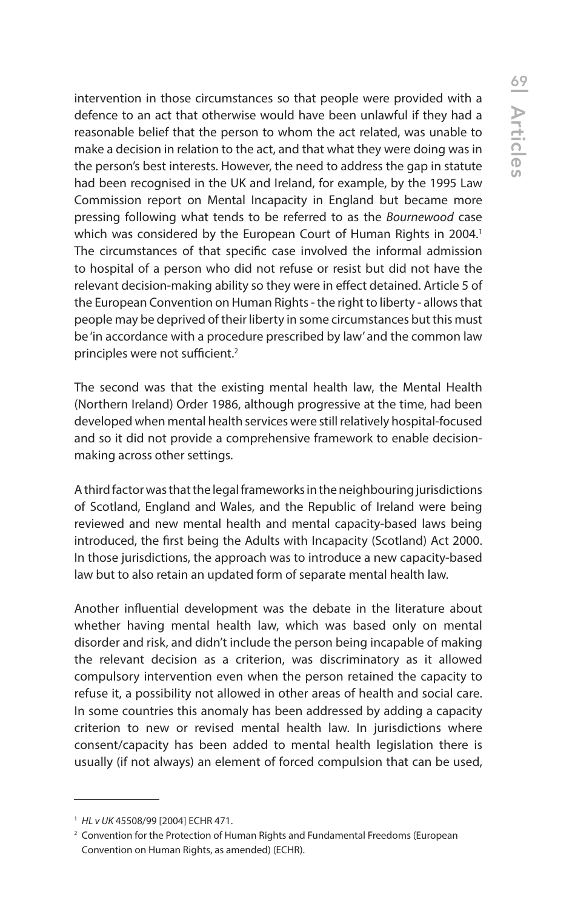intervention in those circumstances so that people were provided with a defence to an act that otherwise would have been unlawful if they had a reasonable belief that the person to whom the act related, was unable to make a decision in relation to the act, and that what they were doing was in the person's best interests. However, the need to address the gap in statute had been recognised in the UK and Ireland, for example, by the 1995 Law Commission report on Mental Incapacity in England but became more pressing following what tends to be referred to as the *Bournewood* case which was considered by the European Court of Human Rights in 2004.[1] The circumstances of that specific case involved the informal admission to hospital of a person who did not refuse or resist but did not have the relevant decision-making ability so they were in effect detained. Article 5 of the European Convention on Human Rights - the right to liberty - allows that people may be deprived of their liberty in some circumstances but this must be 'in accordance with a procedure prescribed by law' and the common law principles were not sufficient.[2]

The second was that the existing mental health law, the Mental Health (Northern Ireland) Order 1986, although progressive at the time, had been developed when mental health services were still relatively hospital-focused and so it did not provide a comprehensive framework to enable decision-making across other settings.

A third factor was that the legal frameworks in the neighbouring jurisdictions of Scotland, England and Wales, and the Republic of Ireland were being reviewed and new mental health and mental capacity-based laws being introduced, the first being the Adults with Incapacity (Scotland) Act 2000. In those jurisdictions, the approach was to introduce a new capacity-based law but to also retain an updated form of separate mental health law.

Another influential development was the debate in the literature about whether having mental health law, which was based only on mental disorder and risk, and didn't include the person being incapable of making the relevant decision as a criterion, was discriminatory as it allowed compulsory intervention even when the person retained the capacity to refuse it, a possibility not allowed in other areas of health and social care. In some countries this anomaly has been addressed by adding a capacity criterion to new or revised mental health law. In jurisdictions where consent/capacity has been added to mental health legislation there is usually (if not always) an element of forced compulsion that can be used,

---

[1] *HL v UK* 45508/99 [2004] ECHR 471.

[2] Convention for the Protection of Human Rights and Fundamental Freedoms (European Convention on Human Rights, as amended) (ECHR).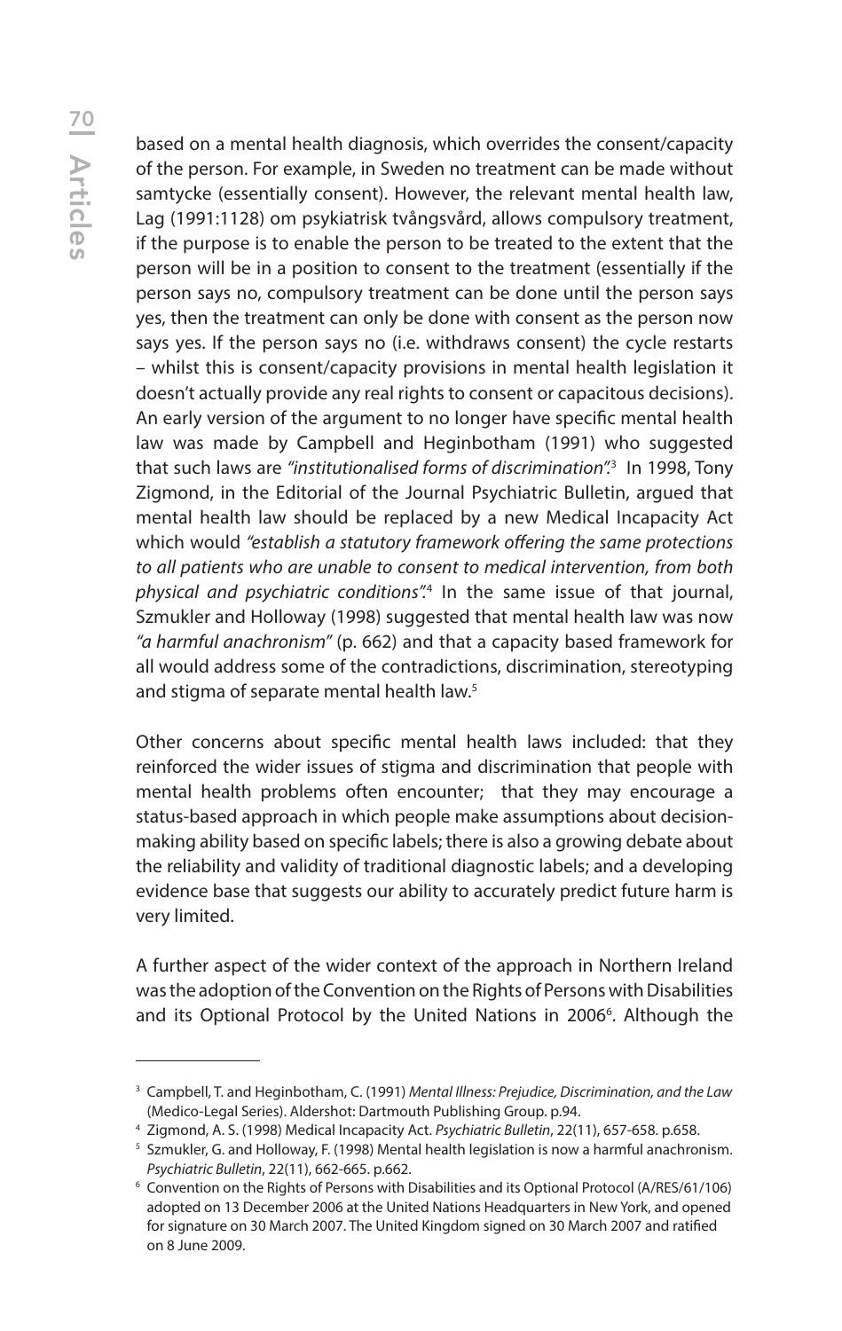based on a mental health diagnosis, which overrides the consent/capacity of the person. For example, in Sweden no treatment can be made without samtycke (essentially consent). However, the relevant mental health law, Lag (1991:1128) om psykiatrisk tvångsvård, allows compulsory treatment, if the purpose is to enable the person to be treated to the extent that the person will be in a position to consent to the treatment (essentially if the person says no, compulsory treatment can be done until the person says yes, then the treatment can only be done with consent as the person now says yes. If the person says no (i.e. withdraws consent) the cycle restarts – whilst this is consent/capacity provisions in mental health legislation it doesn't actually provide any real rights to consent or capacitous decisions). An early version of the argument to no longer have specific mental health law was made by Campbell and Heginbotham (1991) who suggested that such laws are *"institutionalised forms of discrimination"*.[3] In 1998, Tony Zigmond, in the Editorial of the Journal Psychiatric Bulletin, argued that mental health law should be replaced by a new Medical Incapacity Act which would *"establish a statutory framework offering the same protections to all patients who are unable to consent to medical intervention, from both physical and psychiatric conditions"*.[4] In the same issue of that journal, Szmukler and Holloway (1998) suggested that mental health law was now *"a harmful anachronism"* (p. 662) and that a capacity based framework for all would address some of the contradictions, discrimination, stereotyping and stigma of separate mental health law.[5]

Other concerns about specific mental health laws included: that they reinforced the wider issues of stigma and discrimination that people with mental health problems often encounter; that they may encourage a status-based approach in which people make assumptions about decision-making ability based on specific labels; there is also a growing debate about the reliability and validity of traditional diagnostic labels; and a developing evidence base that suggests our ability to accurately predict future harm is very limited.

A further aspect of the wider context of the approach in Northern Ireland was the adoption of the Convention on the Rights of Persons with Disabilities and its Optional Protocol by the United Nations in 2006[6]. Although the

---

[3] Campbell, T. and Heginbotham, C. (1991) *Mental Illness: Prejudice, Discrimination, and the Law* (Medico-Legal Series). Aldershot: Dartmouth Publishing Group. p.94.

[4] Zigmond, A. S. (1998) Medical Incapacity Act. *Psychiatric Bulletin*, 22(11), 657-658. p.658.

[5] Szmukler, G. and Holloway, F. (1998) Mental health legislation is now a harmful anachronism. *Psychiatric Bulletin*, 22(11), 662-665. p.662.

[6] Convention on the Rights of Persons with Disabilities and its Optional Protocol (A/RES/61/106) adopted on 13 December 2006 at the United Nations Headquarters in New York, and opened for signature on 30 March 2007. The United Kingdom signed on 30 March 2007 and ratified on 8 June 2009.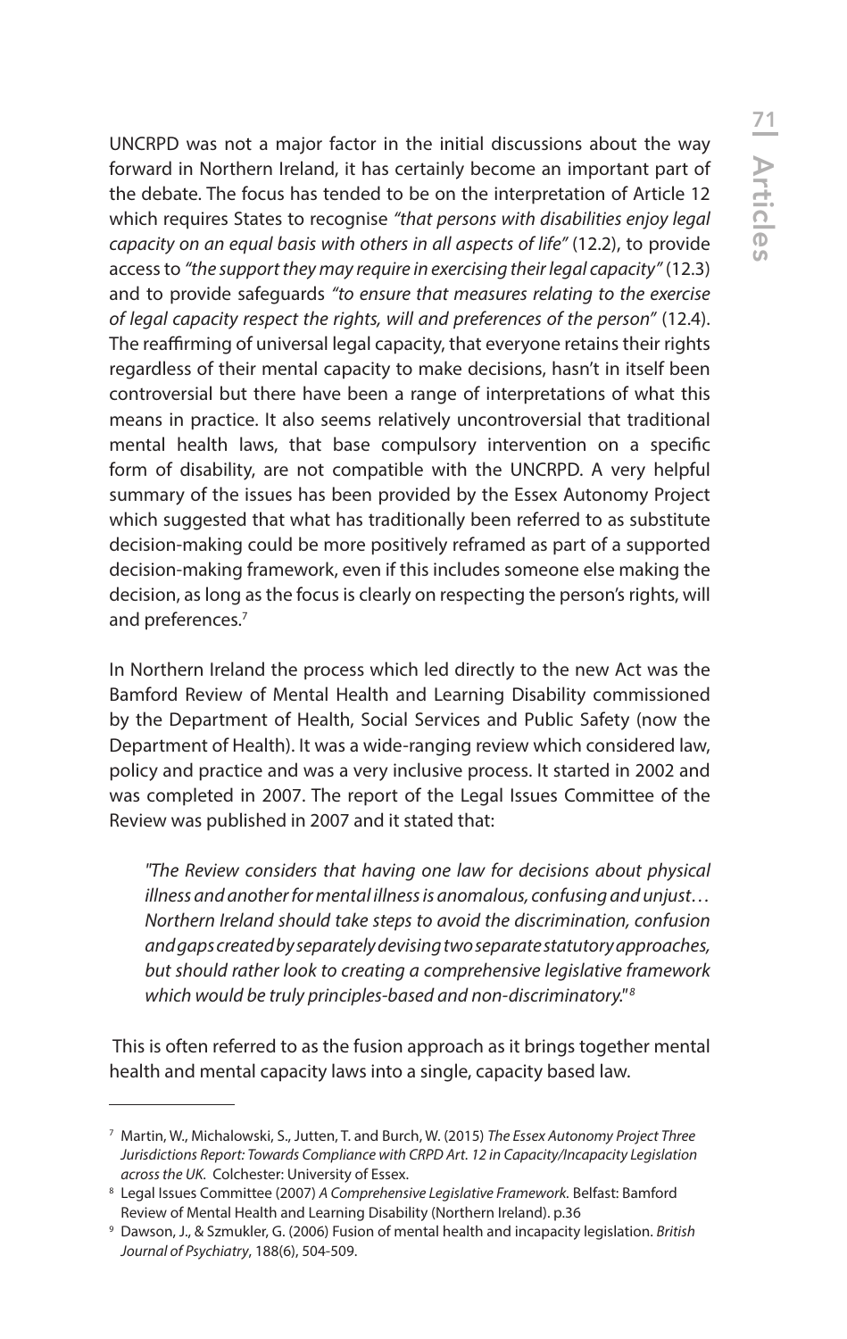UNCRPD was not a major factor in the initial discussions about the way forward in Northern Ireland, it has certainly become an important part of the debate. The focus has tended to be on the interpretation of Article 12 which requires States to recognise *"that persons with disabilities enjoy legal capacity on an equal basis with others in all aspects of life"* (12.2), to provide access to *"the support they may require in exercising their legal capacity"* (12.3) and to provide safeguards *"to ensure that measures relating to the exercise of legal capacity respect the rights, will and preferences of the person"* (12.4). The reaffirming of universal legal capacity, that everyone retains their rights regardless of their mental capacity to make decisions, hasn't in itself been controversial but there have been a range of interpretations of what this means in practice. It also seems relatively uncontroversial that traditional mental health laws, that base compulsory intervention on a specific form of disability, are not compatible with the UNCRPD. A very helpful summary of the issues has been provided by the Essex Autonomy Project which suggested that what has traditionally been referred to as substitute decision-making could be more positively reframed as part of a supported decision-making framework, even if this includes someone else making the decision, as long as the focus is clearly on respecting the person's rights, will and preferences.[7]

In Northern Ireland the process which led directly to the new Act was the Bamford Review of Mental Health and Learning Disability commissioned by the Department of Health, Social Services and Public Safety (now the Department of Health). It was a wide-ranging review which considered law, policy and practice and was a very inclusive process. It started in 2002 and was completed in 2007. The report of the Legal Issues Committee of the Review was published in 2007 and it stated that:

> *"The Review considers that having one law for decisions about physical illness and another for mental illness is anomalous, confusing and unjust… Northern Ireland should take steps to avoid the discrimination, confusion and gaps created by separately devising two separate statutory approaches, but should rather look to creating a comprehensive legislative framework which would be truly principles-based and non-discriminatory."[8]*

This is often referred to as the fusion approach as it brings together mental health and mental capacity laws into a single, capacity based law.

---

[7] Martin, W., Michalowski, S., Jutten, T. and Burch, W. (2015) *The Essex Autonomy Project Three Jurisdictions Report: Towards Compliance with CRPD Art. 12 in Capacity/Incapacity Legislation across the UK.* Colchester: University of Essex.

[8] Legal Issues Committee (2007) *A Comprehensive Legislative Framework.* Belfast: Bamford Review of Mental Health and Learning Disability (Northern Ireland). p.36

[9] Dawson, J., & Szmukler, G. (2006) Fusion of mental health and incapacity legislation. *British Journal of Psychiatry*, 188(6), 504-509.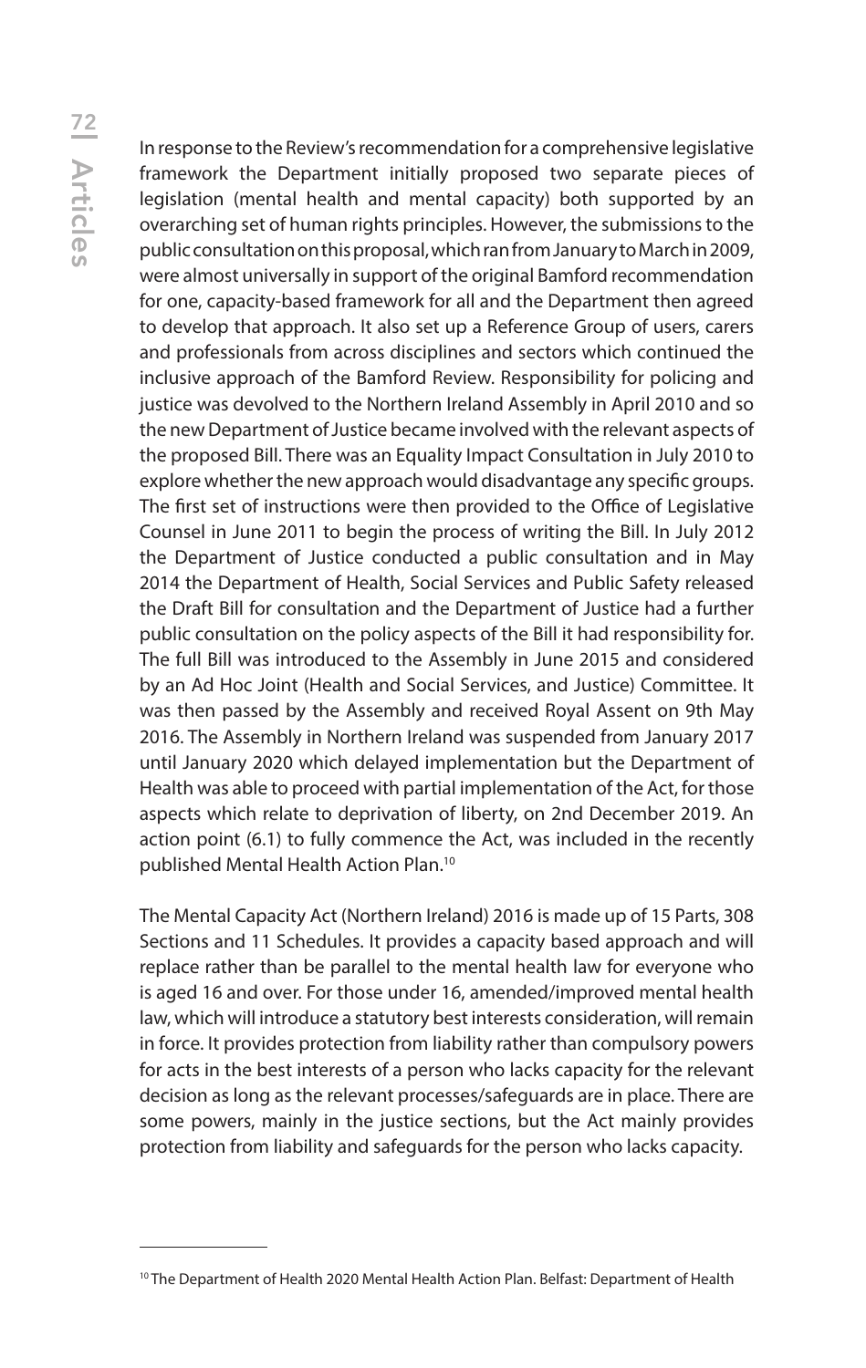In response to the Review's recommendation for a comprehensive legislative framework the Department initially proposed two separate pieces of legislation (mental health and mental capacity) both supported by an overarching set of human rights principles. However, the submissions to the public consultation on this proposal, which ran from January to March in 2009, were almost universally in support of the original Bamford recommendation for one, capacity-based framework for all and the Department then agreed to develop that approach. It also set up a Reference Group of users, carers and professionals from across disciplines and sectors which continued the inclusive approach of the Bamford Review. Responsibility for policing and justice was devolved to the Northern Ireland Assembly in April 2010 and so the new Department of Justice became involved with the relevant aspects of the proposed Bill. There was an Equality Impact Consultation in July 2010 to explore whether the new approach would disadvantage any specific groups. The first set of instructions were then provided to the Office of Legislative Counsel in June 2011 to begin the process of writing the Bill. In July 2012 the Department of Justice conducted a public consultation and in May 2014 the Department of Health, Social Services and Public Safety released the Draft Bill for consultation and the Department of Justice had a further public consultation on the policy aspects of the Bill it had responsibility for. The full Bill was introduced to the Assembly in June 2015 and considered by an Ad Hoc Joint (Health and Social Services, and Justice) Committee. It was then passed by the Assembly and received Royal Assent on 9th May 2016. The Assembly in Northern Ireland was suspended from January 2017 until January 2020 which delayed implementation but the Department of Health was able to proceed with partial implementation of the Act, for those aspects which relate to deprivation of liberty, on 2nd December 2019. An action point (6.1) to fully commence the Act, was included in the recently published Mental Health Action Plan.[10]

The Mental Capacity Act (Northern Ireland) 2016 is made up of 15 Parts, 308 Sections and 11 Schedules. It provides a capacity based approach and will replace rather than be parallel to the mental health law for everyone who is aged 16 and over. For those under 16, amended/improved mental health law, which will introduce a statutory best interests consideration, will remain in force. It provides protection from liability rather than compulsory powers for acts in the best interests of a person who lacks capacity for the relevant decision as long as the relevant processes/safeguards are in place. There are some powers, mainly in the justice sections, but the Act mainly provides protection from liability and safeguards for the person who lacks capacity.

---

[10] The Department of Health 2020 Mental Health Action Plan. Belfast: Department of Health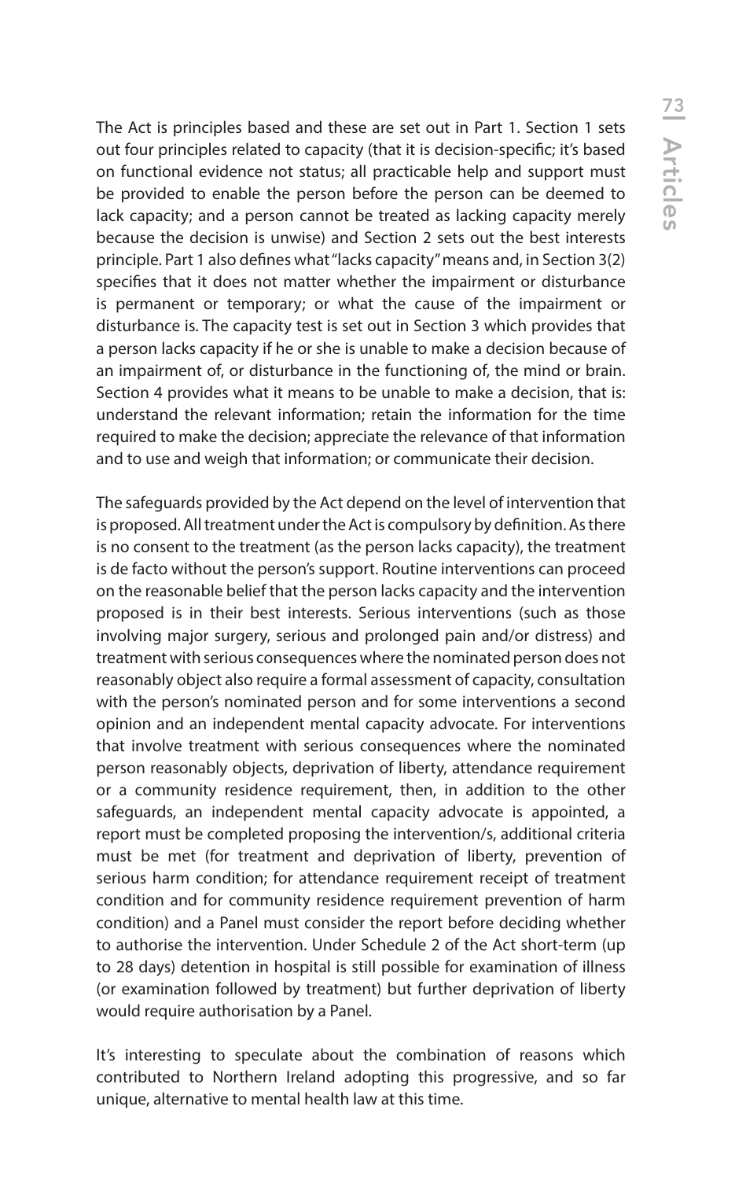The Act is principles based and these are set out in Part 1. Section 1 sets out four principles related to capacity (that it is decision-specific; it's based on functional evidence not status; all practicable help and support must be provided to enable the person before the person can be deemed to lack capacity; and a person cannot be treated as lacking capacity merely because the decision is unwise) and Section 2 sets out the best interests principle. Part 1 also defines what "lacks capacity" means and, in Section 3(2) specifies that it does not matter whether the impairment or disturbance is permanent or temporary; or what the cause of the impairment or disturbance is. The capacity test is set out in Section 3 which provides that a person lacks capacity if he or she is unable to make a decision because of an impairment of, or disturbance in the functioning of, the mind or brain. Section 4 provides what it means to be unable to make a decision, that is: understand the relevant information; retain the information for the time required to make the decision; appreciate the relevance of that information and to use and weigh that information; or communicate their decision.

The safeguards provided by the Act depend on the level of intervention that is proposed. All treatment under the Act is compulsory by definition. As there is no consent to the treatment (as the person lacks capacity), the treatment is de facto without the person's support. Routine interventions can proceed on the reasonable belief that the person lacks capacity and the intervention proposed is in their best interests. Serious interventions (such as those involving major surgery, serious and prolonged pain and/or distress) and treatment with serious consequences where the nominated person does not reasonably object also require a formal assessment of capacity, consultation with the person's nominated person and for some interventions a second opinion and an independent mental capacity advocate. For interventions that involve treatment with serious consequences where the nominated person reasonably objects, deprivation of liberty, attendance requirement or a community residence requirement, then, in addition to the other safeguards, an independent mental capacity advocate is appointed, a report must be completed proposing the intervention/s, additional criteria must be met (for treatment and deprivation of liberty, prevention of serious harm condition; for attendance requirement receipt of treatment condition and for community residence requirement prevention of harm condition) and a Panel must consider the report before deciding whether to authorise the intervention. Under Schedule 2 of the Act short-term (up to 28 days) detention in hospital is still possible for examination of illness (or examination followed by treatment) but further deprivation of liberty would require authorisation by a Panel.

It's interesting to speculate about the combination of reasons which contributed to Northern Ireland adopting this progressive, and so far unique, alternative to mental health law at this time.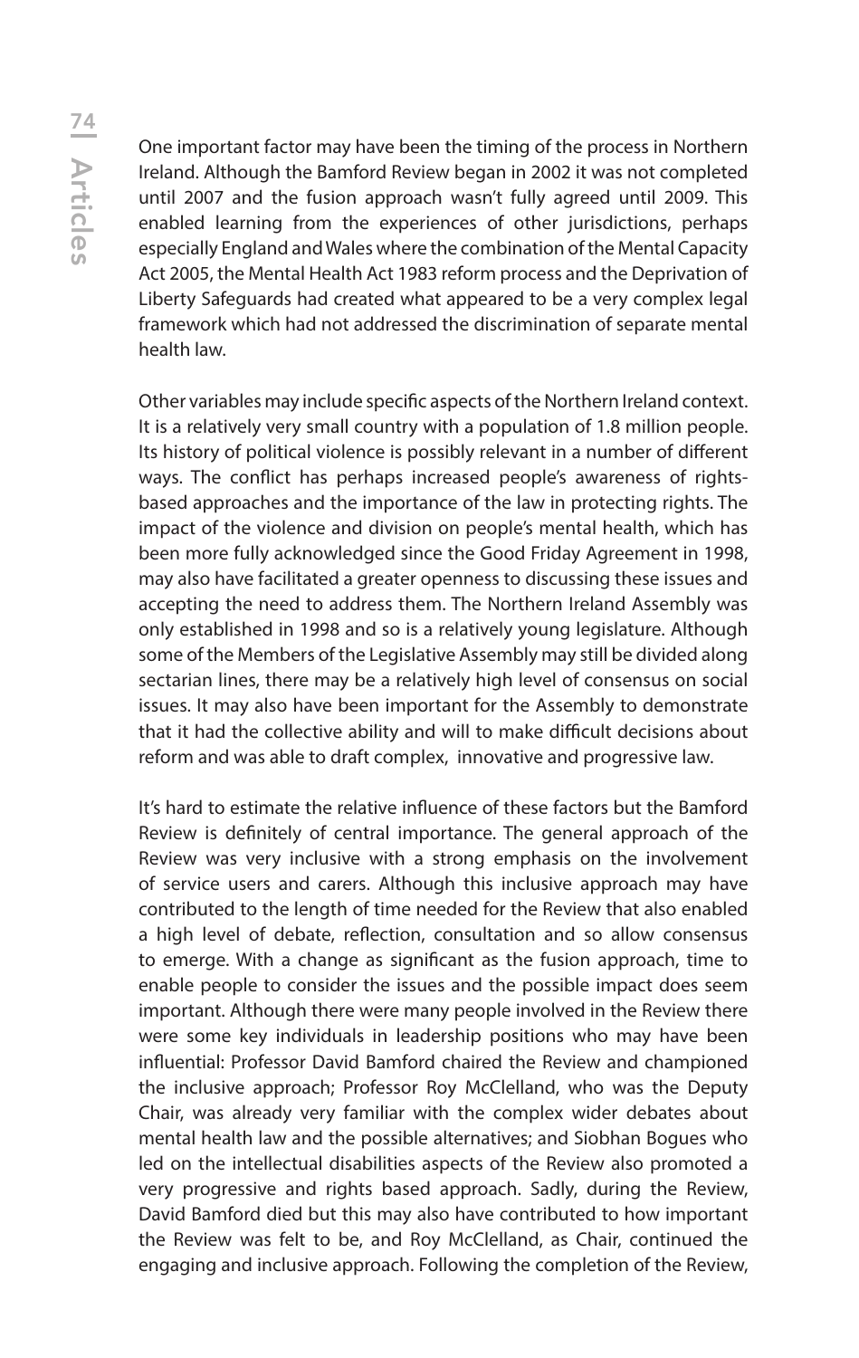One important factor may have been the timing of the process in Northern Ireland. Although the Bamford Review began in 2002 it was not completed until 2007 and the fusion approach wasn't fully agreed until 2009. This enabled learning from the experiences of other jurisdictions, perhaps especially England and Wales where the combination of the Mental Capacity Act 2005, the Mental Health Act 1983 reform process and the Deprivation of Liberty Safeguards had created what appeared to be a very complex legal framework which had not addressed the discrimination of separate mental health law.

Other variables may include specific aspects of the Northern Ireland context. It is a relatively very small country with a population of 1.8 million people. Its history of political violence is possibly relevant in a number of different ways. The conflict has perhaps increased people's awareness of rights-based approaches and the importance of the law in protecting rights. The impact of the violence and division on people's mental health, which has been more fully acknowledged since the Good Friday Agreement in 1998, may also have facilitated a greater openness to discussing these issues and accepting the need to address them. The Northern Ireland Assembly was only established in 1998 and so is a relatively young legislature. Although some of the Members of the Legislative Assembly may still be divided along sectarian lines, there may be a relatively high level of consensus on social issues. It may also have been important for the Assembly to demonstrate that it had the collective ability and will to make difficult decisions about reform and was able to draft complex, innovative and progressive law.

It's hard to estimate the relative influence of these factors but the Bamford Review is definitely of central importance. The general approach of the Review was very inclusive with a strong emphasis on the involvement of service users and carers. Although this inclusive approach may have contributed to the length of time needed for the Review that also enabled a high level of debate, reflection, consultation and so allow consensus to emerge. With a change as significant as the fusion approach, time to enable people to consider the issues and the possible impact does seem important. Although there were many people involved in the Review there were some key individuals in leadership positions who may have been influential: Professor David Bamford chaired the Review and championed the inclusive approach; Professor Roy McClelland, who was the Deputy Chair, was already very familiar with the complex wider debates about mental health law and the possible alternatives; and Siobhan Bogues who led on the intellectual disabilities aspects of the Review also promoted a very progressive and rights based approach. Sadly, during the Review, David Bamford died but this may also have contributed to how important the Review was felt to be, and Roy McClelland, as Chair, continued the engaging and inclusive approach. Following the completion of the Review,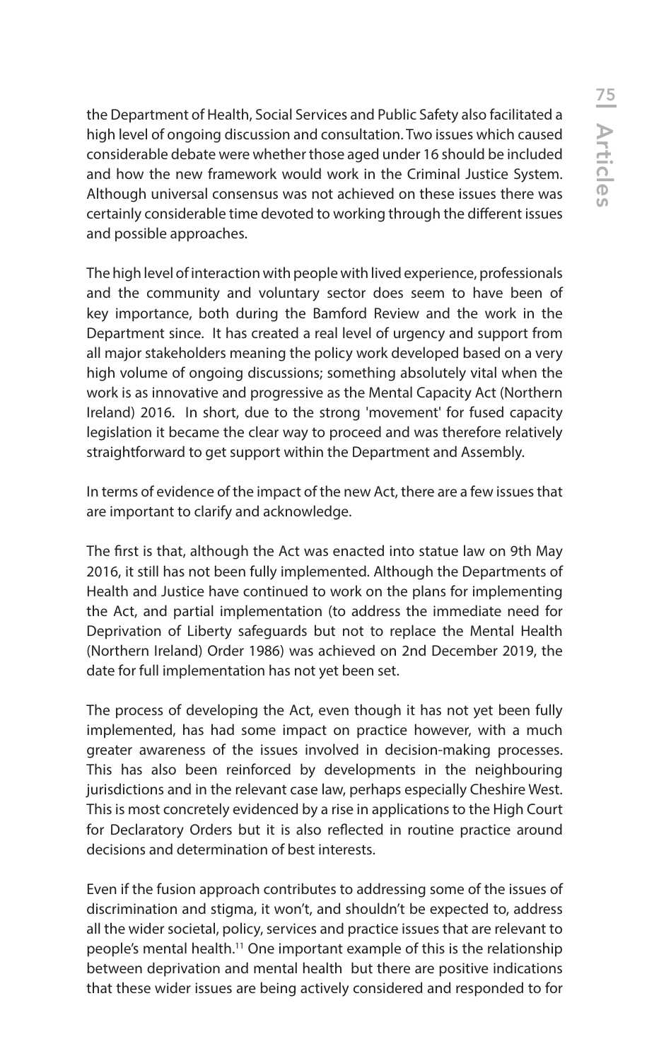the Department of Health, Social Services and Public Safety also facilitated a high level of ongoing discussion and consultation. Two issues which caused considerable debate were whether those aged under 16 should be included and how the new framework would work in the Criminal Justice System. Although universal consensus was not achieved on these issues there was certainly considerable time devoted to working through the different issues and possible approaches.

The high level of interaction with people with lived experience, professionals and the community and voluntary sector does seem to have been of key importance, both during the Bamford Review and the work in the Department since. It has created a real level of urgency and support from all major stakeholders meaning the policy work developed based on a very high volume of ongoing discussions; something absolutely vital when the work is as innovative and progressive as the Mental Capacity Act (Northern Ireland) 2016. In short, due to the strong 'movement' for fused capacity legislation it became the clear way to proceed and was therefore relatively straightforward to get support within the Department and Assembly.

In terms of evidence of the impact of the new Act, there are a few issues that are important to clarify and acknowledge.

The first is that, although the Act was enacted into statue law on 9th May 2016, it still has not been fully implemented. Although the Departments of Health and Justice have continued to work on the plans for implementing the Act, and partial implementation (to address the immediate need for Deprivation of Liberty safeguards but not to replace the Mental Health (Northern Ireland) Order 1986) was achieved on 2nd December 2019, the date for full implementation has not yet been set.

The process of developing the Act, even though it has not yet been fully implemented, has had some impact on practice however, with a much greater awareness of the issues involved in decision-making processes. This has also been reinforced by developments in the neighbouring jurisdictions and in the relevant case law, perhaps especially Cheshire West. This is most concretely evidenced by a rise in applications to the High Court for Declaratory Orders but it is also reflected in routine practice around decisions and determination of best interests.

Even if the fusion approach contributes to addressing some of the issues of discrimination and stigma, it won't, and shouldn't be expected to, address all the wider societal, policy, services and practice issues that are relevant to people's mental health.[11] One important example of this is the relationship between deprivation and mental health but there are positive indications that these wider issues are being actively considered and responded to for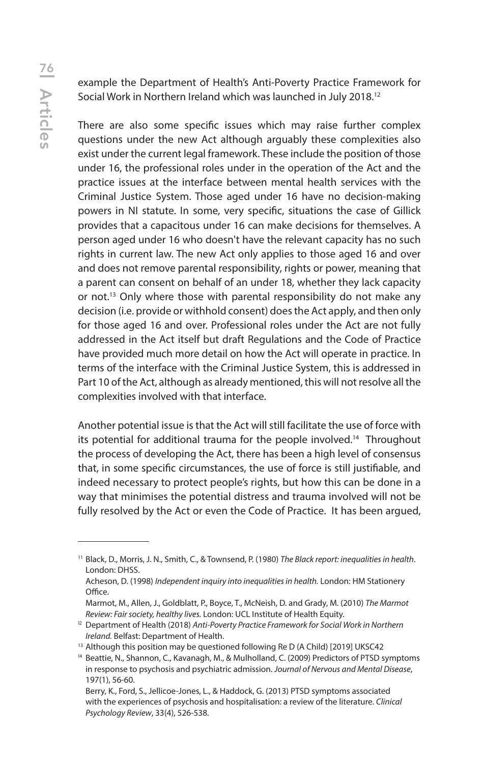example the Department of Health's Anti-Poverty Practice Framework for Social Work in Northern Ireland which was launched in July 2018.[12]

There are also some specific issues which may raise further complex questions under the new Act although arguably these complexities also exist under the current legal framework. These include the position of those under 16, the professional roles under in the operation of the Act and the practice issues at the interface between mental health services with the Criminal Justice System. Those aged under 16 have no decision-making powers in NI statute. In some, very specific, situations the case of Gillick provides that a capacitous under 16 can make decisions for themselves. A person aged under 16 who doesn't have the relevant capacity has no such rights in current law. The new Act only applies to those aged 16 and over and does not remove parental responsibility, rights or power, meaning that a parent can consent on behalf of an under 18, whether they lack capacity or not.[13] Only where those with parental responsibility do not make any decision (i.e. provide or withhold consent) does the Act apply, and then only for those aged 16 and over. Professional roles under the Act are not fully addressed in the Act itself but draft Regulations and the Code of Practice have provided much more detail on how the Act will operate in practice. In terms of the interface with the Criminal Justice System, this is addressed in Part 10 of the Act, although as already mentioned, this will not resolve all the complexities involved with that interface.

Another potential issue is that the Act will still facilitate the use of force with its potential for additional trauma for the people involved.[14] Throughout the process of developing the Act, there has been a high level of consensus that, in some specific circumstances, the use of force is still justifiable, and indeed necessary to protect people's rights, but how this can be done in a way that minimises the potential distress and trauma involved will not be fully resolved by the Act or even the Code of Practice. It has been argued,

---

[11] Black, D., Morris, J. N., Smith, C., & Townsend, P. (1980) *The Black report: inequalities in health*. London: DHSS.
Acheson, D. (1998) *Independent inquiry into inequalities in health.* London: HM Stationery Office.
Marmot, M., Allen, J., Goldblatt, P., Boyce, T., McNeish, D. and Grady, M. (2010) *The Marmot Review: Fair society, healthy lives.* London: UCL Institute of Health Equity.

[12] Department of Health (2018) *Anti-Poverty Practice Framework for Social Work in Northern Ireland.* Belfast: Department of Health.

[13] Although this position may be questioned following Re D (A Child) [2019] UKSC42

[14] Beattie, N., Shannon, C., Kavanagh, M., & Mulholland, C. (2009) Predictors of PTSD symptoms in response to psychosis and psychiatric admission. *Journal of Nervous and Mental Disease*, 197(1), 56-60.
Berry, K., Ford, S., Jellicoe-Jones, L., & Haddock, G. (2013) PTSD symptoms associated with the experiences of psychosis and hospitalisation: a review of the literature. *Clinical Psychology Review*, 33(4), 526-538.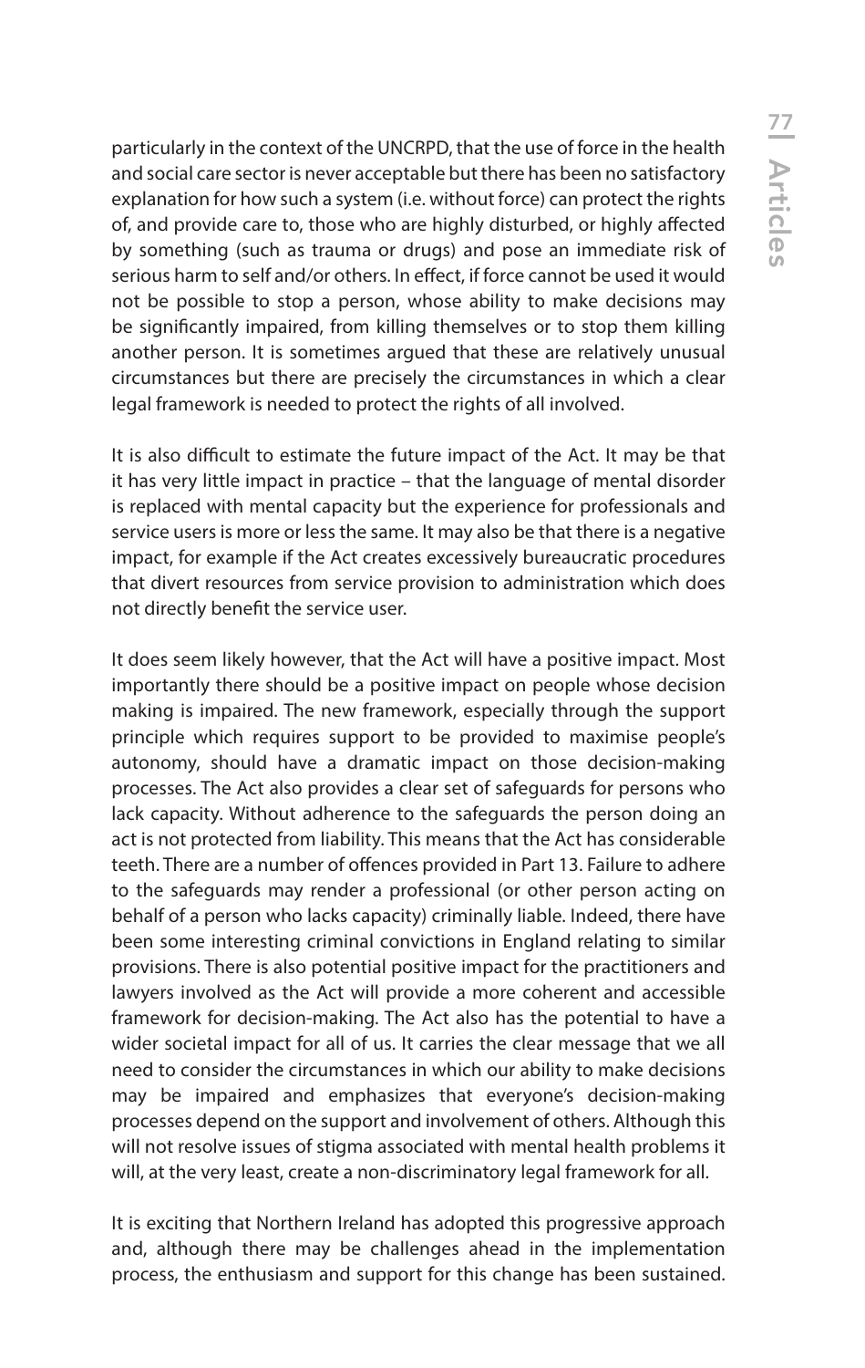particularly in the context of the UNCRPD, that the use of force in the health and social care sector is never acceptable but there has been no satisfactory explanation for how such a system (i.e. without force) can protect the rights of, and provide care to, those who are highly disturbed, or highly affected by something (such as trauma or drugs) and pose an immediate risk of serious harm to self and/or others. In effect, if force cannot be used it would not be possible to stop a person, whose ability to make decisions may be significantly impaired, from killing themselves or to stop them killing another person. It is sometimes argued that these are relatively unusual circumstances but there are precisely the circumstances in which a clear legal framework is needed to protect the rights of all involved.

It is also difficult to estimate the future impact of the Act. It may be that it has very little impact in practice – that the language of mental disorder is replaced with mental capacity but the experience for professionals and service users is more or less the same. It may also be that there is a negative impact, for example if the Act creates excessively bureaucratic procedures that divert resources from service provision to administration which does not directly benefit the service user.

It does seem likely however, that the Act will have a positive impact. Most importantly there should be a positive impact on people whose decision making is impaired. The new framework, especially through the support principle which requires support to be provided to maximise people's autonomy, should have a dramatic impact on those decision-making processes. The Act also provides a clear set of safeguards for persons who lack capacity. Without adherence to the safeguards the person doing an act is not protected from liability. This means that the Act has considerable teeth. There are a number of offences provided in Part 13. Failure to adhere to the safeguards may render a professional (or other person acting on behalf of a person who lacks capacity) criminally liable. Indeed, there have been some interesting criminal convictions in England relating to similar provisions. There is also potential positive impact for the practitioners and lawyers involved as the Act will provide a more coherent and accessible framework for decision-making. The Act also has the potential to have a wider societal impact for all of us. It carries the clear message that we all need to consider the circumstances in which our ability to make decisions may be impaired and emphasizes that everyone's decision-making processes depend on the support and involvement of others. Although this will not resolve issues of stigma associated with mental health problems it will, at the very least, create a non-discriminatory legal framework for all.

It is exciting that Northern Ireland has adopted this progressive approach and, although there may be challenges ahead in the implementation process, the enthusiasm and support for this change has been sustained.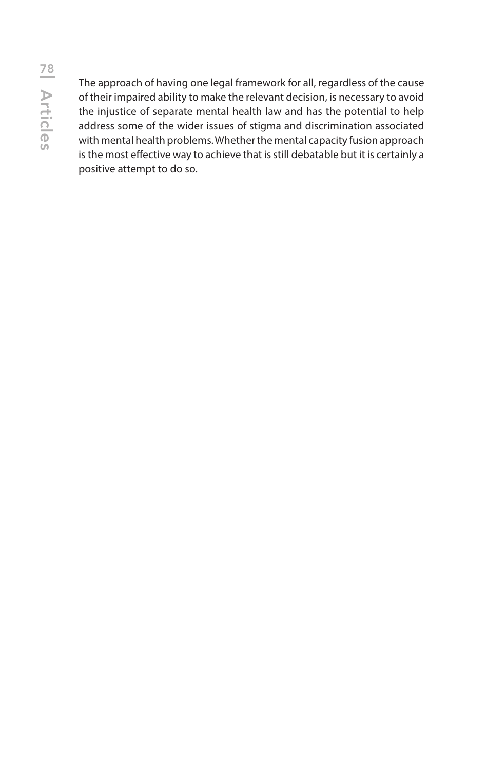The approach of having one legal framework for all, regardless of the cause of their impaired ability to make the relevant decision, is necessary to avoid the injustice of separate mental health law and has the potential to help address some of the wider issues of stigma and discrimination associated with mental health problems. Whether the mental capacity fusion approach is the most effective way to achieve that is still debatable but it is certainly a positive attempt to do so.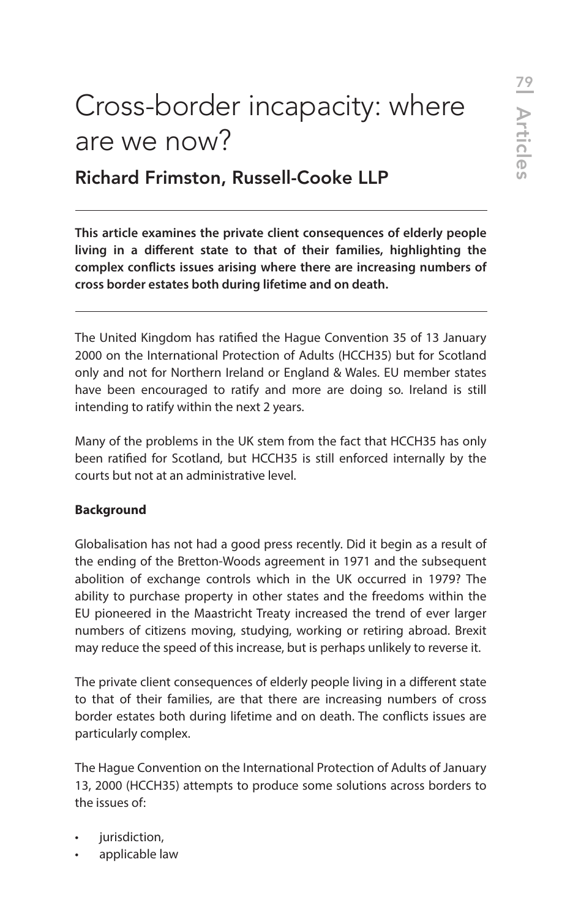# Cross-border incapacity: where are we now?

## Richard Frimston, Russell-Cooke LLP

---

**This article examines the private client consequences of elderly people living in a different state to that of their families, highlighting the complex conflicts issues arising where there are increasing numbers of cross border estates both during lifetime and on death.**

---

The United Kingdom has ratified the Hague Convention 35 of 13 January 2000 on the International Protection of Adults (HCCH35) but for Scotland only and not for Northern Ireland or England & Wales. EU member states have been encouraged to ratify and more are doing so. Ireland is still intending to ratify within the next 2 years.

Many of the problems in the UK stem from the fact that HCCH35 has only been ratified for Scotland, but HCCH35 is still enforced internally by the courts but not at an administrative level.

**Background**

Globalisation has not had a good press recently. Did it begin as a result of the ending of the Bretton-Woods agreement in 1971 and the subsequent abolition of exchange controls which in the UK occurred in 1979? The ability to purchase property in other states and the freedoms within the EU pioneered in the Maastricht Treaty increased the trend of ever larger numbers of citizens moving, studying, working or retiring abroad. Brexit may reduce the speed of this increase, but is perhaps unlikely to reverse it.

The private client consequences of elderly people living in a different state to that of their families, are that there are increasing numbers of cross border estates both during lifetime and on death. The conflicts issues are particularly complex.

The Hague Convention on the International Protection of Adults of January 13, 2000 (HCCH35) attempts to produce some solutions across borders to the issues of:

- jurisdiction,
- applicable law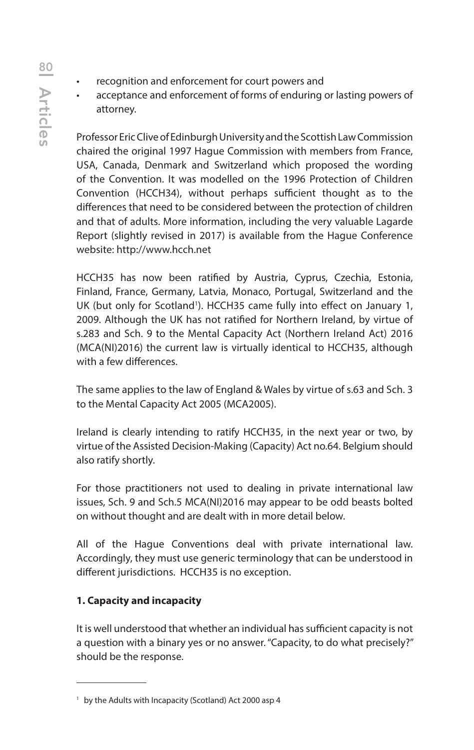- recognition and enforcement for court powers and
- acceptance and enforcement of forms of enduring or lasting powers of attorney.

Professor Eric Clive of Edinburgh University and the Scottish Law Commission chaired the original 1997 Hague Commission with members from France, USA, Canada, Denmark and Switzerland which proposed the wording of the Convention. It was modelled on the 1996 Protection of Children Convention (HCCH34), without perhaps sufficient thought as to the differences that need to be considered between the protection of children and that of adults. More information, including the very valuable Lagarde Report (slightly revised in 2017) is available from the Hague Conference website: http://www.hcch.net

HCCH35 has now been ratified by Austria, Cyprus, Czechia, Estonia, Finland, France, Germany, Latvia, Monaco, Portugal, Switzerland and the UK (but only for Scotland[1]). HCCH35 came fully into effect on January 1, 2009. Although the UK has not ratified for Northern Ireland, by virtue of s.283 and Sch. 9 to the Mental Capacity Act (Northern Ireland Act) 2016 (MCA(NI)2016) the current law is virtually identical to HCCH35, although with a few differences.

The same applies to the law of England & Wales by virtue of s.63 and Sch. 3 to the Mental Capacity Act 2005 (MCA2005).

Ireland is clearly intending to ratify HCCH35, in the next year or two, by virtue of the Assisted Decision-Making (Capacity) Act no.64. Belgium should also ratify shortly.

For those practitioners not used to dealing in private international law issues, Sch. 9 and Sch.5 MCA(NI)2016 may appear to be odd beasts bolted on without thought and are dealt with in more detail below.

All of the Hague Conventions deal with private international law. Accordingly, they must use generic terminology that can be understood in different jurisdictions. HCCH35 is no exception.

**1. Capacity and incapacity**

It is well understood that whether an individual has sufficient capacity is not a question with a binary yes or no answer. "Capacity, to do what precisely?" should be the response.

---

[1] by the Adults with Incapacity (Scotland) Act 2000 asp 4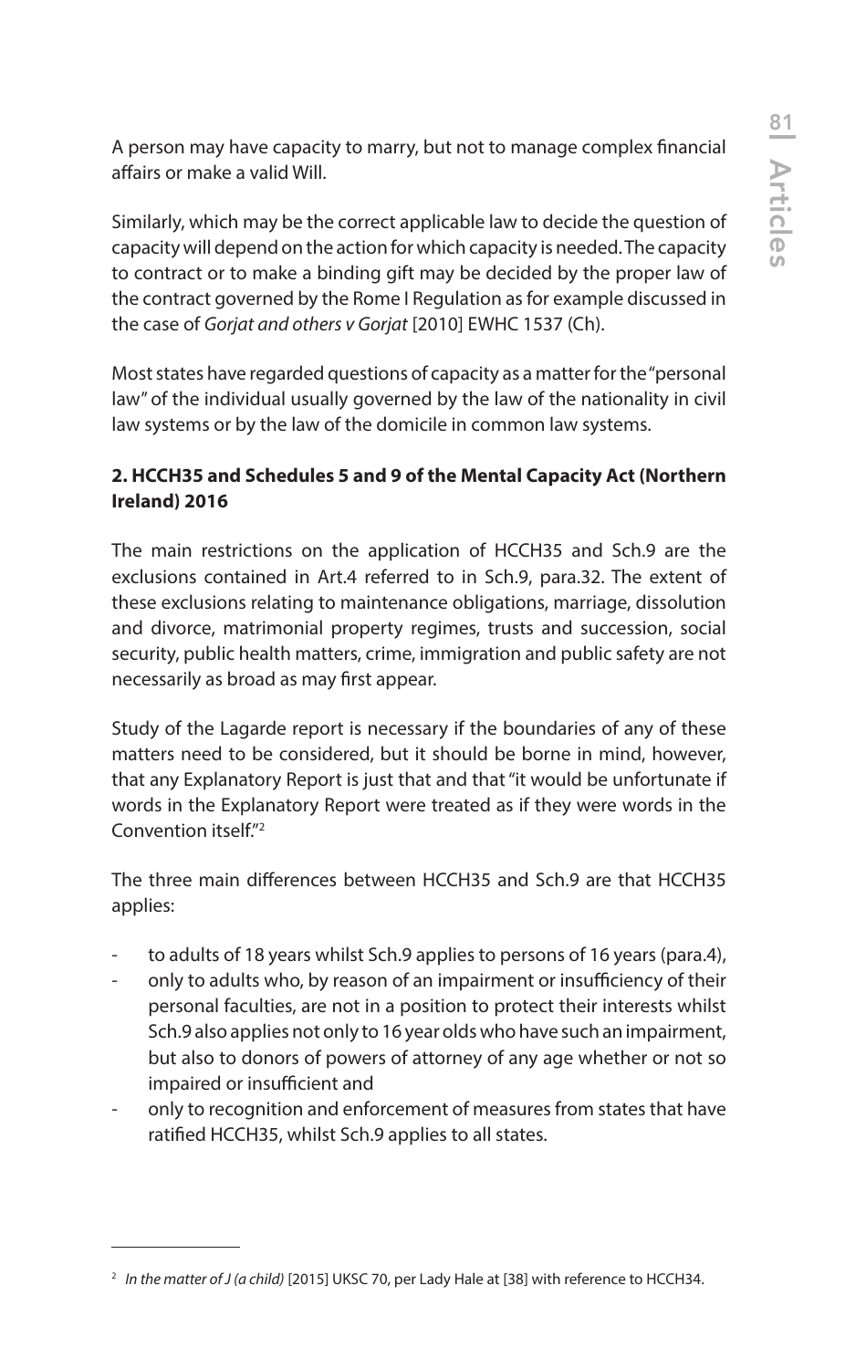A person may have capacity to marry, but not to manage complex financial affairs or make a valid Will.

Similarly, which may be the correct applicable law to decide the question of capacity will depend on the action for which capacity is needed. The capacity to contract or to make a binding gift may be decided by the proper law of the contract governed by the Rome I Regulation as for example discussed in the case of *Gorjat and others v Gorjat* [2010] EWHC 1537 (Ch).

Most states have regarded questions of capacity as a matter for the "personal law" of the individual usually governed by the law of the nationality in civil law systems or by the law of the domicile in common law systems.

**2. HCCH35 and Schedules 5 and 9 of the Mental Capacity Act (Northern Ireland) 2016**

The main restrictions on the application of HCCH35 and Sch.9 are the exclusions contained in Art.4 referred to in Sch.9, para.32. The extent of these exclusions relating to maintenance obligations, marriage, dissolution and divorce, matrimonial property regimes, trusts and succession, social security, public health matters, crime, immigration and public safety are not necessarily as broad as may first appear.

Study of the Lagarde report is necessary if the boundaries of any of these matters need to be considered, but it should be borne in mind, however, that any Explanatory Report is just that and that "it would be unfortunate if words in the Explanatory Report were treated as if they were words in the Convention itself."[2]

The three main differences between HCCH35 and Sch.9 are that HCCH35 applies:

- to adults of 18 years whilst Sch.9 applies to persons of 16 years (para.4),
- only to adults who, by reason of an impairment or insufficiency of their personal faculties, are not in a position to protect their interests whilst Sch.9 also applies not only to 16 year olds who have such an impairment, but also to donors of powers of attorney of any age whether or not so impaired or insufficient and
- only to recognition and enforcement of measures from states that have ratified HCCH35, whilst Sch.9 applies to all states.

---

[2] *In the matter of J (a child)* [2015] UKSC 70, per Lady Hale at [38] with reference to HCCH34.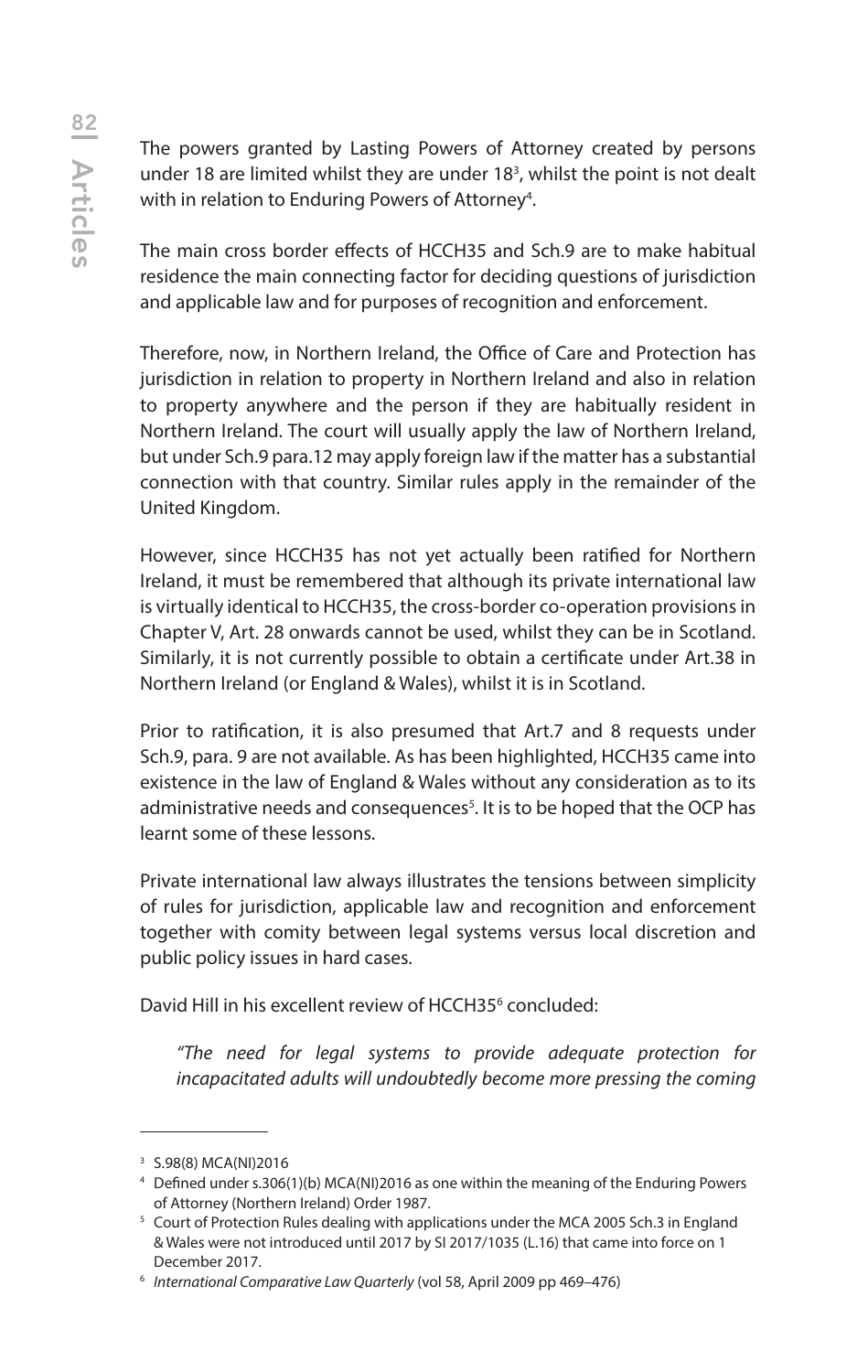The powers granted by Lasting Powers of Attorney created by persons under 18 are limited whilst they are under 18[3], whilst the point is not dealt with in relation to Enduring Powers of Attorney[4].

The main cross border effects of HCCH35 and Sch.9 are to make habitual residence the main connecting factor for deciding questions of jurisdiction and applicable law and for purposes of recognition and enforcement.

Therefore, now, in Northern Ireland, the Office of Care and Protection has jurisdiction in relation to property in Northern Ireland and also in relation to property anywhere and the person if they are habitually resident in Northern Ireland. The court will usually apply the law of Northern Ireland, but under Sch.9 para.12 may apply foreign law if the matter has a substantial connection with that country. Similar rules apply in the remainder of the United Kingdom.

However, since HCCH35 has not yet actually been ratified for Northern Ireland, it must be remembered that although its private international law is virtually identical to HCCH35, the cross-border co-operation provisions in Chapter V, Art. 28 onwards cannot be used, whilst they can be in Scotland. Similarly, it is not currently possible to obtain a certificate under Art.38 in Northern Ireland (or England & Wales), whilst it is in Scotland.

Prior to ratification, it is also presumed that Art.7 and 8 requests under Sch.9, para. 9 are not available. As has been highlighted, HCCH35 came into existence in the law of England & Wales without any consideration as to its administrative needs and consequences[5]. It is to be hoped that the OCP has learnt some of these lessons.

Private international law always illustrates the tensions between simplicity of rules for jurisdiction, applicable law and recognition and enforcement together with comity between legal systems versus local discretion and public policy issues in hard cases.

David Hill in his excellent review of HCCH35[6] concluded:

> *"The need for legal systems to provide adequate protection for incapacitated adults will undoubtedly become more pressing the coming*

---

[3] S.98(8) MCA(NI)2016

[4] Defined under s.306(1)(b) MCA(NI)2016 as one within the meaning of the Enduring Powers of Attorney (Northern Ireland) Order 1987.

[5] Court of Protection Rules dealing with applications under the MCA 2005 Sch.3 in England & Wales were not introduced until 2017 by SI 2017/1035 (L.16) that came into force on 1 December 2017.

[6] *International Comparative Law Quarterly* (vol 58, April 2009 pp 469–476)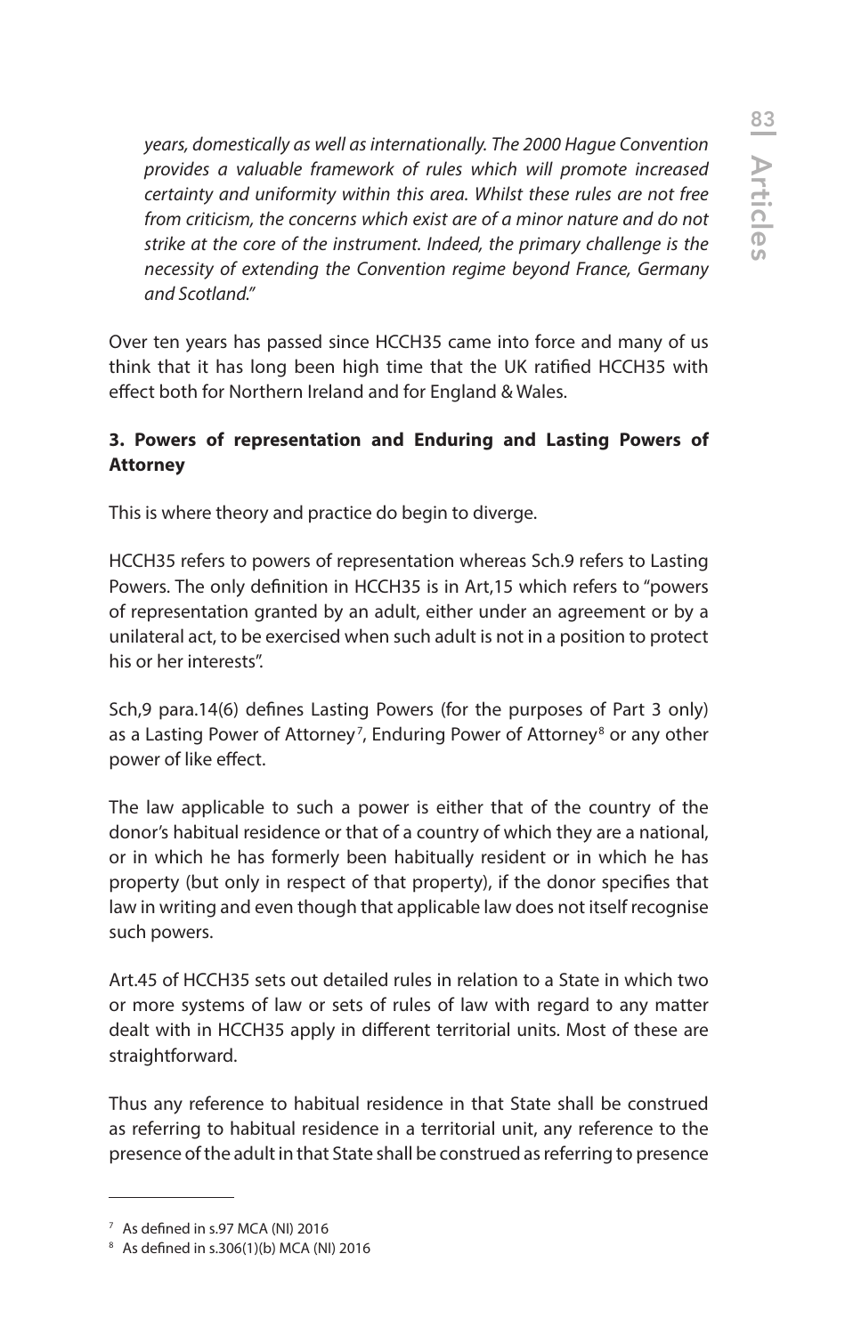*years, domestically as well as internationally. The 2000 Hague Convention provides a valuable framework of rules which will promote increased certainty and uniformity within this area. Whilst these rules are not free from criticism, the concerns which exist are of a minor nature and do not strike at the core of the instrument. Indeed, the primary challenge is the necessity of extending the Convention regime beyond France, Germany and Scotland."*

Over ten years has passed since HCCH35 came into force and many of us think that it has long been high time that the UK ratified HCCH35 with effect both for Northern Ireland and for England & Wales.

### 3. Powers of representation and Enduring and Lasting Powers of Attorney

This is where theory and practice do begin to diverge.

HCCH35 refers to powers of representation whereas Sch.9 refers to Lasting Powers. The only definition in HCCH35 is in Art,15 which refers to "powers of representation granted by an adult, either under an agreement or by a unilateral act, to be exercised when such adult is not in a position to protect his or her interests".

Sch,9 para.14(6) defines Lasting Powers (for the purposes of Part 3 only) as a Lasting Power of Attorney[7], Enduring Power of Attorney[8] or any other power of like effect.

The law applicable to such a power is either that of the country of the donor's habitual residence or that of a country of which they are a national, or in which he has formerly been habitually resident or in which he has property (but only in respect of that property), if the donor specifies that law in writing and even though that applicable law does not itself recognise such powers.

Art.45 of HCCH35 sets out detailed rules in relation to a State in which two or more systems of law or sets of rules of law with regard to any matter dealt with in HCCH35 apply in different territorial units. Most of these are straightforward.

Thus any reference to habitual residence in that State shall be construed as referring to habitual residence in a territorial unit, any reference to the presence of the adult in that State shall be construed as referring to presence

---

[7] As defined in s.97 MCA (NI) 2016

[8] As defined in s.306(1)(b) MCA (NI) 2016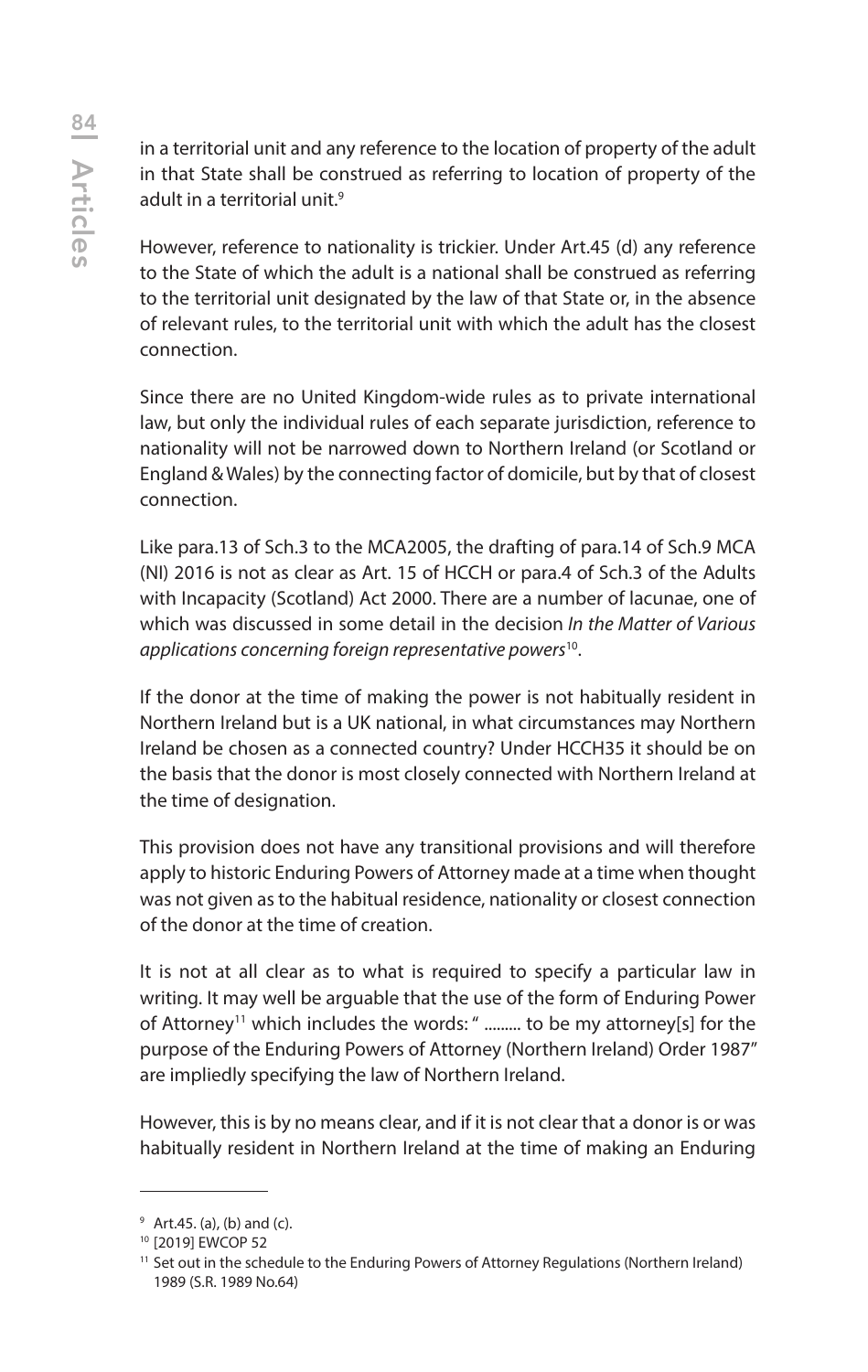in a territorial unit and any reference to the location of property of the adult in that State shall be construed as referring to location of property of the adult in a territorial unit.[9]

However, reference to nationality is trickier. Under Art.45 (d) any reference to the State of which the adult is a national shall be construed as referring to the territorial unit designated by the law of that State or, in the absence of relevant rules, to the territorial unit with which the adult has the closest connection.

Since there are no United Kingdom-wide rules as to private international law, but only the individual rules of each separate jurisdiction, reference to nationality will not be narrowed down to Northern Ireland (or Scotland or England & Wales) by the connecting factor of domicile, but by that of closest connection.

Like para.13 of Sch.3 to the MCA2005, the drafting of para.14 of Sch.9 MCA (NI) 2016 is not as clear as Art. 15 of HCCH or para.4 of Sch.3 of the Adults with Incapacity (Scotland) Act 2000. There are a number of lacunae, one of which was discussed in some detail in the decision *In the Matter of Various applications concerning foreign representative powers*[10].

If the donor at the time of making the power is not habitually resident in Northern Ireland but is a UK national, in what circumstances may Northern Ireland be chosen as a connected country? Under HCCH35 it should be on the basis that the donor is most closely connected with Northern Ireland at the time of designation.

This provision does not have any transitional provisions and will therefore apply to historic Enduring Powers of Attorney made at a time when thought was not given as to the habitual residence, nationality or closest connection of the donor at the time of creation.

It is not at all clear as to what is required to specify a particular law in writing. It may well be arguable that the use of the form of Enduring Power of Attorney[11] which includes the words: " ......... to be my attorney[s] for the purpose of the Enduring Powers of Attorney (Northern Ireland) Order 1987" are impliedly specifying the law of Northern Ireland.

However, this is by no means clear, and if it is not clear that a donor is or was habitually resident in Northern Ireland at the time of making an Enduring

---

[9] Art.45. (a), (b) and (c).

[10] [2019] EWCOP 52

[11] Set out in the schedule to the Enduring Powers of Attorney Regulations (Northern Ireland) 1989 (S.R. 1989 No.64)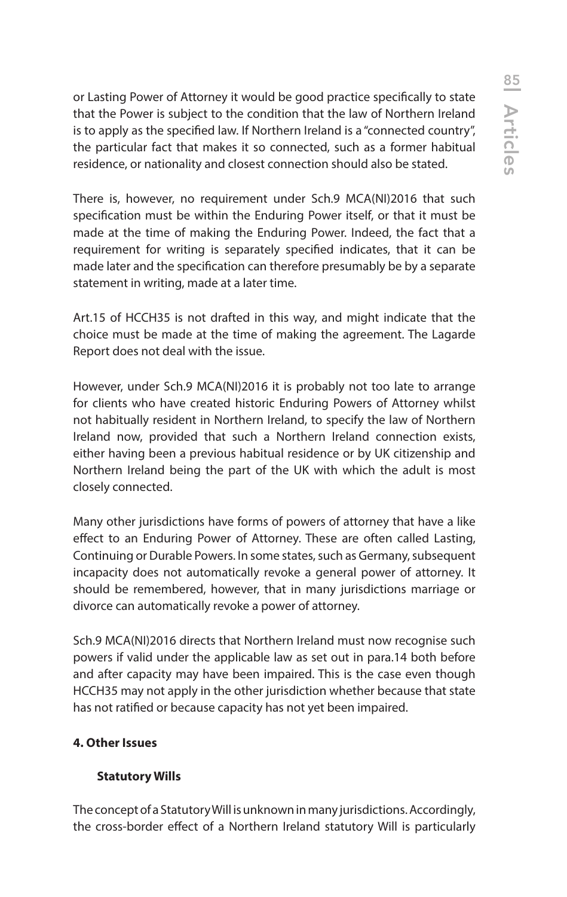or Lasting Power of Attorney it would be good practice specifically to state that the Power is subject to the condition that the law of Northern Ireland is to apply as the specified law. If Northern Ireland is a "connected country", the particular fact that makes it so connected, such as a former habitual residence, or nationality and closest connection should also be stated.

There is, however, no requirement under Sch.9 MCA(NI)2016 that such specification must be within the Enduring Power itself, or that it must be made at the time of making the Enduring Power. Indeed, the fact that a requirement for writing is separately specified indicates, that it can be made later and the specification can therefore presumably be by a separate statement in writing, made at a later time.

Art.15 of HCCH35 is not drafted in this way, and might indicate that the choice must be made at the time of making the agreement. The Lagarde Report does not deal with the issue.

However, under Sch.9 MCA(NI)2016 it is probably not too late to arrange for clients who have created historic Enduring Powers of Attorney whilst not habitually resident in Northern Ireland, to specify the law of Northern Ireland now, provided that such a Northern Ireland connection exists, either having been a previous habitual residence or by UK citizenship and Northern Ireland being the part of the UK with which the adult is most closely connected.

Many other jurisdictions have forms of powers of attorney that have a like effect to an Enduring Power of Attorney. These are often called Lasting, Continuing or Durable Powers. In some states, such as Germany, subsequent incapacity does not automatically revoke a general power of attorney. It should be remembered, however, that in many jurisdictions marriage or divorce can automatically revoke a power of attorney.

Sch.9 MCA(NI)2016 directs that Northern Ireland must now recognise such powers if valid under the applicable law as set out in para.14 both before and after capacity may have been impaired. This is the case even though HCCH35 may not apply in the other jurisdiction whether because that state has not ratified or because capacity has not yet been impaired.

## 4. Other Issues

### Statutory Wills

The concept of a Statutory Will is unknown in many jurisdictions. Accordingly, the cross-border effect of a Northern Ireland statutory Will is particularly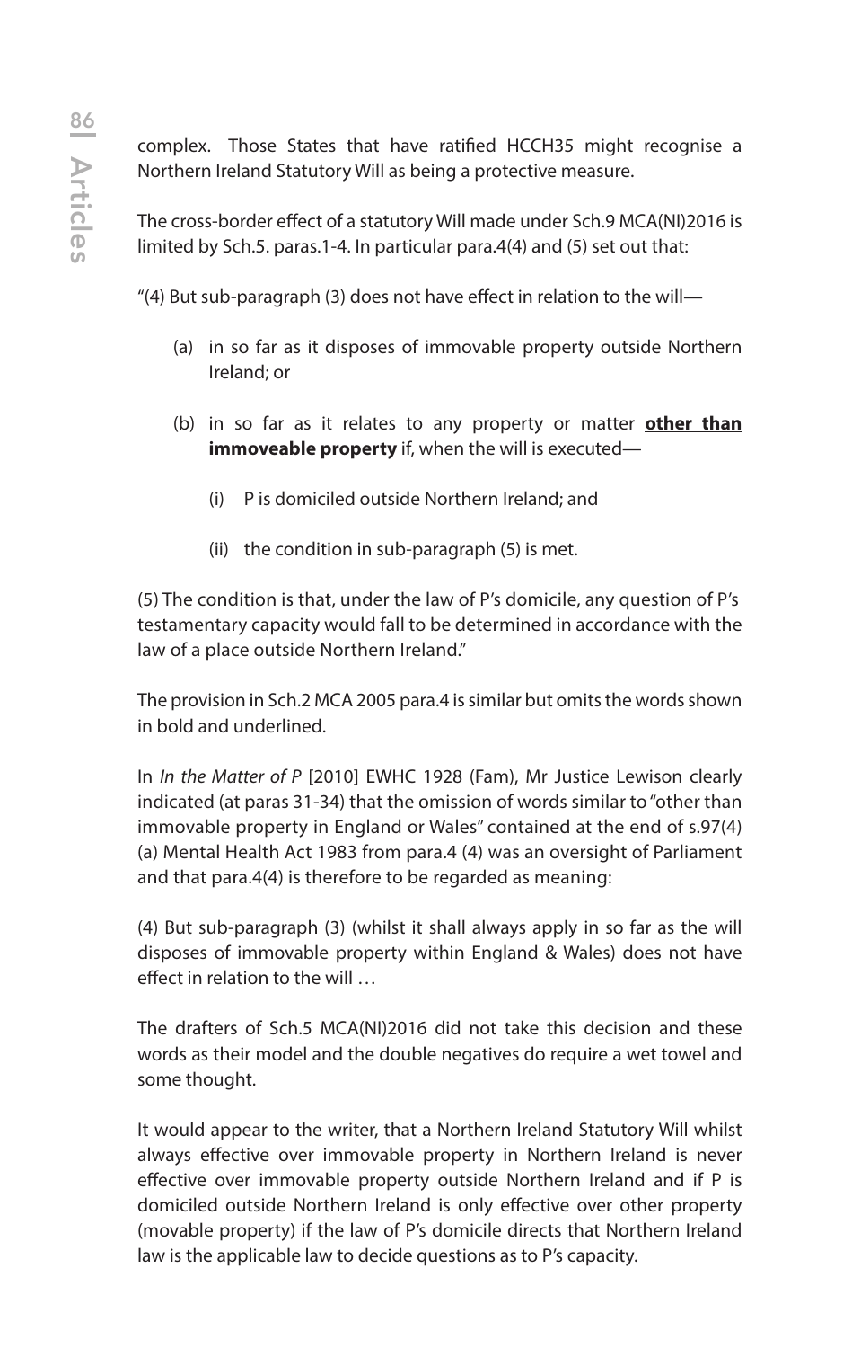complex. Those States that have ratified HCCH35 might recognise a Northern Ireland Statutory Will as being a protective measure.

The cross-border effect of a statutory Will made under Sch.9 MCA(NI)2016 is limited by Sch.5. paras.1-4. In particular para.4(4) and (5) set out that:

"(4) But sub-paragraph (3) does not have effect in relation to the will—

> (a) in so far as it disposes of immovable property outside Northern Ireland; or
>
> (b) in so far as it relates to any property or matter **<u>other than immoveable property</u>** if, when the will is executed—
>
> > (i) P is domiciled outside Northern Ireland; and
> >
> > (ii) the condition in sub-paragraph (5) is met.

(5) The condition is that, under the law of P's domicile, any question of P's testamentary capacity would fall to be determined in accordance with the law of a place outside Northern Ireland."

The provision in Sch.2 MCA 2005 para.4 is similar but omits the words shown in bold and underlined.

In *In the Matter of P* [2010] EWHC 1928 (Fam), Mr Justice Lewison clearly indicated (at paras 31-34) that the omission of words similar to "other than immovable property in England or Wales" contained at the end of s.97(4)(a) Mental Health Act 1983 from para.4 (4) was an oversight of Parliament and that para.4(4) is therefore to be regarded as meaning:

(4) But sub-paragraph (3) (whilst it shall always apply in so far as the will disposes of immovable property within England & Wales) does not have effect in relation to the will …

The drafters of Sch.5 MCA(NI)2016 did not take this decision and these words as their model and the double negatives do require a wet towel and some thought.

It would appear to the writer, that a Northern Ireland Statutory Will whilst always effective over immovable property in Northern Ireland is never effective over immovable property outside Northern Ireland and if P is domiciled outside Northern Ireland is only effective over other property (movable property) if the law of P's domicile directs that Northern Ireland law is the applicable law to decide questions as to P's capacity.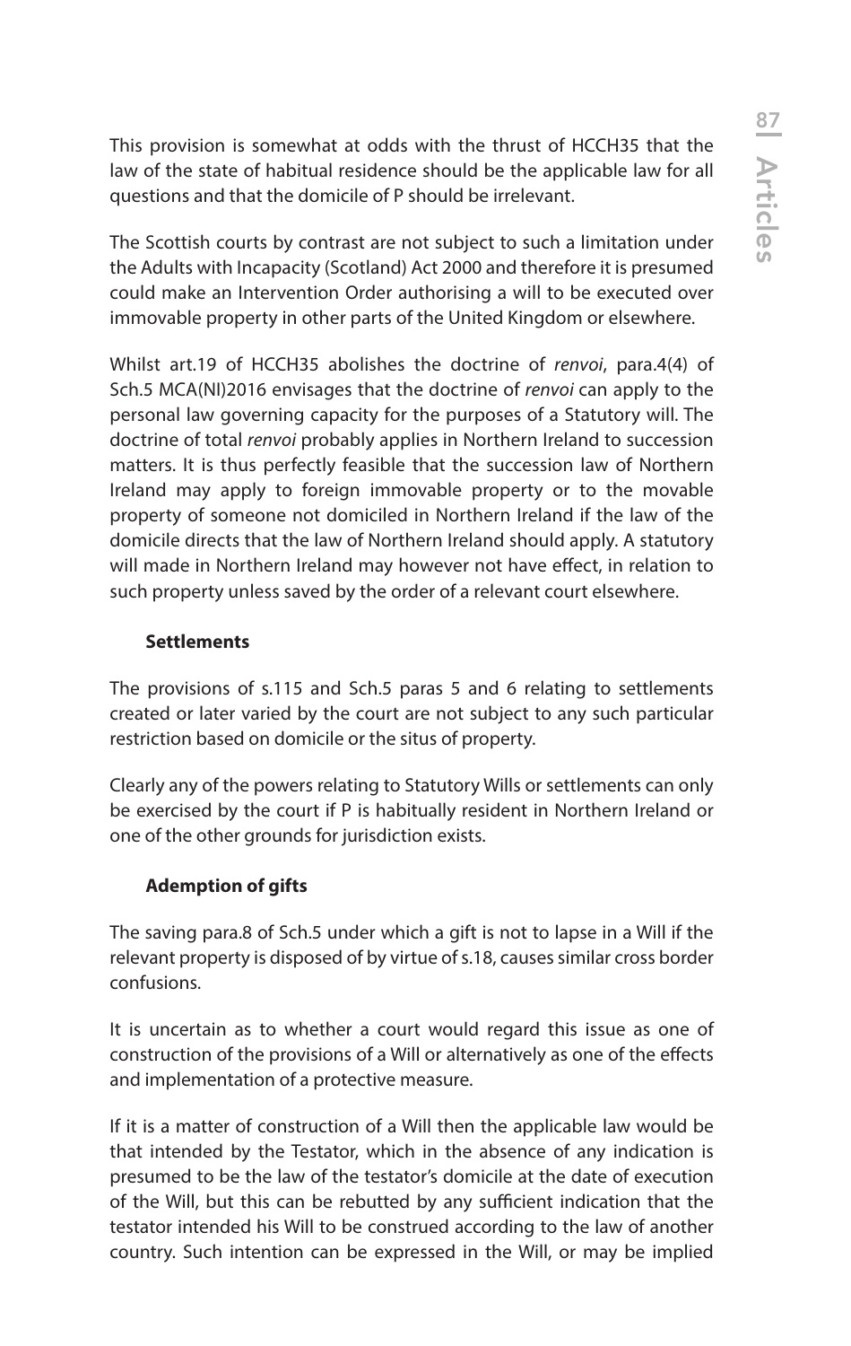This provision is somewhat at odds with the thrust of HCCH35 that the law of the state of habitual residence should be the applicable law for all questions and that the domicile of P should be irrelevant.

The Scottish courts by contrast are not subject to such a limitation under the Adults with Incapacity (Scotland) Act 2000 and therefore it is presumed could make an Intervention Order authorising a will to be executed over immovable property in other parts of the United Kingdom or elsewhere.

Whilst art.19 of HCCH35 abolishes the doctrine of *renvoi*, para.4(4) of Sch.5 MCA(NI)2016 envisages that the doctrine of *renvoi* can apply to the personal law governing capacity for the purposes of a Statutory will. The doctrine of total *renvoi* probably applies in Northern Ireland to succession matters. It is thus perfectly feasible that the succession law of Northern Ireland may apply to foreign immovable property or to the movable property of someone not domiciled in Northern Ireland if the law of the domicile directs that the law of Northern Ireland should apply. A statutory will made in Northern Ireland may however not have effect, in relation to such property unless saved by the order of a relevant court elsewhere.

**Settlements**

The provisions of s.115 and Sch.5 paras 5 and 6 relating to settlements created or later varied by the court are not subject to any such particular restriction based on domicile or the situs of property.

Clearly any of the powers relating to Statutory Wills or settlements can only be exercised by the court if P is habitually resident in Northern Ireland or one of the other grounds for jurisdiction exists.

**Ademption of gifts**

The saving para.8 of Sch.5 under which a gift is not to lapse in a Will if the relevant property is disposed of by virtue of s.18, causes similar cross border confusions.

It is uncertain as to whether a court would regard this issue as one of construction of the provisions of a Will or alternatively as one of the effects and implementation of a protective measure.

If it is a matter of construction of a Will then the applicable law would be that intended by the Testator, which in the absence of any indication is presumed to be the law of the testator's domicile at the date of execution of the Will, but this can be rebutted by any sufficient indication that the testator intended his Will to be construed according to the law of another country. Such intention can be expressed in the Will, or may be implied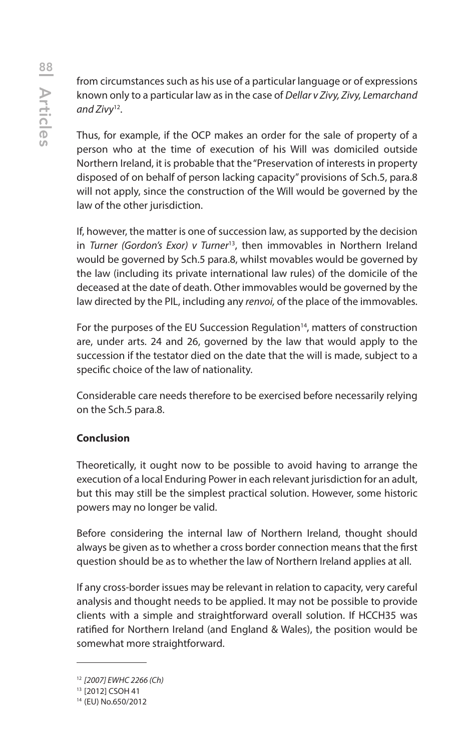from circumstances such as his use of a particular language or of expressions known only to a particular law as in the case of *Dellar v Zivy, Zivy, Lemarchand and Zivy*[12].

Thus, for example, if the OCP makes an order for the sale of property of a person who at the time of execution of his Will was domiciled outside Northern Ireland, it is probable that the "Preservation of interests in property disposed of on behalf of person lacking capacity" provisions of Sch.5, para.8 will not apply, since the construction of the Will would be governed by the law of the other jurisdiction.

If, however, the matter is one of succession law, as supported by the decision in *Turner (Gordon's Exor) v Turner*[13], then immovables in Northern Ireland would be governed by Sch.5 para.8, whilst movables would be governed by the law (including its private international law rules) of the domicile of the deceased at the date of death. Other immovables would be governed by the law directed by the PIL, including any *renvoi,* of the place of the immovables.

For the purposes of the EU Succession Regulation[14], matters of construction are, under arts. 24 and 26, governed by the law that would apply to the succession if the testator died on the date that the will is made, subject to a specific choice of the law of nationality.

Considerable care needs therefore to be exercised before necessarily relying on the Sch.5 para.8.

**Conclusion**

Theoretically, it ought now to be possible to avoid having to arrange the execution of a local Enduring Power in each relevant jurisdiction for an adult, but this may still be the simplest practical solution. However, some historic powers may no longer be valid.

Before considering the internal law of Northern Ireland, thought should always be given as to whether a cross border connection means that the first question should be as to whether the law of Northern Ireland applies at all.

If any cross-border issues may be relevant in relation to capacity, very careful analysis and thought needs to be applied. It may not be possible to provide clients with a simple and straightforward overall solution. If HCCH35 was ratified for Northern Ireland (and England & Wales), the position would be somewhat more straightforward.

---

[12] *[2007] EWHC 2266 (Ch)*

[13] [2012] CSOH 41

[14] (EU) No.650/2012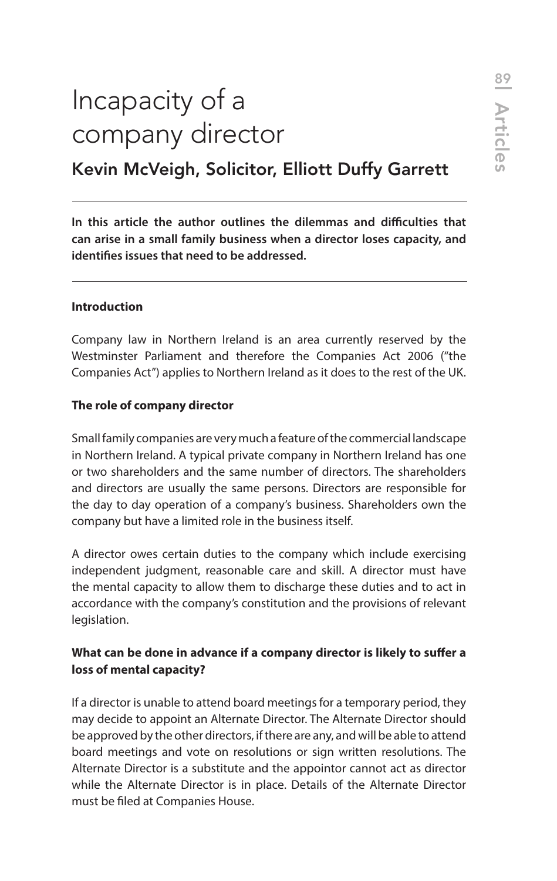# Incapacity of a company director

## Kevin McVeigh, Solicitor, Elliott Duffy Garrett

**In this article the author outlines the dilemmas and difficulties that can arise in a small family business when a director loses capacity, and identifies issues that need to be addressed.**

**Introduction**

Company law in Northern Ireland is an area currently reserved by the Westminster Parliament and therefore the Companies Act 2006 ("the Companies Act") applies to Northern Ireland as it does to the rest of the UK.

**The role of company director**

Small family companies are very much a feature of the commercial landscape in Northern Ireland. A typical private company in Northern Ireland has one or two shareholders and the same number of directors. The shareholders and directors are usually the same persons. Directors are responsible for the day to day operation of a company's business. Shareholders own the company but have a limited role in the business itself.

A director owes certain duties to the company which include exercising independent judgment, reasonable care and skill. A director must have the mental capacity to allow them to discharge these duties and to act in accordance with the company's constitution and the provisions of relevant legislation.

**What can be done in advance if a company director is likely to suffer a loss of mental capacity?**

If a director is unable to attend board meetings for a temporary period, they may decide to appoint an Alternate Director. The Alternate Director should be approved by the other directors, if there are any, and will be able to attend board meetings and vote on resolutions or sign written resolutions. The Alternate Director is a substitute and the appointor cannot act as director while the Alternate Director is in place. Details of the Alternate Director must be filed at Companies House.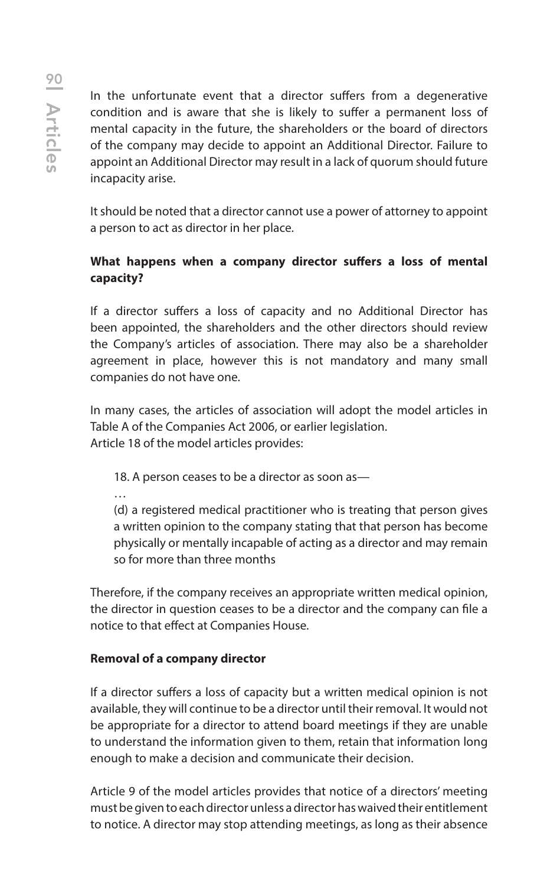In the unfortunate event that a director suffers from a degenerative condition and is aware that she is likely to suffer a permanent loss of mental capacity in the future, the shareholders or the board of directors of the company may decide to appoint an Additional Director. Failure to appoint an Additional Director may result in a lack of quorum should future incapacity arise.

It should be noted that a director cannot use a power of attorney to appoint a person to act as director in her place.

**What happens when a company director suffers a loss of mental capacity?**

If a director suffers a loss of capacity and no Additional Director has been appointed, the shareholders and the other directors should review the Company's articles of association. There may also be a shareholder agreement in place, however this is not mandatory and many small companies do not have one.

In many cases, the articles of association will adopt the model articles in Table A of the Companies Act 2006, or earlier legislation.
Article 18 of the model articles provides:

> 18. A person ceases to be a director as soon as—
>
> …
>
> (d) a registered medical practitioner who is treating that person gives a written opinion to the company stating that that person has become physically or mentally incapable of acting as a director and may remain so for more than three months

Therefore, if the company receives an appropriate written medical opinion, the director in question ceases to be a director and the company can file a notice to that effect at Companies House.

**Removal of a company director**

If a director suffers a loss of capacity but a written medical opinion is not available, they will continue to be a director until their removal. It would not be appropriate for a director to attend board meetings if they are unable to understand the information given to them, retain that information long enough to make a decision and communicate their decision.

Article 9 of the model articles provides that notice of a directors' meeting must be given to each director unless a director has waived their entitlement to notice. A director may stop attending meetings, as long as their absence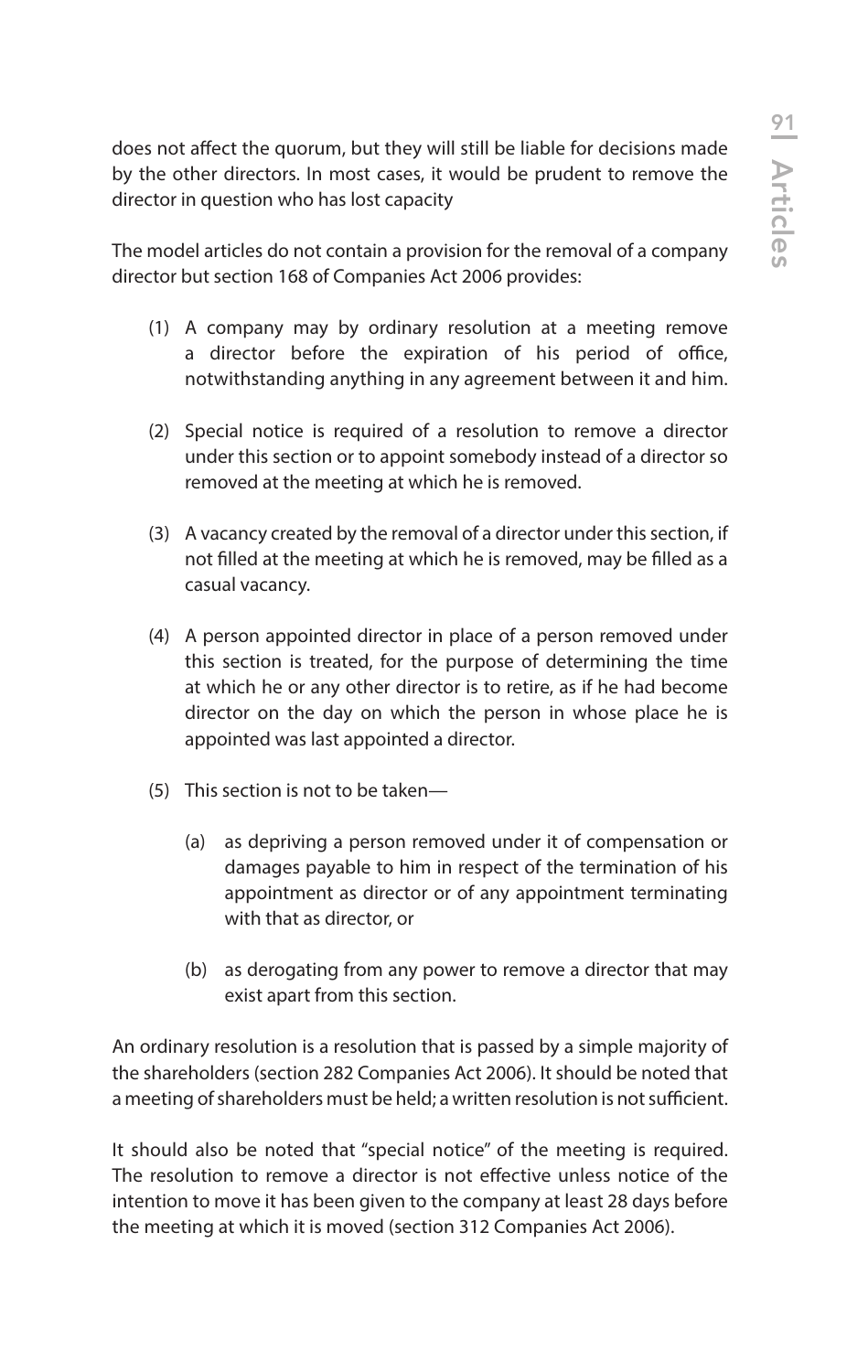does not affect the quorum, but they will still be liable for decisions made by the other directors. In most cases, it would be prudent to remove the director in question who has lost capacity

The model articles do not contain a provision for the removal of a company director but section 168 of Companies Act 2006 provides:

(1) A company may by ordinary resolution at a meeting remove a director before the expiration of his period of office, notwithstanding anything in any agreement between it and him.

(2) Special notice is required of a resolution to remove a director under this section or to appoint somebody instead of a director so removed at the meeting at which he is removed.

(3) A vacancy created by the removal of a director under this section, if not filled at the meeting at which he is removed, may be filled as a casual vacancy.

(4) A person appointed director in place of a person removed under this section is treated, for the purpose of determining the time at which he or any other director is to retire, as if he had become director on the day on which the person in whose place he is appointed was last appointed a director.

(5) This section is not to be taken—

  (a) as depriving a person removed under it of compensation or damages payable to him in respect of the termination of his appointment as director or of any appointment terminating with that as director, or

  (b) as derogating from any power to remove a director that may exist apart from this section.

An ordinary resolution is a resolution that is passed by a simple majority of the shareholders (section 282 Companies Act 2006). It should be noted that a meeting of shareholders must be held; a written resolution is not sufficient.

It should also be noted that "special notice" of the meeting is required. The resolution to remove a director is not effective unless notice of the intention to move it has been given to the company at least 28 days before the meeting at which it is moved (section 312 Companies Act 2006).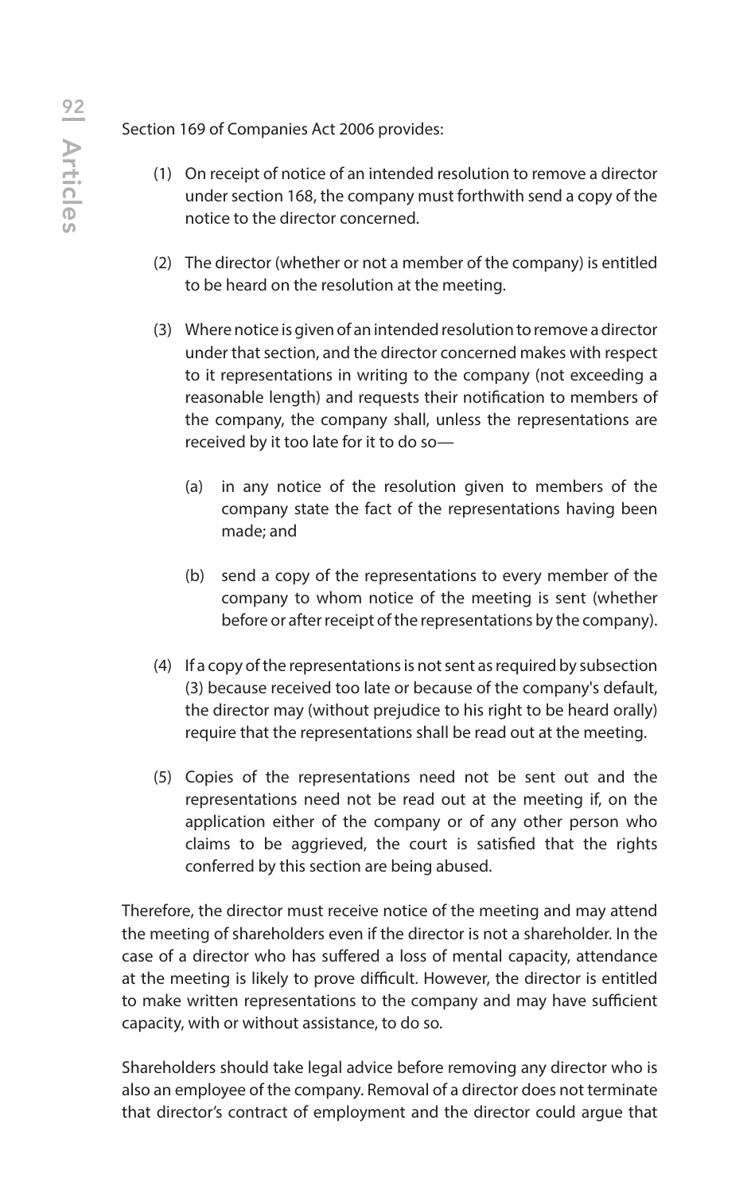Section 169 of Companies Act 2006 provides:

(1) On receipt of notice of an intended resolution to remove a director under section 168, the company must forthwith send a copy of the notice to the director concerned.

(2) The director (whether or not a member of the company) is entitled to be heard on the resolution at the meeting.

(3) Where notice is given of an intended resolution to remove a director under that section, and the director concerned makes with respect to it representations in writing to the company (not exceeding a reasonable length) and requests their notification to members of the company, the company shall, unless the representations are received by it too late for it to do so—

   (a) in any notice of the resolution given to members of the company state the fact of the representations having been made; and

   (b) send a copy of the representations to every member of the company to whom notice of the meeting is sent (whether before or after receipt of the representations by the company).

(4) If a copy of the representations is not sent as required by subsection (3) because received too late or because of the company's default, the director may (without prejudice to his right to be heard orally) require that the representations shall be read out at the meeting.

(5) Copies of the representations need not be sent out and the representations need not be read out at the meeting if, on the application either of the company or of any other person who claims to be aggrieved, the court is satisfied that the rights conferred by this section are being abused.

Therefore, the director must receive notice of the meeting and may attend the meeting of shareholders even if the director is not a shareholder. In the case of a director who has suffered a loss of mental capacity, attendance at the meeting is likely to prove difficult. However, the director is entitled to make written representations to the company and may have sufficient capacity, with or without assistance, to do so.

Shareholders should take legal advice before removing any director who is also an employee of the company. Removal of a director does not terminate that director's contract of employment and the director could argue that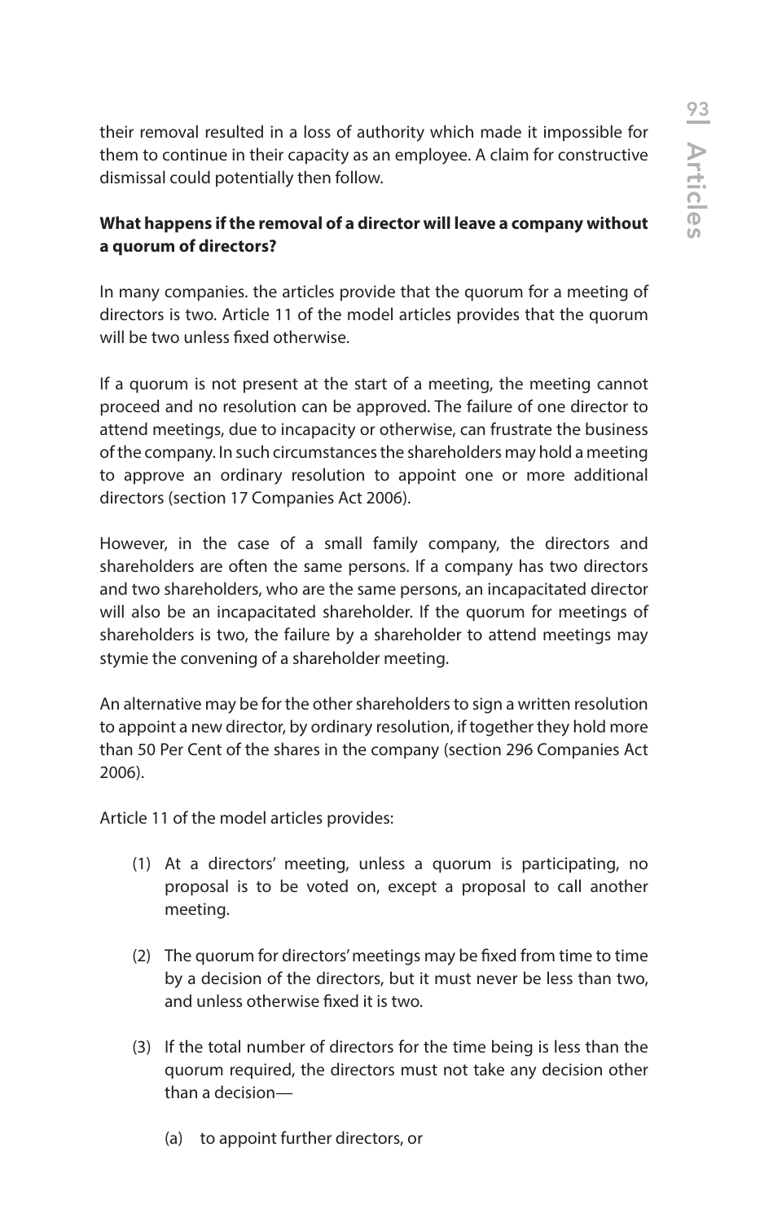their removal resulted in a loss of authority which made it impossible for them to continue in their capacity as an employee. A claim for constructive dismissal could potentially then follow.

**What happens if the removal of a director will leave a company without a quorum of directors?**

In many companies. the articles provide that the quorum for a meeting of directors is two. Article 11 of the model articles provides that the quorum will be two unless fixed otherwise.

If a quorum is not present at the start of a meeting, the meeting cannot proceed and no resolution can be approved. The failure of one director to attend meetings, due to incapacity or otherwise, can frustrate the business of the company. In such circumstances the shareholders may hold a meeting to approve an ordinary resolution to appoint one or more additional directors (section 17 Companies Act 2006).

However, in the case of a small family company, the directors and shareholders are often the same persons. If a company has two directors and two shareholders, who are the same persons, an incapacitated director will also be an incapacitated shareholder. If the quorum for meetings of shareholders is two, the failure by a shareholder to attend meetings may stymie the convening of a shareholder meeting.

An alternative may be for the other shareholders to sign a written resolution to appoint a new director, by ordinary resolution, if together they hold more than 50 Per Cent of the shares in the company (section 296 Companies Act 2006).

Article 11 of the model articles provides:

(1) At a directors' meeting, unless a quorum is participating, no proposal is to be voted on, except a proposal to call another meeting.

(2) The quorum for directors' meetings may be fixed from time to time by a decision of the directors, but it must never be less than two, and unless otherwise fixed it is two.

(3) If the total number of directors for the time being is less than the quorum required, the directors must not take any decision other than a decision—

   (a) to appoint further directors, or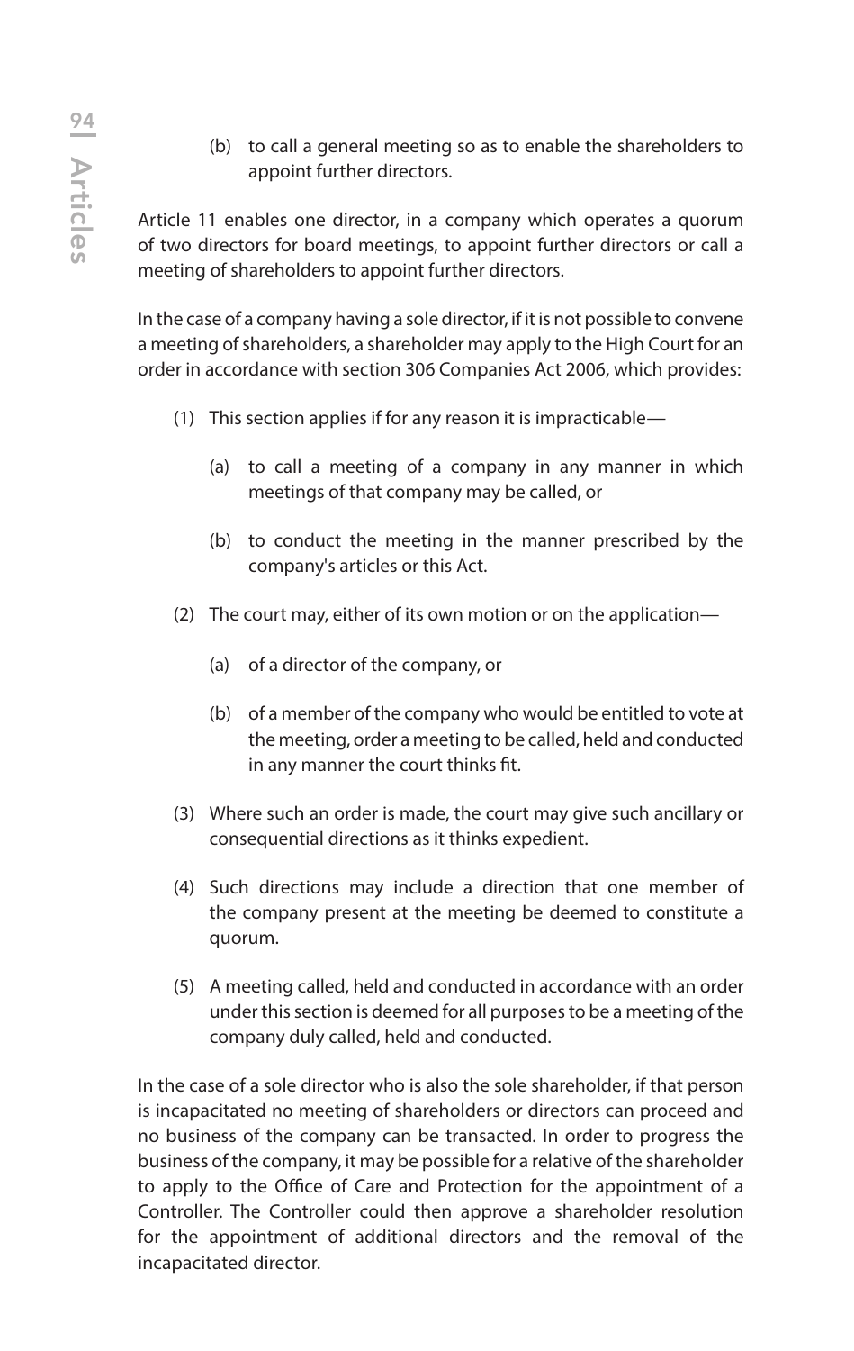(b) to call a general meeting so as to enable the shareholders to appoint further directors.

Article 11 enables one director, in a company which operates a quorum of two directors for board meetings, to appoint further directors or call a meeting of shareholders to appoint further directors.

In the case of a company having a sole director, if it is not possible to convene a meeting of shareholders, a shareholder may apply to the High Court for an order in accordance with section 306 Companies Act 2006, which provides:

(1) This section applies if for any reason it is impracticable—

  (a) to call a meeting of a company in any manner in which meetings of that company may be called, or

  (b) to conduct the meeting in the manner prescribed by the company's articles or this Act.

(2) The court may, either of its own motion or on the application—

  (a) of a director of the company, or

  (b) of a member of the company who would be entitled to vote at the meeting, order a meeting to be called, held and conducted in any manner the court thinks fit.

(3) Where such an order is made, the court may give such ancillary or consequential directions as it thinks expedient.

(4) Such directions may include a direction that one member of the company present at the meeting be deemed to constitute a quorum.

(5) A meeting called, held and conducted in accordance with an order under this section is deemed for all purposes to be a meeting of the company duly called, held and conducted.

In the case of a sole director who is also the sole shareholder, if that person is incapacitated no meeting of shareholders or directors can proceed and no business of the company can be transacted. In order to progress the business of the company, it may be possible for a relative of the shareholder to apply to the Office of Care and Protection for the appointment of a Controller. The Controller could then approve a shareholder resolution for the appointment of additional directors and the removal of the incapacitated director.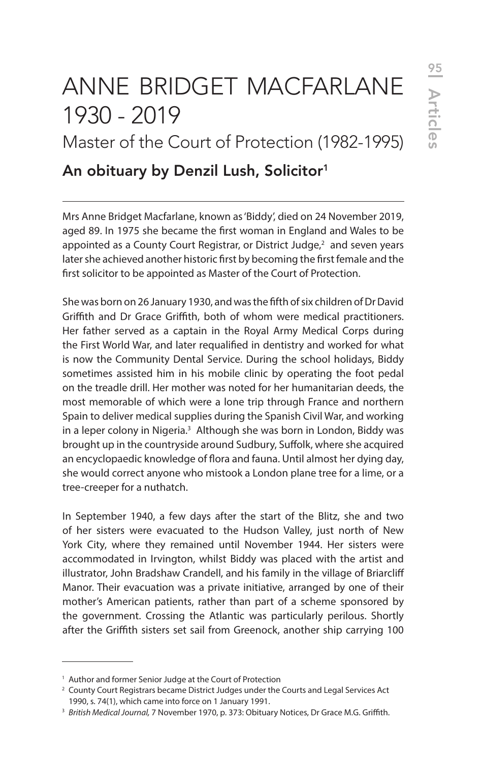# ANNE BRIDGET MACFARLANE 1930 - 2019

## Master of the Court of Protection (1982-1995)

### An obituary by Denzil Lush, Solicitor[1]

---

Mrs Anne Bridget Macfarlane, known as 'Biddy', died on 24 November 2019, aged 89. In 1975 she became the first woman in England and Wales to be appointed as a County Court Registrar, or District Judge,[2] and seven years later she achieved another historic first by becoming the first female and the first solicitor to be appointed as Master of the Court of Protection.

She was born on 26 January 1930, and was the fifth of six children of Dr David Griffith and Dr Grace Griffith, both of whom were medical practitioners. Her father served as a captain in the Royal Army Medical Corps during the First World War, and later requalified in dentistry and worked for what is now the Community Dental Service. During the school holidays, Biddy sometimes assisted him in his mobile clinic by operating the foot pedal on the treadle drill. Her mother was noted for her humanitarian deeds, the most memorable of which were a lone trip through France and northern Spain to deliver medical supplies during the Spanish Civil War, and working in a leper colony in Nigeria.[3] Although she was born in London, Biddy was brought up in the countryside around Sudbury, Suffolk, where she acquired an encyclopaedic knowledge of flora and fauna. Until almost her dying day, she would correct anyone who mistook a London plane tree for a lime, or a tree-creeper for a nuthatch.

In September 1940, a few days after the start of the Blitz, she and two of her sisters were evacuated to the Hudson Valley, just north of New York City, where they remained until November 1944. Her sisters were accommodated in Irvington, whilst Biddy was placed with the artist and illustrator, John Bradshaw Crandell, and his family in the village of Briarcliff Manor. Their evacuation was a private initiative, arranged by one of their mother's American patients, rather than part of a scheme sponsored by the government. Crossing the Atlantic was particularly perilous. Shortly after the Griffith sisters set sail from Greenock, another ship carrying 100

---

[1] Author and former Senior Judge at the Court of Protection

[2] County Court Registrars became District Judges under the Courts and Legal Services Act 1990, s. 74(1), which came into force on 1 January 1991.

[3] *British Medical Journal,* 7 November 1970, p. 373: Obituary Notices, Dr Grace M.G. Griffith.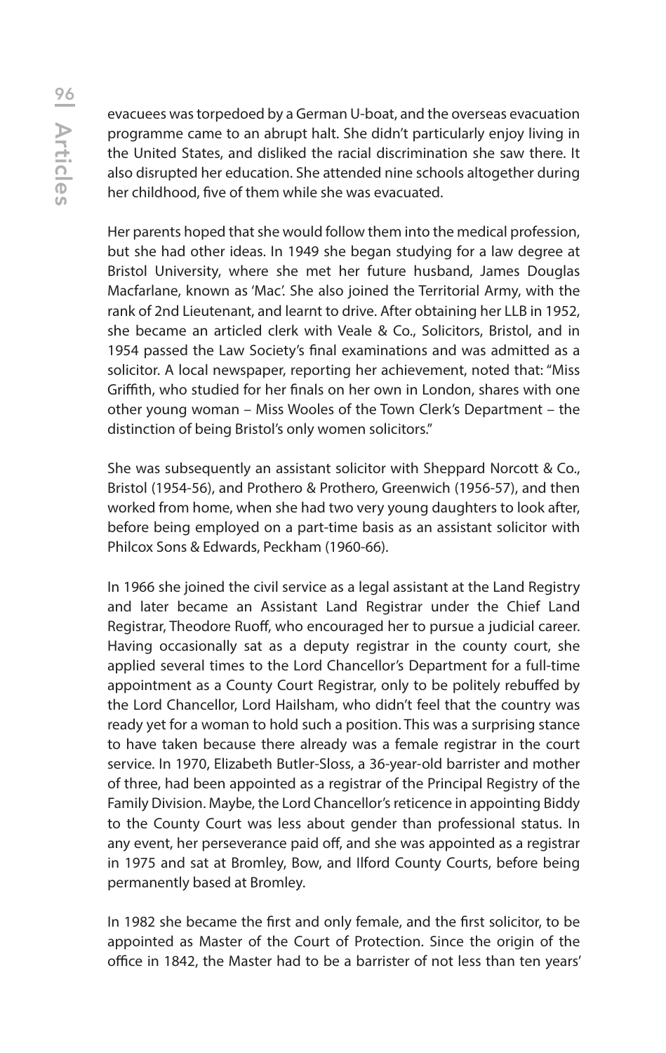evacuees was torpedoed by a German U-boat, and the overseas evacuation programme came to an abrupt halt. She didn't particularly enjoy living in the United States, and disliked the racial discrimination she saw there. It also disrupted her education. She attended nine schools altogether during her childhood, five of them while she was evacuated.

Her parents hoped that she would follow them into the medical profession, but she had other ideas. In 1949 she began studying for a law degree at Bristol University, where she met her future husband, James Douglas Macfarlane, known as 'Mac'. She also joined the Territorial Army, with the rank of 2nd Lieutenant, and learnt to drive. After obtaining her LLB in 1952, she became an articled clerk with Veale & Co., Solicitors, Bristol, and in 1954 passed the Law Society's final examinations and was admitted as a solicitor. A local newspaper, reporting her achievement, noted that: "Miss Griffith, who studied for her finals on her own in London, shares with one other young woman – Miss Wooles of the Town Clerk's Department – the distinction of being Bristol's only women solicitors."

She was subsequently an assistant solicitor with Sheppard Norcott & Co., Bristol (1954-56), and Prothero & Prothero, Greenwich (1956-57), and then worked from home, when she had two very young daughters to look after, before being employed on a part-time basis as an assistant solicitor with Philcox Sons & Edwards, Peckham (1960-66).

In 1966 she joined the civil service as a legal assistant at the Land Registry and later became an Assistant Land Registrar under the Chief Land Registrar, Theodore Ruoff, who encouraged her to pursue a judicial career. Having occasionally sat as a deputy registrar in the county court, she applied several times to the Lord Chancellor's Department for a full-time appointment as a County Court Registrar, only to be politely rebuffed by the Lord Chancellor, Lord Hailsham, who didn't feel that the country was ready yet for a woman to hold such a position. This was a surprising stance to have taken because there already was a female registrar in the court service. In 1970, Elizabeth Butler-Sloss, a 36-year-old barrister and mother of three, had been appointed as a registrar of the Principal Registry of the Family Division. Maybe, the Lord Chancellor's reticence in appointing Biddy to the County Court was less about gender than professional status. In any event, her perseverance paid off, and she was appointed as a registrar in 1975 and sat at Bromley, Bow, and Ilford County Courts, before being permanently based at Bromley.

In 1982 she became the first and only female, and the first solicitor, to be appointed as Master of the Court of Protection. Since the origin of the office in 1842, the Master had to be a barrister of not less than ten years'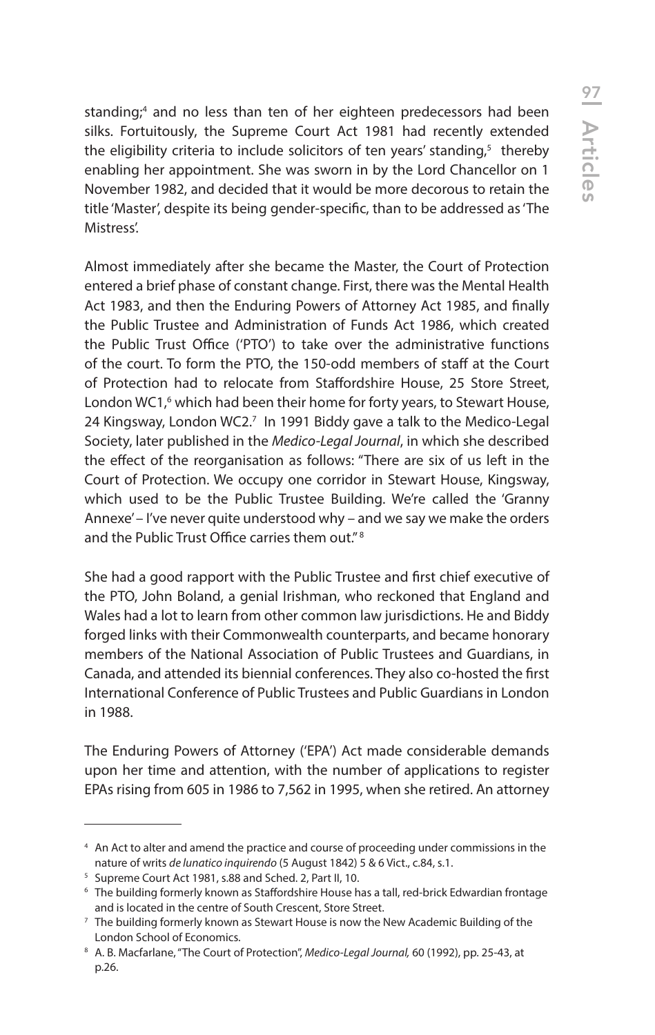standing;[4] and no less than ten of her eighteen predecessors had been silks. Fortuitously, the Supreme Court Act 1981 had recently extended the eligibility criteria to include solicitors of ten years' standing,[5] thereby enabling her appointment. She was sworn in by the Lord Chancellor on 1 November 1982, and decided that it would be more decorous to retain the title 'Master', despite its being gender-specific, than to be addressed as 'The Mistress'.

Almost immediately after she became the Master, the Court of Protection entered a brief phase of constant change. First, there was the Mental Health Act 1983, and then the Enduring Powers of Attorney Act 1985, and finally the Public Trustee and Administration of Funds Act 1986, which created the Public Trust Office ('PTO') to take over the administrative functions of the court. To form the PTO, the 150-odd members of staff at the Court of Protection had to relocate from Staffordshire House, 25 Store Street, London WC1,[6] which had been their home for forty years, to Stewart House, 24 Kingsway, London WC2.[7] In 1991 Biddy gave a talk to the Medico-Legal Society, later published in the *Medico-Legal Journal*, in which she described the effect of the reorganisation as follows: "There are six of us left in the Court of Protection. We occupy one corridor in Stewart House, Kingsway, which used to be the Public Trustee Building. We're called the 'Granny Annexe' – I've never quite understood why – and we say we make the orders and the Public Trust Office carries them out."[8]

She had a good rapport with the Public Trustee and first chief executive of the PTO, John Boland, a genial Irishman, who reckoned that England and Wales had a lot to learn from other common law jurisdictions. He and Biddy forged links with their Commonwealth counterparts, and became honorary members of the National Association of Public Trustees and Guardians, in Canada, and attended its biennial conferences. They also co-hosted the first International Conference of Public Trustees and Public Guardians in London in 1988.

The Enduring Powers of Attorney ('EPA') Act made considerable demands upon her time and attention, with the number of applications to register EPAs rising from 605 in 1986 to 7,562 in 1995, when she retired. An attorney

---

[4] An Act to alter and amend the practice and course of proceeding under commissions in the nature of writs *de lunatico inquirendo* (5 August 1842) 5 & 6 Vict., c.84, s.1.

[5] Supreme Court Act 1981, s.88 and Sched. 2, Part II, 10.

[6] The building formerly known as Staffordshire House has a tall, red-brick Edwardian frontage and is located in the centre of South Crescent, Store Street.

[7] The building formerly known as Stewart House is now the New Academic Building of the London School of Economics.

[8] A. B. Macfarlane, "The Court of Protection", *Medico-Legal Journal,* 60 (1992), pp. 25-43, at p.26.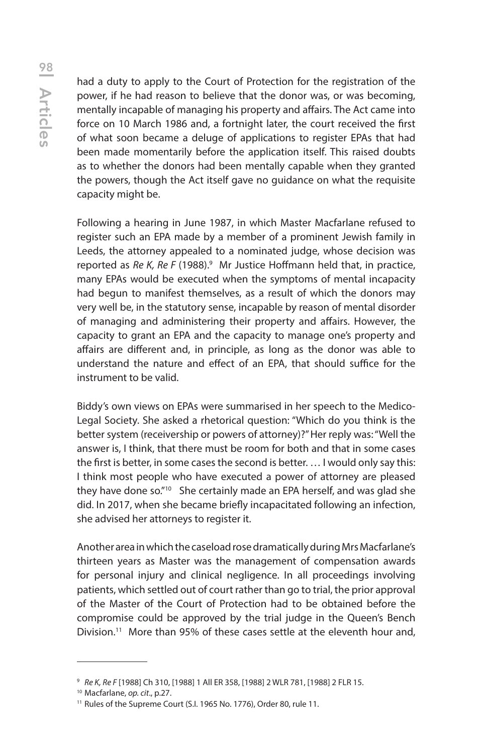had a duty to apply to the Court of Protection for the registration of the power, if he had reason to believe that the donor was, or was becoming, mentally incapable of managing his property and affairs. The Act came into force on 10 March 1986 and, a fortnight later, the court received the first of what soon became a deluge of applications to register EPAs that had been made momentarily before the application itself. This raised doubts as to whether the donors had been mentally capable when they granted the powers, though the Act itself gave no guidance on what the requisite capacity might be.

Following a hearing in June 1987, in which Master Macfarlane refused to register such an EPA made by a member of a prominent Jewish family in Leeds, the attorney appealed to a nominated judge, whose decision was reported as *Re K, Re F* (1988).[9] Mr Justice Hoffmann held that, in practice, many EPAs would be executed when the symptoms of mental incapacity had begun to manifest themselves, as a result of which the donors may very well be, in the statutory sense, incapable by reason of mental disorder of managing and administering their property and affairs. However, the capacity to grant an EPA and the capacity to manage one's property and affairs are different and, in principle, as long as the donor was able to understand the nature and effect of an EPA, that should suffice for the instrument to be valid.

Biddy's own views on EPAs were summarised in her speech to the Medico-Legal Society. She asked a rhetorical question: "Which do you think is the better system (receivership or powers of attorney)?" Her reply was: "Well the answer is, I think, that there must be room for both and that in some cases the first is better, in some cases the second is better. … I would only say this: I think most people who have executed a power of attorney are pleased they have done so."[10] She certainly made an EPA herself, and was glad she did. In 2017, when she became briefly incapacitated following an infection, she advised her attorneys to register it.

Another area in which the caseload rose dramatically during Mrs Macfarlane's thirteen years as Master was the management of compensation awards for personal injury and clinical negligence. In all proceedings involving patients, which settled out of court rather than go to trial, the prior approval of the Master of the Court of Protection had to be obtained before the compromise could be approved by the trial judge in the Queen's Bench Division.[11] More than 95% of these cases settle at the eleventh hour and,

---

[9] *Re K, Re F* [1988] Ch 310, [1988] 1 All ER 358, [1988] 2 WLR 781, [1988] 2 FLR 15.

[10] Macfarlane, *op. cit*., p.27.

[11] Rules of the Supreme Court (S.I. 1965 No. 1776), Order 80, rule 11.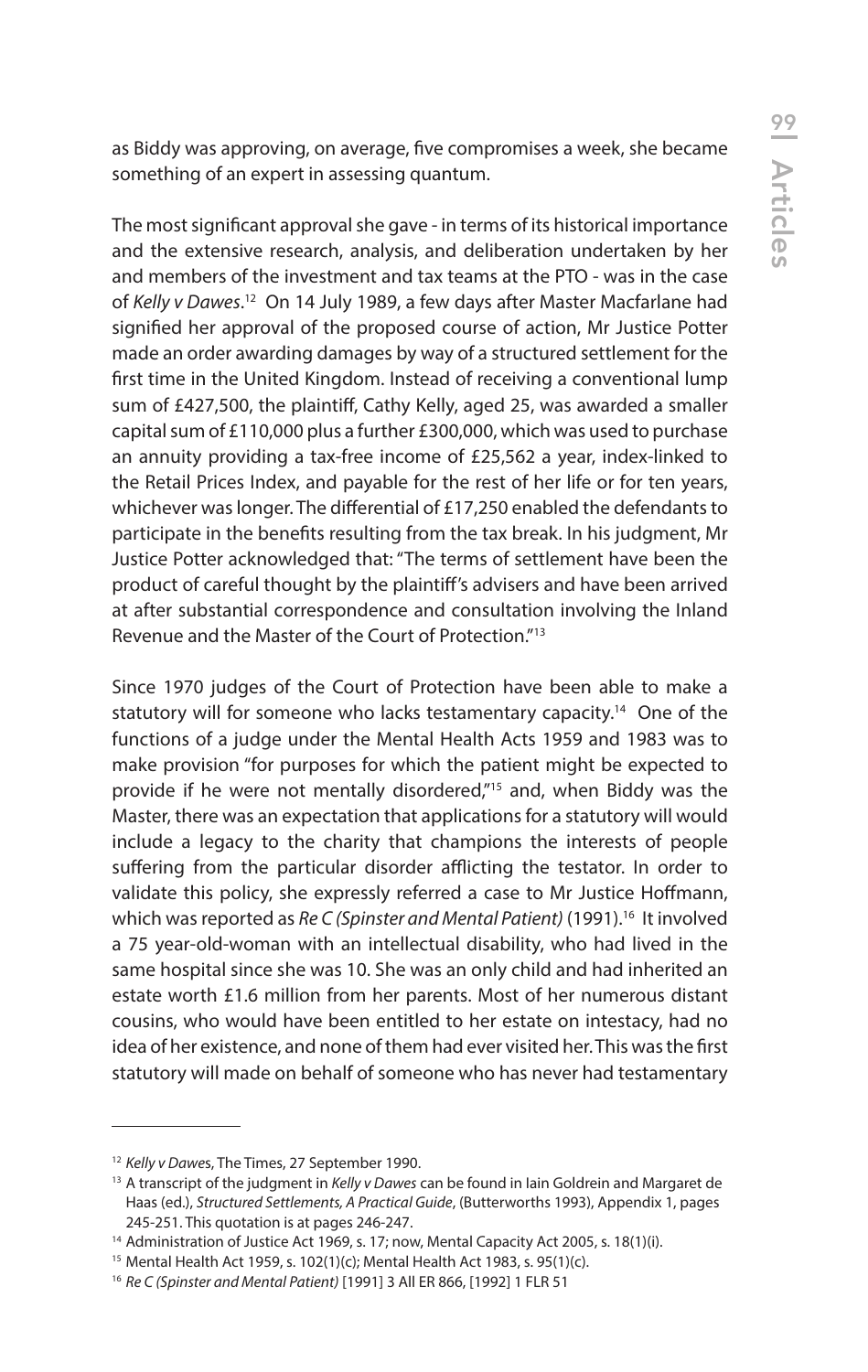as Biddy was approving, on average, five compromises a week, she became something of an expert in assessing quantum.

The most significant approval she gave - in terms of its historical importance and the extensive research, analysis, and deliberation undertaken by her and members of the investment and tax teams at the PTO - was in the case of *Kelly v Dawes*.[12] On 14 July 1989, a few days after Master Macfarlane had signified her approval of the proposed course of action, Mr Justice Potter made an order awarding damages by way of a structured settlement for the first time in the United Kingdom. Instead of receiving a conventional lump sum of £427,500, the plaintiff, Cathy Kelly, aged 25, was awarded a smaller capital sum of £110,000 plus a further £300,000, which was used to purchase an annuity providing a tax-free income of £25,562 a year, index-linked to the Retail Prices Index, and payable for the rest of her life or for ten years, whichever was longer. The differential of £17,250 enabled the defendants to participate in the benefits resulting from the tax break. In his judgment, Mr Justice Potter acknowledged that: "The terms of settlement have been the product of careful thought by the plaintiff's advisers and have been arrived at after substantial correspondence and consultation involving the Inland Revenue and the Master of the Court of Protection."[13]

Since 1970 judges of the Court of Protection have been able to make a statutory will for someone who lacks testamentary capacity.[14] One of the functions of a judge under the Mental Health Acts 1959 and 1983 was to make provision "for purposes for which the patient might be expected to provide if he were not mentally disordered,"[15] and, when Biddy was the Master, there was an expectation that applications for a statutory will would include a legacy to the charity that champions the interests of people suffering from the particular disorder afflicting the testator. In order to validate this policy, she expressly referred a case to Mr Justice Hoffmann, which was reported as *Re C (Spinster and Mental Patient)* (1991).[16] It involved a 75 year-old-woman with an intellectual disability, who had lived in the same hospital since she was 10. She was an only child and had inherited an estate worth £1.6 million from her parents. Most of her numerous distant cousins, who would have been entitled to her estate on intestacy, had no idea of her existence, and none of them had ever visited her. This was the first statutory will made on behalf of someone who has never had testamentary

---

[12] *Kelly v Dawes*, The Times, 27 September 1990.

[13] A transcript of the judgment in *Kelly v Dawes* can be found in Iain Goldrein and Margaret de Haas (ed.), *Structured Settlements, A Practical Guide*, (Butterworths 1993), Appendix 1, pages 245-251. This quotation is at pages 246-247.

[14] Administration of Justice Act 1969, s. 17; now, Mental Capacity Act 2005, s. 18(1)(i).

[15] Mental Health Act 1959, s. 102(1)(c); Mental Health Act 1983, s. 95(1)(c).

[16] *Re C (Spinster and Mental Patient)* [1991] 3 All ER 866, [1992] 1 FLR 51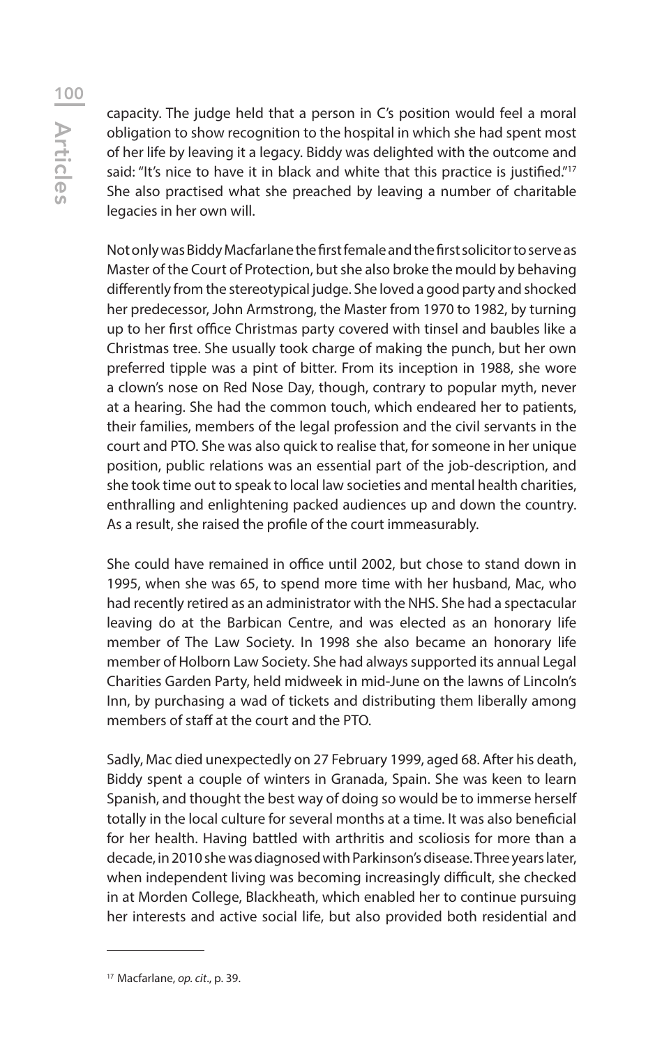capacity. The judge held that a person in C's position would feel a moral obligation to show recognition to the hospital in which she had spent most of her life by leaving it a legacy. Biddy was delighted with the outcome and said: "It's nice to have it in black and white that this practice is justified."[17] She also practised what she preached by leaving a number of charitable legacies in her own will.

Not only was Biddy Macfarlane the first female and the first solicitor to serve as Master of the Court of Protection, but she also broke the mould by behaving differently from the stereotypical judge. She loved a good party and shocked her predecessor, John Armstrong, the Master from 1970 to 1982, by turning up to her first office Christmas party covered with tinsel and baubles like a Christmas tree. She usually took charge of making the punch, but her own preferred tipple was a pint of bitter. From its inception in 1988, she wore a clown's nose on Red Nose Day, though, contrary to popular myth, never at a hearing. She had the common touch, which endeared her to patients, their families, members of the legal profession and the civil servants in the court and PTO. She was also quick to realise that, for someone in her unique position, public relations was an essential part of the job-description, and she took time out to speak to local law societies and mental health charities, enthralling and enlightening packed audiences up and down the country. As a result, she raised the profile of the court immeasurably.

She could have remained in office until 2002, but chose to stand down in 1995, when she was 65, to spend more time with her husband, Mac, who had recently retired as an administrator with the NHS. She had a spectacular leaving do at the Barbican Centre, and was elected as an honorary life member of The Law Society. In 1998 she also became an honorary life member of Holborn Law Society. She had always supported its annual Legal Charities Garden Party, held midweek in mid-June on the lawns of Lincoln's Inn, by purchasing a wad of tickets and distributing them liberally among members of staff at the court and the PTO.

Sadly, Mac died unexpectedly on 27 February 1999, aged 68. After his death, Biddy spent a couple of winters in Granada, Spain. She was keen to learn Spanish, and thought the best way of doing so would be to immerse herself totally in the local culture for several months at a time. It was also beneficial for her health. Having battled with arthritis and scoliosis for more than a decade, in 2010 she was diagnosed with Parkinson's disease. Three years later, when independent living was becoming increasingly difficult, she checked in at Morden College, Blackheath, which enabled her to continue pursuing her interests and active social life, but also provided both residential and

---

[17] Macfarlane, *op. cit*., p. 39.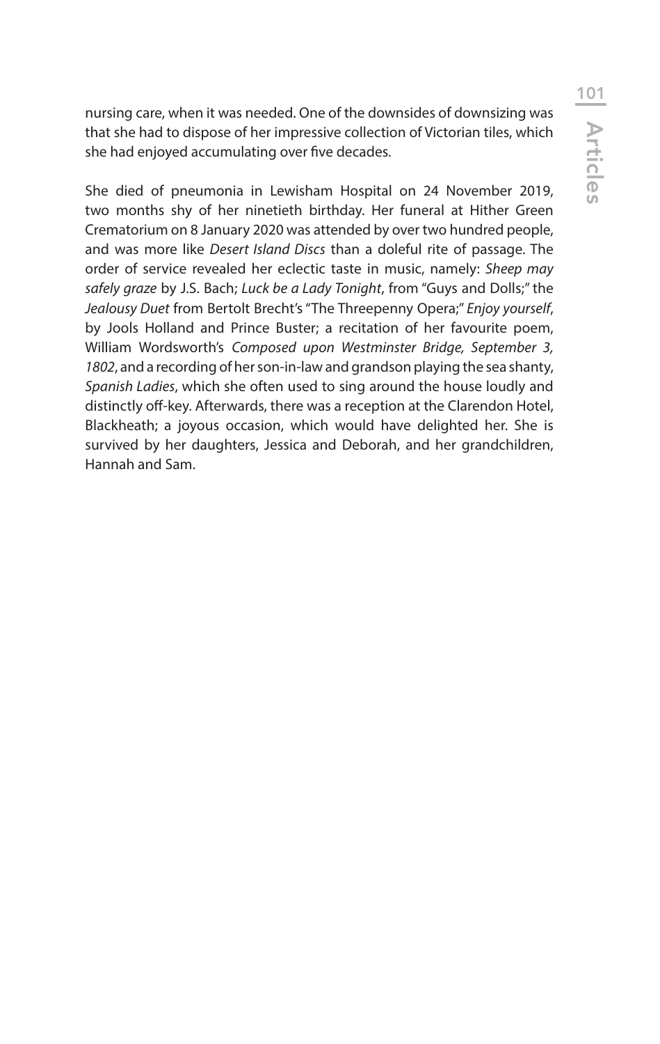nursing care, when it was needed. One of the downsides of downsizing was that she had to dispose of her impressive collection of Victorian tiles, which she had enjoyed accumulating over five decades.

She died of pneumonia in Lewisham Hospital on 24 November 2019, two months shy of her ninetieth birthday. Her funeral at Hither Green Crematorium on 8 January 2020 was attended by over two hundred people, and was more like *Desert Island Discs* than a doleful rite of passage. The order of service revealed her eclectic taste in music, namely: *Sheep may safely graze* by J.S. Bach; *Luck be a Lady Tonight*, from "Guys and Dolls;" the *Jealousy Duet* from Bertolt Brecht's "The Threepenny Opera;" *Enjoy yourself*, by Jools Holland and Prince Buster; a recitation of her favourite poem, William Wordsworth's *Composed upon Westminster Bridge, September 3, 1802*, and a recording of her son-in-law and grandson playing the sea shanty, *Spanish Ladies*, which she often used to sing around the house loudly and distinctly off-key. Afterwards, there was a reception at the Clarendon Hotel, Blackheath; a joyous occasion, which would have delighted her. She is survived by her daughters, Jessica and Deborah, and her grandchildren, Hannah and Sam.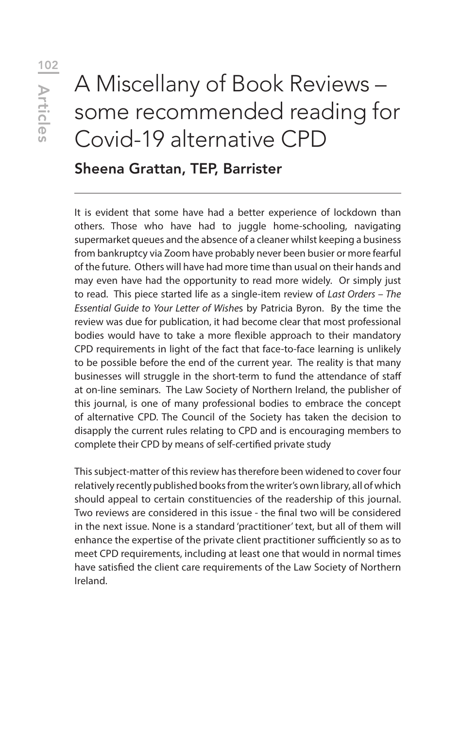# A Miscellany of Book Reviews – some recommended reading for Covid-19 alternative CPD

## Sheena Grattan, TEP, Barrister

It is evident that some have had a better experience of lockdown than others. Those who have had to juggle home-schooling, navigating supermarket queues and the absence of a cleaner whilst keeping a business from bankruptcy via Zoom have probably never been busier or more fearful of the future. Others will have had more time than usual on their hands and may even have had the opportunity to read more widely. Or simply just to read. This piece started life as a single-item review of *Last Orders – The Essential Guide to Your Letter of Wishe*s by Patricia Byron. By the time the review was due for publication, it had become clear that most professional bodies would have to take a more flexible approach to their mandatory CPD requirements in light of the fact that face-to-face learning is unlikely to be possible before the end of the current year. The reality is that many businesses will struggle in the short-term to fund the attendance of staff at on-line seminars. The Law Society of Northern Ireland, the publisher of this journal, is one of many professional bodies to embrace the concept of alternative CPD. The Council of the Society has taken the decision to disapply the current rules relating to CPD and is encouraging members to complete their CPD by means of self-certified private study

This subject-matter of this review has therefore been widened to cover four relatively recently published books from the writer's own library, all of which should appeal to certain constituencies of the readership of this journal. Two reviews are considered in this issue - the final two will be considered in the next issue. None is a standard 'practitioner' text, but all of them will enhance the expertise of the private client practitioner sufficiently so as to meet CPD requirements, including at least one that would in normal times have satisfied the client care requirements of the Law Society of Northern Ireland.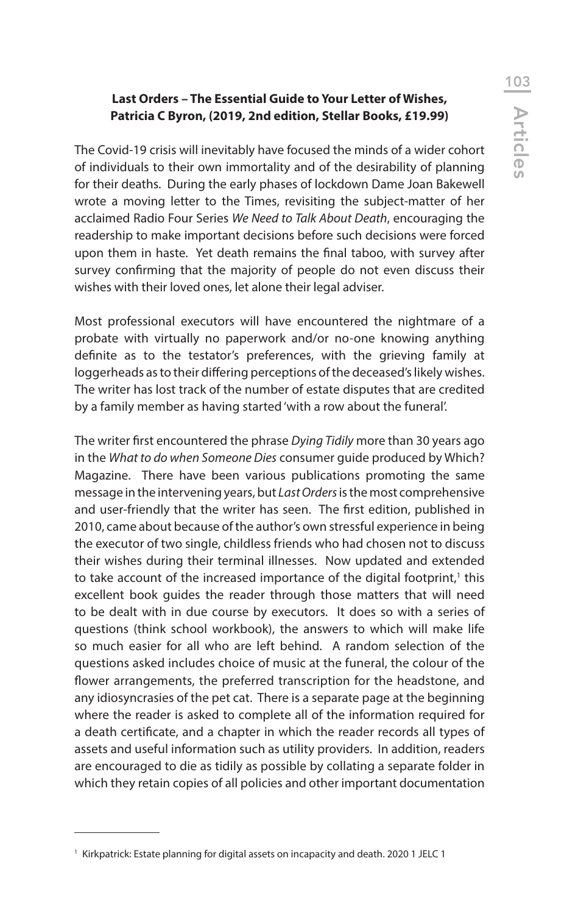**Last Orders – The Essential Guide to Your Letter of Wishes, Patricia C Byron, (2019, 2nd edition, Stellar Books, £19.99)**

The Covid-19 crisis will inevitably have focused the minds of a wider cohort of individuals to their own immortality and of the desirability of planning for their deaths. During the early phases of lockdown Dame Joan Bakewell wrote a moving letter to the Times, revisiting the subject-matter of her acclaimed Radio Four Series *We Need to Talk About Death*, encouraging the readership to make important decisions before such decisions were forced upon them in haste. Yet death remains the final taboo, with survey after survey confirming that the majority of people do not even discuss their wishes with their loved ones, let alone their legal adviser.

Most professional executors will have encountered the nightmare of a probate with virtually no paperwork and/or no-one knowing anything definite as to the testator's preferences, with the grieving family at loggerheads as to their differing perceptions of the deceased's likely wishes. The writer has lost track of the number of estate disputes that are credited by a family member as having started 'with a row about the funeral'.

The writer first encountered the phrase *Dying Tidily* more than 30 years ago in the *What to do when Someone Dies* consumer guide produced by Which? Magazine. There have been various publications promoting the same message in the intervening years, but *Last Orders* is the most comprehensive and user-friendly that the writer has seen. The first edition, published in 2010, came about because of the author's own stressful experience in being the executor of two single, childless friends who had chosen not to discuss their wishes during their terminal illnesses. Now updated and extended to take account of the increased importance of the digital footprint,[1] this excellent book guides the reader through those matters that will need to be dealt with in due course by executors. It does so with a series of questions (think school workbook), the answers to which will make life so much easier for all who are left behind. A random selection of the questions asked includes choice of music at the funeral, the colour of the flower arrangements, the preferred transcription for the headstone, and any idiosyncrasies of the pet cat. There is a separate page at the beginning where the reader is asked to complete all of the information required for a death certificate, and a chapter in which the reader records all types of assets and useful information such as utility providers. In addition, readers are encouraged to die as tidily as possible by collating a separate folder in which they retain copies of all policies and other important documentation

---

[1] Kirkpatrick: Estate planning for digital assets on incapacity and death. 2020 1 JELC 1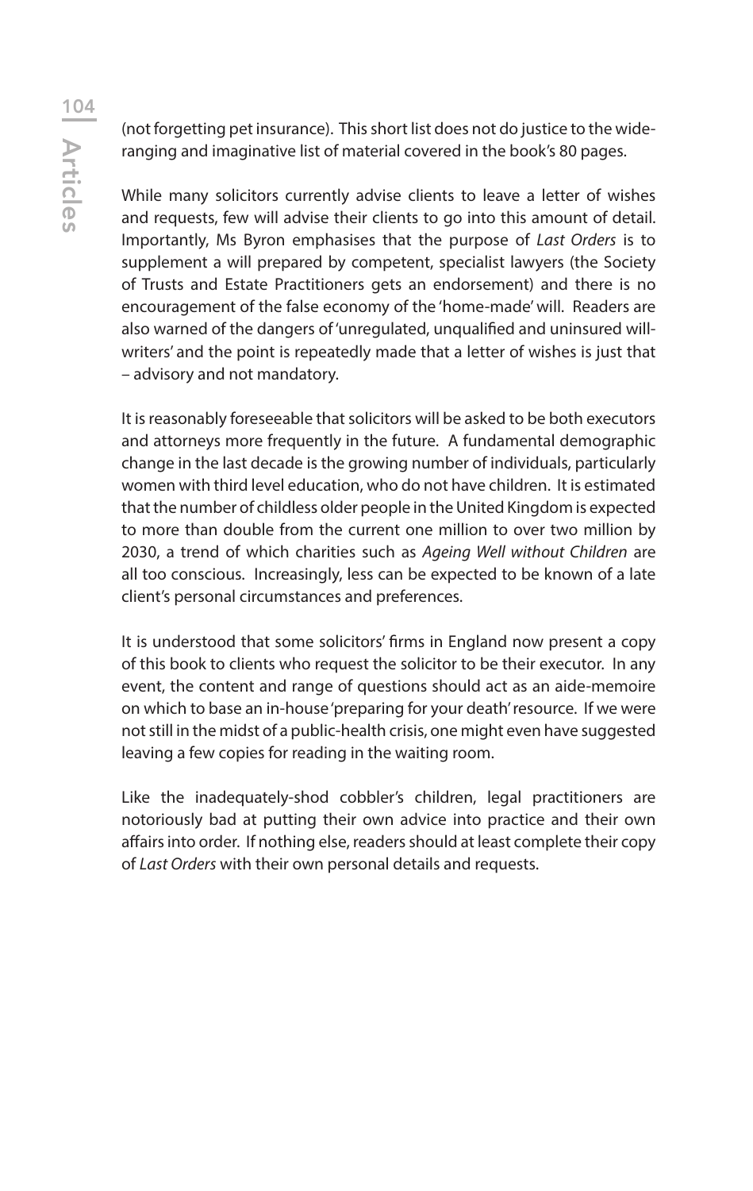(not forgetting pet insurance). This short list does not do justice to the wide-ranging and imaginative list of material covered in the book's 80 pages.

While many solicitors currently advise clients to leave a letter of wishes and requests, few will advise their clients to go into this amount of detail. Importantly, Ms Byron emphasises that the purpose of *Last Orders* is to supplement a will prepared by competent, specialist lawyers (the Society of Trusts and Estate Practitioners gets an endorsement) and there is no encouragement of the false economy of the 'home-made' will. Readers are also warned of the dangers of 'unregulated, unqualified and uninsured will-writers' and the point is repeatedly made that a letter of wishes is just that – advisory and not mandatory.

It is reasonably foreseeable that solicitors will be asked to be both executors and attorneys more frequently in the future. A fundamental demographic change in the last decade is the growing number of individuals, particularly women with third level education, who do not have children. It is estimated that the number of childless older people in the United Kingdom is expected to more than double from the current one million to over two million by 2030, a trend of which charities such as *Ageing Well without Children* are all too conscious. Increasingly, less can be expected to be known of a late client's personal circumstances and preferences.

It is understood that some solicitors' firms in England now present a copy of this book to clients who request the solicitor to be their executor. In any event, the content and range of questions should act as an aide-memoire on which to base an in-house 'preparing for your death' resource. If we were not still in the midst of a public-health crisis, one might even have suggested leaving a few copies for reading in the waiting room.

Like the inadequately-shod cobbler's children, legal practitioners are notoriously bad at putting their own advice into practice and their own affairs into order. If nothing else, readers should at least complete their copy of *Last Orders* with their own personal details and requests.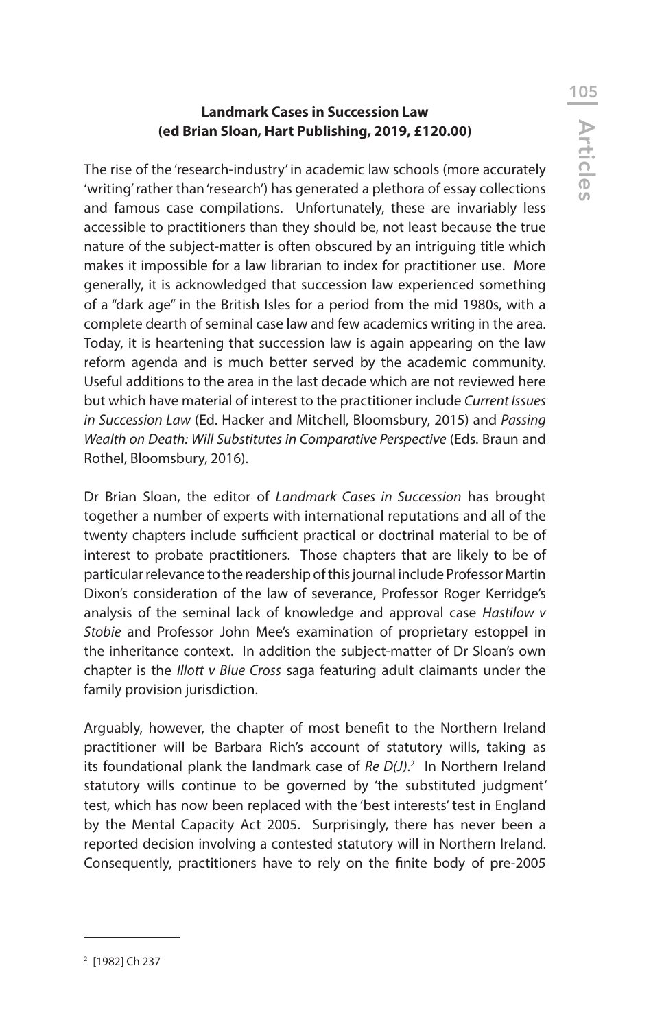**Landmark Cases in Succession Law**
**(ed Brian Sloan, Hart Publishing, 2019, £120.00)**

The rise of the 'research-industry' in academic law schools (more accurately 'writing' rather than 'research') has generated a plethora of essay collections and famous case compilations. Unfortunately, these are invariably less accessible to practitioners than they should be, not least because the true nature of the subject-matter is often obscured by an intriguing title which makes it impossible for a law librarian to index for practitioner use. More generally, it is acknowledged that succession law experienced something of a "dark age" in the British Isles for a period from the mid 1980s, with a complete dearth of seminal case law and few academics writing in the area. Today, it is heartening that succession law is again appearing on the law reform agenda and is much better served by the academic community. Useful additions to the area in the last decade which are not reviewed here but which have material of interest to the practitioner include *Current Issues in Succession Law* (Ed. Hacker and Mitchell, Bloomsbury, 2015) and *Passing Wealth on Death: Will Substitutes in Comparative Perspective* (Eds. Braun and Rothel, Bloomsbury, 2016).

Dr Brian Sloan, the editor of *Landmark Cases in Succession* has brought together a number of experts with international reputations and all of the twenty chapters include sufficient practical or doctrinal material to be of interest to probate practitioners. Those chapters that are likely to be of particular relevance to the readership of this journal include Professor Martin Dixon's consideration of the law of severance, Professor Roger Kerridge's analysis of the seminal lack of knowledge and approval case *Hastilow v Stobie* and Professor John Mee's examination of proprietary estoppel in the inheritance context. In addition the subject-matter of Dr Sloan's own chapter is the *Illott v Blue Cross* saga featuring adult claimants under the family provision jurisdiction.

Arguably, however, the chapter of most benefit to the Northern Ireland practitioner will be Barbara Rich's account of statutory wills, taking as its foundational plank the landmark case of *Re D(J)*.[2] In Northern Ireland statutory wills continue to be governed by 'the substituted judgment' test, which has now been replaced with the 'best interests' test in England by the Mental Capacity Act 2005. Surprisingly, there has never been a reported decision involving a contested statutory will in Northern Ireland. Consequently, practitioners have to rely on the finite body of pre-2005

---

[2] [1982] Ch 237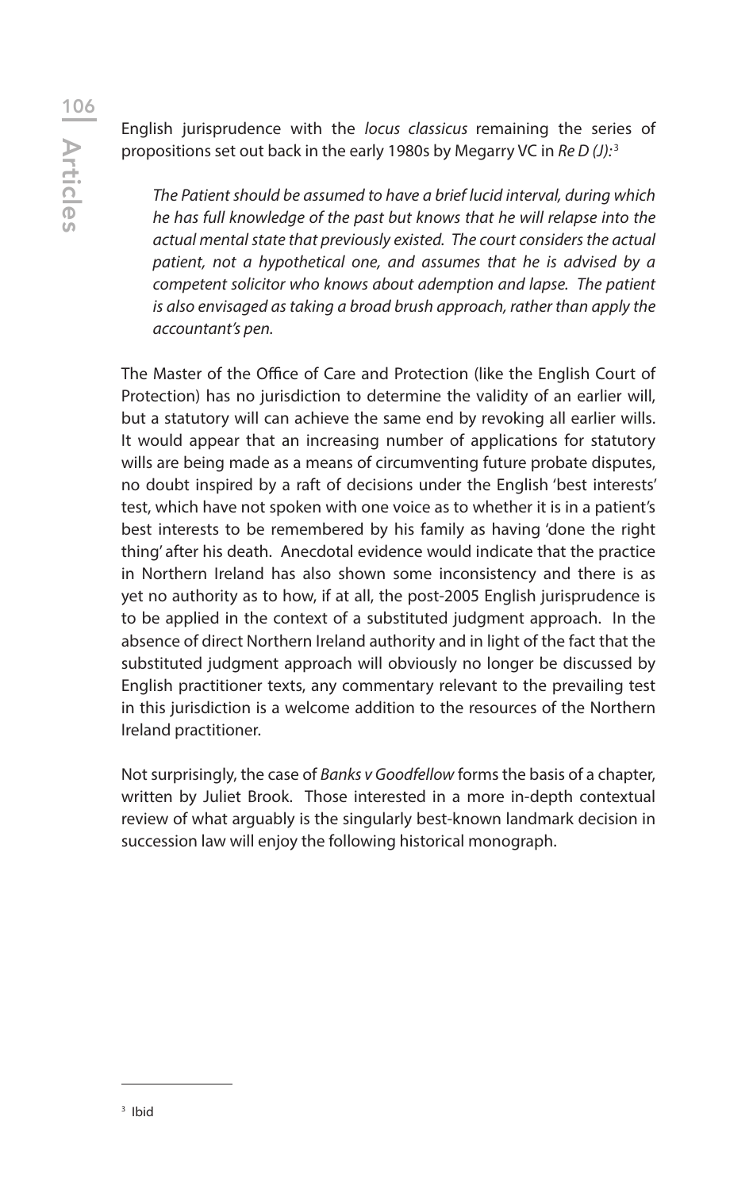English jurisprudence with the *locus classicus* remaining the series of propositions set out back in the early 1980s by Megarry VC in *Re D (J)*:[3]

> *The Patient should be assumed to have a brief lucid interval, during which he has full knowledge of the past but knows that he will relapse into the actual mental state that previously existed. The court considers the actual patient, not a hypothetical one, and assumes that he is advised by a competent solicitor who knows about ademption and lapse. The patient is also envisaged as taking a broad brush approach, rather than apply the accountant's pen.*

The Master of the Office of Care and Protection (like the English Court of Protection) has no jurisdiction to determine the validity of an earlier will, but a statutory will can achieve the same end by revoking all earlier wills. It would appear that an increasing number of applications for statutory wills are being made as a means of circumventing future probate disputes, no doubt inspired by a raft of decisions under the English 'best interests' test, which have not spoken with one voice as to whether it is in a patient's best interests to be remembered by his family as having 'done the right thing' after his death. Anecdotal evidence would indicate that the practice in Northern Ireland has also shown some inconsistency and there is as yet no authority as to how, if at all, the post-2005 English jurisprudence is to be applied in the context of a substituted judgment approach. In the absence of direct Northern Ireland authority and in light of the fact that the substituted judgment approach will obviously no longer be discussed by English practitioner texts, any commentary relevant to the prevailing test in this jurisdiction is a welcome addition to the resources of the Northern Ireland practitioner.

Not surprisingly, the case of *Banks v Goodfellow* forms the basis of a chapter, written by Juliet Brook. Those interested in a more in-depth contextual review of what arguably is the singularly best-known landmark decision in succession law will enjoy the following historical monograph.

---

[3] Ibid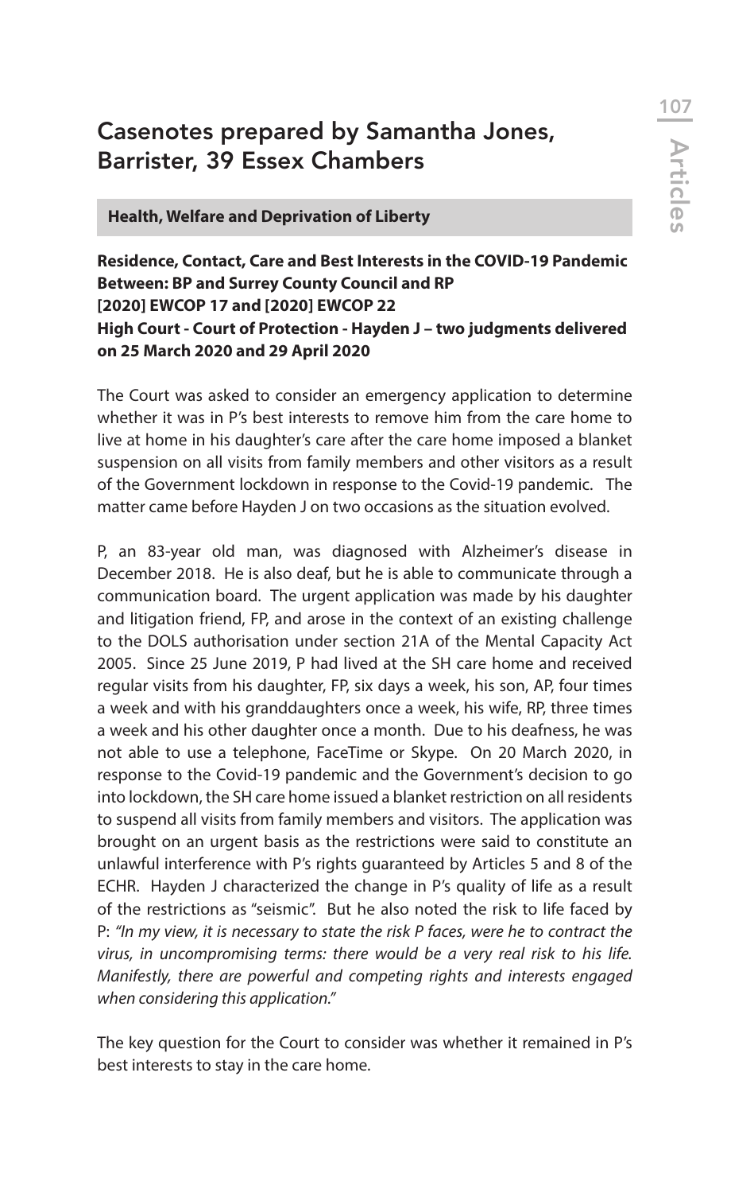## Casenotes prepared by Samantha Jones, Barrister, 39 Essex Chambers

### Health, Welfare and Deprivation of Liberty

**Residence, Contact, Care and Best Interests in the COVID-19 Pandemic**
**Between: BP and Surrey County Council and RP**
**[2020] EWCOP 17 and [2020] EWCOP 22**
**High Court - Court of Protection - Hayden J – two judgments delivered on 25 March 2020 and 29 April 2020**

The Court was asked to consider an emergency application to determine whether it was in P's best interests to remove him from the care home to live at home in his daughter's care after the care home imposed a blanket suspension on all visits from family members and other visitors as a result of the Government lockdown in response to the Covid-19 pandemic. The matter came before Hayden J on two occasions as the situation evolved.

P, an 83-year old man, was diagnosed with Alzheimer's disease in December 2018. He is also deaf, but he is able to communicate through a communication board. The urgent application was made by his daughter and litigation friend, FP, and arose in the context of an existing challenge to the DOLS authorisation under section 21A of the Mental Capacity Act 2005. Since 25 June 2019, P had lived at the SH care home and received regular visits from his daughter, FP, six days a week, his son, AP, four times a week and with his granddaughters once a week, his wife, RP, three times a week and his other daughter once a month. Due to his deafness, he was not able to use a telephone, FaceTime or Skype. On 20 March 2020, in response to the Covid-19 pandemic and the Government's decision to go into lockdown, the SH care home issued a blanket restriction on all residents to suspend all visits from family members and visitors. The application was brought on an urgent basis as the restrictions were said to constitute an unlawful interference with P's rights guaranteed by Articles 5 and 8 of the ECHR. Hayden J characterized the change in P's quality of life as a result of the restrictions as "seismic". But he also noted the risk to life faced by P: *"In my view, it is necessary to state the risk P faces, were he to contract the virus, in uncompromising terms: there would be a very real risk to his life. Manifestly, there are powerful and competing rights and interests engaged when considering this application."*

The key question for the Court to consider was whether it remained in P's best interests to stay in the care home.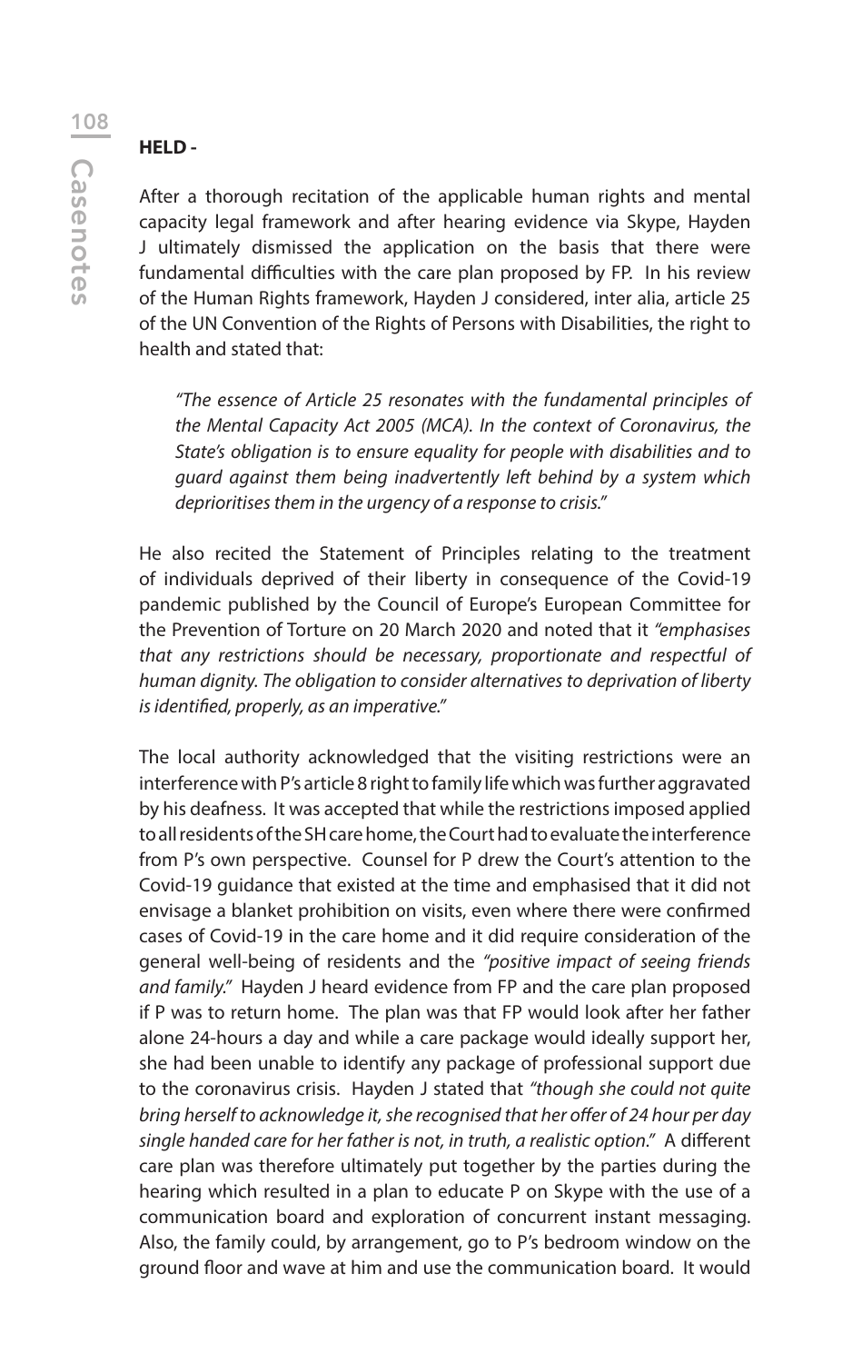**HELD -**

After a thorough recitation of the applicable human rights and mental capacity legal framework and after hearing evidence via Skype, Hayden J ultimately dismissed the application on the basis that there were fundamental difficulties with the care plan proposed by FP. In his review of the Human Rights framework, Hayden J considered, inter alia, article 25 of the UN Convention of the Rights of Persons with Disabilities, the right to health and stated that:

> *"The essence of Article 25 resonates with the fundamental principles of the Mental Capacity Act 2005 (MCA). In the context of Coronavirus, the State's obligation is to ensure equality for people with disabilities and to guard against them being inadvertently left behind by a system which deprioritises them in the urgency of a response to crisis."*

He also recited the Statement of Principles relating to the treatment of individuals deprived of their liberty in consequence of the Covid-19 pandemic published by the Council of Europe's European Committee for the Prevention of Torture on 20 March 2020 and noted that it *"emphasises that any restrictions should be necessary, proportionate and respectful of human dignity. The obligation to consider alternatives to deprivation of liberty is identified, properly, as an imperative."*

The local authority acknowledged that the visiting restrictions were an interference with P's article 8 right to family life which was further aggravated by his deafness. It was accepted that while the restrictions imposed applied to all residents of the SH care home, the Court had to evaluate the interference from P's own perspective. Counsel for P drew the Court's attention to the Covid-19 guidance that existed at the time and emphasised that it did not envisage a blanket prohibition on visits, even where there were confirmed cases of Covid-19 in the care home and it did require consideration of the general well-being of residents and the *"positive impact of seeing friends and family."* Hayden J heard evidence from FP and the care plan proposed if P was to return home. The plan was that FP would look after her father alone 24-hours a day and while a care package would ideally support her, she had been unable to identify any package of professional support due to the coronavirus crisis. Hayden J stated that *"though she could not quite bring herself to acknowledge it, she recognised that her offer of 24 hour per day single handed care for her father is not, in truth, a realistic option."* A different care plan was therefore ultimately put together by the parties during the hearing which resulted in a plan to educate P on Skype with the use of a communication board and exploration of concurrent instant messaging. Also, the family could, by arrangement, go to P's bedroom window on the ground floor and wave at him and use the communication board. It would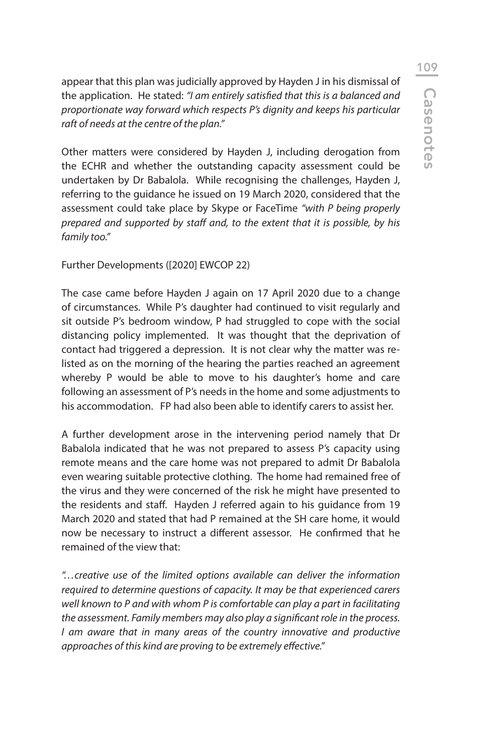appear that this plan was judicially approved by Hayden J in his dismissal of the application. He stated: *"I am entirely satisfied that this is a balanced and proportionate way forward which respects P's dignity and keeps his particular raft of needs at the centre of the plan."*

Other matters were considered by Hayden J, including derogation from the ECHR and whether the outstanding capacity assessment could be undertaken by Dr Babalola. While recognising the challenges, Hayden J, referring to the guidance he issued on 19 March 2020, considered that the assessment could take place by Skype or FaceTime *"with P being properly prepared and supported by staff and, to the extent that it is possible, by his family too."*

Further Developments ([2020] EWCOP 22)

The case came before Hayden J again on 17 April 2020 due to a change of circumstances. While P's daughter had continued to visit regularly and sit outside P's bedroom window, P had struggled to cope with the social distancing policy implemented. It was thought that the deprivation of contact had triggered a depression. It is not clear why the matter was re-listed as on the morning of the hearing the parties reached an agreement whereby P would be able to move to his daughter's home and care following an assessment of P's needs in the home and some adjustments to his accommodation. FP had also been able to identify carers to assist her.

A further development arose in the intervening period namely that Dr Babalola indicated that he was not prepared to assess P's capacity using remote means and the care home was not prepared to admit Dr Babalola even wearing suitable protective clothing. The home had remained free of the virus and they were concerned of the risk he might have presented to the residents and staff. Hayden J referred again to his guidance from 19 March 2020 and stated that had P remained at the SH care home, it would now be necessary to instruct a different assessor. He confirmed that he remained of the view that:

*"…creative use of the limited options available can deliver the information required to determine questions of capacity. It may be that experienced carers well known to P and with whom P is comfortable can play a part in facilitating the assessment. Family members may also play a significant role in the process. I am aware that in many areas of the country innovative and productive approaches of this kind are proving to be extremely effective."*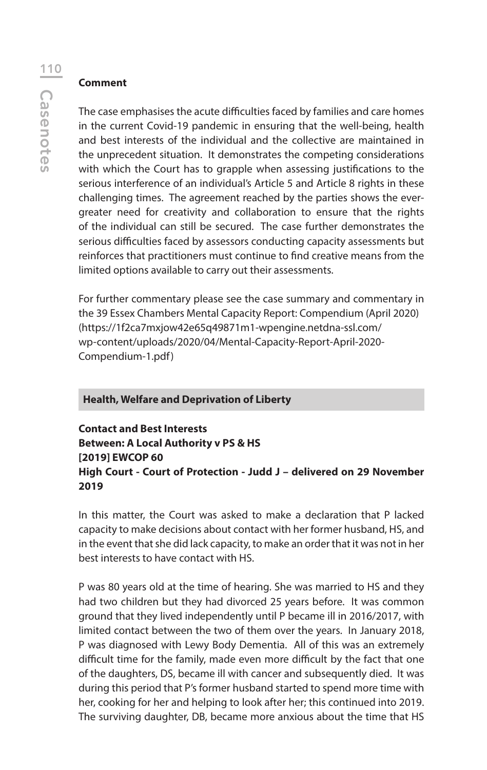**Comment**

The case emphasises the acute difficulties faced by families and care homes in the current Covid-19 pandemic in ensuring that the well-being, health and best interests of the individual and the collective are maintained in the unprecedent situation. It demonstrates the competing considerations with which the Court has to grapple when assessing justifications to the serious interference of an individual's Article 5 and Article 8 rights in these challenging times. The agreement reached by the parties shows the ever-greater need for creativity and collaboration to ensure that the rights of the individual can still be secured. The case further demonstrates the serious difficulties faced by assessors conducting capacity assessments but reinforces that practitioners must continue to find creative means from the limited options available to carry out their assessments.

For further commentary please see the case summary and commentary in the 39 Essex Chambers Mental Capacity Report: Compendium (April 2020) (https://1f2ca7mxjow42e65q49871m1-wpengine.netdna-ssl.com/wp-content/uploads/2020/04/Mental-Capacity-Report-April-2020-Compendium-1.pdf)

## Health, Welfare and Deprivation of Liberty

**Contact and Best Interests**
**Between: A Local Authority v PS & HS**
**[2019] EWCOP 60**
**High Court - Court of Protection - Judd J – delivered on 29 November 2019**

In this matter, the Court was asked to make a declaration that P lacked capacity to make decisions about contact with her former husband, HS, and in the event that she did lack capacity, to make an order that it was not in her best interests to have contact with HS.

P was 80 years old at the time of hearing. She was married to HS and they had two children but they had divorced 25 years before. It was common ground that they lived independently until P became ill in 2016/2017, with limited contact between the two of them over the years. In January 2018, P was diagnosed with Lewy Body Dementia. All of this was an extremely difficult time for the family, made even more difficult by the fact that one of the daughters, DS, became ill with cancer and subsequently died. It was during this period that P's former husband started to spend more time with her, cooking for her and helping to look after her; this continued into 2019. The surviving daughter, DB, became more anxious about the time that HS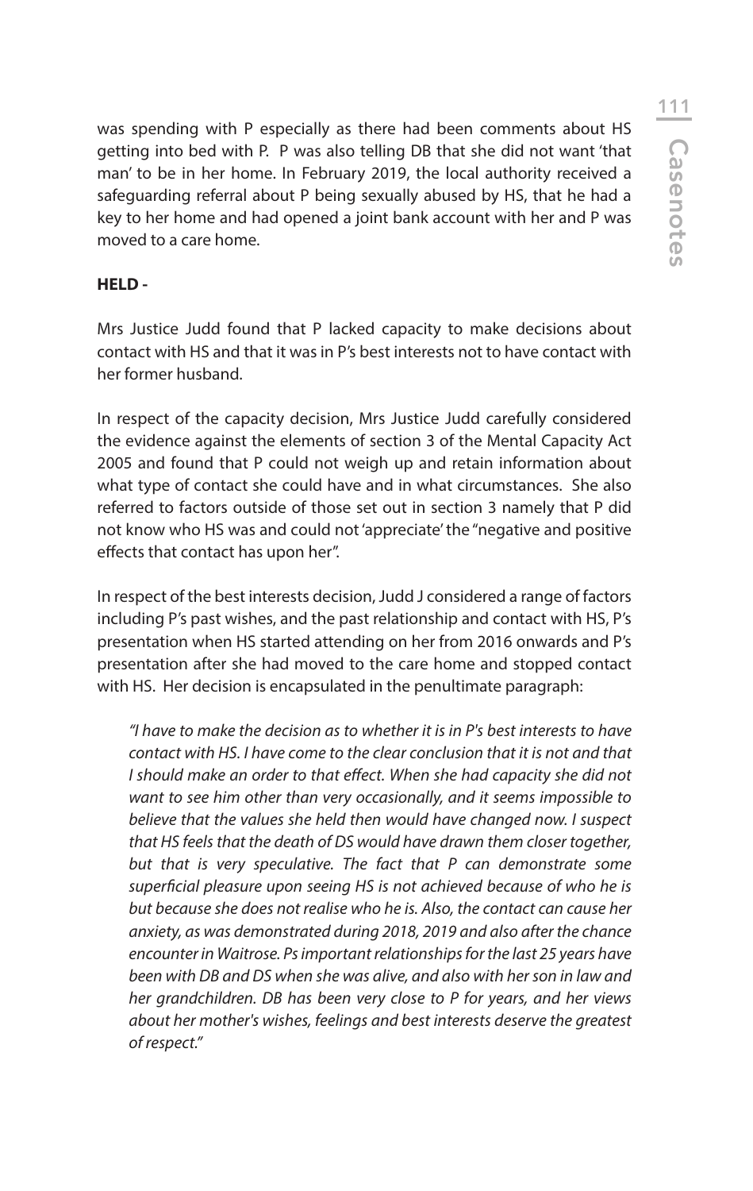was spending with P especially as there had been comments about HS getting into bed with P. P was also telling DB that she did not want 'that man' to be in her home. In February 2019, the local authority received a safeguarding referral about P being sexually abused by HS, that he had a key to her home and had opened a joint bank account with her and P was moved to a care home.

**HELD -**

Mrs Justice Judd found that P lacked capacity to make decisions about contact with HS and that it was in P's best interests not to have contact with her former husband.

In respect of the capacity decision, Mrs Justice Judd carefully considered the evidence against the elements of section 3 of the Mental Capacity Act 2005 and found that P could not weigh up and retain information about what type of contact she could have and in what circumstances. She also referred to factors outside of those set out in section 3 namely that P did not know who HS was and could not 'appreciate' the "negative and positive effects that contact has upon her".

In respect of the best interests decision, Judd J considered a range of factors including P's past wishes, and the past relationship and contact with HS, P's presentation when HS started attending on her from 2016 onwards and P's presentation after she had moved to the care home and stopped contact with HS. Her decision is encapsulated in the penultimate paragraph:

> *"I have to make the decision as to whether it is in P's best interests to have contact with HS. I have come to the clear conclusion that it is not and that I should make an order to that effect. When she had capacity she did not want to see him other than very occasionally, and it seems impossible to believe that the values she held then would have changed now. I suspect that HS feels that the death of DS would have drawn them closer together, but that is very speculative. The fact that P can demonstrate some superficial pleasure upon seeing HS is not achieved because of who he is but because she does not realise who he is. Also, the contact can cause her anxiety, as was demonstrated during 2018, 2019 and also after the chance encounter in Waitrose. Ps important relationships for the last 25 years have been with DB and DS when she was alive, and also with her son in law and her grandchildren. DB has been very close to P for years, and her views about her mother's wishes, feelings and best interests deserve the greatest of respect."*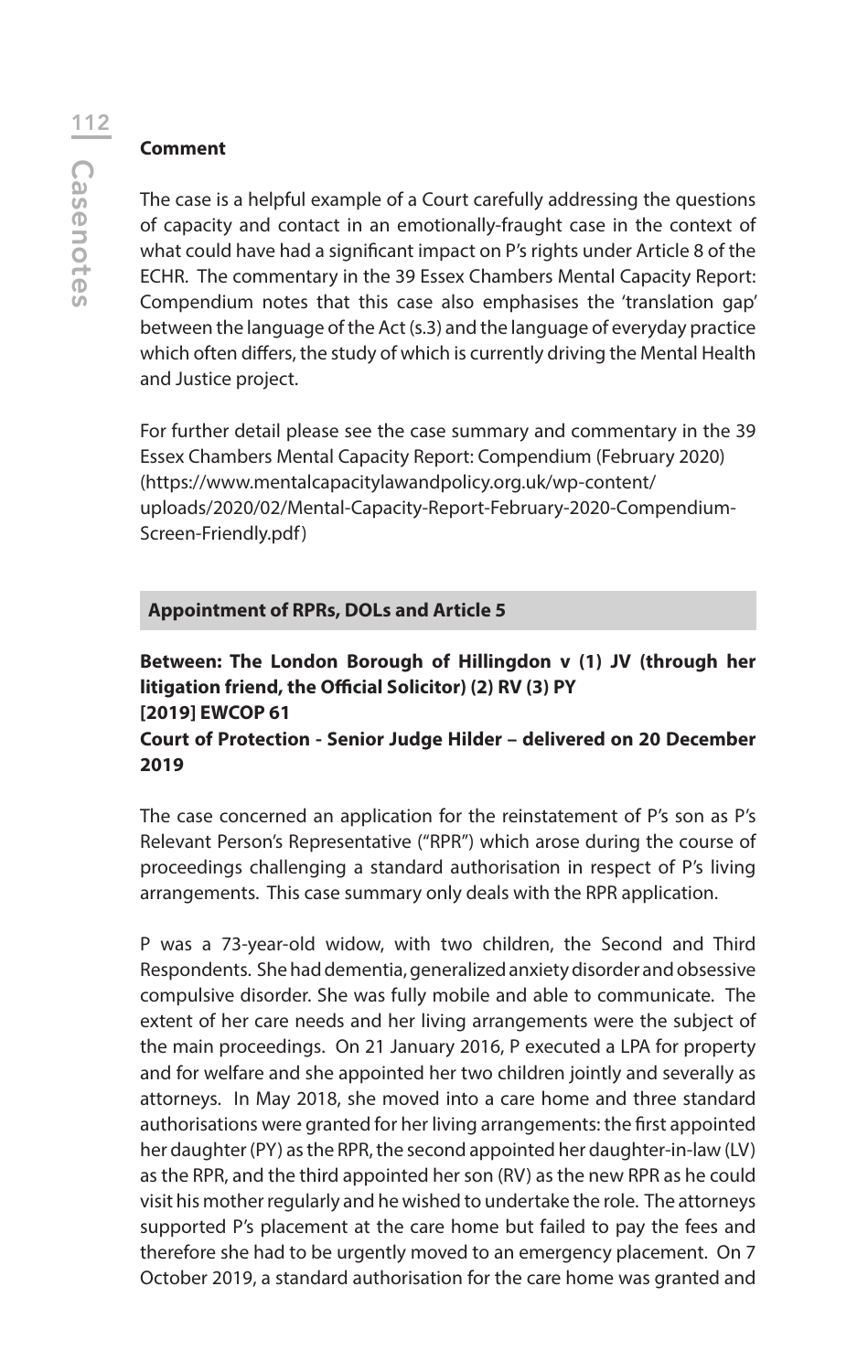**Comment**

The case is a helpful example of a Court carefully addressing the questions of capacity and contact in an emotionally-fraught case in the context of what could have had a significant impact on P's rights under Article 8 of the ECHR. The commentary in the 39 Essex Chambers Mental Capacity Report: Compendium notes that this case also emphasises the 'translation gap' between the language of the Act (s.3) and the language of everyday practice which often differs, the study of which is currently driving the Mental Health and Justice project.

For further detail please see the case summary and commentary in the 39 Essex Chambers Mental Capacity Report: Compendium (February 2020) (https://www.mentalcapacitylawandpolicy.org.uk/wp-content/uploads/2020/02/Mental-Capacity-Report-February-2020-Compendium-Screen-Friendly.pdf)

## Appointment of RPRs, DOLs and Article 5

**Between: The London Borough of Hillingdon v (1) JV (through her litigation friend, the Official Solicitor) (2) RV (3) PY**
**[2019] EWCOP 61**
**Court of Protection - Senior Judge Hilder – delivered on 20 December 2019**

The case concerned an application for the reinstatement of P's son as P's Relevant Person's Representative ("RPR") which arose during the course of proceedings challenging a standard authorisation in respect of P's living arrangements. This case summary only deals with the RPR application.

P was a 73-year-old widow, with two children, the Second and Third Respondents. She had dementia, generalized anxiety disorder and obsessive compulsive disorder. She was fully mobile and able to communicate. The extent of her care needs and her living arrangements were the subject of the main proceedings. On 21 January 2016, P executed a LPA for property and for welfare and she appointed her two children jointly and severally as attorneys. In May 2018, she moved into a care home and three standard authorisations were granted for her living arrangements: the first appointed her daughter (PY) as the RPR, the second appointed her daughter-in-law (LV) as the RPR, and the third appointed her son (RV) as the new RPR as he could visit his mother regularly and he wished to undertake the role. The attorneys supported P's placement at the care home but failed to pay the fees and therefore she had to be urgently moved to an emergency placement. On 7 October 2019, a standard authorisation for the care home was granted and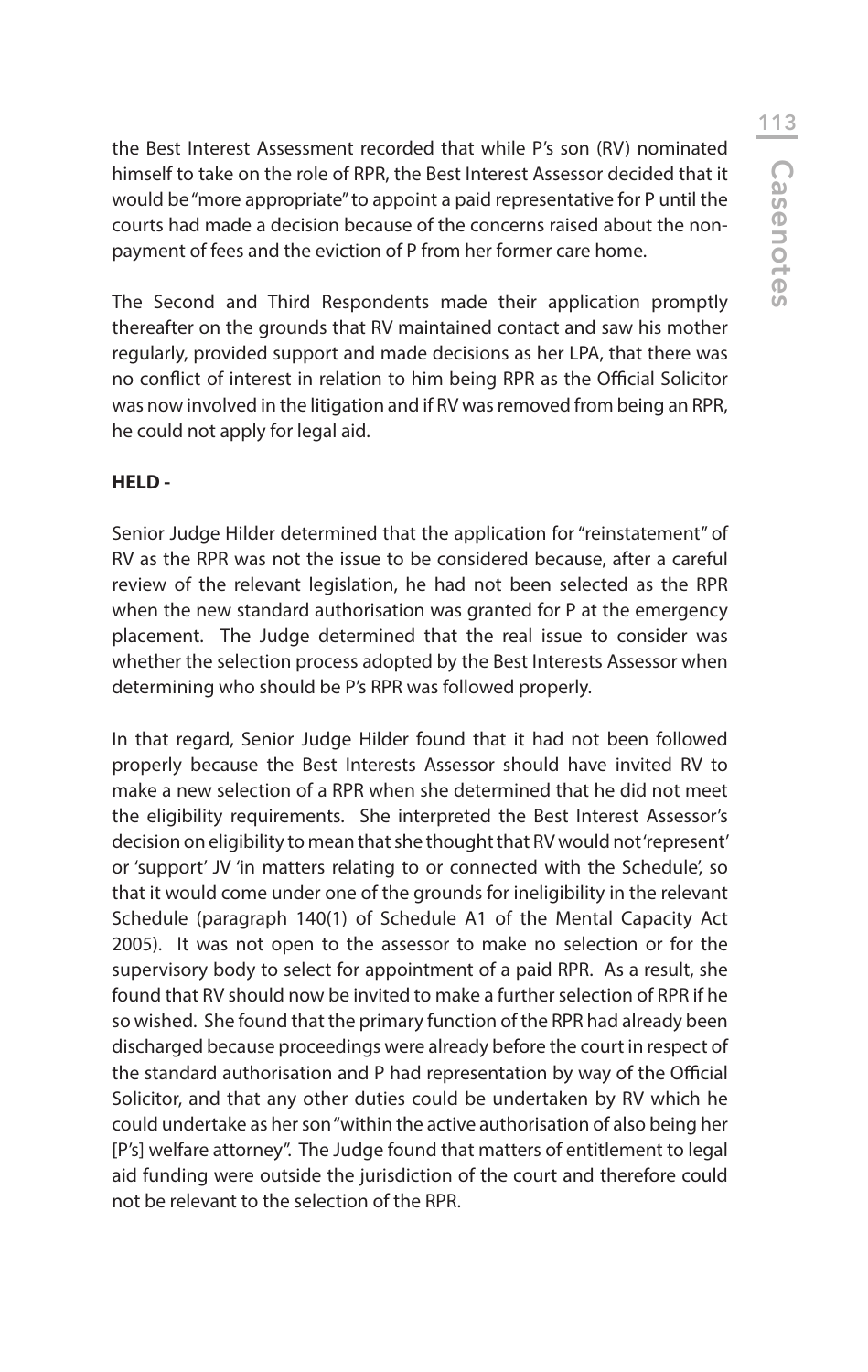the Best Interest Assessment recorded that while P's son (RV) nominated himself to take on the role of RPR, the Best Interest Assessor decided that it would be "more appropriate" to appoint a paid representative for P until the courts had made a decision because of the concerns raised about the non-payment of fees and the eviction of P from her former care home.

The Second and Third Respondents made their application promptly thereafter on the grounds that RV maintained contact and saw his mother regularly, provided support and made decisions as her LPA, that there was no conflict of interest in relation to him being RPR as the Official Solicitor was now involved in the litigation and if RV was removed from being an RPR, he could not apply for legal aid.

**HELD -**

Senior Judge Hilder determined that the application for "reinstatement" of RV as the RPR was not the issue to be considered because, after a careful review of the relevant legislation, he had not been selected as the RPR when the new standard authorisation was granted for P at the emergency placement. The Judge determined that the real issue to consider was whether the selection process adopted by the Best Interests Assessor when determining who should be P's RPR was followed properly.

In that regard, Senior Judge Hilder found that it had not been followed properly because the Best Interests Assessor should have invited RV to make a new selection of a RPR when she determined that he did not meet the eligibility requirements. She interpreted the Best Interest Assessor's decision on eligibility to mean that she thought that RV would not 'represent' or 'support' JV 'in matters relating to or connected with the Schedule', so that it would come under one of the grounds for ineligibility in the relevant Schedule (paragraph 140(1) of Schedule A1 of the Mental Capacity Act 2005). It was not open to the assessor to make no selection or for the supervisory body to select for appointment of a paid RPR. As a result, she found that RV should now be invited to make a further selection of RPR if he so wished. She found that the primary function of the RPR had already been discharged because proceedings were already before the court in respect of the standard authorisation and P had representation by way of the Official Solicitor, and that any other duties could be undertaken by RV which he could undertake as her son "within the active authorisation of also being her [P's] welfare attorney". The Judge found that matters of entitlement to legal aid funding were outside the jurisdiction of the court and therefore could not be relevant to the selection of the RPR.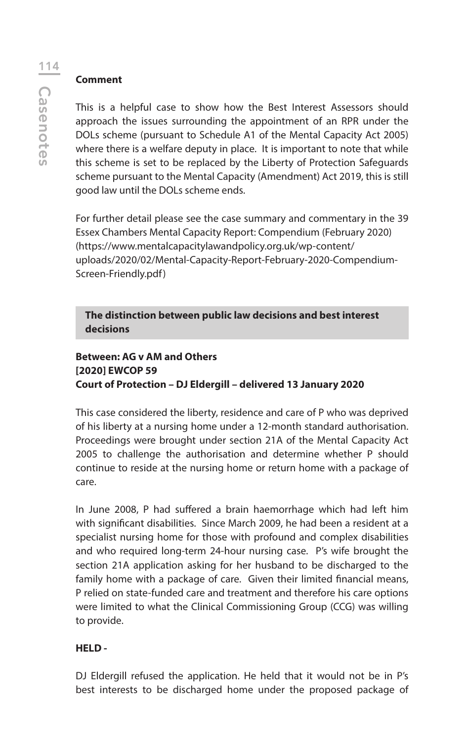**Comment**

This is a helpful case to show how the Best Interest Assessors should approach the issues surrounding the appointment of an RPR under the DOLs scheme (pursuant to Schedule A1 of the Mental Capacity Act 2005) where there is a welfare deputy in place. It is important to note that while this scheme is set to be replaced by the Liberty of Protection Safeguards scheme pursuant to the Mental Capacity (Amendment) Act 2019, this is still good law until the DOLs scheme ends.

For further detail please see the case summary and commentary in the 39 Essex Chambers Mental Capacity Report: Compendium (February 2020) (https://www.mentalcapacitylawandpolicy.org.uk/wp-content/uploads/2020/02/Mental-Capacity-Report-February-2020-Compendium-Screen-Friendly.pdf)

## The distinction between public law decisions and best interest decisions

**Between: AG v AM and Others**
**[2020] EWCOP 59**
**Court of Protection – DJ Eldergill – delivered 13 January 2020**

This case considered the liberty, residence and care of P who was deprived of his liberty at a nursing home under a 12-month standard authorisation. Proceedings were brought under section 21A of the Mental Capacity Act 2005 to challenge the authorisation and determine whether P should continue to reside at the nursing home or return home with a package of care.

In June 2008, P had suffered a brain haemorrhage which had left him with significant disabilities. Since March 2009, he had been a resident at a specialist nursing home for those with profound and complex disabilities and who required long-term 24-hour nursing case. P's wife brought the section 21A application asking for her husband to be discharged to the family home with a package of care. Given their limited financial means, P relied on state-funded care and treatment and therefore his care options were limited to what the Clinical Commissioning Group (CCG) was willing to provide.

**HELD -**

DJ Eldergill refused the application. He held that it would not be in P's best interests to be discharged home under the proposed package of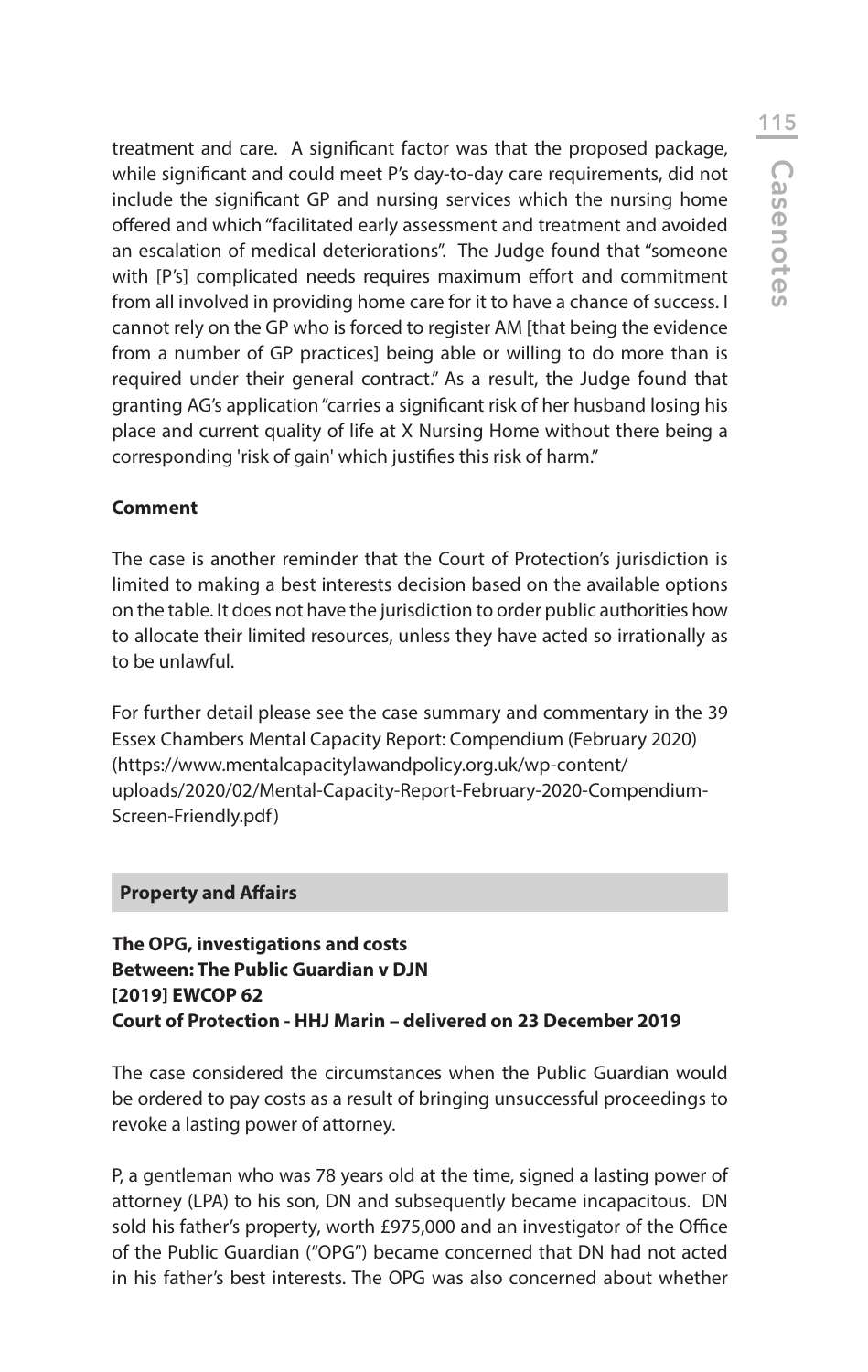treatment and care. A significant factor was that the proposed package, while significant and could meet P's day-to-day care requirements, did not include the significant GP and nursing services which the nursing home offered and which "facilitated early assessment and treatment and avoided an escalation of medical deteriorations". The Judge found that "someone with [P's] complicated needs requires maximum effort and commitment from all involved in providing home care for it to have a chance of success. I cannot rely on the GP who is forced to register AM [that being the evidence from a number of GP practices] being able or willing to do more than is required under their general contract." As a result, the Judge found that granting AG's application "carries a significant risk of her husband losing his place and current quality of life at X Nursing Home without there being a corresponding 'risk of gain' which justifies this risk of harm."

**Comment**

The case is another reminder that the Court of Protection's jurisdiction is limited to making a best interests decision based on the available options on the table. It does not have the jurisdiction to order public authorities how to allocate their limited resources, unless they have acted so irrationally as to be unlawful.

For further detail please see the case summary and commentary in the 39 Essex Chambers Mental Capacity Report: Compendium (February 2020) (https://www.mentalcapacitylawandpolicy.org.uk/wp-content/uploads/2020/02/Mental-Capacity-Report-February-2020-Compendium-Screen-Friendly.pdf)

## Property and Affairs

**The OPG, investigations and costs**
**Between: The Public Guardian v DJN**
**[2019] EWCOP 62**
**Court of Protection - HHJ Marin – delivered on 23 December 2019**

The case considered the circumstances when the Public Guardian would be ordered to pay costs as a result of bringing unsuccessful proceedings to revoke a lasting power of attorney.

P, a gentleman who was 78 years old at the time, signed a lasting power of attorney (LPA) to his son, DN and subsequently became incapacitous. DN sold his father's property, worth £975,000 and an investigator of the Office of the Public Guardian ("OPG") became concerned that DN had not acted in his father's best interests. The OPG was also concerned about whether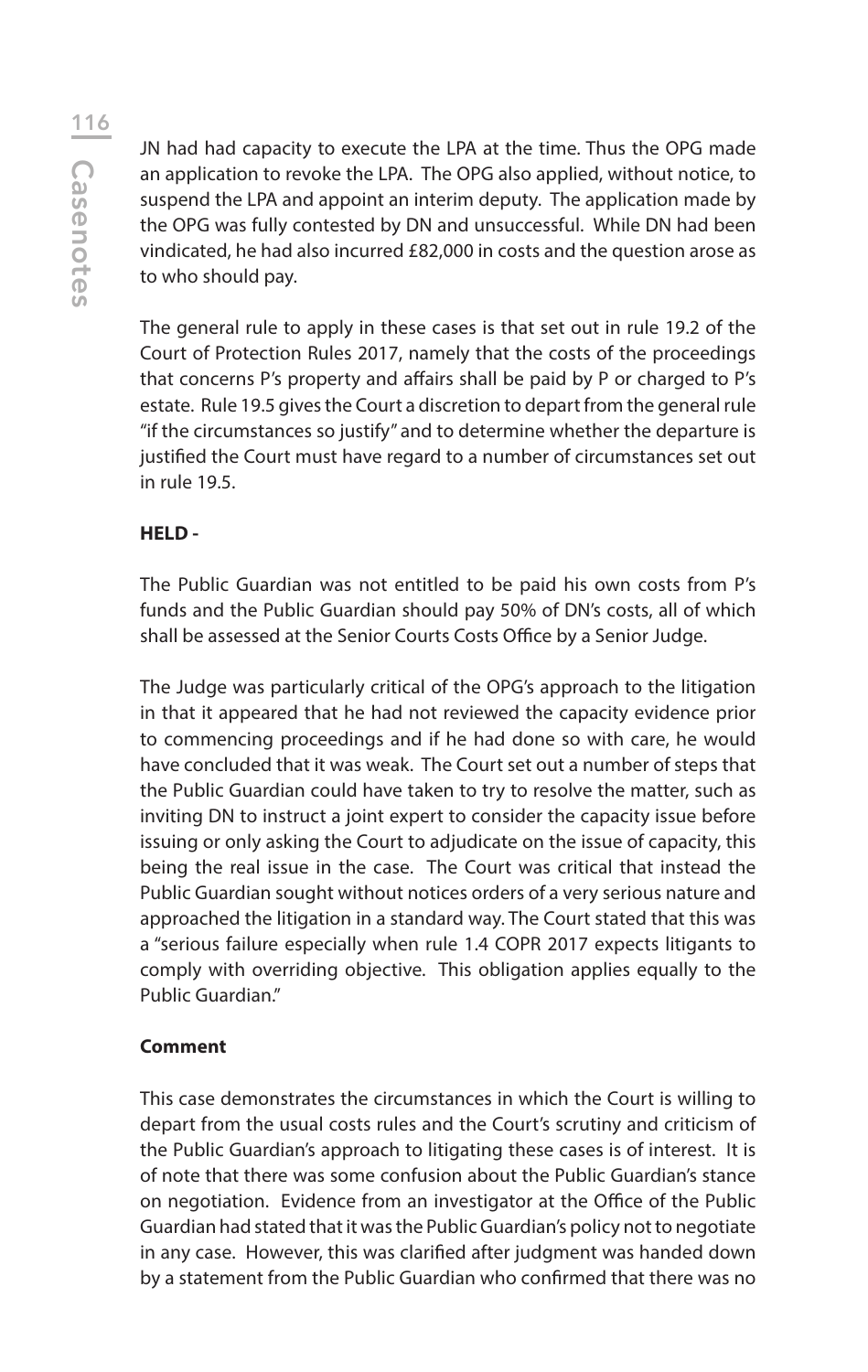JN had had capacity to execute the LPA at the time. Thus the OPG made an application to revoke the LPA. The OPG also applied, without notice, to suspend the LPA and appoint an interim deputy. The application made by the OPG was fully contested by DN and unsuccessful. While DN had been vindicated, he had also incurred £82,000 in costs and the question arose as to who should pay.

The general rule to apply in these cases is that set out in rule 19.2 of the Court of Protection Rules 2017, namely that the costs of the proceedings that concerns P's property and affairs shall be paid by P or charged to P's estate. Rule 19.5 gives the Court a discretion to depart from the general rule "if the circumstances so justify" and to determine whether the departure is justified the Court must have regard to a number of circumstances set out in rule 19.5.

**HELD -**

The Public Guardian was not entitled to be paid his own costs from P's funds and the Public Guardian should pay 50% of DN's costs, all of which shall be assessed at the Senior Courts Costs Office by a Senior Judge.

The Judge was particularly critical of the OPG's approach to the litigation in that it appeared that he had not reviewed the capacity evidence prior to commencing proceedings and if he had done so with care, he would have concluded that it was weak. The Court set out a number of steps that the Public Guardian could have taken to try to resolve the matter, such as inviting DN to instruct a joint expert to consider the capacity issue before issuing or only asking the Court to adjudicate on the issue of capacity, this being the real issue in the case. The Court was critical that instead the Public Guardian sought without notices orders of a very serious nature and approached the litigation in a standard way. The Court stated that this was a "serious failure especially when rule 1.4 COPR 2017 expects litigants to comply with overriding objective. This obligation applies equally to the Public Guardian."

**Comment**

This case demonstrates the circumstances in which the Court is willing to depart from the usual costs rules and the Court's scrutiny and criticism of the Public Guardian's approach to litigating these cases is of interest. It is of note that there was some confusion about the Public Guardian's stance on negotiation. Evidence from an investigator at the Office of the Public Guardian had stated that it was the Public Guardian's policy not to negotiate in any case. However, this was clarified after judgment was handed down by a statement from the Public Guardian who confirmed that there was no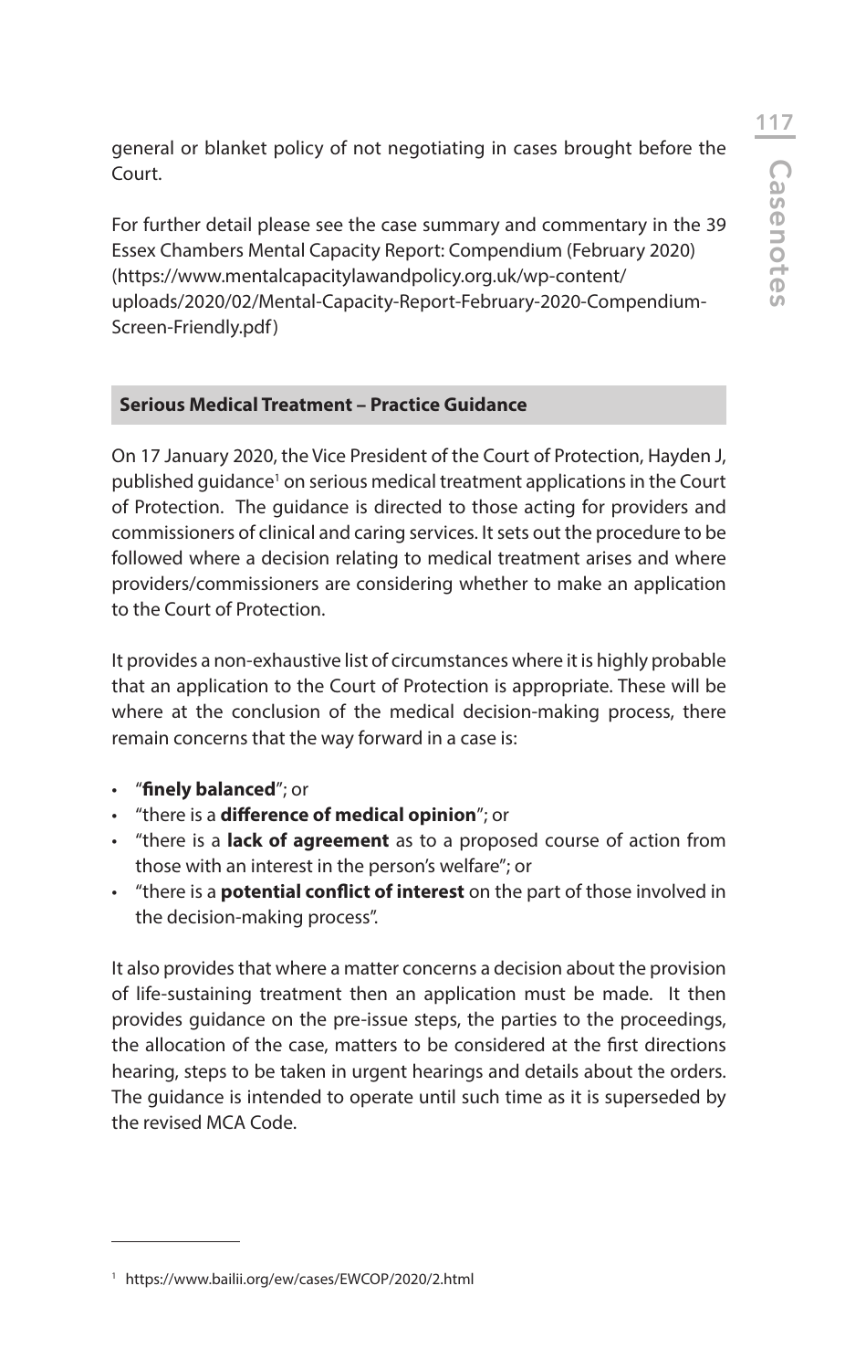general or blanket policy of not negotiating in cases brought before the Court.

For further detail please see the case summary and commentary in the 39 Essex Chambers Mental Capacity Report: Compendium (February 2020) (https://www.mentalcapacitylawandpolicy.org.uk/wp-content/uploads/2020/02/Mental-Capacity-Report-February-2020-Compendium-Screen-Friendly.pdf)

## Serious Medical Treatment – Practice Guidance

On 17 January 2020, the Vice President of the Court of Protection, Hayden J, published guidance[1] on serious medical treatment applications in the Court of Protection. The guidance is directed to those acting for providers and commissioners of clinical and caring services. It sets out the procedure to be followed where a decision relating to medical treatment arises and where providers/commissioners are considering whether to make an application to the Court of Protection.

It provides a non-exhaustive list of circumstances where it is highly probable that an application to the Court of Protection is appropriate. These will be where at the conclusion of the medical decision-making process, there remain concerns that the way forward in a case is:

- "**finely balanced**"; or
- "there is a **difference of medical opinion**"; or
- "there is a **lack of agreement** as to a proposed course of action from those with an interest in the person's welfare"; or
- "there is a **potential conflict of interest** on the part of those involved in the decision-making process".

It also provides that where a matter concerns a decision about the provision of life-sustaining treatment then an application must be made. It then provides guidance on the pre-issue steps, the parties to the proceedings, the allocation of the case, matters to be considered at the first directions hearing, steps to be taken in urgent hearings and details about the orders. The guidance is intended to operate until such time as it is superseded by the revised MCA Code.

---

[1] https://www.bailii.org/ew/cases/EWCOP/2020/2.html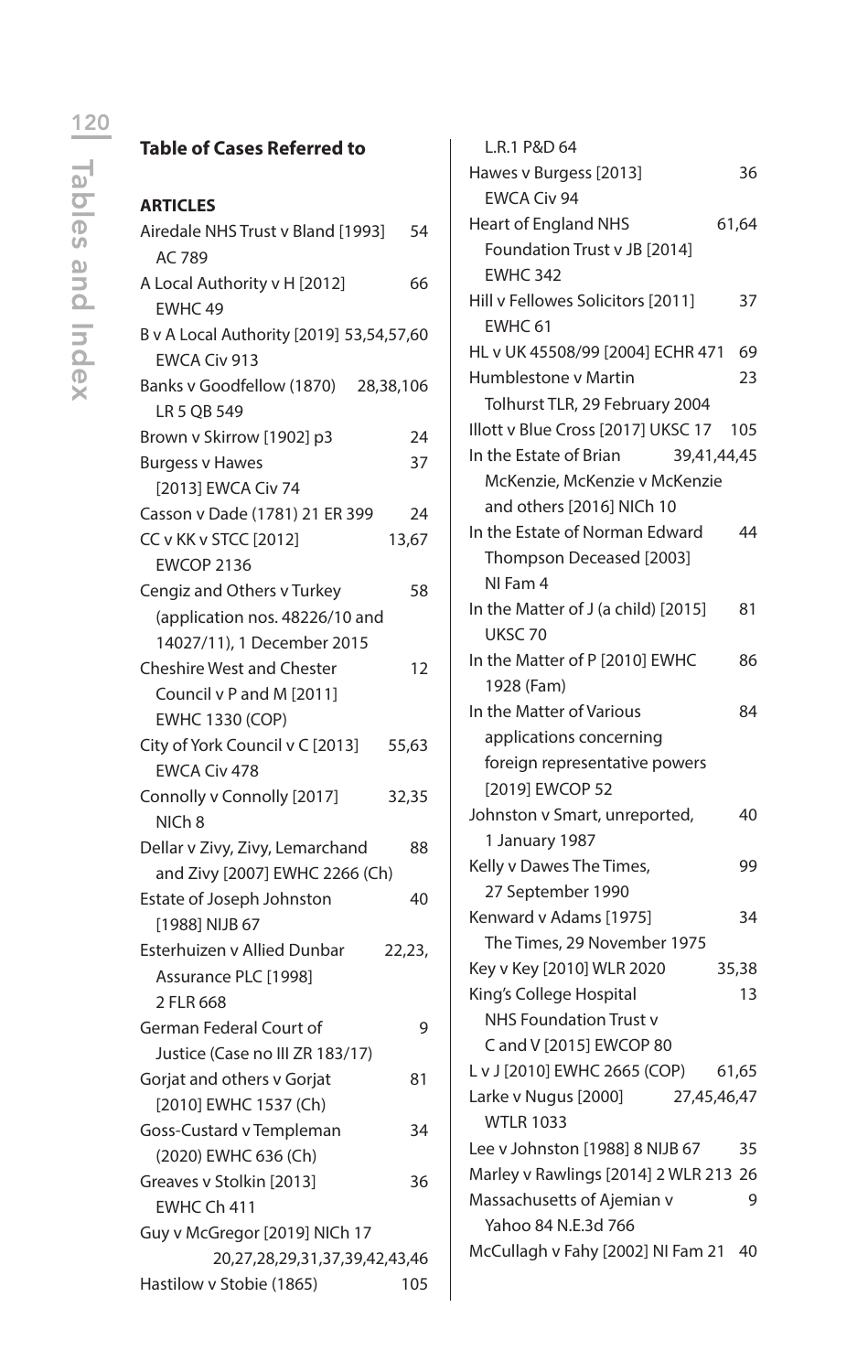## Table of Cases Referred to

### ARTICLES

Airedale NHS Trust v Bland [1993] AC 789 — 54

A Local Authority v H [2012] EWHC 49 — 66

B v A Local Authority [2019] EWCA Civ 913 — 53,54,57,60

Banks v Goodfellow (1870) LR 5 QB 549 — 28,38,106

Brown v Skirrow [1902] p3 — 24

Burgess v Hawes [2013] EWCA Civ 74 — 37

Casson v Dade (1781) 21 ER 399 — 24

CC v KK v STCC [2012] EWCOP 2136 — 13,67

Cengiz and Others v Turkey (application nos. 48226/10 and 14027/11), 1 December 2015 — 58

Cheshire West and Chester Council v P and M [2011] EWHC 1330 (COP) — 12

City of York Council v C [2013] EWCA Civ 478 — 55,63

Connolly v Connolly [2017] NICh 8 — 32,35

Dellar v Zivy, Zivy, Lemarchand and Zivy [2007] EWHC 2266 (Ch) — 88

Estate of Joseph Johnston [1988] NIJB 67 — 40

Esterhuizen v Allied Dunbar Assurance PLC [1998] 2 FLR 668 — 22,23,

German Federal Court of Justice (Case no III ZR 183/17) — 9

Gorjat and others v Gorjat [2010] EWHC 1537 (Ch) — 81

Goss-Custard v Templeman (2020) EWHC 636 (Ch) — 34

Greaves v Stolkin [2013] EWHC Ch 411 — 36

Guy v McGregor [2019] NICh 17 — 20,27,28,29,31,37,39,42,43,46

Hastilow v Stobie (1865) L.R.1 P&D 64 — 105

Hawes v Burgess [2013] EWCA Civ 94 — 36

Heart of England NHS Foundation Trust v JB [2014] EWHC 342 — 61,64

Hill v Fellowes Solicitors [2011] EWHC 61 — 37

HL v UK 45508/99 [2004] ECHR 471 — 69

Humblestone v Martin Tolhurst TLR, 29 February 2004 — 23

Illott v Blue Cross [2017] UKSC 17 — 105

In the Estate of Brian McKenzie, McKenzie v McKenzie and others [2016] NICh 10 — 39,41,44,45

In the Estate of Norman Edward Thompson Deceased [2003] NI Fam 4 — 44

In the Matter of J (a child) [2015] UKSC 70 — 81

In the Matter of P [2010] EWHC 1928 (Fam) — 86

In the Matter of Various applications concerning foreign representative powers [2019] EWCOP 52 — 84

Johnston v Smart, unreported, 1 January 1987 — 40

Kelly v Dawes The Times, 27 September 1990 — 99

Kenward v Adams [1975] The Times, 29 November 1975 — 34

Key v Key [2010] WLR 2020 — 35,38

King's College Hospital NHS Foundation Trust v C and V [2015] EWCOP 80 — 13

L v J [2010] EWHC 2665 (COP) — 61,65

Larke v Nugus [2000] WTLR 1033 — 27,45,46,47

Lee v Johnston [1988] 8 NIJB 67 — 35

Marley v Rawlings [2014] 2 WLR 213 — 26

Massachusetts of Ajemian v Yahoo 84 N.E.3d 766 — 9

McCullagh v Fahy [2002] NI Fam 21 — 40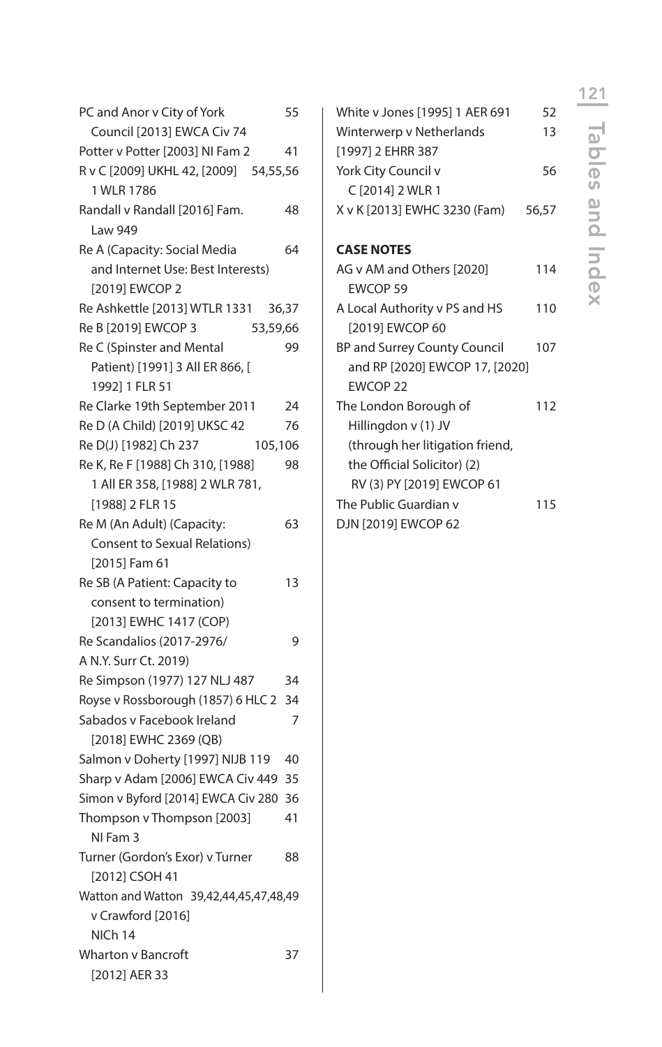PC and Anor v City of York Council [2013] EWCA Civ 74 55
Potter v Potter [2003] NI Fam 2 41
R v C [2009] UKHL 42, [2009] 1 WLR 1786 54,55,56
Randall v Randall [2016] Fam. Law 949 48
Re A (Capacity: Social Media and Internet Use: Best Interests) [2019] EWCOP 2 64
Re Ashkettle [2013] WTLR 1331 36,37
Re B [2019] EWCOP 3 53,59,66
Re C (Spinster and Mental Patient) [1991] 3 All ER 866, [ 1992] 1 FLR 51 99
Re Clarke 19th September 2011 24
Re D (A Child) [2019] UKSC 42 76
Re D(J) [1982] Ch 237 105,106
Re K, Re F [1988] Ch 310, [1988] 1 All ER 358, [1988] 2 WLR 781, [1988] 2 FLR 15 98
Re M (An Adult) (Capacity: Consent to Sexual Relations) [2015] Fam 61 63
Re SB (A Patient: Capacity to consent to termination) [2013] EWHC 1417 (COP) 13
Re Scandalios (2017-2976/ A N.Y. Surr Ct. 2019) 9
Re Simpson (1977) 127 NLJ 487 34
Royse v Rossborough (1857) 6 HLC 2 34
Sabados v Facebook Ireland [2018] EWHC 2369 (QB) 7
Salmon v Doherty [1997] NIJB 119 40
Sharp v Adam [2006] EWCA Civ 449 35
Simon v Byford [2014] EWCA Civ 280 36
Thompson v Thompson [2003] NI Fam 3 41
Turner (Gordon's Exor) v Turner [2012] CSOH 41 88
Watton and Watton v Crawford [2016] NICh 14 39,42,44,45,47,48,49
Wharton v Bancroft [2012] AER 33 37
White v Jones [1995] 1 AER 691 52
Winterwerp v Netherlands [1997] 2 EHRR 387 13
York City Council v C [2014] 2 WLR 1 56
X v K [2013] EWHC 3230 (Fam) 56,57

**CASE NOTES**

AG v AM and Others [2020] EWCOP 59 114
A Local Authority v PS and HS [2019] EWCOP 60 110
BP and Surrey County Council and RP [2020] EWCOP 17, [2020] EWCOP 22 107
The London Borough of Hillingdon v (1) JV (through her litigation friend, the Official Solicitor) (2) RV (3) PY [2019] EWCOP 61 112
The Public Guardian v DJN [2019] EWCOP 62 115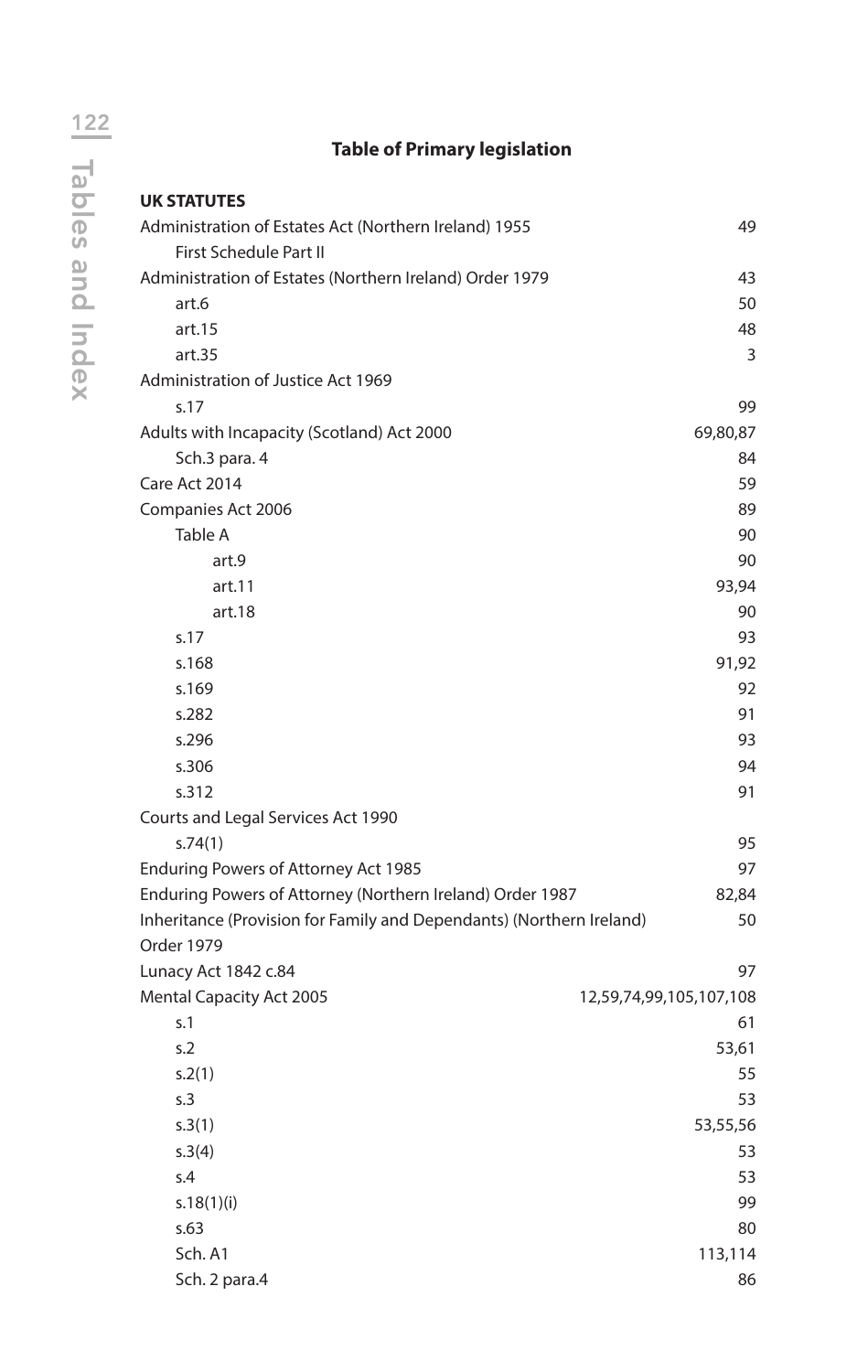## Table of Primary legislation

**UK STATUTES**

| | |
|---|---|
| Administration of Estates Act (Northern Ireland) 1955 | 49 |
| First Schedule Part II | |
| Administration of Estates (Northern Ireland) Order 1979 | 43 |
| art.6 | 50 |
| art.15 | 48 |
| art.35 | 3 |
| Administration of Justice Act 1969 | |
| s.17 | 99 |
| Adults with Incapacity (Scotland) Act 2000 | 69,80,87 |
| Sch.3 para. 4 | 84 |
| Care Act 2014 | 59 |
| Companies Act 2006 | 89 |
| Table A | 90 |
| art.9 | 90 |
| art.11 | 93,94 |
| art.18 | 90 |
| s.17 | 93 |
| s.168 | 91,92 |
| s.169 | 92 |
| s.282 | 91 |
| s.296 | 93 |
| s.306 | 94 |
| s.312 | 91 |
| Courts and Legal Services Act 1990 | |
| s.74(1) | 95 |
| Enduring Powers of Attorney Act 1985 | 97 |
| Enduring Powers of Attorney (Northern Ireland) Order 1987 | 82,84 |
| Inheritance (Provision for Family and Dependants) (Northern Ireland) Order 1979 | 50 |
| Lunacy Act 1842 c.84 | 97 |
| Mental Capacity Act 2005 | 12,59,74,99,105,107,108 |
| s.1 | 61 |
| s.2 | 53,61 |
| s.2(1) | 55 |
| s.3 | 53 |
| s.3(1) | 53,55,56 |
| s.3(4) | 53 |
| s.4 | 53 |
| s.18(1)(i) | 99 |
| s.63 | 80 |
| Sch. A1 | 113,114 |
| Sch. 2 para.4 | 86 |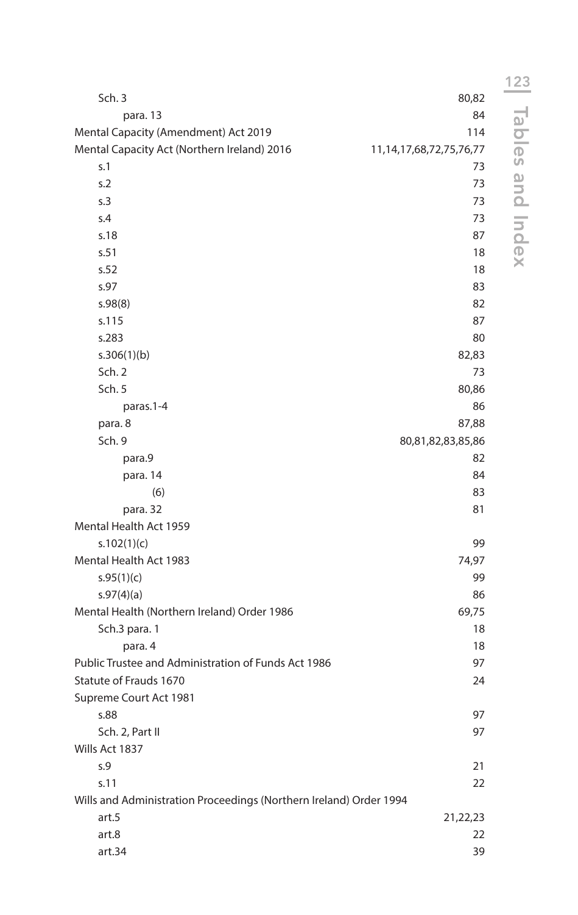| | |
|---|---|
| Sch. 3 | 80,82 |
| para. 13 | 84 |
| Mental Capacity (Amendment) Act 2019 | 114 |
| Mental Capacity Act (Northern Ireland) 2016 | 11,14,17,68,72,75,76,77 |
| s.1 | 73 |
| s.2 | 73 |
| s.3 | 73 |
| s.4 | 73 |
| s.18 | 87 |
| s.51 | 18 |
| s.52 | 18 |
| s.97 | 83 |
| s.98(8) | 82 |
| s.115 | 87 |
| s.283 | 80 |
| s.306(1)(b) | 82,83 |
| Sch. 2 | 73 |
| Sch. 5 | 80,86 |
| paras.1-4 | 86 |
| para. 8 | 87,88 |
| Sch. 9 | 80,81,82,83,85,86 |
| para.9 | 82 |
| para. 14 | 84 |
| (6) | 83 |
| para. 32 | 81 |
| Mental Health Act 1959 | |
| s.102(1)(c) | 99 |
| Mental Health Act 1983 | 74,97 |
| s.95(1)(c) | 99 |
| s.97(4)(a) | 86 |
| Mental Health (Northern Ireland) Order 1986 | 69,75 |
| Sch.3 para. 1 | 18 |
| para. 4 | 18 |
| Public Trustee and Administration of Funds Act 1986 | 97 |
| Statute of Frauds 1670 | 24 |
| Supreme Court Act 1981 | |
| s.88 | 97 |
| Sch. 2, Part II | 97 |
| Wills Act 1837 | |
| s.9 | 21 |
| s.11 | 22 |
| Wills and Administration Proceedings (Northern Ireland) Order 1994 | |
| art.5 | 21,22,23 |
| art.8 | 22 |
| art.34 | 39 |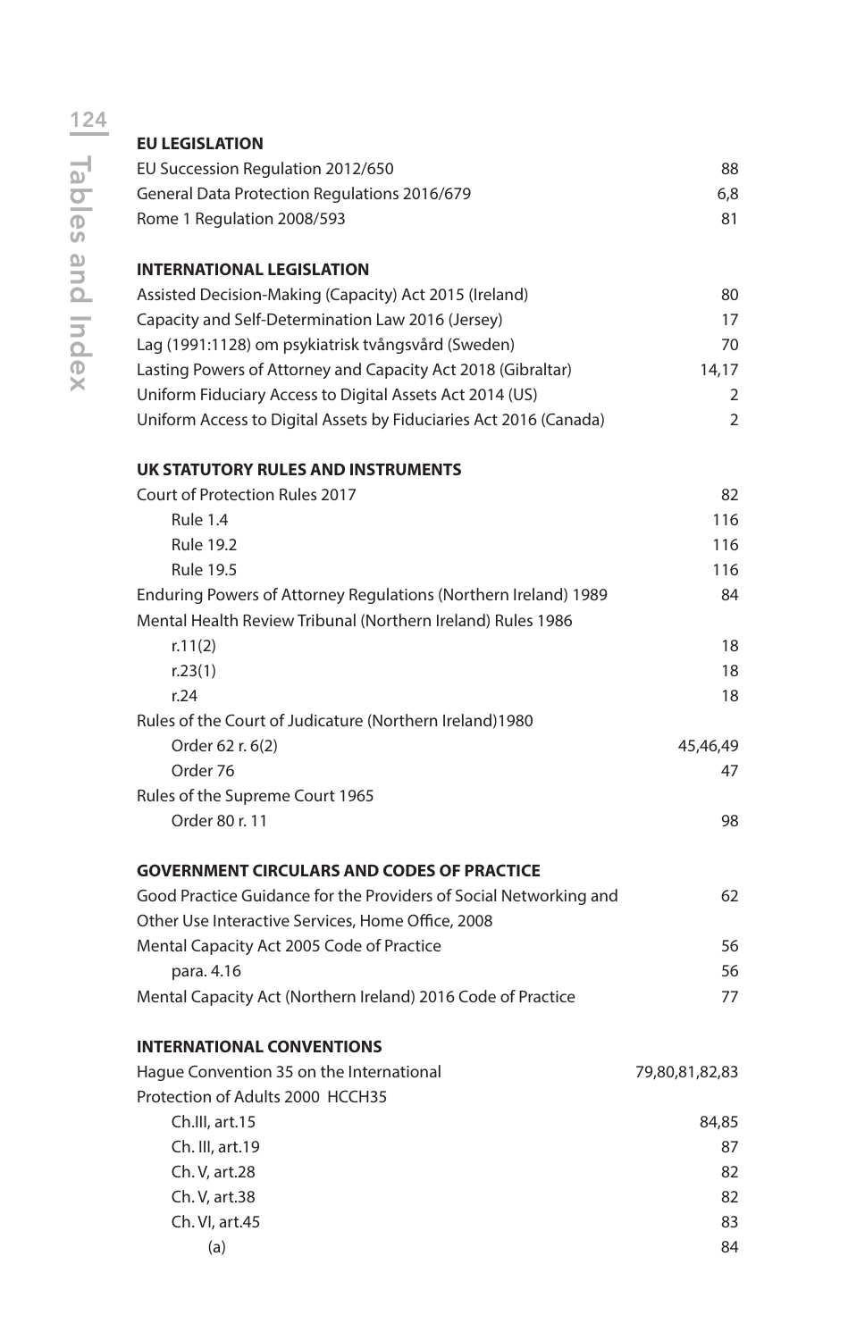**EU LEGISLATION**

| | |
|---|---|
| EU Succession Regulation 2012/650 | 88 |
| General Data Protection Regulations 2016/679 | 6,8 |
| Rome 1 Regulation 2008/593 | 81 |

**INTERNATIONAL LEGISLATION**

| | |
|---|---|
| Assisted Decision-Making (Capacity) Act 2015 (Ireland) | 80 |
| Capacity and Self-Determination Law 2016 (Jersey) | 17 |
| Lag (1991:1128) om psykiatrisk tvångsvård (Sweden) | 70 |
| Lasting Powers of Attorney and Capacity Act 2018 (Gibraltar) | 14,17 |
| Uniform Fiduciary Access to Digital Assets Act 2014 (US) | 2 |
| Uniform Access to Digital Assets by Fiduciaries Act 2016 (Canada) | 2 |

**UK STATUTORY RULES AND INSTRUMENTS**

| | |
|---|---|
| Court of Protection Rules 2017 | 82 |
| Rule 1.4 | 116 |
| Rule 19.2 | 116 |
| Rule 19.5 | 116 |
| Enduring Powers of Attorney Regulations (Northern Ireland) 1989 | 84 |
| Mental Health Review Tribunal (Northern Ireland) Rules 1986 | |
| r.11(2) | 18 |
| r.23(1) | 18 |
| r.24 | 18 |
| Rules of the Court of Judicature (Northern Ireland)1980 | |
| Order 62 r. 6(2) | 45,46,49 |
| Order 76 | 47 |
| Rules of the Supreme Court 1965 | |
| Order 80 r. 11 | 98 |

**GOVERNMENT CIRCULARS AND CODES OF PRACTICE**

| | |
|---|---|
| Good Practice Guidance for the Providers of Social Networking and Other Use Interactive Services, Home Office, 2008 | 62 |
| Mental Capacity Act 2005 Code of Practice | 56 |
| para. 4.16 | 56 |
| Mental Capacity Act (Northern Ireland) 2016 Code of Practice | 77 |

**INTERNATIONAL CONVENTIONS**

| | |
|---|---|
| Hague Convention 35 on the International Protection of Adults 2000 HCCH35 | 79,80,81,82,83 |
| Ch.III, art.15 | 84,85 |
| Ch. III, art.19 | 87 |
| Ch. V, art.28 | 82 |
| Ch. V, art.38 | 82 |
| Ch. VI, art.45 | 83 |
| (a) | 84 |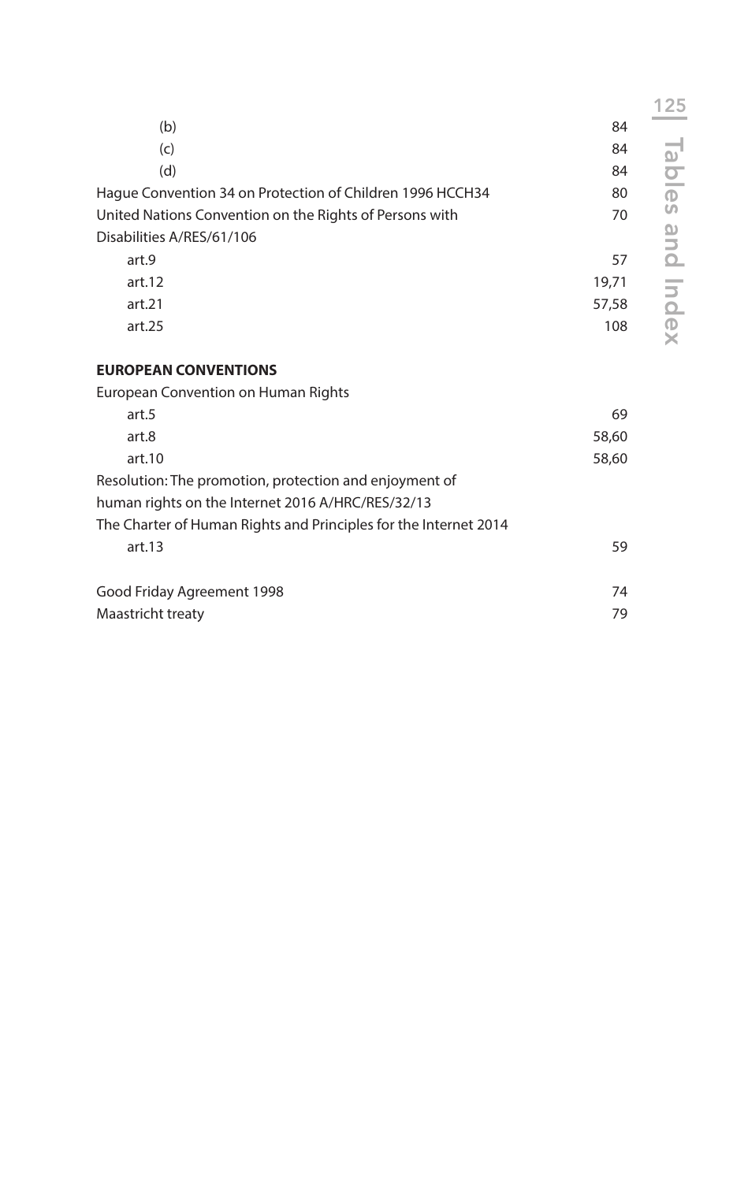| | |
|---|---|
| (b) | 84 |
| (c) | 84 |
| (d) | 84 |
| Hague Convention 34 on Protection of Children 1996 HCCH34 | 80 |
| United Nations Convention on the Rights of Persons with Disabilities A/RES/61/106 | 70 |
| art.9 | 57 |
| art.12 | 19,71 |
| art.21 | 57,58 |
| art.25 | 108 |

**EUROPEAN CONVENTIONS**

| | |
|---|---|
| European Convention on Human Rights | |
| art.5 | 69 |
| art.8 | 58,60 |
| art.10 | 58,60 |
| Resolution: The promotion, protection and enjoyment of human rights on the Internet 2016 A/HRC/RES/32/13 | |
| The Charter of Human Rights and Principles for the Internet 2014 | |
| art.13 | 59 |
| Good Friday Agreement 1998 | 74 |
| Maastricht treaty | 79 |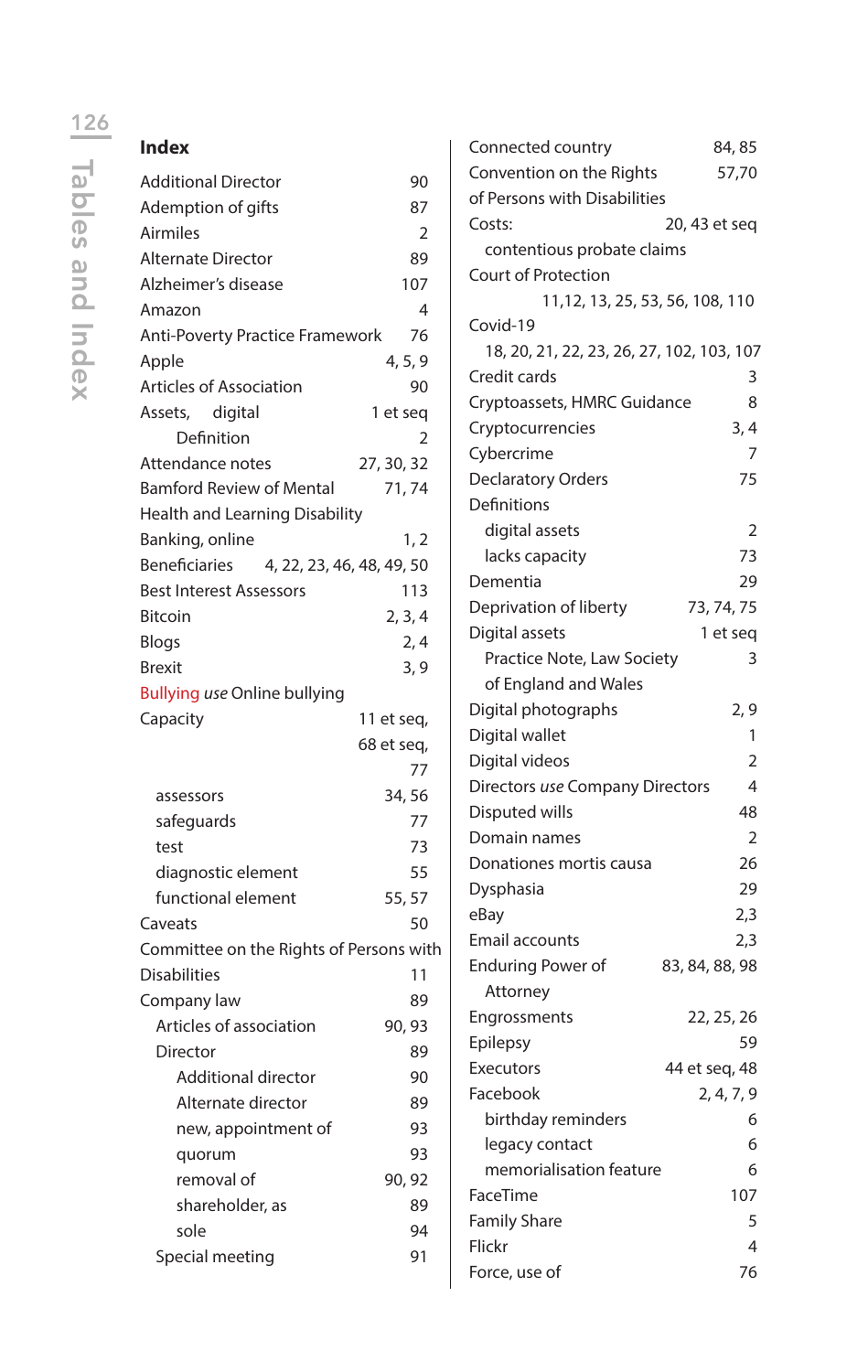## Index

Additional Director 90
Adoption of gifts 87
Airmiles 2
Alternate Director 89
Alzheimer's disease 107
Amazon 4
Anti-Poverty Practice Framework 76
Apple 4, 5, 9
Articles of Association 90
Assets, digital 1 et seq
  Definition 2
Attendance notes 27, 30, 32
Bamford Review of Mental Health and Learning Disability 71, 74
Banking, online 1, 2
Beneficiaries 4, 22, 23, 46, 48, 49, 50
Best Interest Assessors 113
Bitcoin 2, 3, 4
Blogs 2, 4
Brexit 3, 9
Bullying *use* Online bullying
Capacity 11 et seq, 68 et seq, 77
  assessors 34, 56
  safeguards 77
  test 73
  diagnostic element 55
  functional element 55, 57
Caveats 50
Committee on the Rights of Persons with Disabilities 11
Company law 89
  Articles of association 90, 93
  Director 89
    Additional director 90
    Alternate director 89
    new, appointment of 93
    quorum 93
    removal of 90, 92
    shareholder, as 89
    sole 94
  Special meeting 91
Connected country 84, 85
Convention on the Rights of Persons with Disabilities 57,70
Costs: contentious probate claims 20, 43 et seq
Court of Protection 11,12, 13, 25, 53, 56, 108, 110
Covid-19 18, 20, 21, 22, 23, 26, 27, 102, 103, 107
Credit cards 3
Cryptoassets, HMRC Guidance 8
Cryptocurrencies 3, 4
Cybercrime 7
Declaratory Orders 75
Definitions
  digital assets 2
  lacks capacity 73
Dementia 29
Deprivation of liberty 73, 74, 75
Digital assets 1 et seq
  Practice Note, Law Society of England and Wales 3
Digital photographs 2, 9
Digital wallet 1
Digital videos 2
Directors *use* Company Directors 4
Disputed wills 48
Domain names 2
Donationes mortis causa 26
Dysphasia 29
eBay 2,3
Email accounts 2,3
Enduring Power of Attorney 83, 84, 88, 98
Engrossments 22, 25, 26
Epilepsy 59
Executors 44 et seq, 48
Facebook 2, 4, 7, 9
  birthday reminders 6
  legacy contact 6
  memorialisation feature 6
FaceTime 107
Family Share 5
Flickr 4
Force, use of 76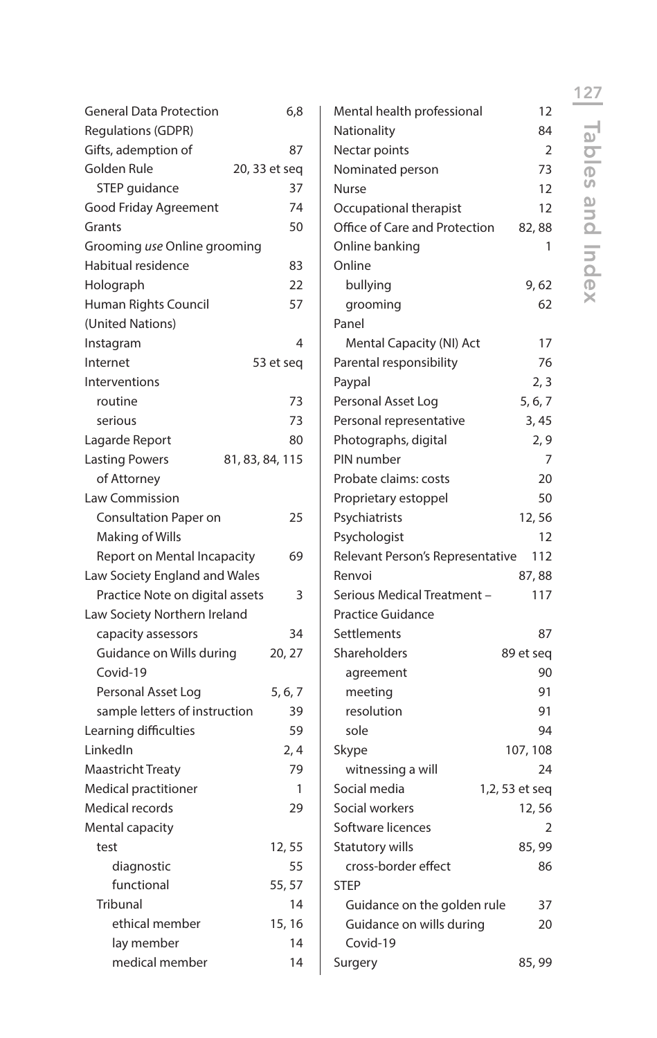General Data Protection Regulations (GDPR) 6,8
Gifts, ademption of 87
Golden Rule 20, 33 et seq
- STEP guidance 37

Good Friday Agreement 74
Grants 50
Grooming *use* Online grooming
Habitual residence 83
Holograph 22
Human Rights Council (United Nations) 57
Instagram 4
Internet 53 et seq
Interventions
- routine 73
- serious 73

Lagarde Report 80
Lasting Powers of Attorney 81, 83, 84, 115
Law Commission
- Consultation Paper on Making of Wills 25
- Report on Mental Incapacity 69

Law Society England and Wales
- Practice Note on digital assets 3

Law Society Northern Ireland
- capacity assessors 34
- Guidance on Wills during Covid-19 20, 27
- Personal Asset Log 5, 6, 7
- sample letters of instruction 39

Learning difficulties 59
LinkedIn 2, 4
Maastricht Treaty 79
Medical practitioner 1
Medical records 29
Mental capacity
- test 12, 55
  - diagnostic 55
  - functional 55, 57
- Tribunal 14
  - ethical member 15, 16
  - lay member 14
  - medical member 14

Mental health professional 12
Nationality 84
Nectar points 2
Nominated person 73
Nurse 12
Occupational therapist 12
Office of Care and Protection 82, 88
Online banking 1
Online
- bullying 9, 62
- grooming 62

Panel
- Mental Capacity (NI) Act 17

Parental responsibility 76
Paypal 2, 3
Personal Asset Log 5, 6, 7
Personal representative 3, 45
Photographs, digital 2, 9
PIN number 7
Probate claims: costs 20
Proprietary estoppel 50
Psychiatrists 12, 56
Psychologist 12
Relevant Person's Representative 112
Renvoi 87, 88
Serious Medical Treatment – Practice Guidance 117
Settlements 87
Shareholders 89 et seq
- agreement 90
- meeting 91
- resolution 91
- sole 94

Skype 107, 108
- witnessing a will 24

Social media 1,2, 53 et seq
Social workers 12, 56
Software licences 2
Statutory wills 85, 99
- cross-border effect 86

STEP
- Guidance on the golden rule 37
- Guidance on wills during Covid-19 20

Surgery 85, 99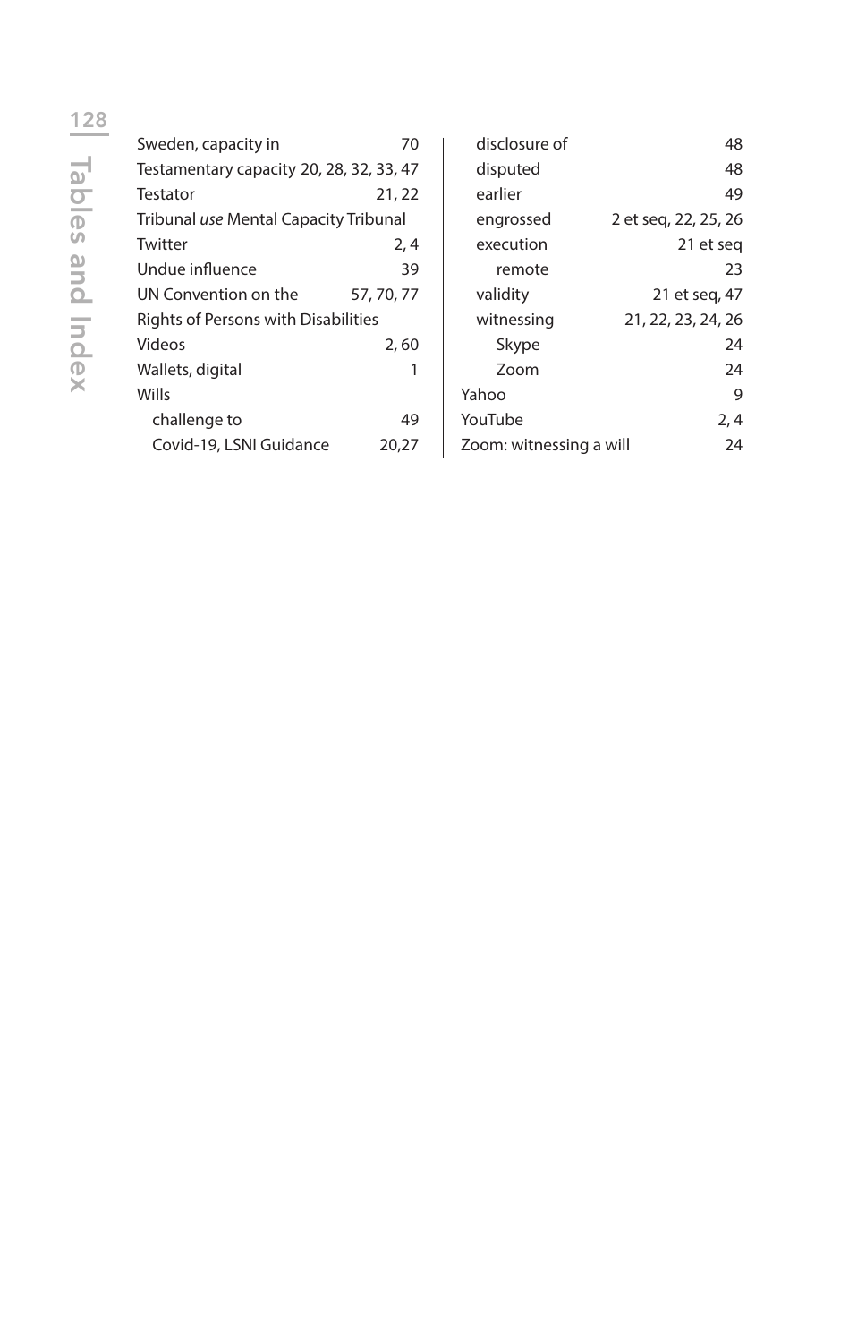Sweden, capacity in 70
Testamentary capacity 20, 28, 32, 33, 47
Testator 21, 22
Tribunal *use* Mental Capacity Tribunal
Twitter 2, 4
Undue influence 39
UN Convention on the Rights of Persons with Disabilities 57, 70, 77
Videos 2, 60
Wallets, digital 1
Wills
- challenge to 49
- Covid-19, LSNI Guidance 20,27
- disclosure of 48
- disputed 48
- earlier 49
- engrossed 2 et seq, 22, 25, 26
- execution 21 et seq
  - remote 23
- validity 21 et seq, 47
- witnessing 21, 22, 23, 24, 26
  - Skype 24
  - Zoom 24

Yahoo 9
YouTube 2, 4
Zoom: witnessing a will 24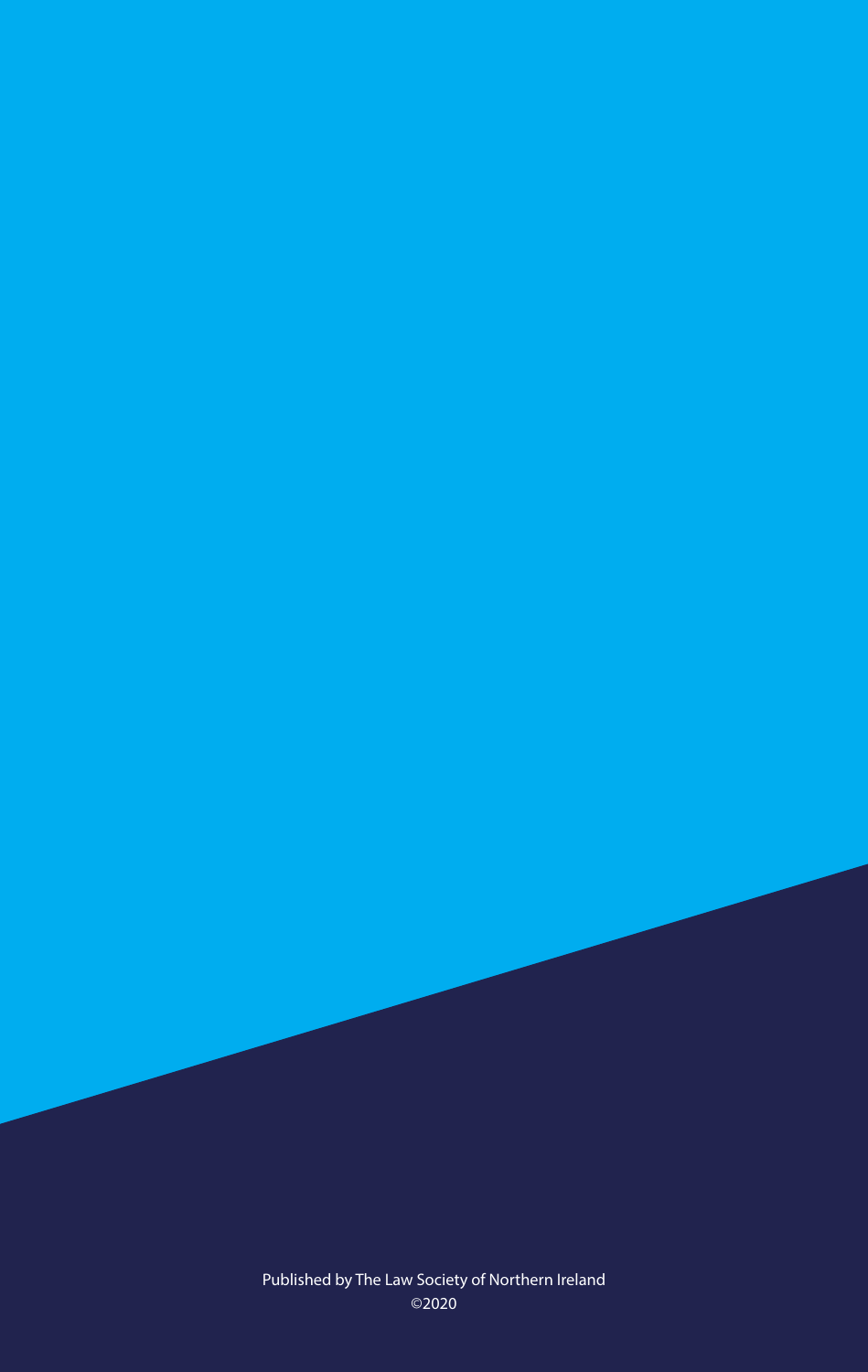Published by The Law Society of Northern Ireland
©2020